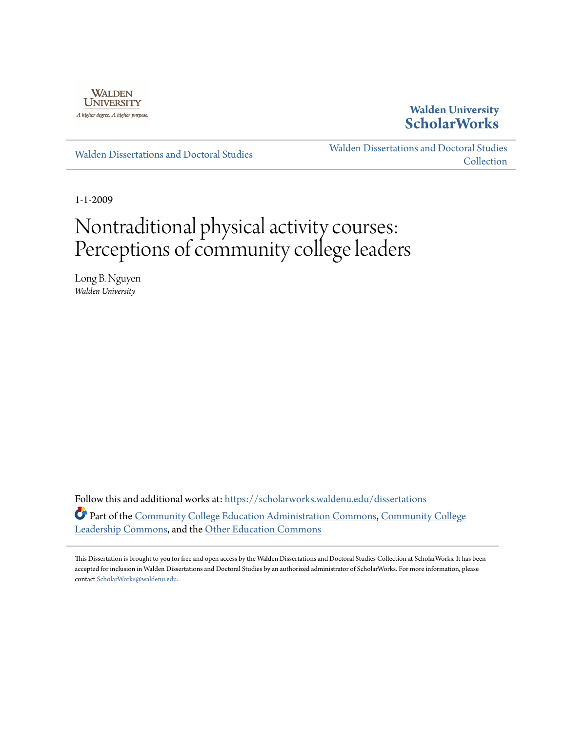Walden University

A higher degree. A higher purpose.

**Walden University ScholarWorks**

Walden Dissertations and Doctoral Studies

Walden Dissertations and Doctoral Studies Collection

1-1-2009

# Nontraditional physical activity courses: Perceptions of community college leaders

Long B. Nguyen
*Walden University*

Follow this and additional works at: https://scholarworks.waldenu.edu/dissertations

Part of the Community College Education Administration Commons, Community College Leadership Commons, and the Other Education Commons

This Dissertation is brought to you for free and open access by the Walden Dissertations and Doctoral Studies Collection at ScholarWorks. It has been accepted for inclusion in Walden Dissertations and Doctoral Studies by an authorized administrator of ScholarWorks. For more information, please contact ScholarWorks@waldenu.edu.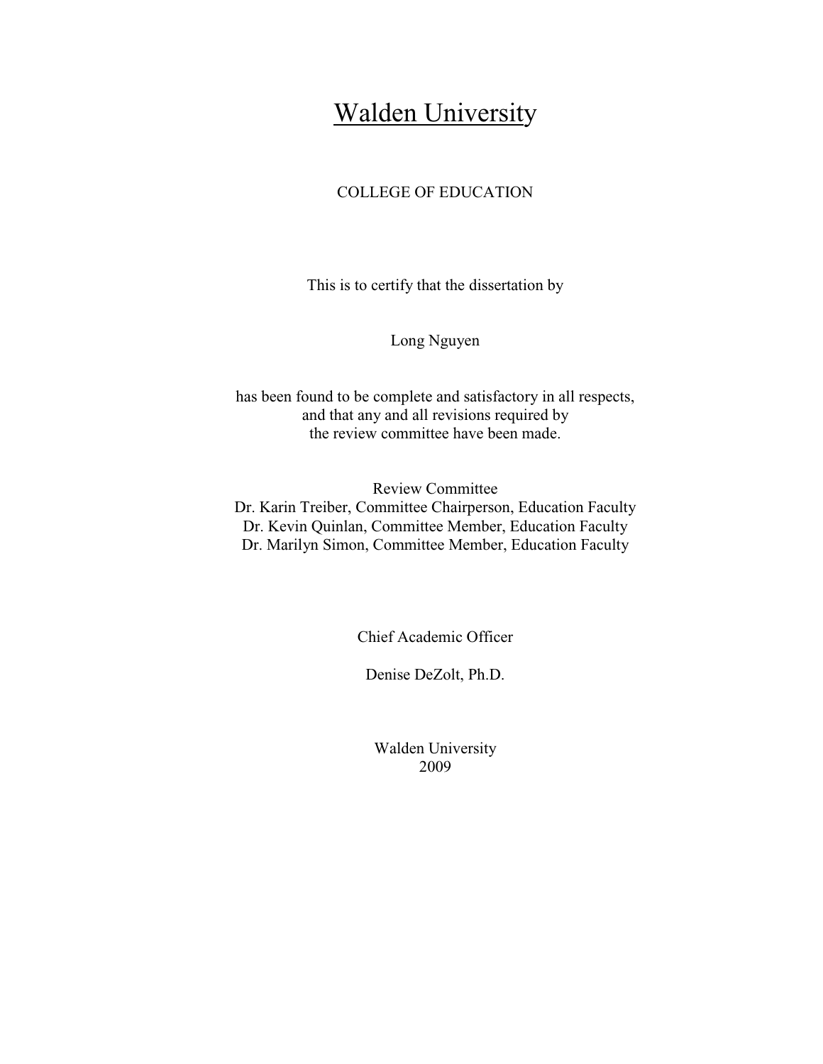# Walden University

COLLEGE OF EDUCATION

This is to certify that the dissertation by

Long Nguyen

has been found to be complete and satisfactory in all respects,
and that any and all revisions required by
the review committee have been made.

Review Committee
Dr. Karin Treiber, Committee Chairperson, Education Faculty
Dr. Kevin Quinlan, Committee Member, Education Faculty
Dr. Marilyn Simon, Committee Member, Education Faculty

Chief Academic Officer

Denise DeZolt, Ph.D.

Walden University
2009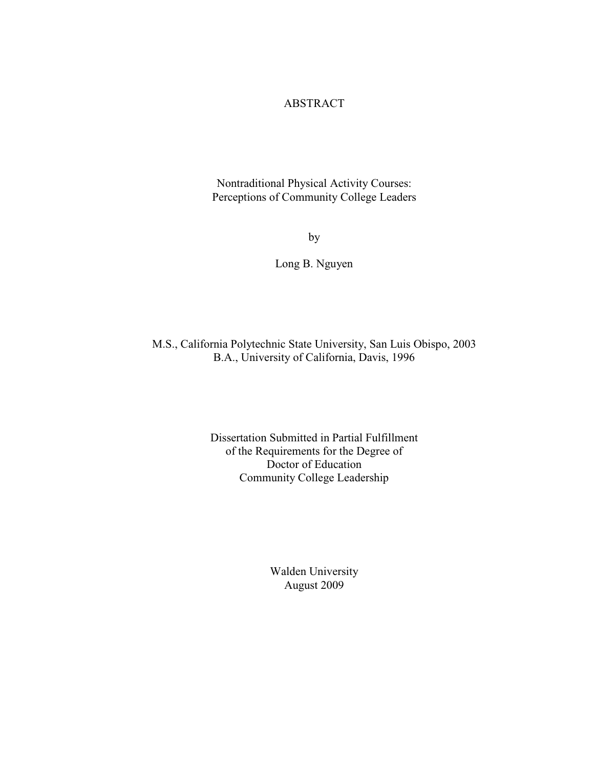# ABSTRACT

Nontraditional Physical Activity Courses:
Perceptions of Community College Leaders

by

Long B. Nguyen

M.S., California Polytechnic State University, San Luis Obispo, 2003
B.A., University of California, Davis, 1996

Dissertation Submitted in Partial Fulfillment
of the Requirements for the Degree of
Doctor of Education
Community College Leadership

Walden University
August 2009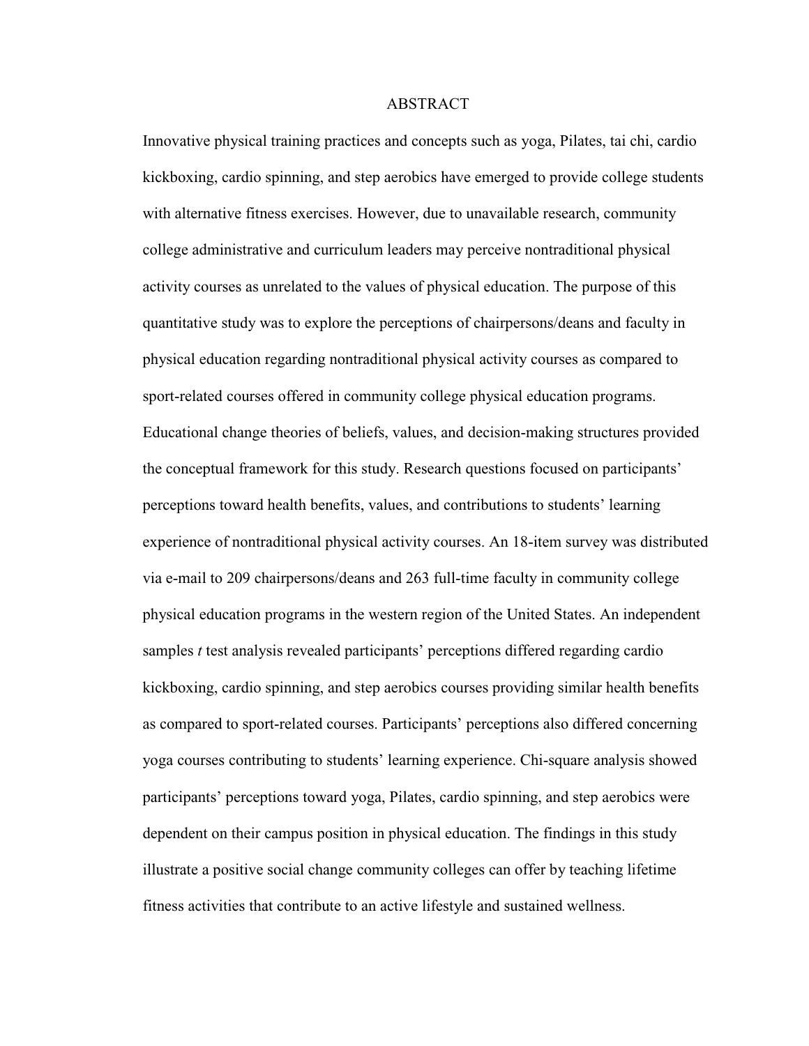# ABSTRACT

Innovative physical training practices and concepts such as yoga, Pilates, tai chi, cardio kickboxing, cardio spinning, and step aerobics have emerged to provide college students with alternative fitness exercises. However, due to unavailable research, community college administrative and curriculum leaders may perceive nontraditional physical activity courses as unrelated to the values of physical education. The purpose of this quantitative study was to explore the perceptions of chairpersons/deans and faculty in physical education regarding nontraditional physical activity courses as compared to sport-related courses offered in community college physical education programs. Educational change theories of beliefs, values, and decision-making structures provided the conceptual framework for this study. Research questions focused on participants' perceptions toward health benefits, values, and contributions to students' learning experience of nontraditional physical activity courses. An 18-item survey was distributed via e-mail to 209 chairpersons/deans and 263 full-time faculty in community college physical education programs in the western region of the United States. An independent samples *t* test analysis revealed participants' perceptions differed regarding cardio kickboxing, cardio spinning, and step aerobics courses providing similar health benefits as compared to sport-related courses. Participants' perceptions also differed concerning yoga courses contributing to students' learning experience. Chi-square analysis showed participants' perceptions toward yoga, Pilates, cardio spinning, and step aerobics were dependent on their campus position in physical education. The findings in this study illustrate a positive social change community colleges can offer by teaching lifetime fitness activities that contribute to an active lifestyle and sustained wellness.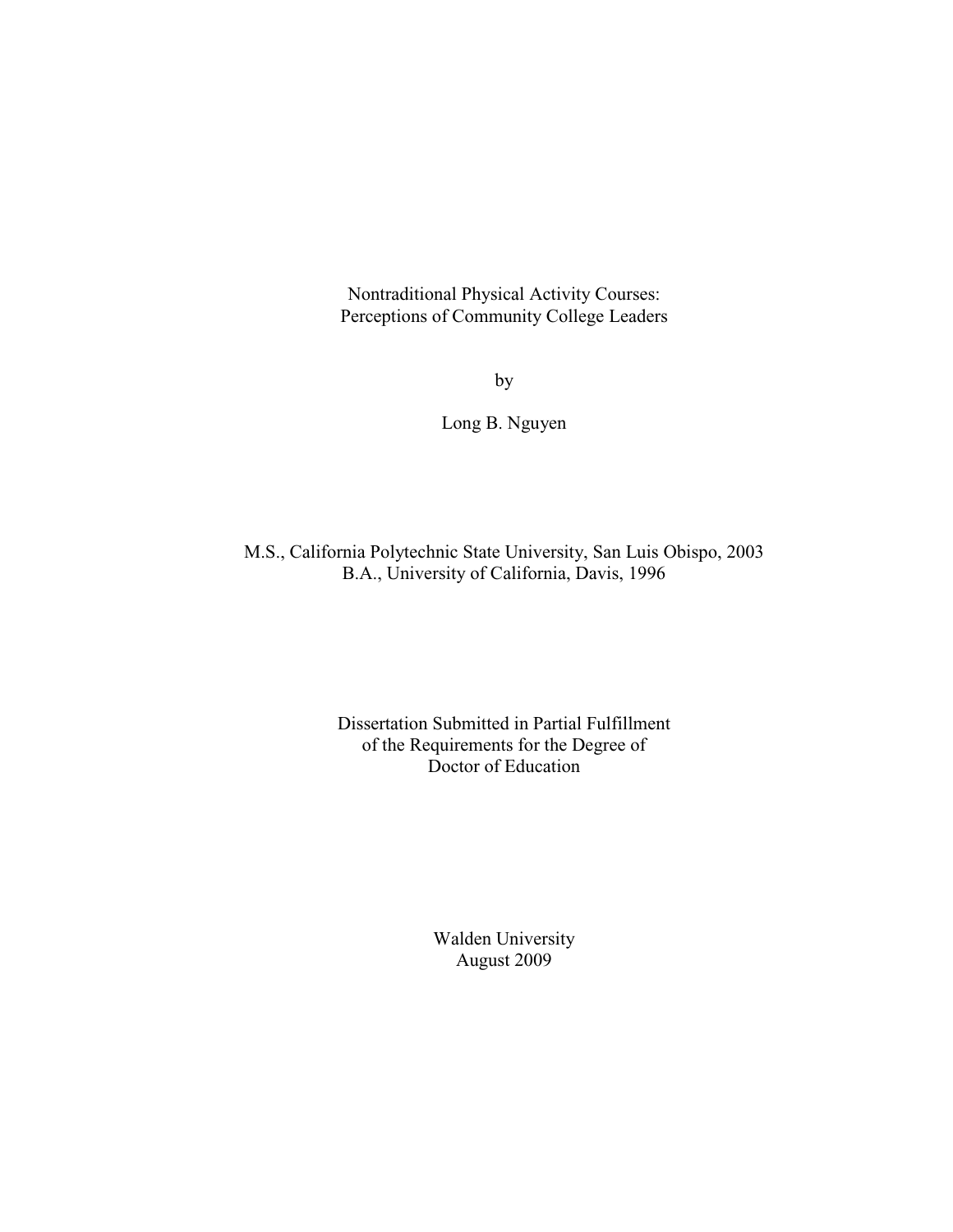Nontraditional Physical Activity Courses:
Perceptions of Community College Leaders

by

Long B. Nguyen

M.S., California Polytechnic State University, San Luis Obispo, 2003
B.A., University of California, Davis, 1996

Dissertation Submitted in Partial Fulfillment
of the Requirements for the Degree of
Doctor of Education

Walden University
August 2009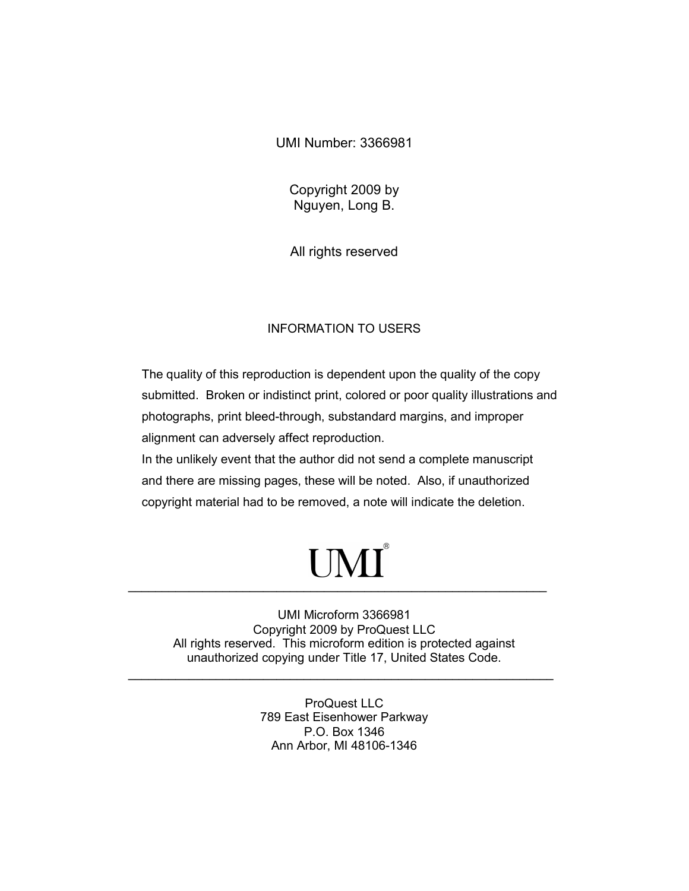UMI Number: 3366981

Copyright 2009 by
Nguyen, Long B.

All rights reserved

INFORMATION TO USERS

The quality of this reproduction is dependent upon the quality of the copy submitted. Broken or indistinct print, colored or poor quality illustrations and photographs, print bleed-through, substandard margins, and improper alignment can adversely affect reproduction.
In the unlikely event that the author did not send a complete manuscript and there are missing pages, these will be noted. Also, if unauthorized copyright material had to be removed, a note will indicate the deletion.

UMI®

---

UMI Microform 3366981
Copyright 2009 by ProQuest LLC
All rights reserved. This microform edition is protected against unauthorized copying under Title 17, United States Code.

---

ProQuest LLC
789 East Eisenhower Parkway
P.O. Box 1346
Ann Arbor, MI 48106-1346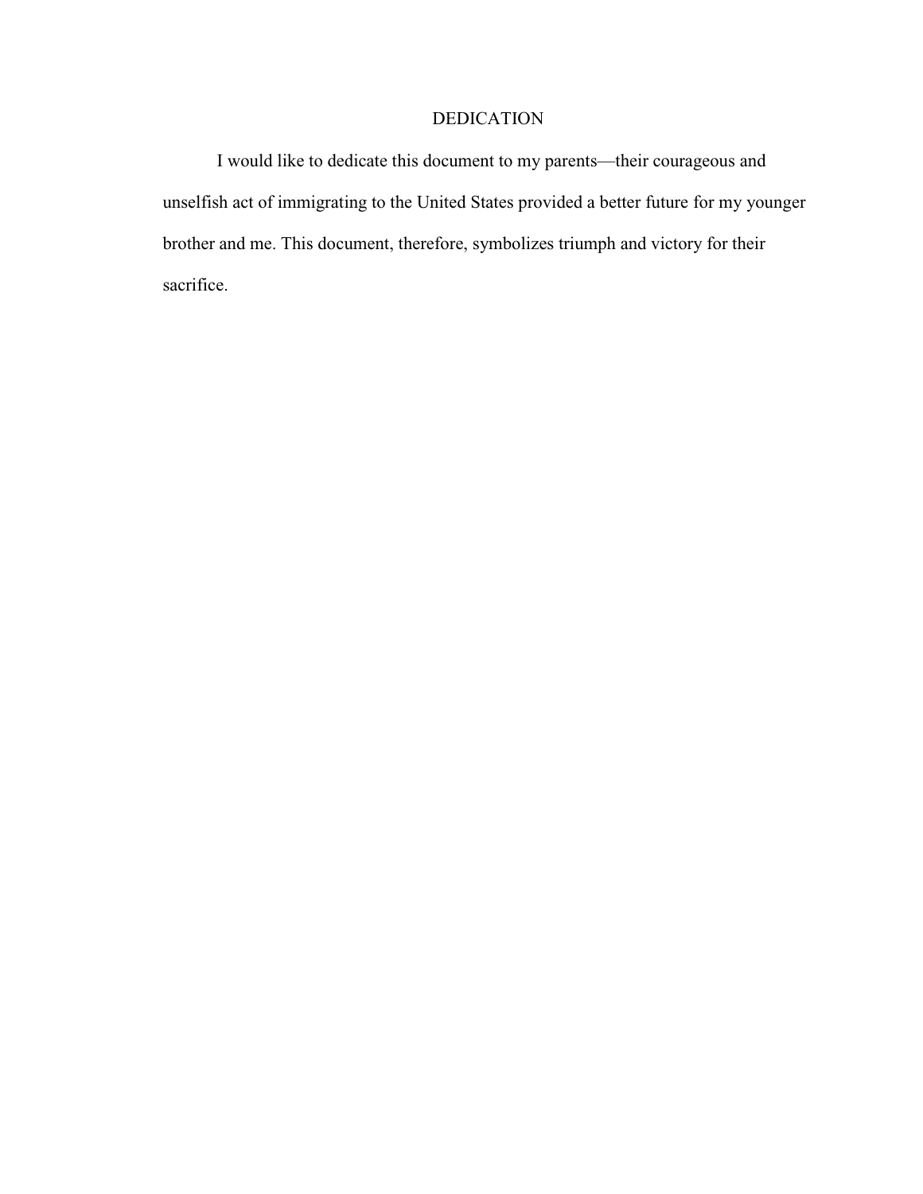# DEDICATION

I would like to dedicate this document to my parents—their courageous and unselfish act of immigrating to the United States provided a better future for my younger brother and me. This document, therefore, symbolizes triumph and victory for their sacrifice.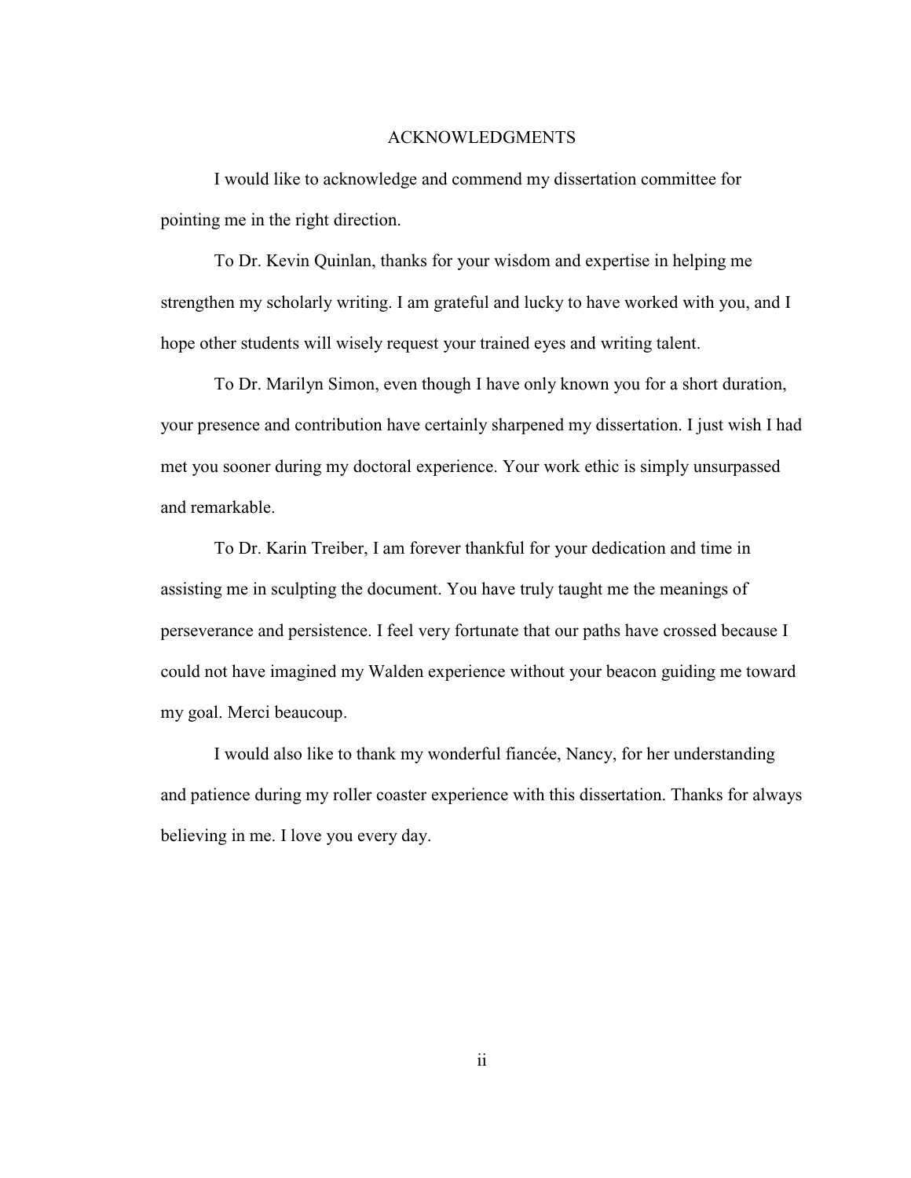# ACKNOWLEDGMENTS

I would like to acknowledge and commend my dissertation committee for pointing me in the right direction.

To Dr. Kevin Quinlan, thanks for your wisdom and expertise in helping me strengthen my scholarly writing. I am grateful and lucky to have worked with you, and I hope other students will wisely request your trained eyes and writing talent.

To Dr. Marilyn Simon, even though I have only known you for a short duration, your presence and contribution have certainly sharpened my dissertation. I just wish I had met you sooner during my doctoral experience. Your work ethic is simply unsurpassed and remarkable.

To Dr. Karin Treiber, I am forever thankful for your dedication and time in assisting me in sculpting the document. You have truly taught me the meanings of perseverance and persistence. I feel very fortunate that our paths have crossed because I could not have imagined my Walden experience without your beacon guiding me toward my goal. Merci beaucoup.

I would also like to thank my wonderful fiancée, Nancy, for her understanding and patience during my roller coaster experience with this dissertation. Thanks for always believing in me. I love you every day.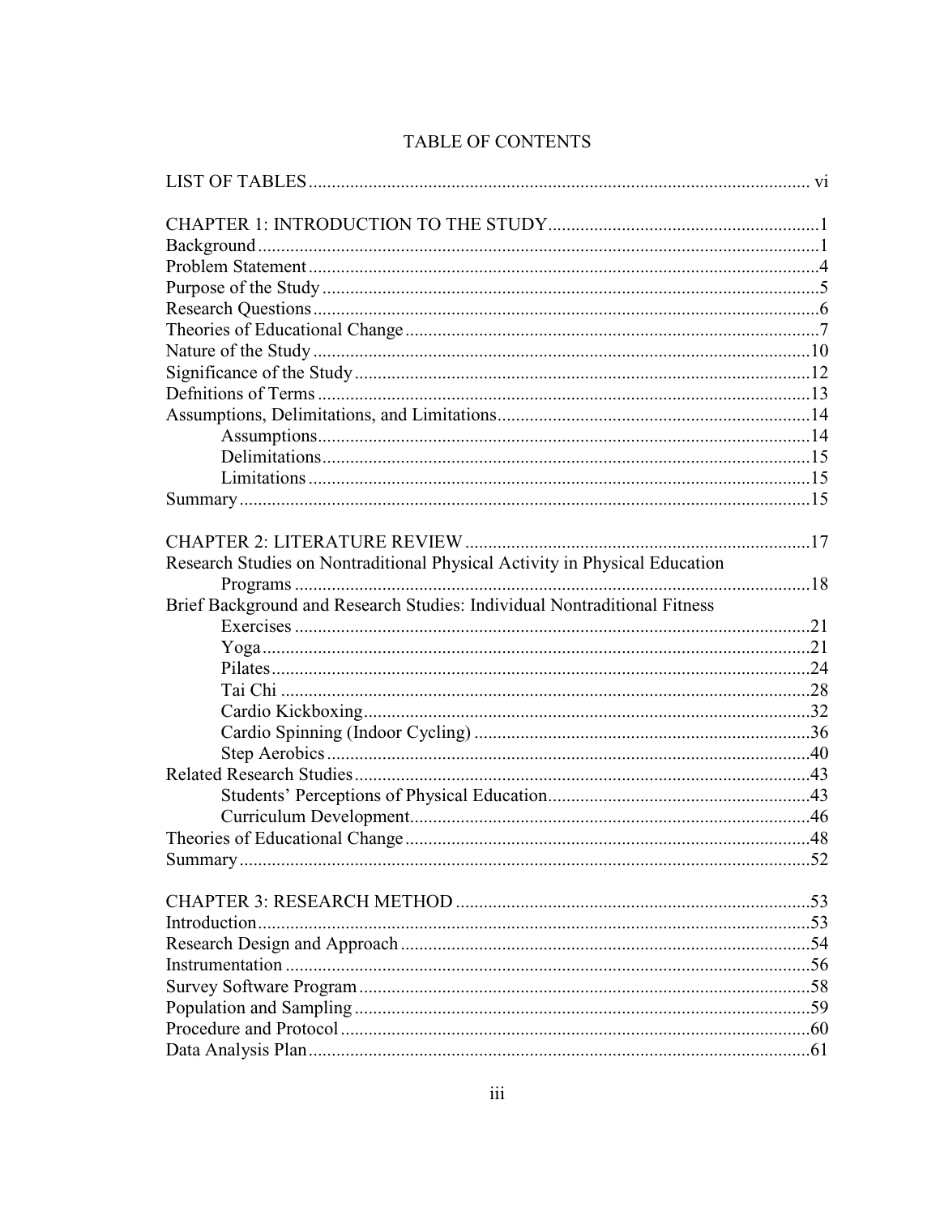# TABLE OF CONTENTS

LIST OF TABLES ........................................................................................................ vi

CHAPTER 1: INTRODUCTION TO THE STUDY ....................................................1
Background ....................................................................................................................1
Problem Statement .........................................................................................................4
Purpose of the Study ......................................................................................................5
Research Questions ........................................................................................................6
Theories of Educational Change ....................................................................................7
Nature of the Study ......................................................................................................10
Significance of the Study .............................................................................................12
Defnitions of Terms .....................................................................................................13
Assumptions, Delimitations, and Limitations ..............................................................14
    Assumptions ..........................................................................................................14
    Delimitations .........................................................................................................15
    Limitations ............................................................................................................15
Summary ......................................................................................................................15

CHAPTER 2: LITERATURE REVIEW ....................................................................17
Research Studies on Nontraditional Physical Activity in Physical Education
    Programs ...............................................................................................................18
Brief Background and Research Studies: Individual Nontraditional Fitness
    Exercises ...............................................................................................................21
    Yoga ......................................................................................................................21
    Pilates ....................................................................................................................24
    Tai Chi ..................................................................................................................28
    Cardio Kickboxing ................................................................................................32
    Cardio Spinning (Indoor Cycling) ........................................................................36
    Step Aerobics ........................................................................................................40
Related Research Studies .............................................................................................43
    Students' Perceptions of Physical Education .........................................................43
    Curriculum Development ......................................................................................46
Theories of Educational Change ..................................................................................48
Summary ......................................................................................................................52

CHAPTER 3: RESEARCH METHOD ......................................................................53
Introduction ..................................................................................................................53
Research Design and Approach ...................................................................................54
Instrumentation ............................................................................................................56
Survey Software Program ............................................................................................58
Population and Sampling .............................................................................................59
Procedure and Protocol ................................................................................................60
Data Analysis Plan .......................................................................................................61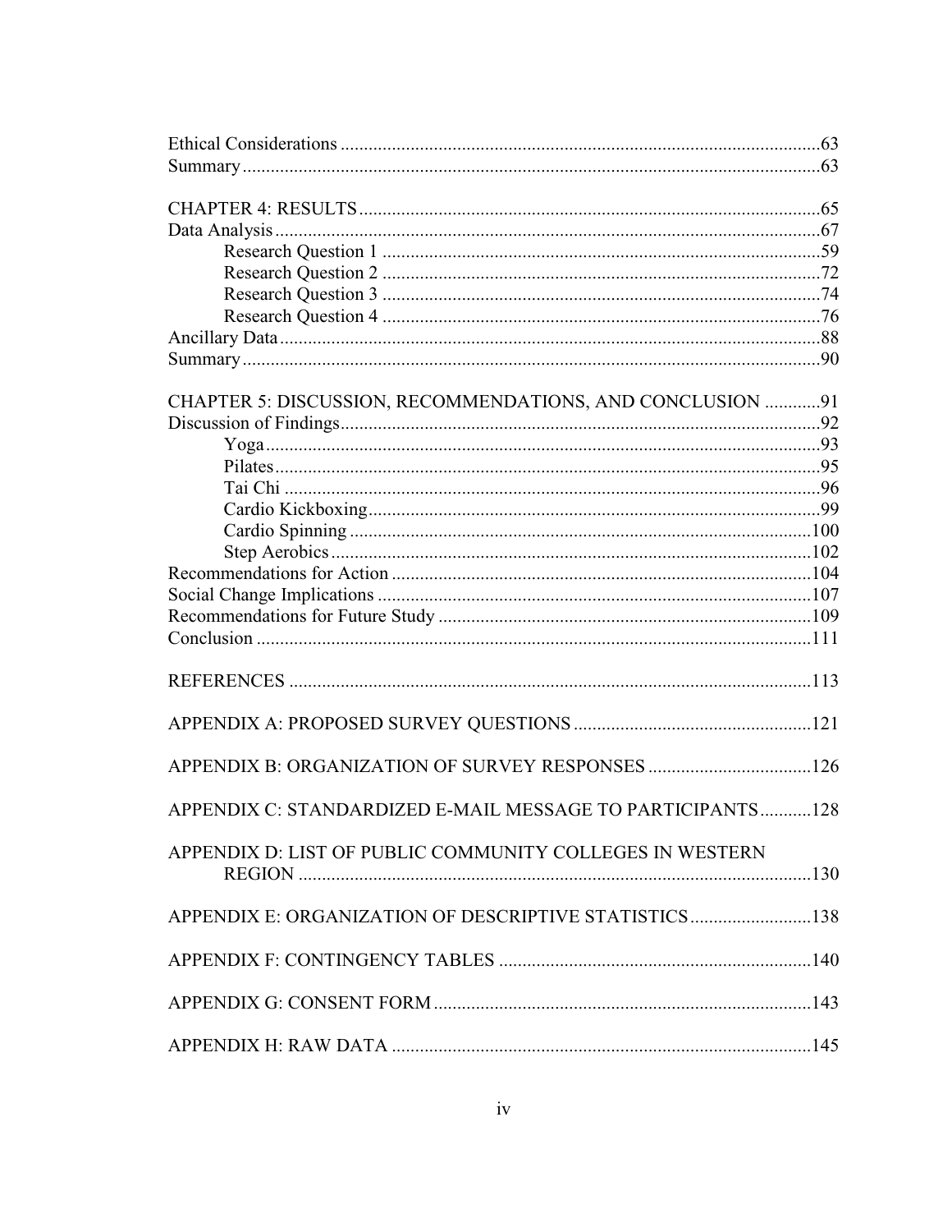Ethical Considerations ....................................................................................................63
Summary ..........................................................................................................................63

CHAPTER 4: RESULTS ....................................................................................................65
Data Analysis ...................................................................................................................67
    Research Question 1 ............................................................................................59
    Research Question 2 ............................................................................................72
    Research Question 3 ............................................................................................74
    Research Question 4 ............................................................................................76
Ancillary Data ..................................................................................................................88
Summary ..........................................................................................................................90

CHAPTER 5: DISCUSSION, RECOMMENDATIONS, AND CONCLUSION ............91
Discussion of Findings .....................................................................................................92
    Yoga ......................................................................................................................93
    Pilates ....................................................................................................................95
    Tai Chi ...................................................................................................................96
    Cardio Kickboxing .................................................................................................99
    Cardio Spinning ...................................................................................................100
    Step Aerobics .......................................................................................................102
Recommendations for Action ........................................................................................104
Social Change Implications ...........................................................................................107
Recommendations for Future Study ..............................................................................109
Conclusion .....................................................................................................................111

REFERENCES ...............................................................................................................113

APPENDIX A: PROPOSED SURVEY QUESTIONS ...................................................121

APPENDIX B: ORGANIZATION OF SURVEY RESPONSES ...................................126

APPENDIX C: STANDARDIZED E-MAIL MESSAGE TO PARTICIPANTS ...........128

APPENDIX D: LIST OF PUBLIC COMMUNITY COLLEGES IN WESTERN
    REGION .............................................................................................................130

APPENDIX E: ORGANIZATION OF DESCRIPTIVE STATISTICS .........................138

APPENDIX F: CONTINGENCY TABLES ..................................................................140

APPENDIX G: CONSENT FORM ................................................................................143

APPENDIX H: RAW DATA .........................................................................................145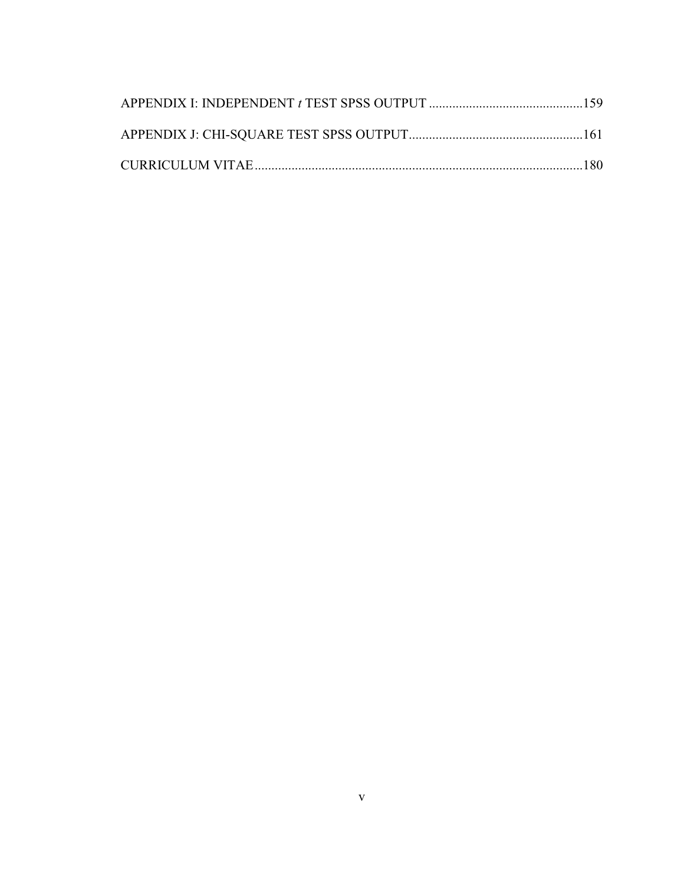APPENDIX I: INDEPENDENT *t* TEST SPSS OUTPUT ..............................................159

APPENDIX J: CHI-SQUARE TEST SPSS OUTPUT....................................................161

CURRICULUM VITAE..................................................................................................180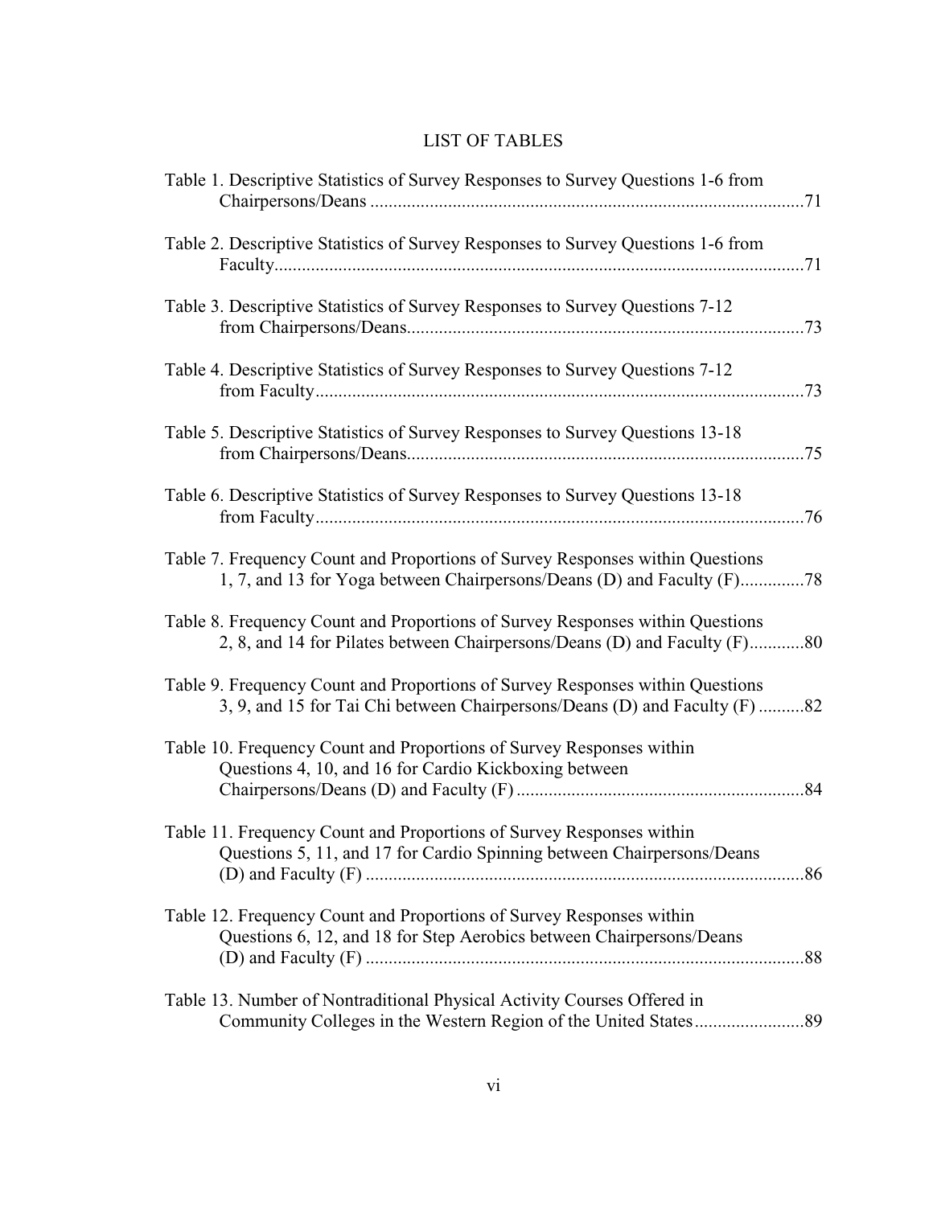# LIST OF TABLES

Table 1. Descriptive Statistics of Survey Responses to Survey Questions 1-6 from Chairpersons/Deans ....................................................................................71

Table 2. Descriptive Statistics of Survey Responses to Survey Questions 1-6 from Faculty....................................................................................................................71

Table 3. Descriptive Statistics of Survey Responses to Survey Questions 7-12 from Chairpersons/Deans.......................................................................................73

Table 4. Descriptive Statistics of Survey Responses to Survey Questions 7-12 from Faculty...........................................................................................................73

Table 5. Descriptive Statistics of Survey Responses to Survey Questions 13-18 from Chairpersons/Deans.......................................................................................75

Table 6. Descriptive Statistics of Survey Responses to Survey Questions 13-18 from Faculty...........................................................................................................76

Table 7. Frequency Count and Proportions of Survey Responses within Questions 1, 7, and 13 for Yoga between Chairpersons/Deans (D) and Faculty (F).............78

Table 8. Frequency Count and Proportions of Survey Responses within Questions 2, 8, and 14 for Pilates between Chairpersons/Deans (D) and Faculty (F)............80

Table 9. Frequency Count and Proportions of Survey Responses within Questions 3, 9, and 15 for Tai Chi between Chairpersons/Deans (D) and Faculty (F) ..........82

Table 10. Frequency Count and Proportions of Survey Responses within Questions 4, 10, and 16 for Cardio Kickboxing between Chairpersons/Deans (D) and Faculty (F) ..............................................................84

Table 11. Frequency Count and Proportions of Survey Responses within Questions 5, 11, and 17 for Cardio Spinning between Chairpersons/Deans (D) and Faculty (F) ...............................................................................................86

Table 12. Frequency Count and Proportions of Survey Responses within Questions 6, 12, and 18 for Step Aerobics between Chairpersons/Deans (D) and Faculty (F) ...............................................................................................88

Table 13. Number of Nontraditional Physical Activity Courses Offered in Community Colleges in the Western Region of the United States........................89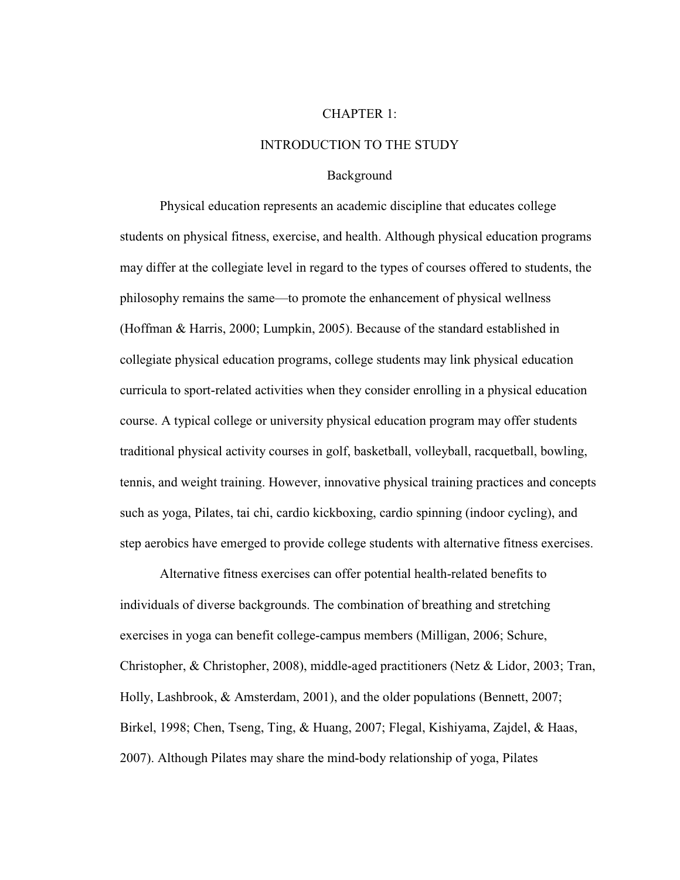# CHAPTER 1:

# INTRODUCTION TO THE STUDY

## Background

Physical education represents an academic discipline that educates college students on physical fitness, exercise, and health. Although physical education programs may differ at the collegiate level in regard to the types of courses offered to students, the philosophy remains the same—to promote the enhancement of physical wellness (Hoffman & Harris, 2000; Lumpkin, 2005). Because of the standard established in collegiate physical education programs, college students may link physical education curricula to sport-related activities when they consider enrolling in a physical education course. A typical college or university physical education program may offer students traditional physical activity courses in golf, basketball, volleyball, racquetball, bowling, tennis, and weight training. However, innovative physical training practices and concepts such as yoga, Pilates, tai chi, cardio kickboxing, cardio spinning (indoor cycling), and step aerobics have emerged to provide college students with alternative fitness exercises.

Alternative fitness exercises can offer potential health-related benefits to individuals of diverse backgrounds. The combination of breathing and stretching exercises in yoga can benefit college-campus members (Milligan, 2006; Schure, Christopher, & Christopher, 2008), middle-aged practitioners (Netz & Lidor, 2003; Tran, Holly, Lashbrook, & Amsterdam, 2001), and the older populations (Bennett, 2007; Birkel, 1998; Chen, Tseng, Ting, & Huang, 2007; Flegal, Kishiyama, Zajdel, & Haas, 2007). Although Pilates may share the mind-body relationship of yoga, Pilates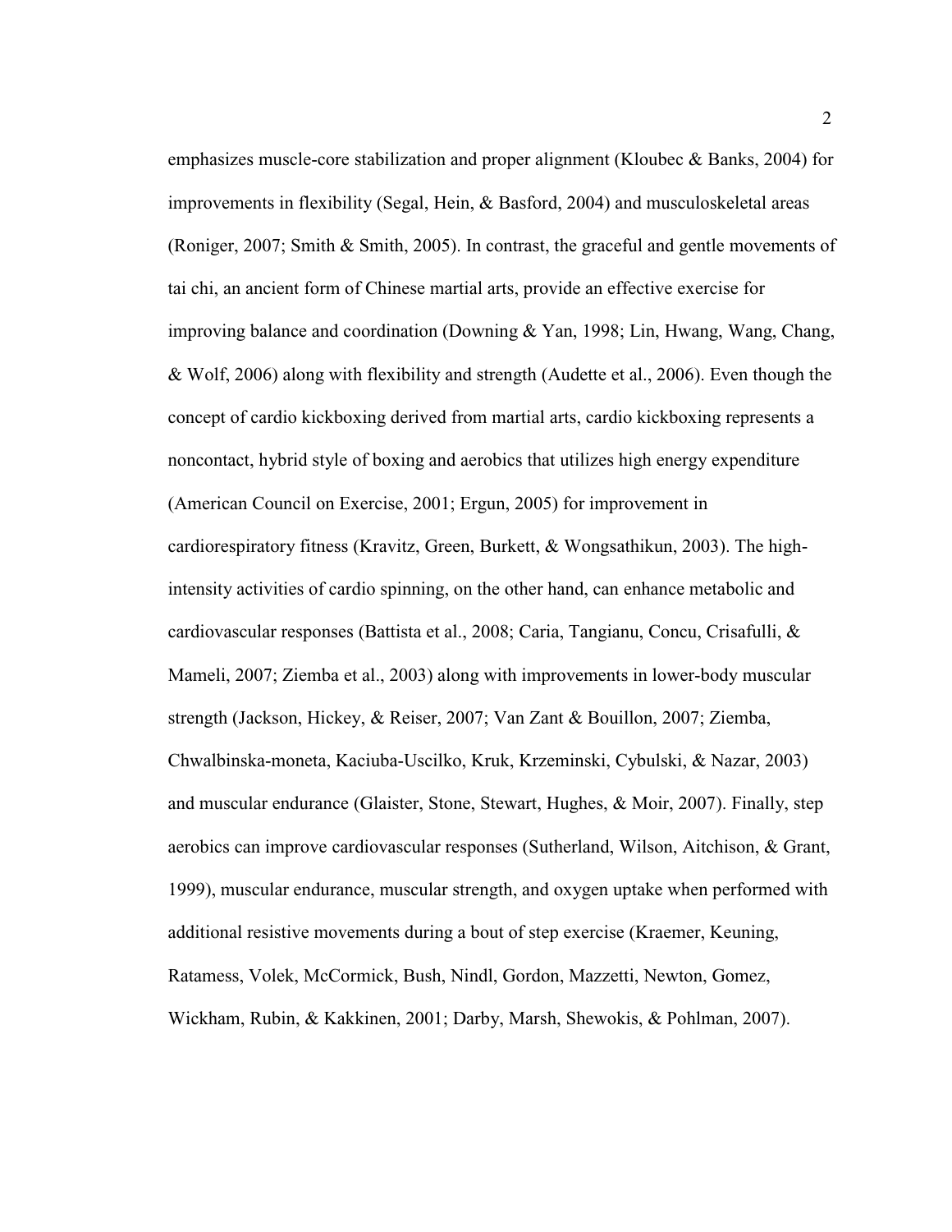emphasizes muscle-core stabilization and proper alignment (Kloubec & Banks, 2004) for improvements in flexibility (Segal, Hein, & Basford, 2004) and musculoskeletal areas (Roniger, 2007; Smith & Smith, 2005). In contrast, the graceful and gentle movements of tai chi, an ancient form of Chinese martial arts, provide an effective exercise for improving balance and coordination (Downing & Yan, 1998; Lin, Hwang, Wang, Chang, & Wolf, 2006) along with flexibility and strength (Audette et al., 2006). Even though the concept of cardio kickboxing derived from martial arts, cardio kickboxing represents a noncontact, hybrid style of boxing and aerobics that utilizes high energy expenditure (American Council on Exercise, 2001; Ergun, 2005) for improvement in cardiorespiratory fitness (Kravitz, Green, Burkett, & Wongsathikun, 2003). The high-intensity activities of cardio spinning, on the other hand, can enhance metabolic and cardiovascular responses (Battista et al., 2008; Caria, Tangianu, Concu, Crisafulli, & Mameli, 2007; Ziemba et al., 2003) along with improvements in lower-body muscular strength (Jackson, Hickey, & Reiser, 2007; Van Zant & Bouillon, 2007; Ziemba, Chwalbinska-moneta, Kaciuba-Uscilko, Kruk, Krzeminski, Cybulski, & Nazar, 2003) and muscular endurance (Glaister, Stone, Stewart, Hughes, & Moir, 2007). Finally, step aerobics can improve cardiovascular responses (Sutherland, Wilson, Aitchison, & Grant, 1999), muscular endurance, muscular strength, and oxygen uptake when performed with additional resistive movements during a bout of step exercise (Kraemer, Keuning, Ratamess, Volek, McCormick, Bush, Nindl, Gordon, Mazzetti, Newton, Gomez, Wickham, Rubin, & Kakkinen, 2001; Darby, Marsh, Shewokis, & Pohlman, 2007).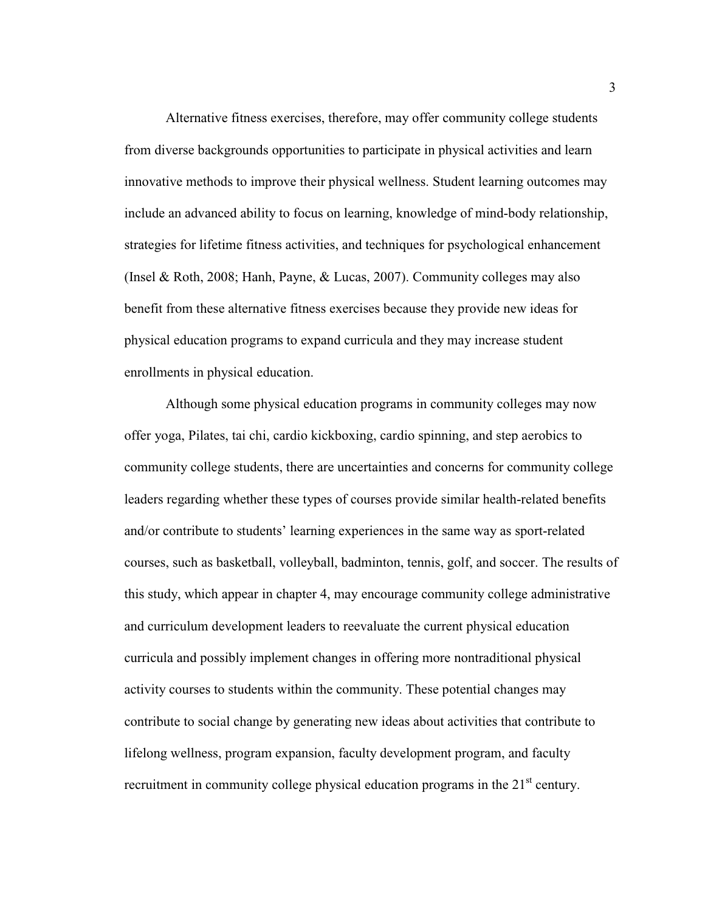Alternative fitness exercises, therefore, may offer community college students from diverse backgrounds opportunities to participate in physical activities and learn innovative methods to improve their physical wellness. Student learning outcomes may include an advanced ability to focus on learning, knowledge of mind-body relationship, strategies for lifetime fitness activities, and techniques for psychological enhancement (Insel & Roth, 2008; Hanh, Payne, & Lucas, 2007). Community colleges may also benefit from these alternative fitness exercises because they provide new ideas for physical education programs to expand curricula and they may increase student enrollments in physical education.

Although some physical education programs in community colleges may now offer yoga, Pilates, tai chi, cardio kickboxing, cardio spinning, and step aerobics to community college students, there are uncertainties and concerns for community college leaders regarding whether these types of courses provide similar health-related benefits and/or contribute to students' learning experiences in the same way as sport-related courses, such as basketball, volleyball, badminton, tennis, golf, and soccer. The results of this study, which appear in chapter 4, may encourage community college administrative and curriculum development leaders to reevaluate the current physical education curricula and possibly implement changes in offering more nontraditional physical activity courses to students within the community. These potential changes may contribute to social change by generating new ideas about activities that contribute to lifelong wellness, program expansion, faculty development program, and faculty recruitment in community college physical education programs in the 21st century.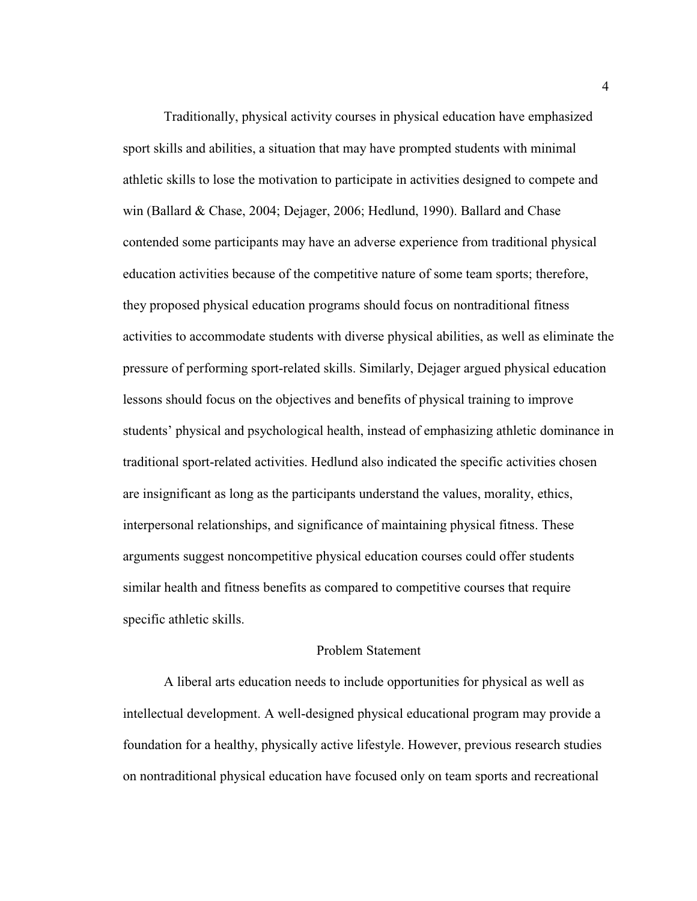Traditionally, physical activity courses in physical education have emphasized sport skills and abilities, a situation that may have prompted students with minimal athletic skills to lose the motivation to participate in activities designed to compete and win (Ballard & Chase, 2004; Dejager, 2006; Hedlund, 1990). Ballard and Chase contended some participants may have an adverse experience from traditional physical education activities because of the competitive nature of some team sports; therefore, they proposed physical education programs should focus on nontraditional fitness activities to accommodate students with diverse physical abilities, as well as eliminate the pressure of performing sport-related skills. Similarly, Dejager argued physical education lessons should focus on the objectives and benefits of physical training to improve students' physical and psychological health, instead of emphasizing athletic dominance in traditional sport-related activities. Hedlund also indicated the specific activities chosen are insignificant as long as the participants understand the values, morality, ethics, interpersonal relationships, and significance of maintaining physical fitness. These arguments suggest noncompetitive physical education courses could offer students similar health and fitness benefits as compared to competitive courses that require specific athletic skills.

## Problem Statement

A liberal arts education needs to include opportunities for physical as well as intellectual development. A well-designed physical educational program may provide a foundation for a healthy, physically active lifestyle. However, previous research studies on nontraditional physical education have focused only on team sports and recreational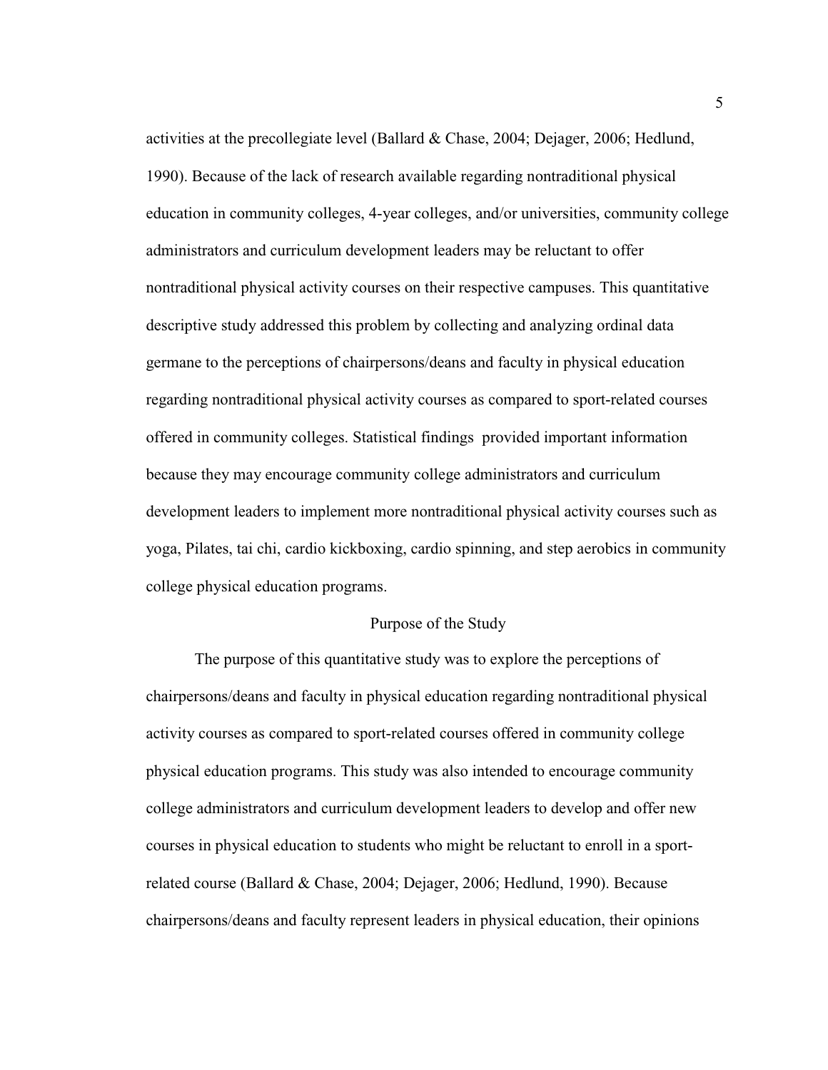activities at the precollegiate level (Ballard & Chase, 2004; Dejager, 2006; Hedlund, 1990). Because of the lack of research available regarding nontraditional physical education in community colleges, 4-year colleges, and/or universities, community college administrators and curriculum development leaders may be reluctant to offer nontraditional physical activity courses on their respective campuses. This quantitative descriptive study addressed this problem by collecting and analyzing ordinal data germane to the perceptions of chairpersons/deans and faculty in physical education regarding nontraditional physical activity courses as compared to sport-related courses offered in community colleges. Statistical findings provided important information because they may encourage community college administrators and curriculum development leaders to implement more nontraditional physical activity courses such as yoga, Pilates, tai chi, cardio kickboxing, cardio spinning, and step aerobics in community college physical education programs.

## Purpose of the Study

The purpose of this quantitative study was to explore the perceptions of chairpersons/deans and faculty in physical education regarding nontraditional physical activity courses as compared to sport-related courses offered in community college physical education programs. This study was also intended to encourage community college administrators and curriculum development leaders to develop and offer new courses in physical education to students who might be reluctant to enroll in a sport-related course (Ballard & Chase, 2004; Dejager, 2006; Hedlund, 1990). Because chairpersons/deans and faculty represent leaders in physical education, their opinions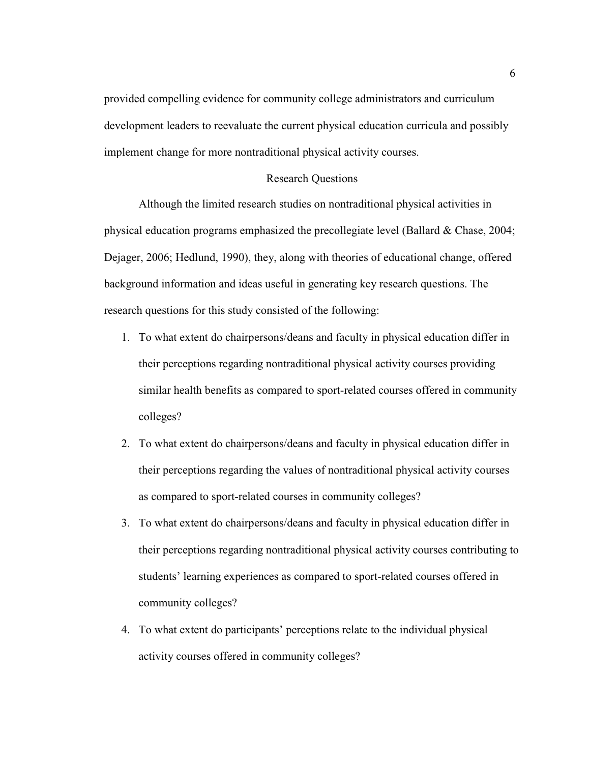provided compelling evidence for community college administrators and curriculum development leaders to reevaluate the current physical education curricula and possibly implement change for more nontraditional physical activity courses.

## Research Questions

Although the limited research studies on nontraditional physical activities in physical education programs emphasized the precollegiate level (Ballard & Chase, 2004; Dejager, 2006; Hedlund, 1990), they, along with theories of educational change, offered background information and ideas useful in generating key research questions. The research questions for this study consisted of the following:

1. To what extent do chairpersons/deans and faculty in physical education differ in their perceptions regarding nontraditional physical activity courses providing similar health benefits as compared to sport-related courses offered in community colleges?
2. To what extent do chairpersons/deans and faculty in physical education differ in their perceptions regarding the values of nontraditional physical activity courses as compared to sport-related courses in community colleges?
3. To what extent do chairpersons/deans and faculty in physical education differ in their perceptions regarding nontraditional physical activity courses contributing to students' learning experiences as compared to sport-related courses offered in community colleges?
4. To what extent do participants' perceptions relate to the individual physical activity courses offered in community colleges?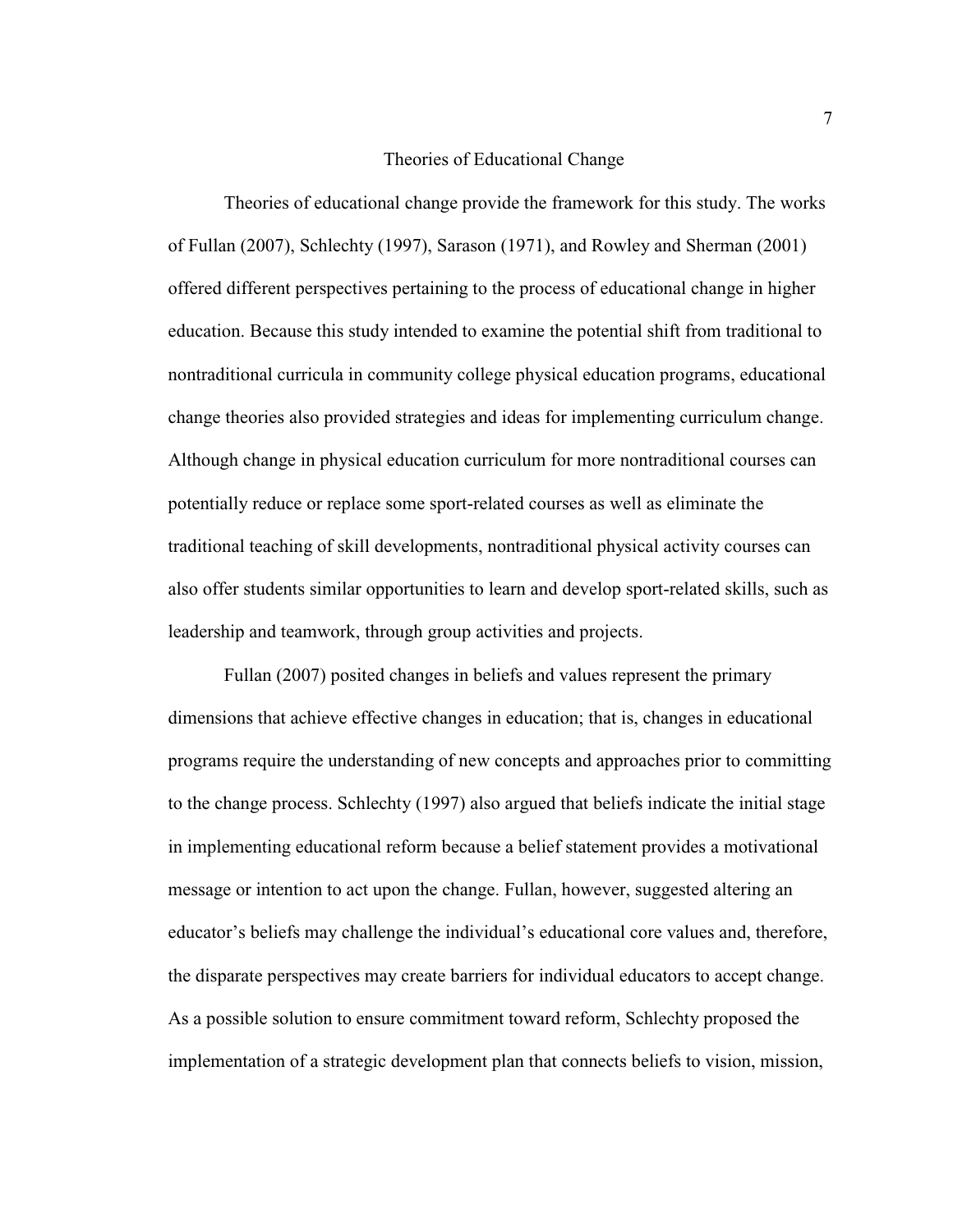## Theories of Educational Change

Theories of educational change provide the framework for this study. The works of Fullan (2007), Schlechty (1997), Sarason (1971), and Rowley and Sherman (2001) offered different perspectives pertaining to the process of educational change in higher education. Because this study intended to examine the potential shift from traditional to nontraditional curricula in community college physical education programs, educational change theories also provided strategies and ideas for implementing curriculum change. Although change in physical education curriculum for more nontraditional courses can potentially reduce or replace some sport-related courses as well as eliminate the traditional teaching of skill developments, nontraditional physical activity courses can also offer students similar opportunities to learn and develop sport-related skills, such as leadership and teamwork, through group activities and projects.

Fullan (2007) posited changes in beliefs and values represent the primary dimensions that achieve effective changes in education; that is, changes in educational programs require the understanding of new concepts and approaches prior to committing to the change process. Schlechty (1997) also argued that beliefs indicate the initial stage in implementing educational reform because a belief statement provides a motivational message or intention to act upon the change. Fullan, however, suggested altering an educator's beliefs may challenge the individual's educational core values and, therefore, the disparate perspectives may create barriers for individual educators to accept change. As a possible solution to ensure commitment toward reform, Schlechty proposed the implementation of a strategic development plan that connects beliefs to vision, mission,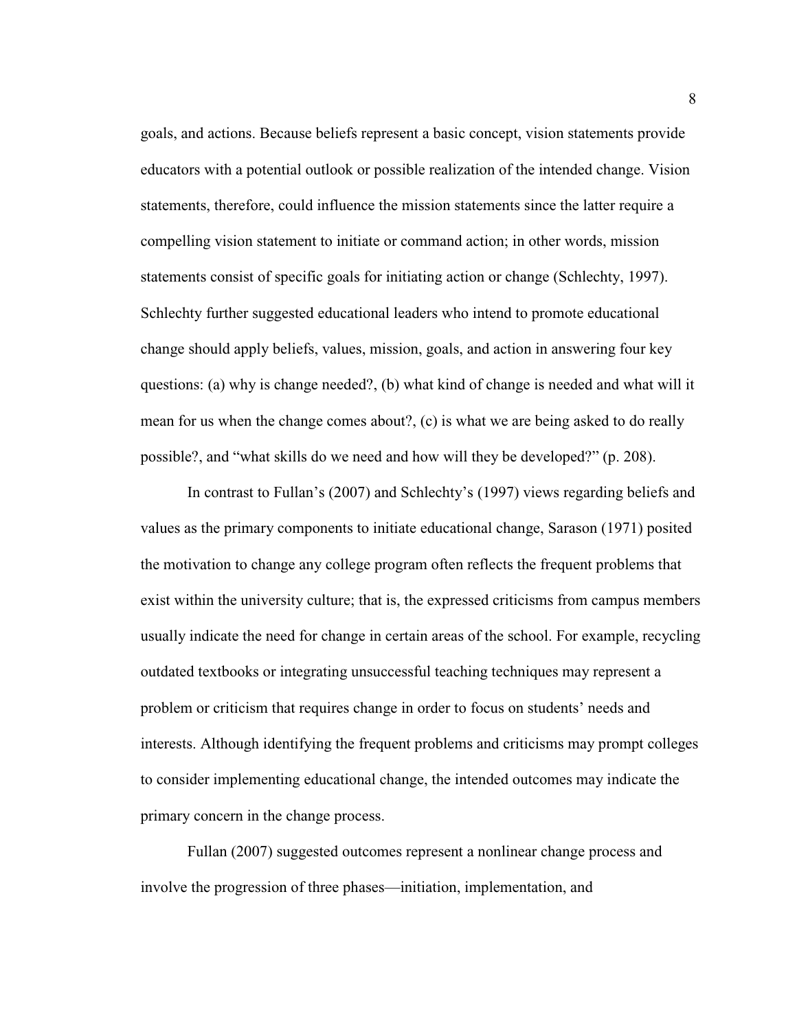goals, and actions. Because beliefs represent a basic concept, vision statements provide educators with a potential outlook or possible realization of the intended change. Vision statements, therefore, could influence the mission statements since the latter require a compelling vision statement to initiate or command action; in other words, mission statements consist of specific goals for initiating action or change (Schlechty, 1997). Schlechty further suggested educational leaders who intend to promote educational change should apply beliefs, values, mission, goals, and action in answering four key questions: (a) why is change needed?, (b) what kind of change is needed and what will it mean for us when the change comes about?, (c) is what we are being asked to do really possible?, and "what skills do we need and how will they be developed?" (p. 208).

In contrast to Fullan's (2007) and Schlechty's (1997) views regarding beliefs and values as the primary components to initiate educational change, Sarason (1971) posited the motivation to change any college program often reflects the frequent problems that exist within the university culture; that is, the expressed criticisms from campus members usually indicate the need for change in certain areas of the school. For example, recycling outdated textbooks or integrating unsuccessful teaching techniques may represent a problem or criticism that requires change in order to focus on students' needs and interests. Although identifying the frequent problems and criticisms may prompt colleges to consider implementing educational change, the intended outcomes may indicate the primary concern in the change process.

Fullan (2007) suggested outcomes represent a nonlinear change process and involve the progression of three phases—initiation, implementation, and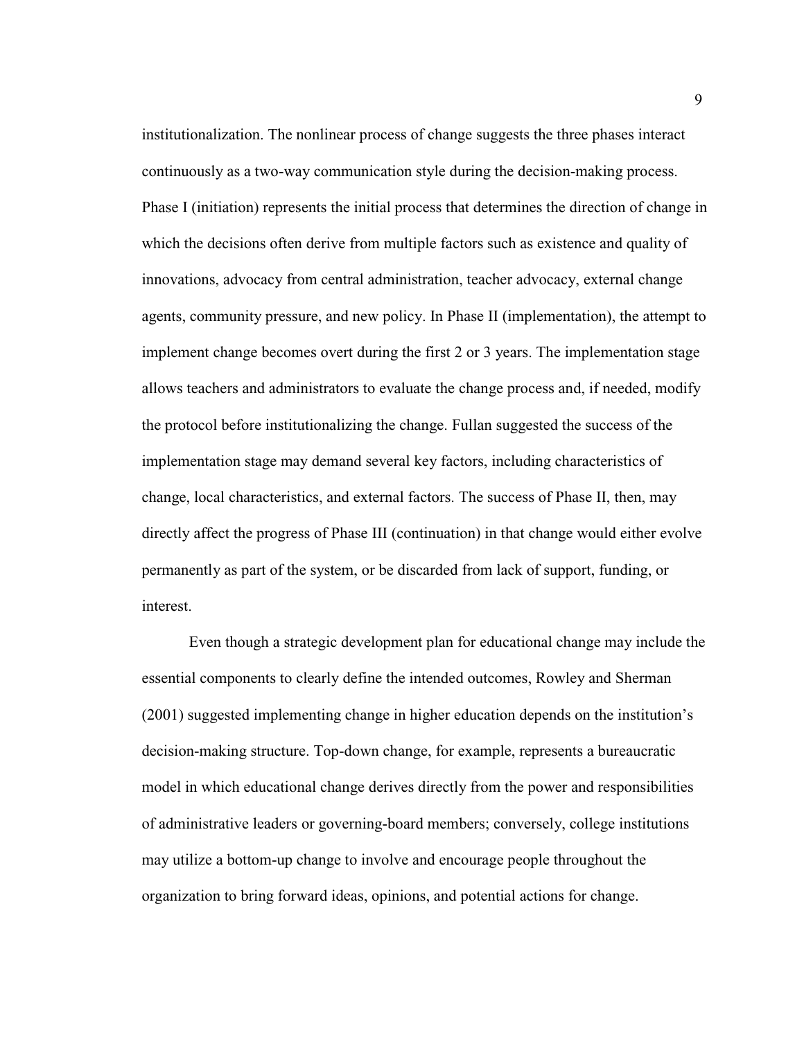institutionalization. The nonlinear process of change suggests the three phases interact continuously as a two-way communication style during the decision-making process. Phase I (initiation) represents the initial process that determines the direction of change in which the decisions often derive from multiple factors such as existence and quality of innovations, advocacy from central administration, teacher advocacy, external change agents, community pressure, and new policy. In Phase II (implementation), the attempt to implement change becomes overt during the first 2 or 3 years. The implementation stage allows teachers and administrators to evaluate the change process and, if needed, modify the protocol before institutionalizing the change. Fullan suggested the success of the implementation stage may demand several key factors, including characteristics of change, local characteristics, and external factors. The success of Phase II, then, may directly affect the progress of Phase III (continuation) in that change would either evolve permanently as part of the system, or be discarded from lack of support, funding, or interest.

Even though a strategic development plan for educational change may include the essential components to clearly define the intended outcomes, Rowley and Sherman (2001) suggested implementing change in higher education depends on the institution's decision-making structure. Top-down change, for example, represents a bureaucratic model in which educational change derives directly from the power and responsibilities of administrative leaders or governing-board members; conversely, college institutions may utilize a bottom-up change to involve and encourage people throughout the organization to bring forward ideas, opinions, and potential actions for change.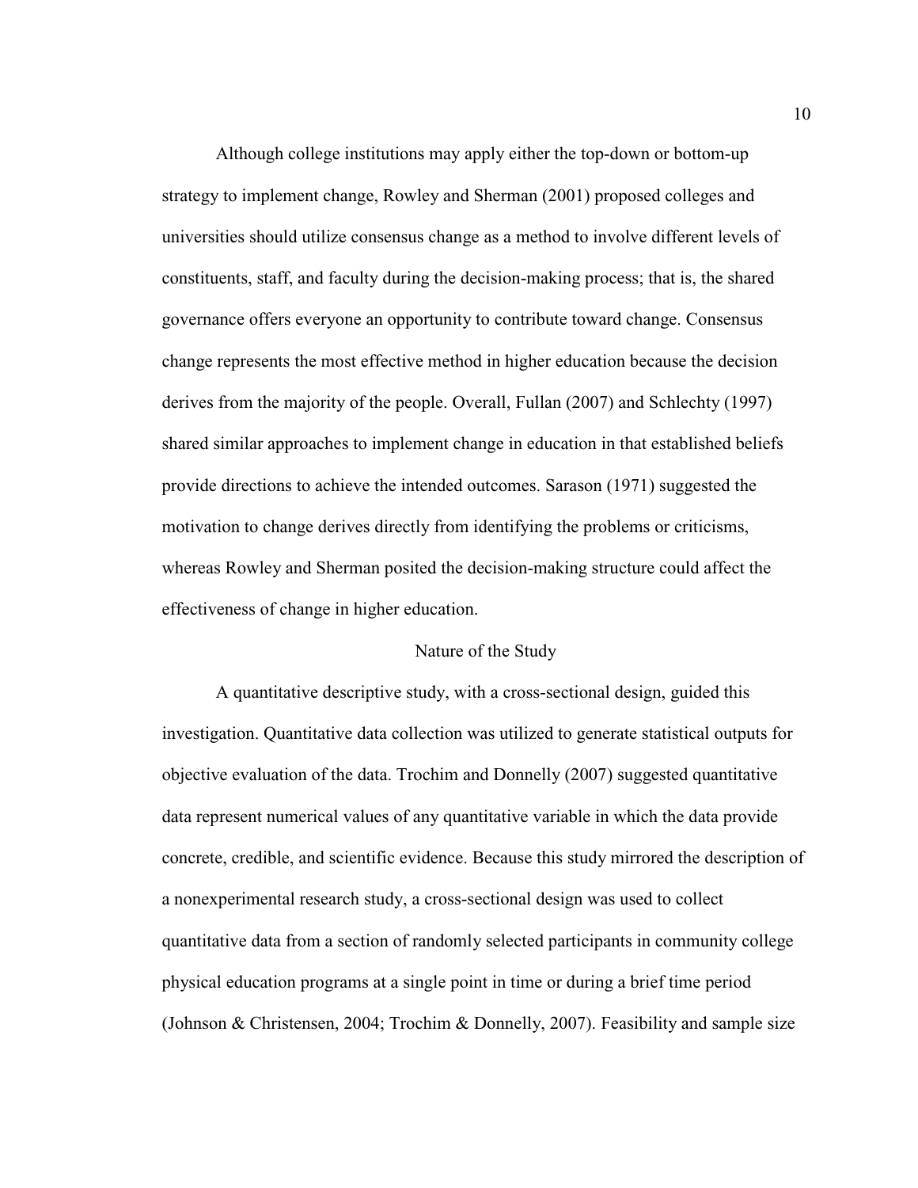Although college institutions may apply either the top-down or bottom-up strategy to implement change, Rowley and Sherman (2001) proposed colleges and universities should utilize consensus change as a method to involve different levels of constituents, staff, and faculty during the decision-making process; that is, the shared governance offers everyone an opportunity to contribute toward change. Consensus change represents the most effective method in higher education because the decision derives from the majority of the people. Overall, Fullan (2007) and Schlechty (1997) shared similar approaches to implement change in education in that established beliefs provide directions to achieve the intended outcomes. Sarason (1971) suggested the motivation to change derives directly from identifying the problems or criticisms, whereas Rowley and Sherman posited the decision-making structure could affect the effectiveness of change in higher education.

## Nature of the Study

A quantitative descriptive study, with a cross-sectional design, guided this investigation. Quantitative data collection was utilized to generate statistical outputs for objective evaluation of the data. Trochim and Donnelly (2007) suggested quantitative data represent numerical values of any quantitative variable in which the data provide concrete, credible, and scientific evidence. Because this study mirrored the description of a nonexperimental research study, a cross-sectional design was used to collect quantitative data from a section of randomly selected participants in community college physical education programs at a single point in time or during a brief time period (Johnson & Christensen, 2004; Trochim & Donnelly, 2007). Feasibility and sample size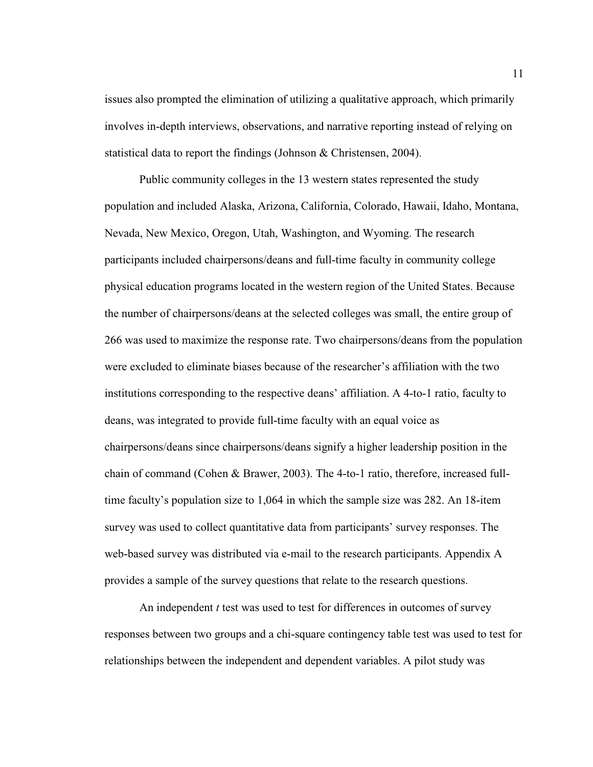issues also prompted the elimination of utilizing a qualitative approach, which primarily involves in-depth interviews, observations, and narrative reporting instead of relying on statistical data to report the findings (Johnson & Christensen, 2004).

Public community colleges in the 13 western states represented the study population and included Alaska, Arizona, California, Colorado, Hawaii, Idaho, Montana, Nevada, New Mexico, Oregon, Utah, Washington, and Wyoming. The research participants included chairpersons/deans and full-time faculty in community college physical education programs located in the western region of the United States. Because the number of chairpersons/deans at the selected colleges was small, the entire group of 266 was used to maximize the response rate. Two chairpersons/deans from the population were excluded to eliminate biases because of the researcher's affiliation with the two institutions corresponding to the respective deans' affiliation. A 4-to-1 ratio, faculty to deans, was integrated to provide full-time faculty with an equal voice as chairpersons/deans since chairpersons/deans signify a higher leadership position in the chain of command (Cohen & Brawer, 2003). The 4-to-1 ratio, therefore, increased full-time faculty's population size to 1,064 in which the sample size was 282. An 18-item survey was used to collect quantitative data from participants' survey responses. The web-based survey was distributed via e-mail to the research participants. Appendix A provides a sample of the survey questions that relate to the research questions.

An independent *t* test was used to test for differences in outcomes of survey responses between two groups and a chi-square contingency table test was used to test for relationships between the independent and dependent variables. A pilot study was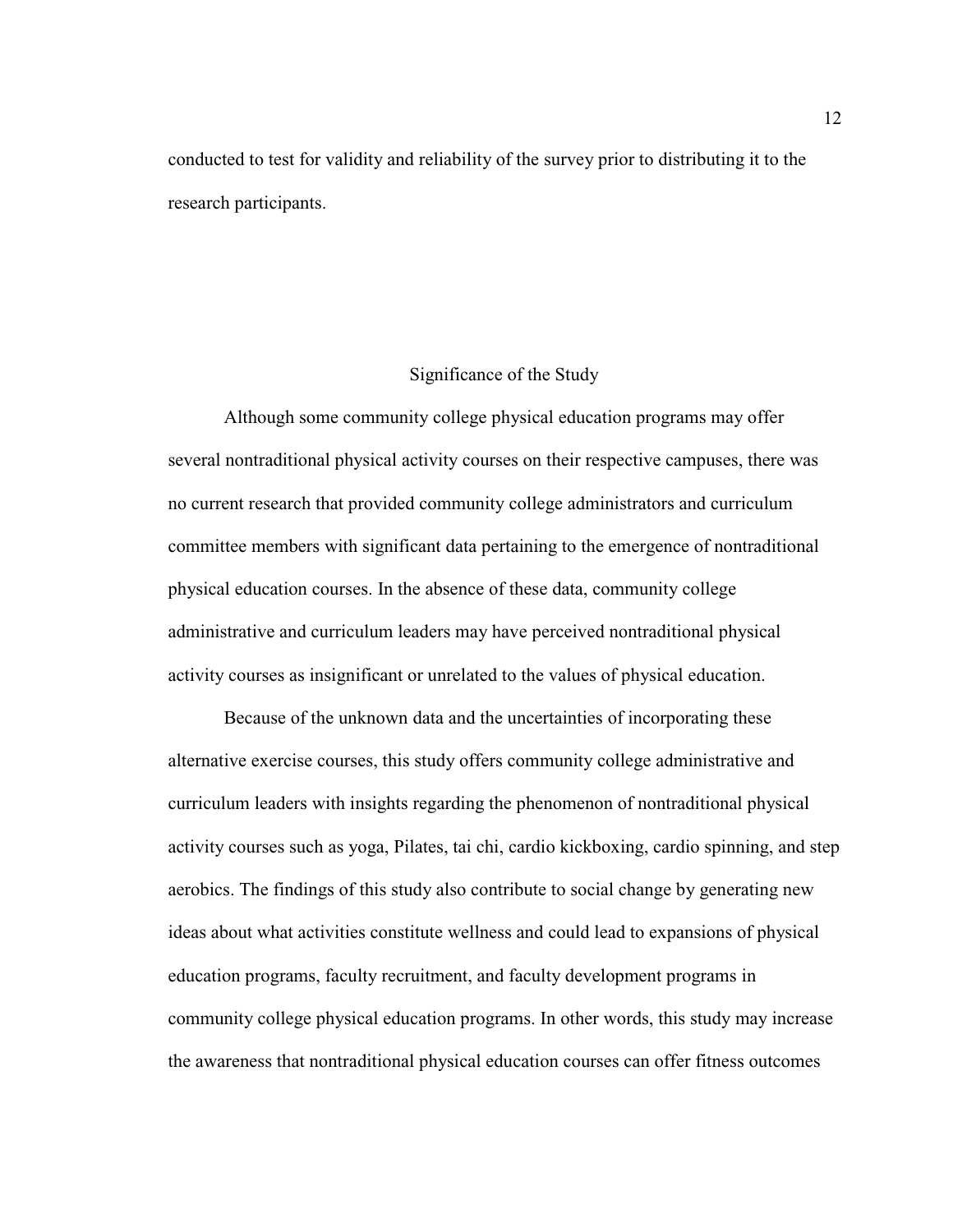conducted to test for validity and reliability of the survey prior to distributing it to the research participants.

## Significance of the Study

Although some community college physical education programs may offer several nontraditional physical activity courses on their respective campuses, there was no current research that provided community college administrators and curriculum committee members with significant data pertaining to the emergence of nontraditional physical education courses. In the absence of these data, community college administrative and curriculum leaders may have perceived nontraditional physical activity courses as insignificant or unrelated to the values of physical education.

Because of the unknown data and the uncertainties of incorporating these alternative exercise courses, this study offers community college administrative and curriculum leaders with insights regarding the phenomenon of nontraditional physical activity courses such as yoga, Pilates, tai chi, cardio kickboxing, cardio spinning, and step aerobics. The findings of this study also contribute to social change by generating new ideas about what activities constitute wellness and could lead to expansions of physical education programs, faculty recruitment, and faculty development programs in community college physical education programs. In other words, this study may increase the awareness that nontraditional physical education courses can offer fitness outcomes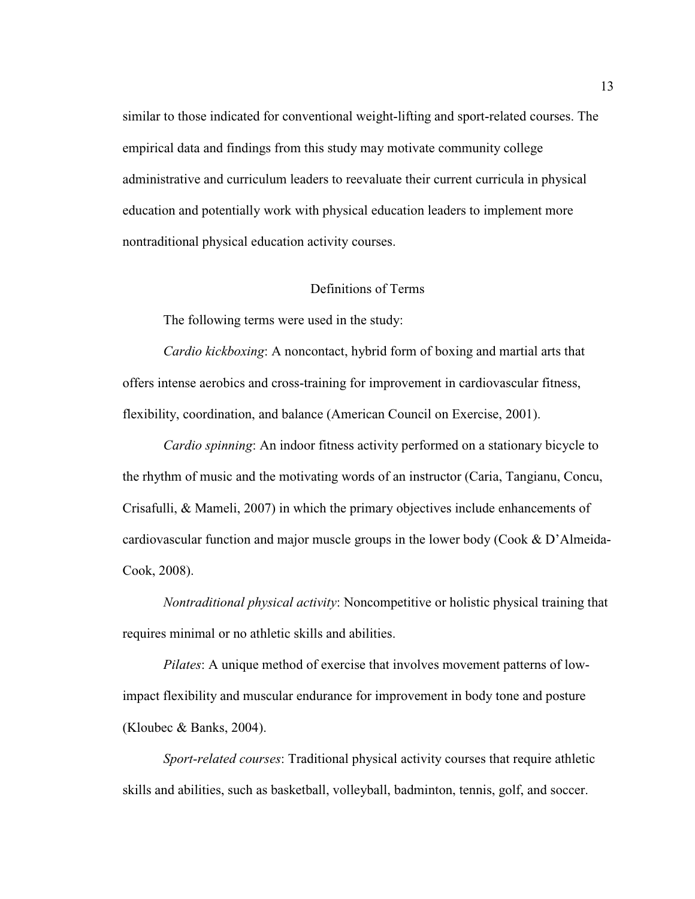similar to those indicated for conventional weight-lifting and sport-related courses. The empirical data and findings from this study may motivate community college administrative and curriculum leaders to reevaluate their current curricula in physical education and potentially work with physical education leaders to implement more nontraditional physical education activity courses.

## Definitions of Terms

The following terms were used in the study:

*Cardio kickboxing*: A noncontact, hybrid form of boxing and martial arts that offers intense aerobics and cross-training for improvement in cardiovascular fitness, flexibility, coordination, and balance (American Council on Exercise, 2001).

*Cardio spinning*: An indoor fitness activity performed on a stationary bicycle to the rhythm of music and the motivating words of an instructor (Caria, Tangianu, Concu, Crisafulli, & Mameli, 2007) in which the primary objectives include enhancements of cardiovascular function and major muscle groups in the lower body (Cook & D'Almeida-Cook, 2008).

*Nontraditional physical activity*: Noncompetitive or holistic physical training that requires minimal or no athletic skills and abilities.

*Pilates*: A unique method of exercise that involves movement patterns of low-impact flexibility and muscular endurance for improvement in body tone and posture (Kloubec & Banks, 2004).

*Sport-related courses*: Traditional physical activity courses that require athletic skills and abilities, such as basketball, volleyball, badminton, tennis, golf, and soccer.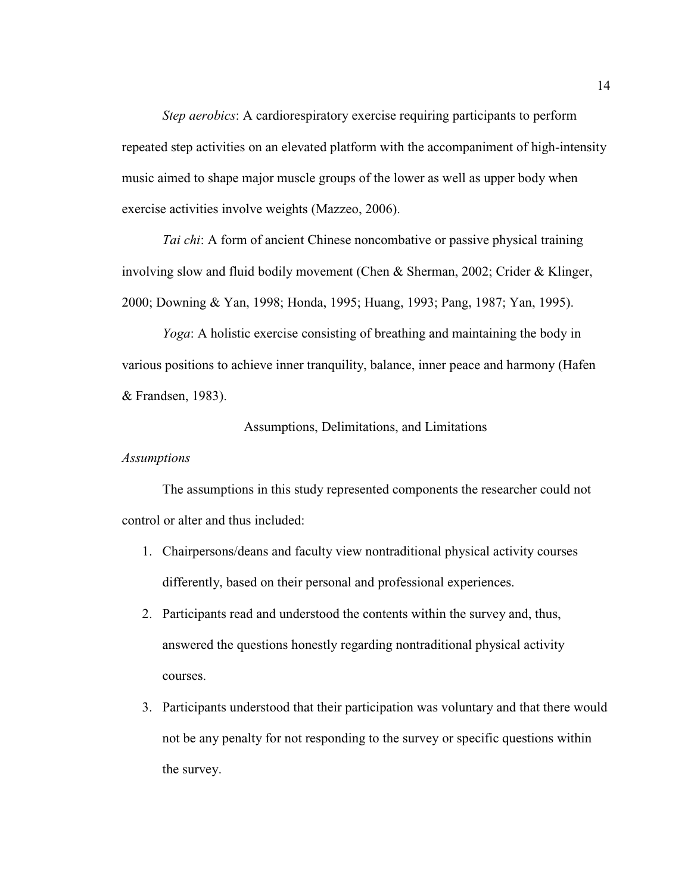*Step aerobics*: A cardiorespiratory exercise requiring participants to perform repeated step activities on an elevated platform with the accompaniment of high-intensity music aimed to shape major muscle groups of the lower as well as upper body when exercise activities involve weights (Mazzeo, 2006).

*Tai chi*: A form of ancient Chinese noncombative or passive physical training involving slow and fluid bodily movement (Chen & Sherman, 2002; Crider & Klinger, 2000; Downing & Yan, 1998; Honda, 1995; Huang, 1993; Pang, 1987; Yan, 1995).

*Yoga*: A holistic exercise consisting of breathing and maintaining the body in various positions to achieve inner tranquility, balance, inner peace and harmony (Hafen & Frandsen, 1983).

## Assumptions, Delimitations, and Limitations

### *Assumptions*

The assumptions in this study represented components the researcher could not control or alter and thus included:

1. Chairpersons/deans and faculty view nontraditional physical activity courses differently, based on their personal and professional experiences.
2. Participants read and understood the contents within the survey and, thus, answered the questions honestly regarding nontraditional physical activity courses.
3. Participants understood that their participation was voluntary and that there would not be any penalty for not responding to the survey or specific questions within the survey.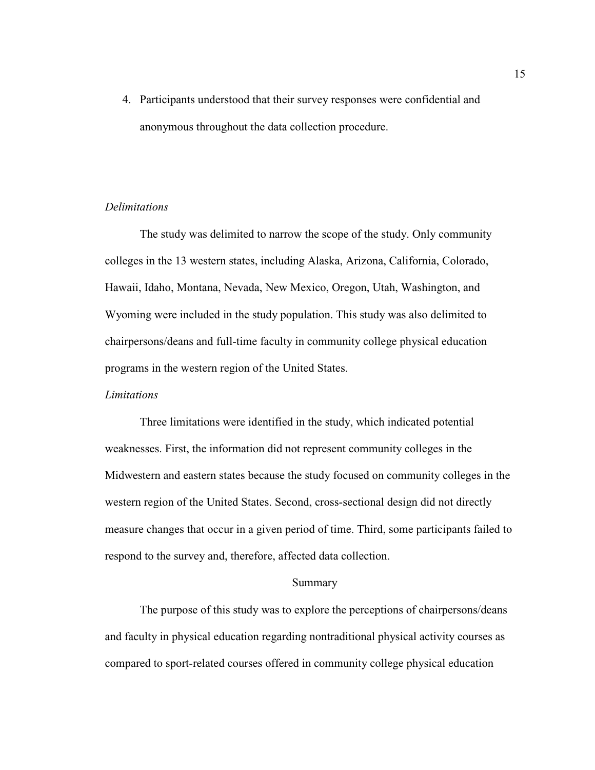4. Participants understood that their survey responses were confidential and anonymous throughout the data collection procedure.

*Delimitations*

The study was delimited to narrow the scope of the study. Only community colleges in the 13 western states, including Alaska, Arizona, California, Colorado, Hawaii, Idaho, Montana, Nevada, New Mexico, Oregon, Utah, Washington, and Wyoming were included in the study population. This study was also delimited to chairpersons/deans and full-time faculty in community college physical education programs in the western region of the United States.

*Limitations*

Three limitations were identified in the study, which indicated potential weaknesses. First, the information did not represent community colleges in the Midwestern and eastern states because the study focused on community colleges in the western region of the United States. Second, cross-sectional design did not directly measure changes that occur in a given period of time. Third, some participants failed to respond to the survey and, therefore, affected data collection.

## Summary

The purpose of this study was to explore the perceptions of chairpersons/deans and faculty in physical education regarding nontraditional physical activity courses as compared to sport-related courses offered in community college physical education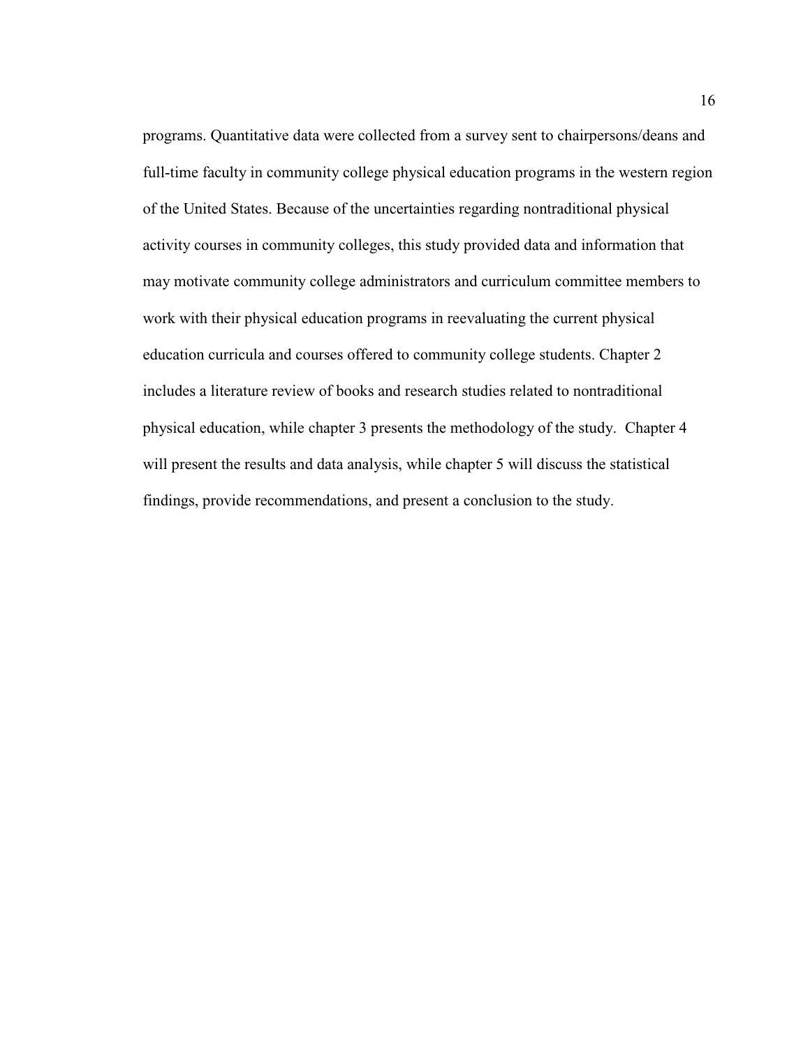programs. Quantitative data were collected from a survey sent to chairpersons/deans and full-time faculty in community college physical education programs in the western region of the United States. Because of the uncertainties regarding nontraditional physical activity courses in community colleges, this study provided data and information that may motivate community college administrators and curriculum committee members to work with their physical education programs in reevaluating the current physical education curricula and courses offered to community college students. Chapter 2 includes a literature review of books and research studies related to nontraditional physical education, while chapter 3 presents the methodology of the study. Chapter 4 will present the results and data analysis, while chapter 5 will discuss the statistical findings, provide recommendations, and present a conclusion to the study.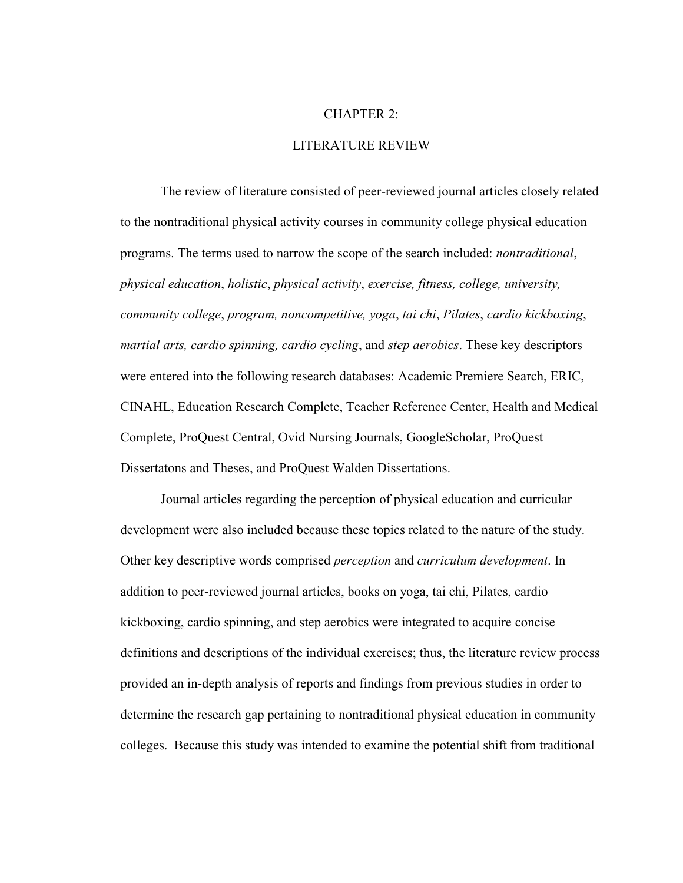# CHAPTER 2:

# LITERATURE REVIEW

The review of literature consisted of peer-reviewed journal articles closely related to the nontraditional physical activity courses in community college physical education programs. The terms used to narrow the scope of the search included: *nontraditional*, *physical education*, *holistic*, *physical activity*, *exercise, fitness, college, university, community college*, *program, noncompetitive, yoga*, *tai chi*, *Pilates*, *cardio kickboxing*, *martial arts, cardio spinning, cardio cycling*, and *step aerobics*. These key descriptors were entered into the following research databases: Academic Premiere Search, ERIC, CINAHL, Education Research Complete, Teacher Reference Center, Health and Medical Complete, ProQuest Central, Ovid Nursing Journals, GoogleScholar, ProQuest Dissertatons and Theses, and ProQuest Walden Dissertations.

Journal articles regarding the perception of physical education and curricular development were also included because these topics related to the nature of the study. Other key descriptive words comprised *perception* and *curriculum development*. In addition to peer-reviewed journal articles, books on yoga, tai chi, Pilates, cardio kickboxing, cardio spinning, and step aerobics were integrated to acquire concise definitions and descriptions of the individual exercises; thus, the literature review process provided an in-depth analysis of reports and findings from previous studies in order to determine the research gap pertaining to nontraditional physical education in community colleges. Because this study was intended to examine the potential shift from traditional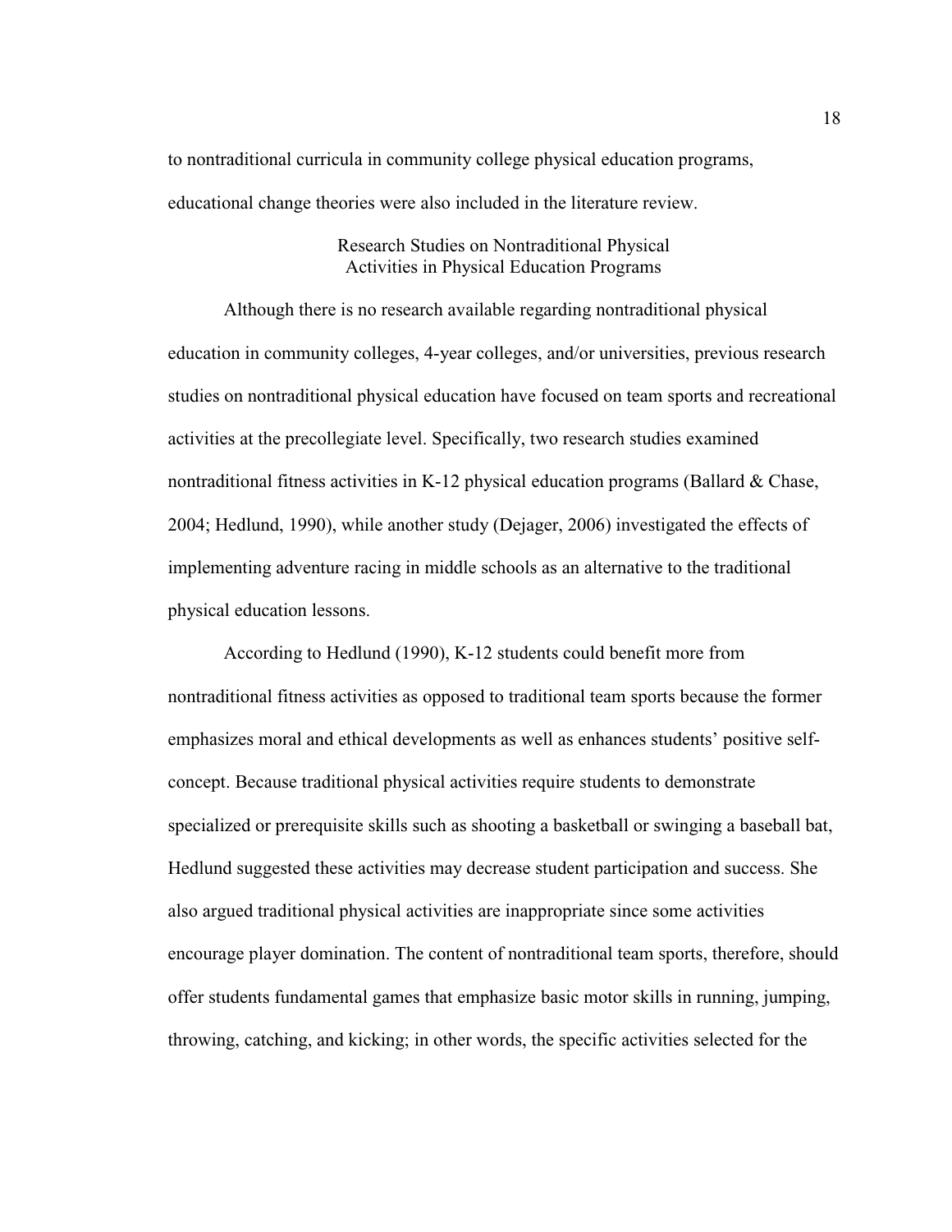to nontraditional curricula in community college physical education programs, educational change theories were also included in the literature review.

## Research Studies on Nontraditional Physical Activities in Physical Education Programs

Although there is no research available regarding nontraditional physical education in community colleges, 4-year colleges, and/or universities, previous research studies on nontraditional physical education have focused on team sports and recreational activities at the precollegiate level. Specifically, two research studies examined nontraditional fitness activities in K-12 physical education programs (Ballard & Chase, 2004; Hedlund, 1990), while another study (Dejager, 2006) investigated the effects of implementing adventure racing in middle schools as an alternative to the traditional physical education lessons.

According to Hedlund (1990), K-12 students could benefit more from nontraditional fitness activities as opposed to traditional team sports because the former emphasizes moral and ethical developments as well as enhances students' positive self-concept. Because traditional physical activities require students to demonstrate specialized or prerequisite skills such as shooting a basketball or swinging a baseball bat, Hedlund suggested these activities may decrease student participation and success. She also argued traditional physical activities are inappropriate since some activities encourage player domination. The content of nontraditional team sports, therefore, should offer students fundamental games that emphasize basic motor skills in running, jumping, throwing, catching, and kicking; in other words, the specific activities selected for the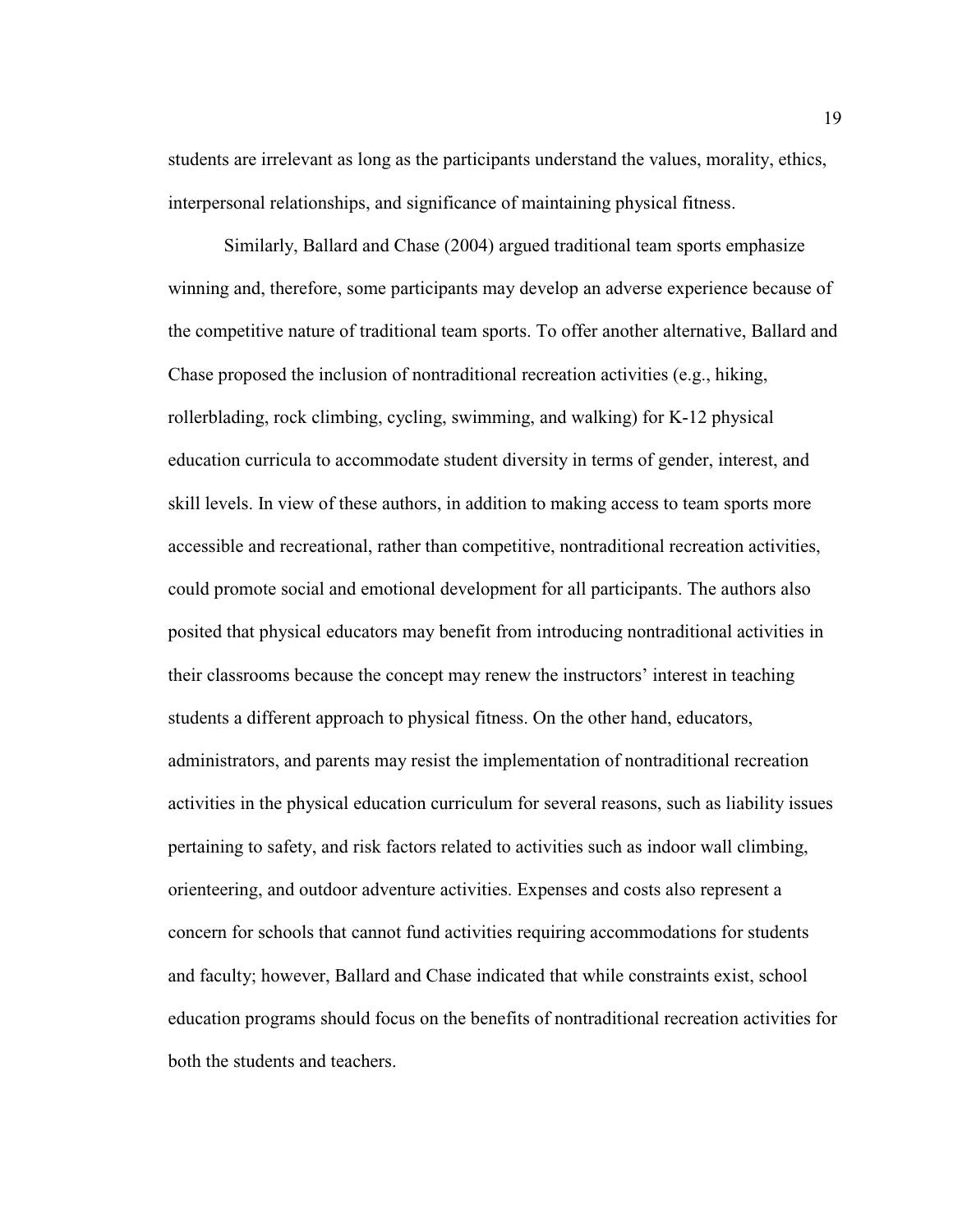students are irrelevant as long as the participants understand the values, morality, ethics, interpersonal relationships, and significance of maintaining physical fitness.

Similarly, Ballard and Chase (2004) argued traditional team sports emphasize winning and, therefore, some participants may develop an adverse experience because of the competitive nature of traditional team sports. To offer another alternative, Ballard and Chase proposed the inclusion of nontraditional recreation activities (e.g., hiking, rollerblading, rock climbing, cycling, swimming, and walking) for K-12 physical education curricula to accommodate student diversity in terms of gender, interest, and skill levels. In view of these authors, in addition to making access to team sports more accessible and recreational, rather than competitive, nontraditional recreation activities, could promote social and emotional development for all participants. The authors also posited that physical educators may benefit from introducing nontraditional activities in their classrooms because the concept may renew the instructors' interest in teaching students a different approach to physical fitness. On the other hand, educators, administrators, and parents may resist the implementation of nontraditional recreation activities in the physical education curriculum for several reasons, such as liability issues pertaining to safety, and risk factors related to activities such as indoor wall climbing, orienteering, and outdoor adventure activities. Expenses and costs also represent a concern for schools that cannot fund activities requiring accommodations for students and faculty; however, Ballard and Chase indicated that while constraints exist, school education programs should focus on the benefits of nontraditional recreation activities for both the students and teachers.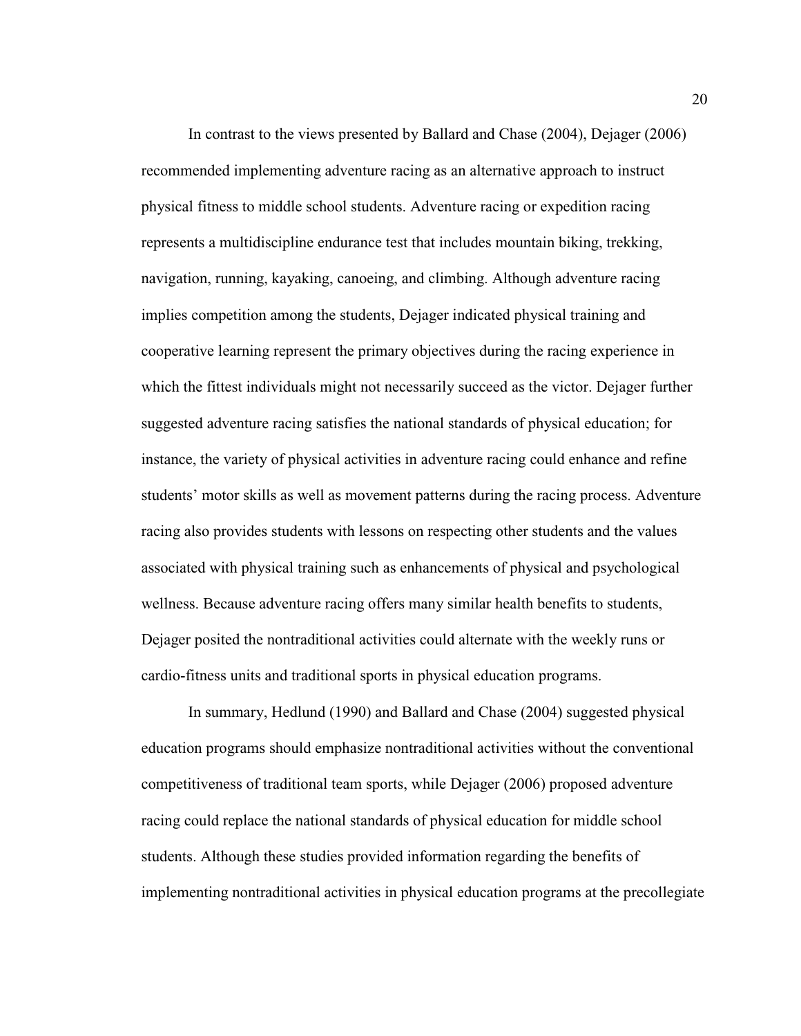In contrast to the views presented by Ballard and Chase (2004), Dejager (2006) recommended implementing adventure racing as an alternative approach to instruct physical fitness to middle school students. Adventure racing or expedition racing represents a multidiscipline endurance test that includes mountain biking, trekking, navigation, running, kayaking, canoeing, and climbing. Although adventure racing implies competition among the students, Dejager indicated physical training and cooperative learning represent the primary objectives during the racing experience in which the fittest individuals might not necessarily succeed as the victor. Dejager further suggested adventure racing satisfies the national standards of physical education; for instance, the variety of physical activities in adventure racing could enhance and refine students' motor skills as well as movement patterns during the racing process. Adventure racing also provides students with lessons on respecting other students and the values associated with physical training such as enhancements of physical and psychological wellness. Because adventure racing offers many similar health benefits to students, Dejager posited the nontraditional activities could alternate with the weekly runs or cardio-fitness units and traditional sports in physical education programs.

In summary, Hedlund (1990) and Ballard and Chase (2004) suggested physical education programs should emphasize nontraditional activities without the conventional competitiveness of traditional team sports, while Dejager (2006) proposed adventure racing could replace the national standards of physical education for middle school students. Although these studies provided information regarding the benefits of implementing nontraditional activities in physical education programs at the precollegiate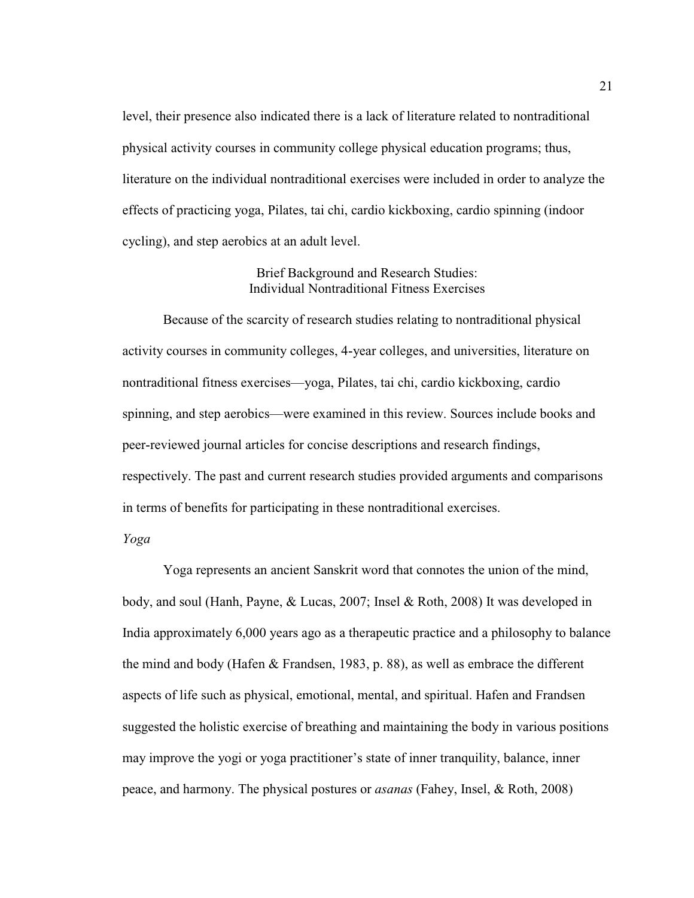level, their presence also indicated there is a lack of literature related to nontraditional physical activity courses in community college physical education programs; thus, literature on the individual nontraditional exercises were included in order to analyze the effects of practicing yoga, Pilates, tai chi, cardio kickboxing, cardio spinning (indoor cycling), and step aerobics at an adult level.

## Brief Background and Research Studies: Individual Nontraditional Fitness Exercises

Because of the scarcity of research studies relating to nontraditional physical activity courses in community colleges, 4-year colleges, and universities, literature on nontraditional fitness exercises—yoga, Pilates, tai chi, cardio kickboxing, cardio spinning, and step aerobics—were examined in this review. Sources include books and peer-reviewed journal articles for concise descriptions and research findings, respectively. The past and current research studies provided arguments and comparisons in terms of benefits for participating in these nontraditional exercises.

### *Yoga*

Yoga represents an ancient Sanskrit word that connotes the union of the mind, body, and soul (Hanh, Payne, & Lucas, 2007; Insel & Roth, 2008) It was developed in India approximately 6,000 years ago as a therapeutic practice and a philosophy to balance the mind and body (Hafen & Frandsen, 1983, p. 88), as well as embrace the different aspects of life such as physical, emotional, mental, and spiritual. Hafen and Frandsen suggested the holistic exercise of breathing and maintaining the body in various positions may improve the yogi or yoga practitioner's state of inner tranquility, balance, inner peace, and harmony. The physical postures or *asanas* (Fahey, Insel, & Roth, 2008)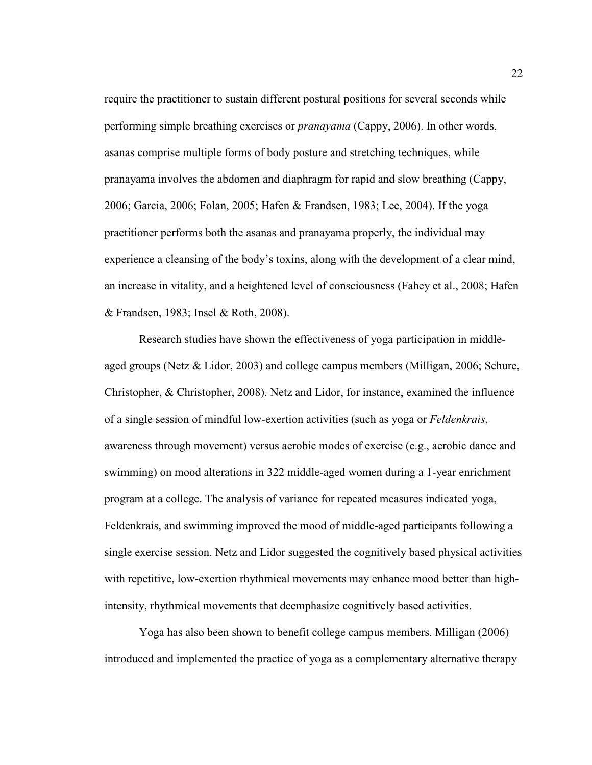require the practitioner to sustain different postural positions for several seconds while performing simple breathing exercises or *pranayama* (Cappy, 2006). In other words, asanas comprise multiple forms of body posture and stretching techniques, while pranayama involves the abdomen and diaphragm for rapid and slow breathing (Cappy, 2006; Garcia, 2006; Folan, 2005; Hafen & Frandsen, 1983; Lee, 2004). If the yoga practitioner performs both the asanas and pranayama properly, the individual may experience a cleansing of the body's toxins, along with the development of a clear mind, an increase in vitality, and a heightened level of consciousness (Fahey et al., 2008; Hafen & Frandsen, 1983; Insel & Roth, 2008).

Research studies have shown the effectiveness of yoga participation in middle-aged groups (Netz & Lidor, 2003) and college campus members (Milligan, 2006; Schure, Christopher, & Christopher, 2008). Netz and Lidor, for instance, examined the influence of a single session of mindful low-exertion activities (such as yoga or *Feldenkrais*, awareness through movement) versus aerobic modes of exercise (e.g., aerobic dance and swimming) on mood alterations in 322 middle-aged women during a 1-year enrichment program at a college. The analysis of variance for repeated measures indicated yoga, Feldenkrais, and swimming improved the mood of middle-aged participants following a single exercise session. Netz and Lidor suggested the cognitively based physical activities with repetitive, low-exertion rhythmical movements may enhance mood better than high-intensity, rhythmical movements that deemphasize cognitively based activities.

Yoga has also been shown to benefit college campus members. Milligan (2006) introduced and implemented the practice of yoga as a complementary alternative therapy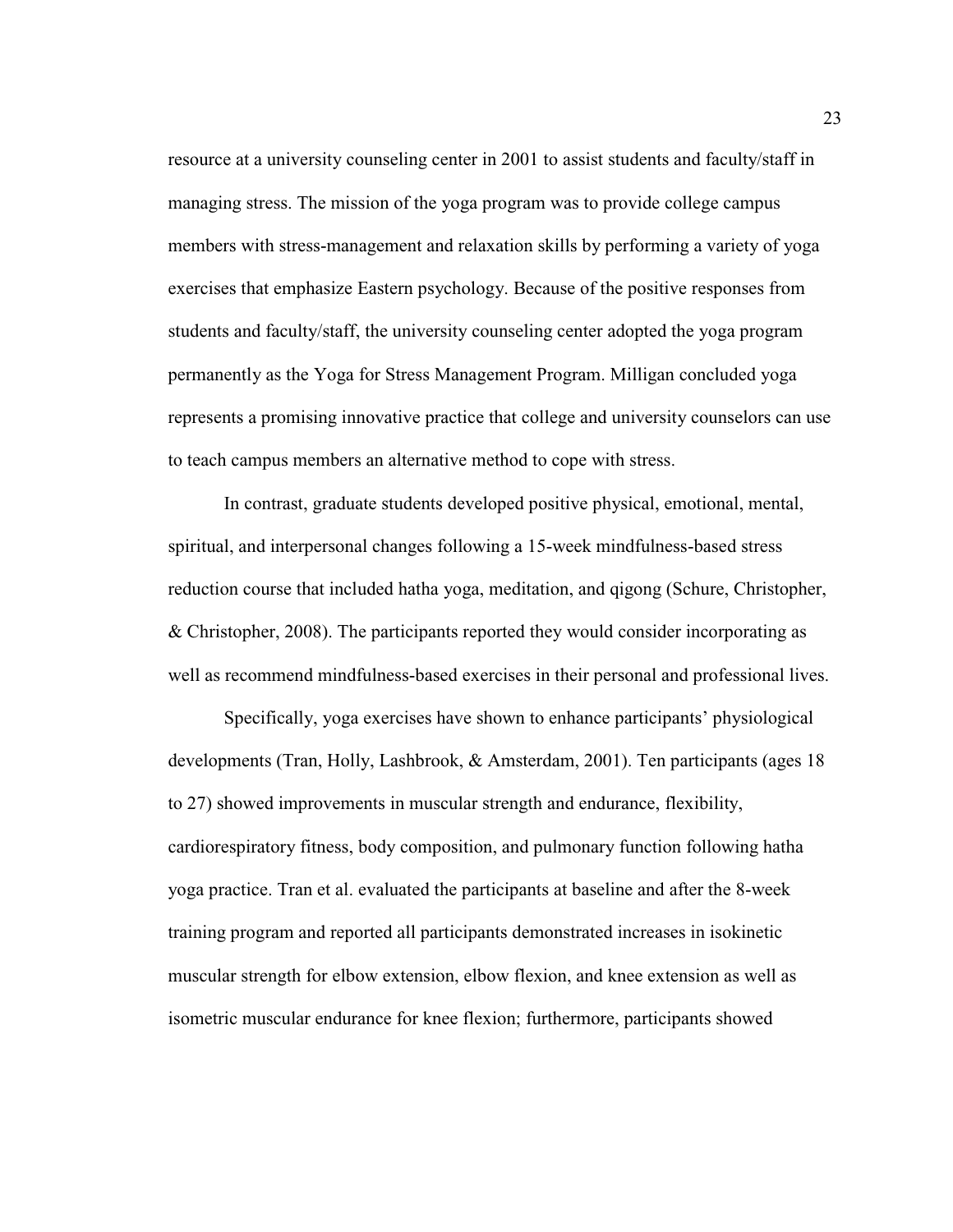resource at a university counseling center in 2001 to assist students and faculty/staff in managing stress. The mission of the yoga program was to provide college campus members with stress-management and relaxation skills by performing a variety of yoga exercises that emphasize Eastern psychology. Because of the positive responses from students and faculty/staff, the university counseling center adopted the yoga program permanently as the Yoga for Stress Management Program. Milligan concluded yoga represents a promising innovative practice that college and university counselors can use to teach campus members an alternative method to cope with stress.

In contrast, graduate students developed positive physical, emotional, mental, spiritual, and interpersonal changes following a 15-week mindfulness-based stress reduction course that included hatha yoga, meditation, and qigong (Schure, Christopher, & Christopher, 2008). The participants reported they would consider incorporating as well as recommend mindfulness-based exercises in their personal and professional lives.

Specifically, yoga exercises have shown to enhance participants' physiological developments (Tran, Holly, Lashbrook, & Amsterdam, 2001). Ten participants (ages 18 to 27) showed improvements in muscular strength and endurance, flexibility, cardiorespiratory fitness, body composition, and pulmonary function following hatha yoga practice. Tran et al. evaluated the participants at baseline and after the 8-week training program and reported all participants demonstrated increases in isokinetic muscular strength for elbow extension, elbow flexion, and knee extension as well as isometric muscular endurance for knee flexion; furthermore, participants showed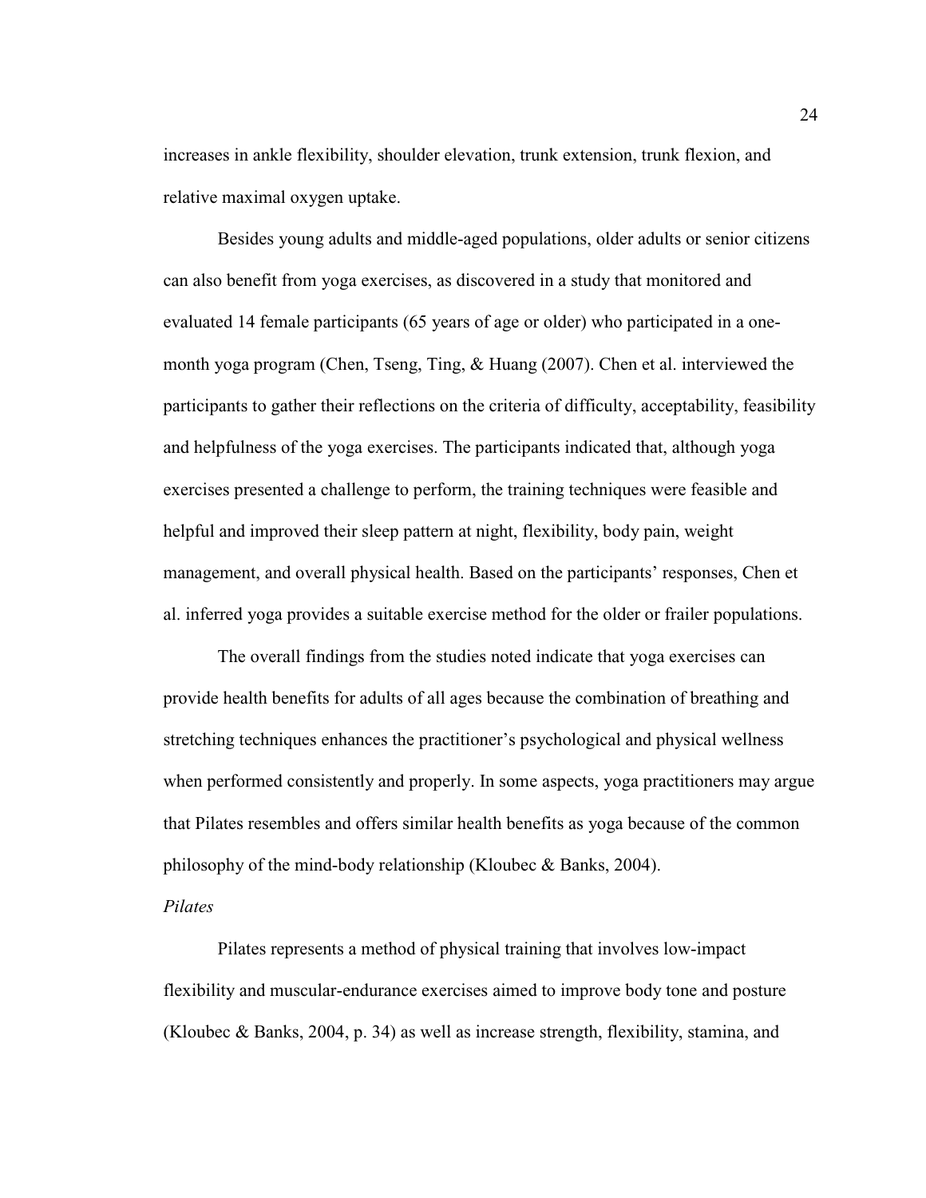increases in ankle flexibility, shoulder elevation, trunk extension, trunk flexion, and relative maximal oxygen uptake.

Besides young adults and middle-aged populations, older adults or senior citizens can also benefit from yoga exercises, as discovered in a study that monitored and evaluated 14 female participants (65 years of age or older) who participated in a one-month yoga program (Chen, Tseng, Ting, & Huang (2007). Chen et al. interviewed the participants to gather their reflections on the criteria of difficulty, acceptability, feasibility and helpfulness of the yoga exercises. The participants indicated that, although yoga exercises presented a challenge to perform, the training techniques were feasible and helpful and improved their sleep pattern at night, flexibility, body pain, weight management, and overall physical health. Based on the participants' responses, Chen et al. inferred yoga provides a suitable exercise method for the older or frailer populations.

The overall findings from the studies noted indicate that yoga exercises can provide health benefits for adults of all ages because the combination of breathing and stretching techniques enhances the practitioner's psychological and physical wellness when performed consistently and properly. In some aspects, yoga practitioners may argue that Pilates resembles and offers similar health benefits as yoga because of the common philosophy of the mind-body relationship (Kloubec & Banks, 2004).

*Pilates*

Pilates represents a method of physical training that involves low-impact flexibility and muscular-endurance exercises aimed to improve body tone and posture (Kloubec & Banks, 2004, p. 34) as well as increase strength, flexibility, stamina, and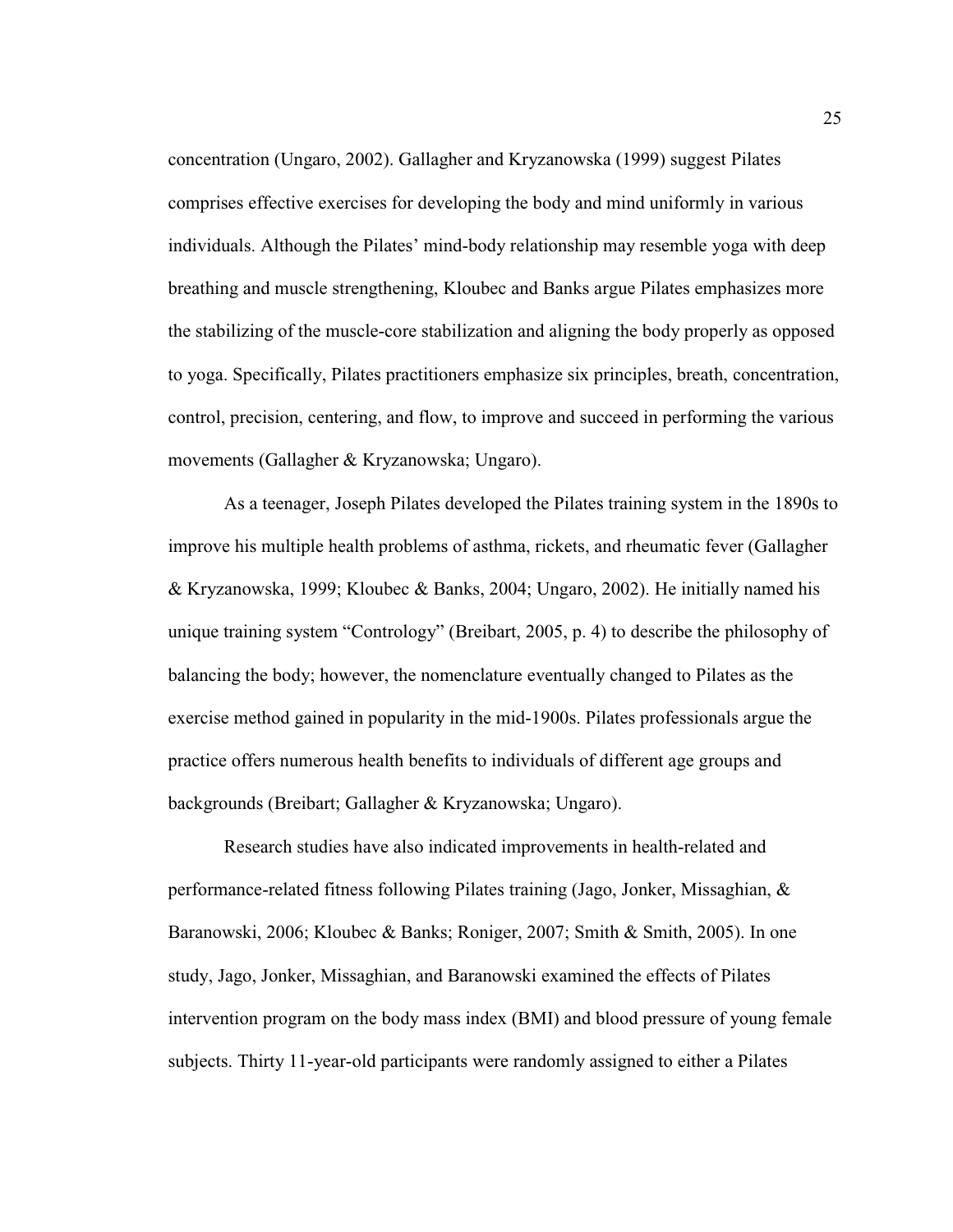concentration (Ungaro, 2002). Gallagher and Kryzanowska (1999) suggest Pilates comprises effective exercises for developing the body and mind uniformly in various individuals. Although the Pilates' mind-body relationship may resemble yoga with deep breathing and muscle strengthening, Kloubec and Banks argue Pilates emphasizes more the stabilizing of the muscle-core stabilization and aligning the body properly as opposed to yoga. Specifically, Pilates practitioners emphasize six principles, breath, concentration, control, precision, centering, and flow, to improve and succeed in performing the various movements (Gallagher & Kryzanowska; Ungaro).

As a teenager, Joseph Pilates developed the Pilates training system in the 1890s to improve his multiple health problems of asthma, rickets, and rheumatic fever (Gallagher & Kryzanowska, 1999; Kloubec & Banks, 2004; Ungaro, 2002). He initially named his unique training system "Contrology" (Breibart, 2005, p. 4) to describe the philosophy of balancing the body; however, the nomenclature eventually changed to Pilates as the exercise method gained in popularity in the mid-1900s. Pilates professionals argue the practice offers numerous health benefits to individuals of different age groups and backgrounds (Breibart; Gallagher & Kryzanowska; Ungaro).

Research studies have also indicated improvements in health-related and performance-related fitness following Pilates training (Jago, Jonker, Missaghian, & Baranowski, 2006; Kloubec & Banks; Roniger, 2007; Smith & Smith, 2005). In one study, Jago, Jonker, Missaghian, and Baranowski examined the effects of Pilates intervention program on the body mass index (BMI) and blood pressure of young female subjects. Thirty 11-year-old participants were randomly assigned to either a Pilates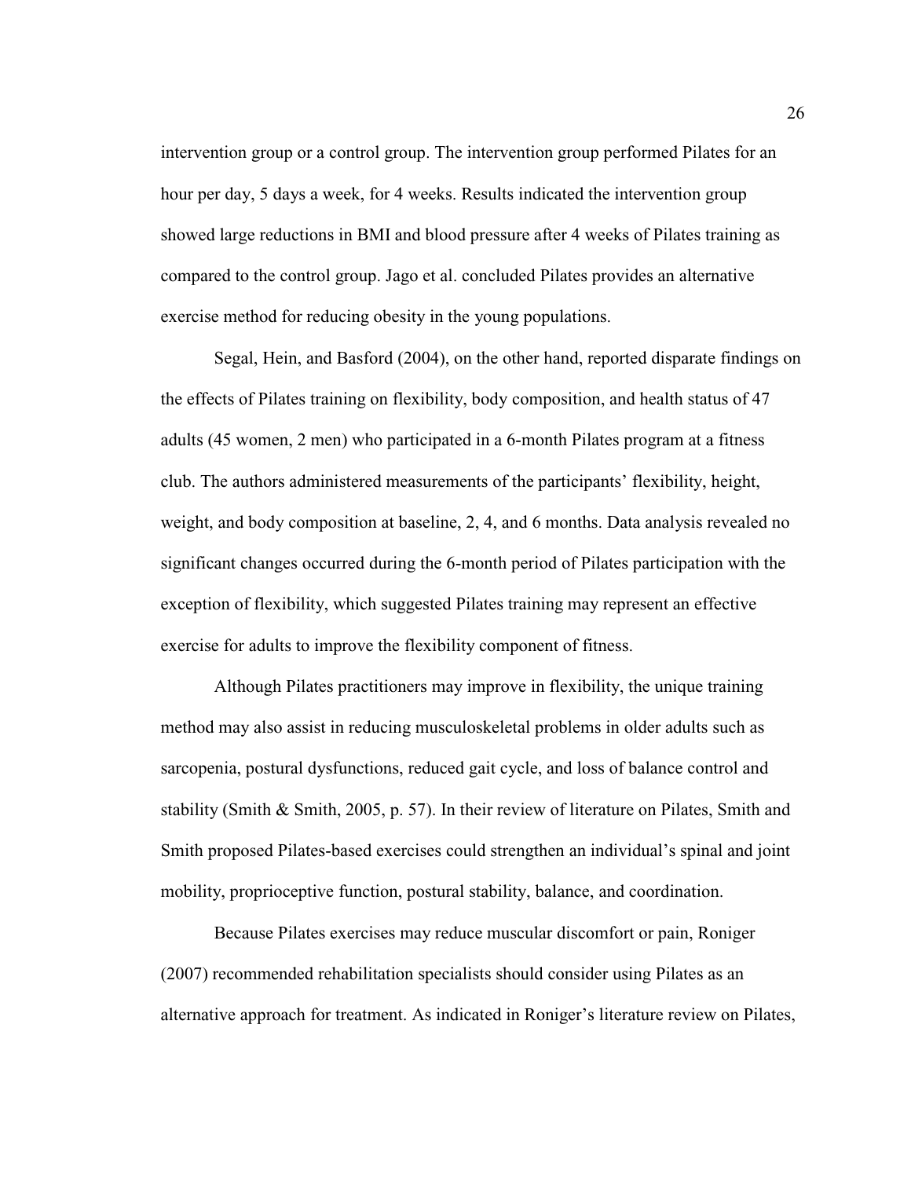intervention group or a control group. The intervention group performed Pilates for an hour per day, 5 days a week, for 4 weeks. Results indicated the intervention group showed large reductions in BMI and blood pressure after 4 weeks of Pilates training as compared to the control group. Jago et al. concluded Pilates provides an alternative exercise method for reducing obesity in the young populations.

Segal, Hein, and Basford (2004), on the other hand, reported disparate findings on the effects of Pilates training on flexibility, body composition, and health status of 47 adults (45 women, 2 men) who participated in a 6-month Pilates program at a fitness club. The authors administered measurements of the participants' flexibility, height, weight, and body composition at baseline, 2, 4, and 6 months. Data analysis revealed no significant changes occurred during the 6-month period of Pilates participation with the exception of flexibility, which suggested Pilates training may represent an effective exercise for adults to improve the flexibility component of fitness.

Although Pilates practitioners may improve in flexibility, the unique training method may also assist in reducing musculoskeletal problems in older adults such as sarcopenia, postural dysfunctions, reduced gait cycle, and loss of balance control and stability (Smith & Smith, 2005, p. 57). In their review of literature on Pilates, Smith and Smith proposed Pilates-based exercises could strengthen an individual's spinal and joint mobility, proprioceptive function, postural stability, balance, and coordination.

Because Pilates exercises may reduce muscular discomfort or pain, Roniger (2007) recommended rehabilitation specialists should consider using Pilates as an alternative approach for treatment. As indicated in Roniger's literature review on Pilates,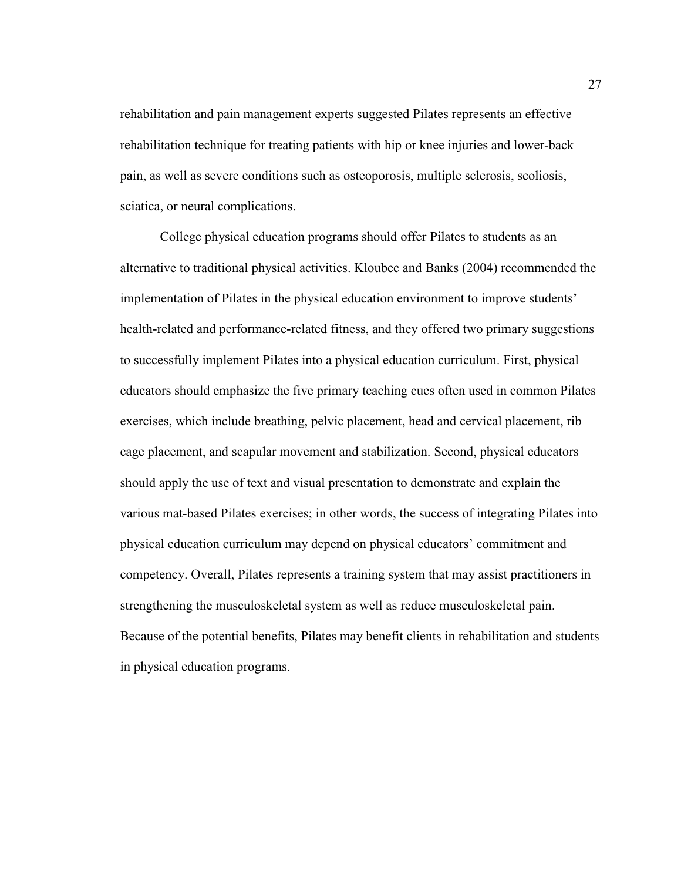rehabilitation and pain management experts suggested Pilates represents an effective rehabilitation technique for treating patients with hip or knee injuries and lower-back pain, as well as severe conditions such as osteoporosis, multiple sclerosis, scoliosis, sciatica, or neural complications.

College physical education programs should offer Pilates to students as an alternative to traditional physical activities. Kloubec and Banks (2004) recommended the implementation of Pilates in the physical education environment to improve students' health-related and performance-related fitness, and they offered two primary suggestions to successfully implement Pilates into a physical education curriculum. First, physical educators should emphasize the five primary teaching cues often used in common Pilates exercises, which include breathing, pelvic placement, head and cervical placement, rib cage placement, and scapular movement and stabilization. Second, physical educators should apply the use of text and visual presentation to demonstrate and explain the various mat-based Pilates exercises; in other words, the success of integrating Pilates into physical education curriculum may depend on physical educators' commitment and competency. Overall, Pilates represents a training system that may assist practitioners in strengthening the musculoskeletal system as well as reduce musculoskeletal pain. Because of the potential benefits, Pilates may benefit clients in rehabilitation and students in physical education programs.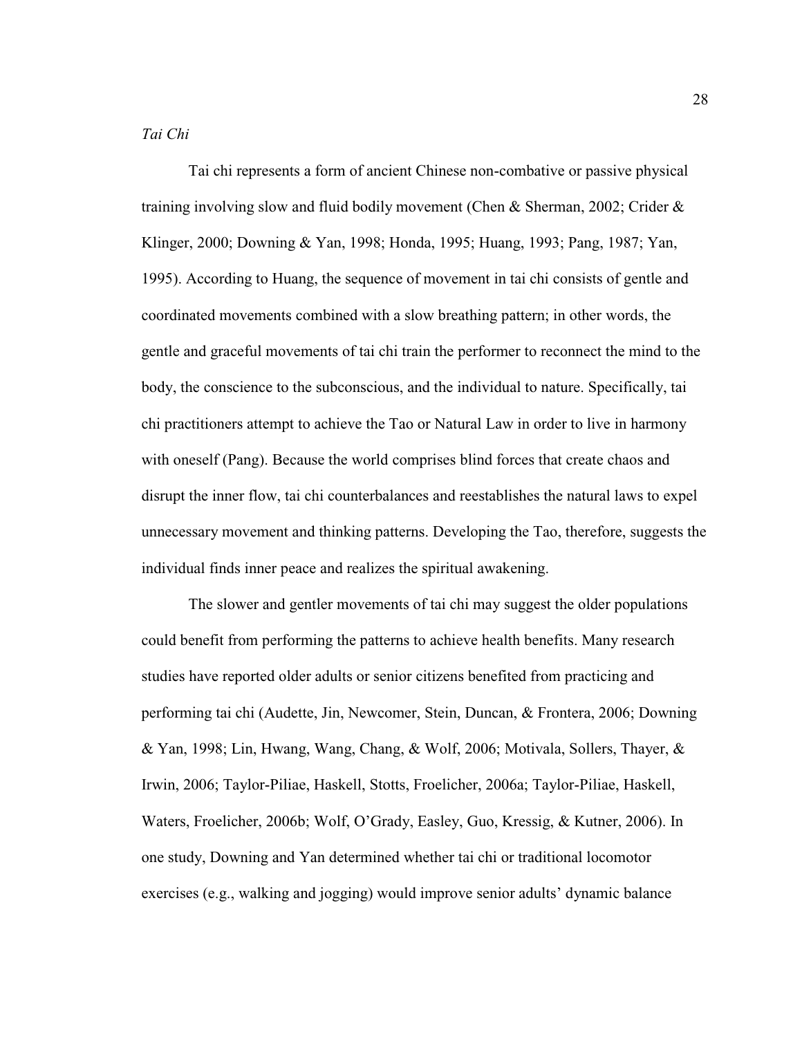*Tai Chi*

Tai chi represents a form of ancient Chinese non-combative or passive physical training involving slow and fluid bodily movement (Chen & Sherman, 2002; Crider & Klinger, 2000; Downing & Yan, 1998; Honda, 1995; Huang, 1993; Pang, 1987; Yan, 1995). According to Huang, the sequence of movement in tai chi consists of gentle and coordinated movements combined with a slow breathing pattern; in other words, the gentle and graceful movements of tai chi train the performer to reconnect the mind to the body, the conscience to the subconscious, and the individual to nature. Specifically, tai chi practitioners attempt to achieve the Tao or Natural Law in order to live in harmony with oneself (Pang). Because the world comprises blind forces that create chaos and disrupt the inner flow, tai chi counterbalances and reestablishes the natural laws to expel unnecessary movement and thinking patterns. Developing the Tao, therefore, suggests the individual finds inner peace and realizes the spiritual awakening.

The slower and gentler movements of tai chi may suggest the older populations could benefit from performing the patterns to achieve health benefits. Many research studies have reported older adults or senior citizens benefited from practicing and performing tai chi (Audette, Jin, Newcomer, Stein, Duncan, & Frontera, 2006; Downing & Yan, 1998; Lin, Hwang, Wang, Chang, & Wolf, 2006; Motivala, Sollers, Thayer, & Irwin, 2006; Taylor-Piliae, Haskell, Stotts, Froelicher, 2006a; Taylor-Piliae, Haskell, Waters, Froelicher, 2006b; Wolf, O'Grady, Easley, Guo, Kressig, & Kutner, 2006). In one study, Downing and Yan determined whether tai chi or traditional locomotor exercises (e.g., walking and jogging) would improve senior adults' dynamic balance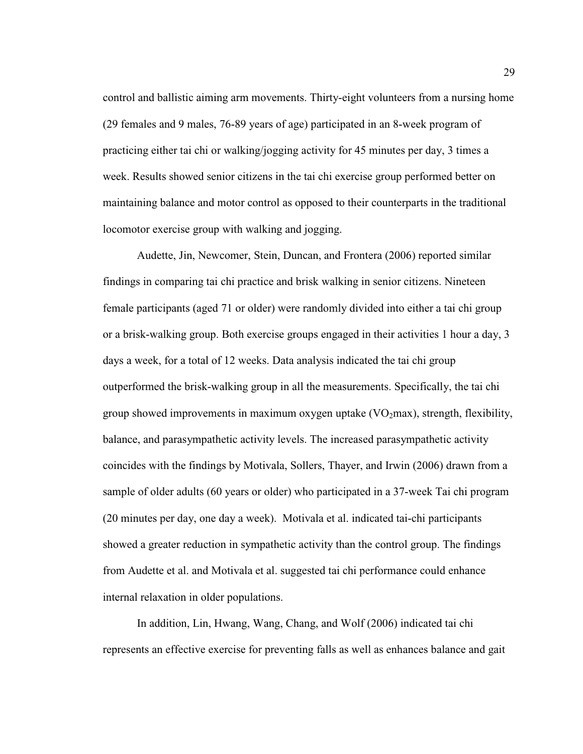control and ballistic aiming arm movements. Thirty-eight volunteers from a nursing home (29 females and 9 males, 76-89 years of age) participated in an 8-week program of practicing either tai chi or walking/jogging activity for 45 minutes per day, 3 times a week. Results showed senior citizens in the tai chi exercise group performed better on maintaining balance and motor control as opposed to their counterparts in the traditional locomotor exercise group with walking and jogging.

Audette, Jin, Newcomer, Stein, Duncan, and Frontera (2006) reported similar findings in comparing tai chi practice and brisk walking in senior citizens. Nineteen female participants (aged 71 or older) were randomly divided into either a tai chi group or a brisk-walking group. Both exercise groups engaged in their activities 1 hour a day, 3 days a week, for a total of 12 weeks. Data analysis indicated the tai chi group outperformed the brisk-walking group in all the measurements. Specifically, the tai chi group showed improvements in maximum oxygen uptake ($VO_2max$), strength, flexibility, balance, and parasympathetic activity levels. The increased parasympathetic activity coincides with the findings by Motivala, Sollers, Thayer, and Irwin (2006) drawn from a sample of older adults (60 years or older) who participated in a 37-week Tai chi program (20 minutes per day, one day a week). Motivala et al. indicated tai-chi participants showed a greater reduction in sympathetic activity than the control group. The findings from Audette et al. and Motivala et al. suggested tai chi performance could enhance internal relaxation in older populations.

In addition, Lin, Hwang, Wang, Chang, and Wolf (2006) indicated tai chi represents an effective exercise for preventing falls as well as enhances balance and gait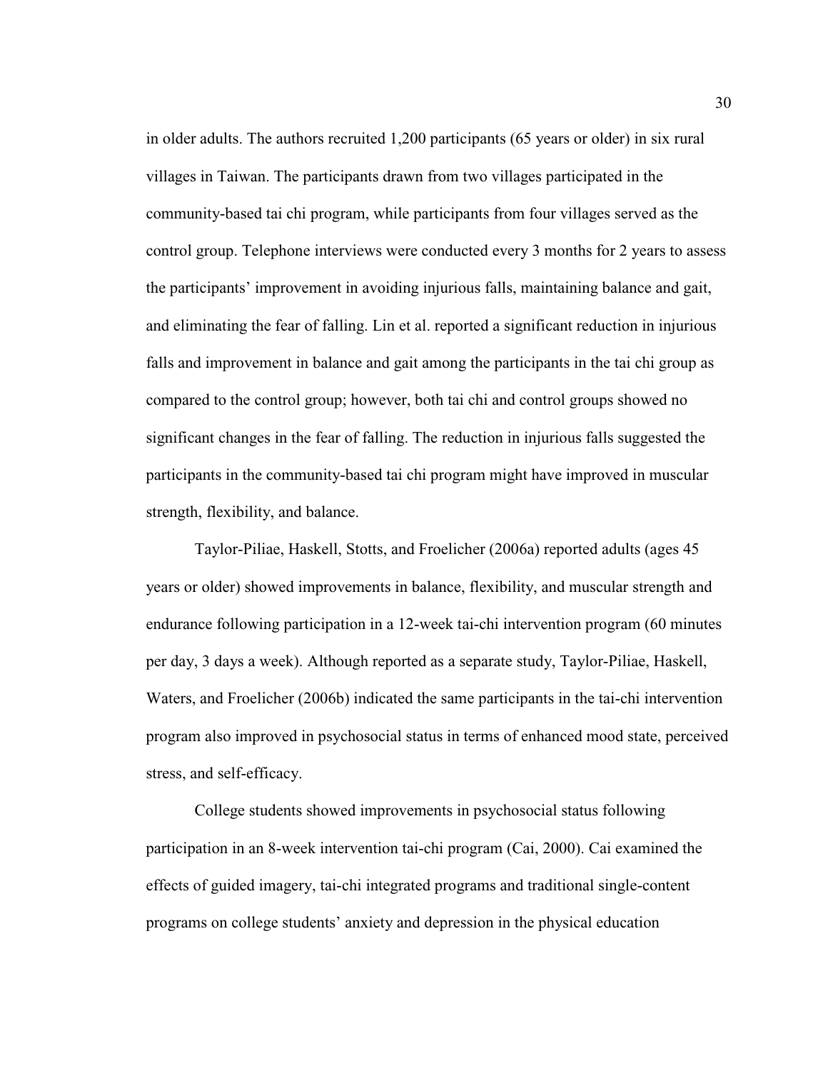in older adults. The authors recruited 1,200 participants (65 years or older) in six rural villages in Taiwan. The participants drawn from two villages participated in the community-based tai chi program, while participants from four villages served as the control group. Telephone interviews were conducted every 3 months for 2 years to assess the participants' improvement in avoiding injurious falls, maintaining balance and gait, and eliminating the fear of falling. Lin et al. reported a significant reduction in injurious falls and improvement in balance and gait among the participants in the tai chi group as compared to the control group; however, both tai chi and control groups showed no significant changes in the fear of falling. The reduction in injurious falls suggested the participants in the community-based tai chi program might have improved in muscular strength, flexibility, and balance.

Taylor-Piliae, Haskell, Stotts, and Froelicher (2006a) reported adults (ages 45 years or older) showed improvements in balance, flexibility, and muscular strength and endurance following participation in a 12-week tai-chi intervention program (60 minutes per day, 3 days a week). Although reported as a separate study, Taylor-Piliae, Haskell, Waters, and Froelicher (2006b) indicated the same participants in the tai-chi intervention program also improved in psychosocial status in terms of enhanced mood state, perceived stress, and self-efficacy.

College students showed improvements in psychosocial status following participation in an 8-week intervention tai-chi program (Cai, 2000). Cai examined the effects of guided imagery, tai-chi integrated programs and traditional single-content programs on college students' anxiety and depression in the physical education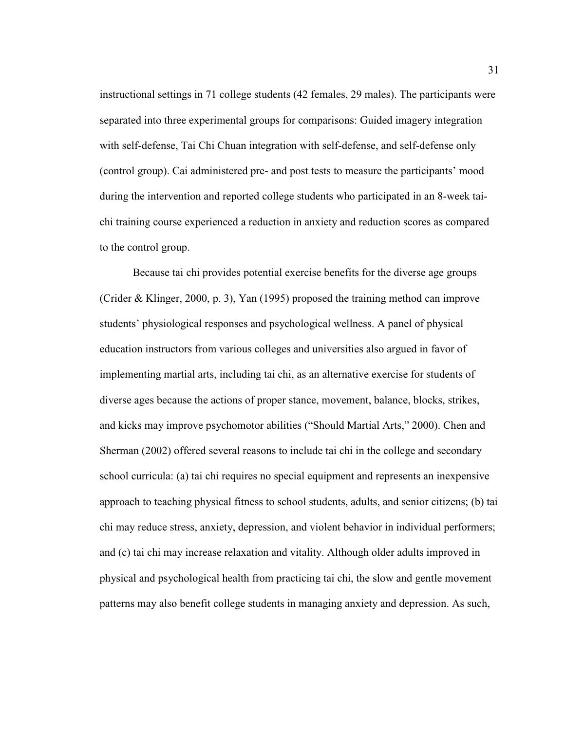instructional settings in 71 college students (42 females, 29 males). The participants were separated into three experimental groups for comparisons: Guided imagery integration with self-defense, Tai Chi Chuan integration with self-defense, and self-defense only (control group). Cai administered pre- and post tests to measure the participants' mood during the intervention and reported college students who participated in an 8-week tai-chi training course experienced a reduction in anxiety and reduction scores as compared to the control group.

Because tai chi provides potential exercise benefits for the diverse age groups (Crider & Klinger, 2000, p. 3), Yan (1995) proposed the training method can improve students' physiological responses and psychological wellness. A panel of physical education instructors from various colleges and universities also argued in favor of implementing martial arts, including tai chi, as an alternative exercise for students of diverse ages because the actions of proper stance, movement, balance, blocks, strikes, and kicks may improve psychomotor abilities ("Should Martial Arts," 2000). Chen and Sherman (2002) offered several reasons to include tai chi in the college and secondary school curricula: (a) tai chi requires no special equipment and represents an inexpensive approach to teaching physical fitness to school students, adults, and senior citizens; (b) tai chi may reduce stress, anxiety, depression, and violent behavior in individual performers; and (c) tai chi may increase relaxation and vitality. Although older adults improved in physical and psychological health from practicing tai chi, the slow and gentle movement patterns may also benefit college students in managing anxiety and depression. As such,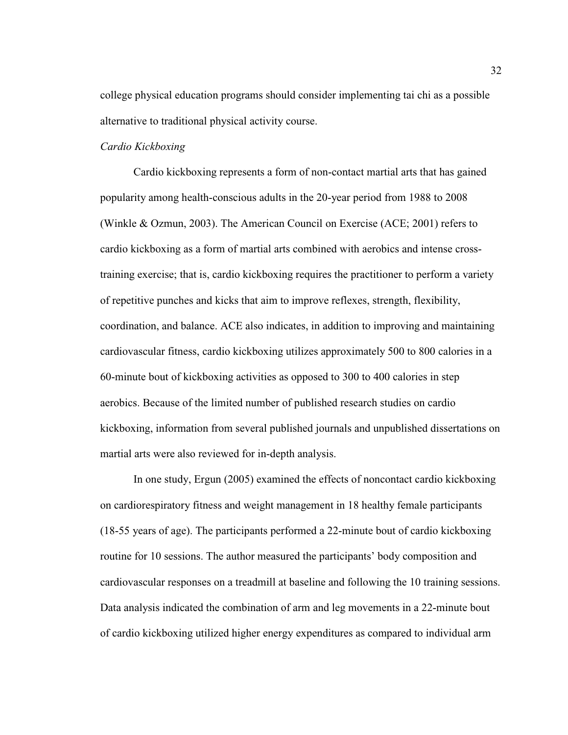college physical education programs should consider implementing tai chi as a possible alternative to traditional physical activity course.

### *Cardio Kickboxing*

Cardio kickboxing represents a form of non-contact martial arts that has gained popularity among health-conscious adults in the 20-year period from 1988 to 2008 (Winkle & Ozmun, 2003). The American Council on Exercise (ACE; 2001) refers to cardio kickboxing as a form of martial arts combined with aerobics and intense cross-training exercise; that is, cardio kickboxing requires the practitioner to perform a variety of repetitive punches and kicks that aim to improve reflexes, strength, flexibility, coordination, and balance. ACE also indicates, in addition to improving and maintaining cardiovascular fitness, cardio kickboxing utilizes approximately 500 to 800 calories in a 60-minute bout of kickboxing activities as opposed to 300 to 400 calories in step aerobics. Because of the limited number of published research studies on cardio kickboxing, information from several published journals and unpublished dissertations on martial arts were also reviewed for in-depth analysis.

In one study, Ergun (2005) examined the effects of noncontact cardio kickboxing on cardiorespiratory fitness and weight management in 18 healthy female participants (18-55 years of age). The participants performed a 22-minute bout of cardio kickboxing routine for 10 sessions. The author measured the participants' body composition and cardiovascular responses on a treadmill at baseline and following the 10 training sessions. Data analysis indicated the combination of arm and leg movements in a 22-minute bout of cardio kickboxing utilized higher energy expenditures as compared to individual arm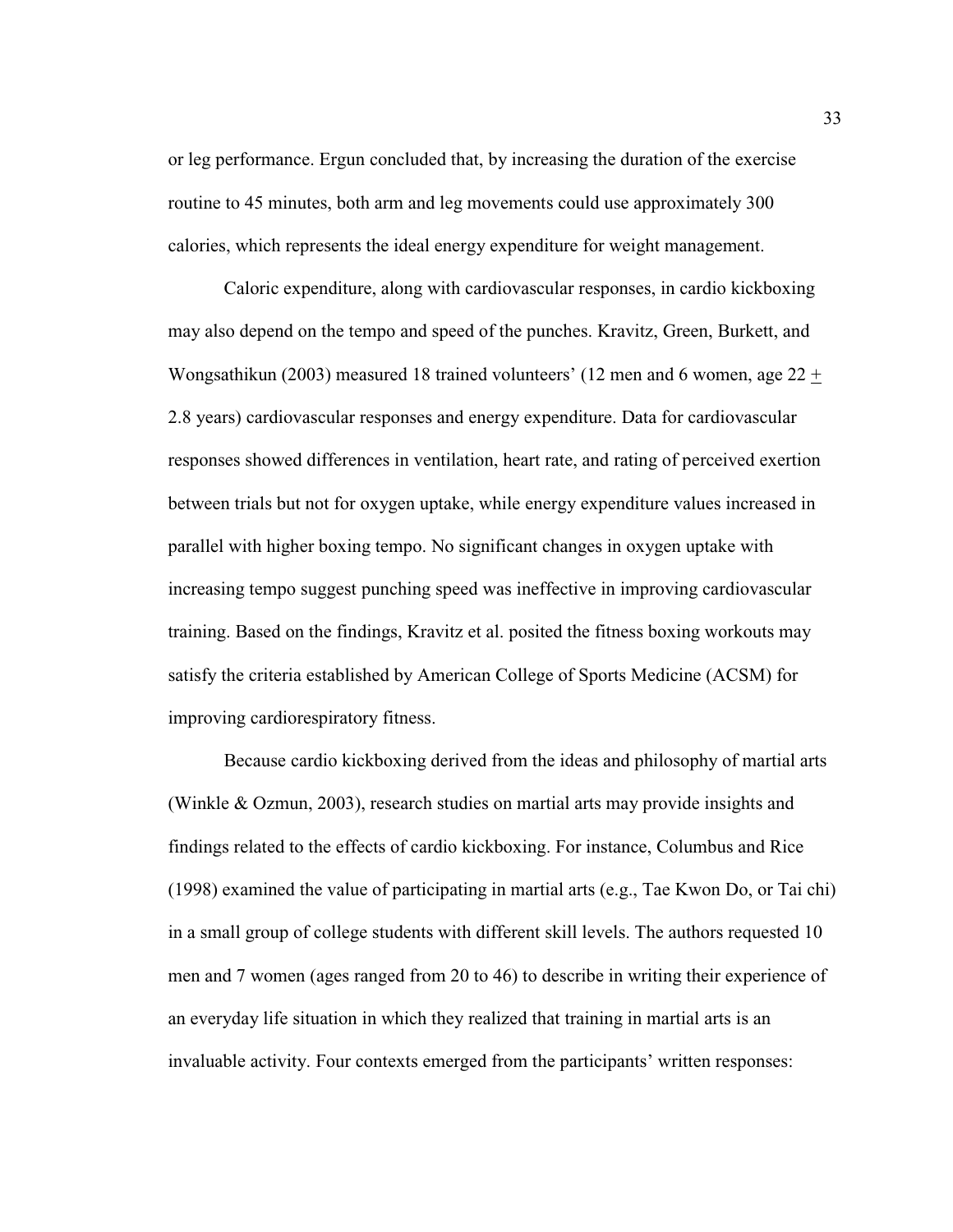or leg performance. Ergun concluded that, by increasing the duration of the exercise routine to 45 minutes, both arm and leg movements could use approximately 300 calories, which represents the ideal energy expenditure for weight management.

Caloric expenditure, along with cardiovascular responses, in cardio kickboxing may also depend on the tempo and speed of the punches. Kravitz, Green, Burkett, and Wongsathikun (2003) measured 18 trained volunteers' (12 men and 6 women, age 22 $\pm$ 2.8 years) cardiovascular responses and energy expenditure. Data for cardiovascular responses showed differences in ventilation, heart rate, and rating of perceived exertion between trials but not for oxygen uptake, while energy expenditure values increased in parallel with higher boxing tempo. No significant changes in oxygen uptake with increasing tempo suggest punching speed was ineffective in improving cardiovascular training. Based on the findings, Kravitz et al. posited the fitness boxing workouts may satisfy the criteria established by American College of Sports Medicine (ACSM) for improving cardiorespiratory fitness.

Because cardio kickboxing derived from the ideas and philosophy of martial arts (Winkle & Ozmun, 2003), research studies on martial arts may provide insights and findings related to the effects of cardio kickboxing. For instance, Columbus and Rice (1998) examined the value of participating in martial arts (e.g., Tae Kwon Do, or Tai chi) in a small group of college students with different skill levels. The authors requested 10 men and 7 women (ages ranged from 20 to 46) to describe in writing their experience of an everyday life situation in which they realized that training in martial arts is an invaluable activity. Four contexts emerged from the participants' written responses: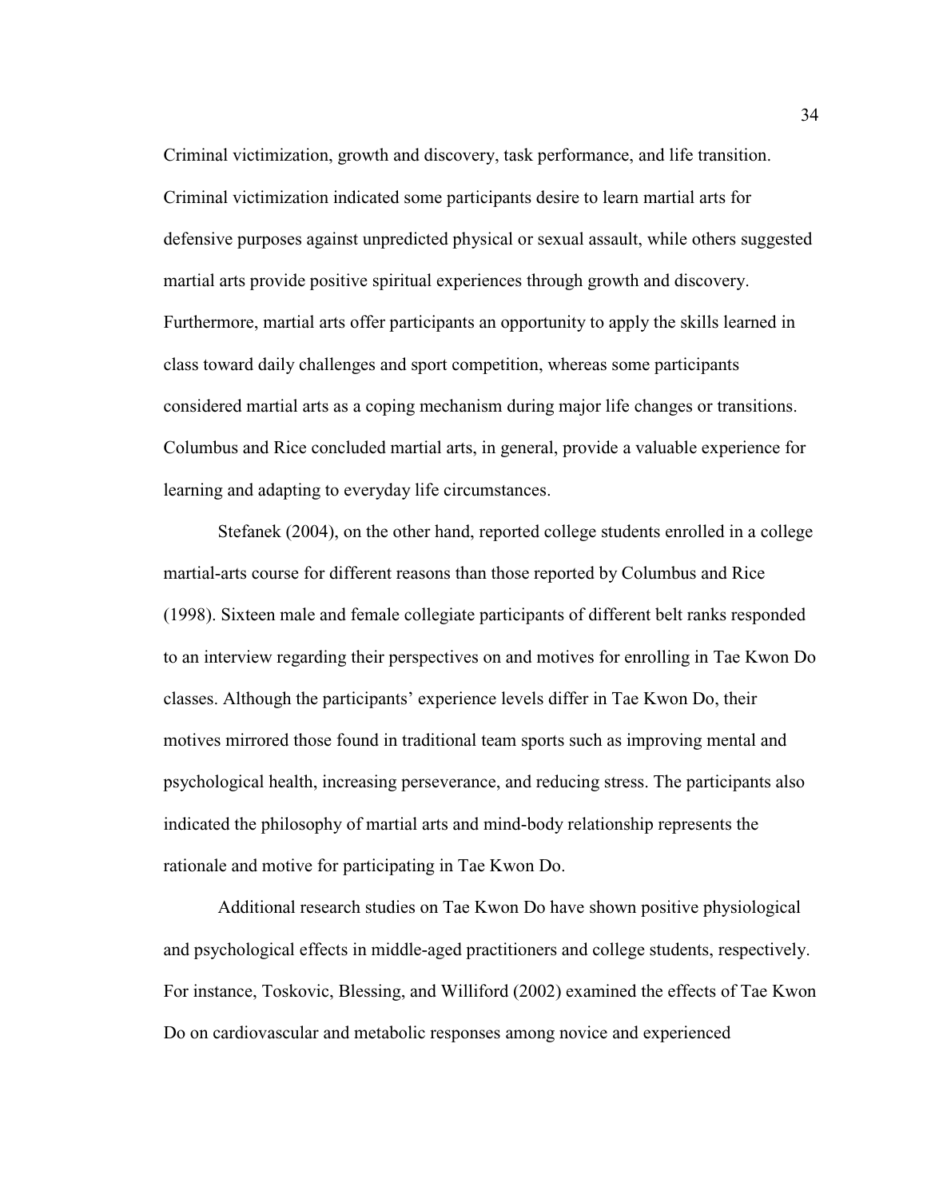Criminal victimization, growth and discovery, task performance, and life transition. Criminal victimization indicated some participants desire to learn martial arts for defensive purposes against unpredicted physical or sexual assault, while others suggested martial arts provide positive spiritual experiences through growth and discovery. Furthermore, martial arts offer participants an opportunity to apply the skills learned in class toward daily challenges and sport competition, whereas some participants considered martial arts as a coping mechanism during major life changes or transitions. Columbus and Rice concluded martial arts, in general, provide a valuable experience for learning and adapting to everyday life circumstances.

Stefanek (2004), on the other hand, reported college students enrolled in a college martial-arts course for different reasons than those reported by Columbus and Rice (1998). Sixteen male and female collegiate participants of different belt ranks responded to an interview regarding their perspectives on and motives for enrolling in Tae Kwon Do classes. Although the participants' experience levels differ in Tae Kwon Do, their motives mirrored those found in traditional team sports such as improving mental and psychological health, increasing perseverance, and reducing stress. The participants also indicated the philosophy of martial arts and mind-body relationship represents the rationale and motive for participating in Tae Kwon Do.

Additional research studies on Tae Kwon Do have shown positive physiological and psychological effects in middle-aged practitioners and college students, respectively. For instance, Toskovic, Blessing, and Williford (2002) examined the effects of Tae Kwon Do on cardiovascular and metabolic responses among novice and experienced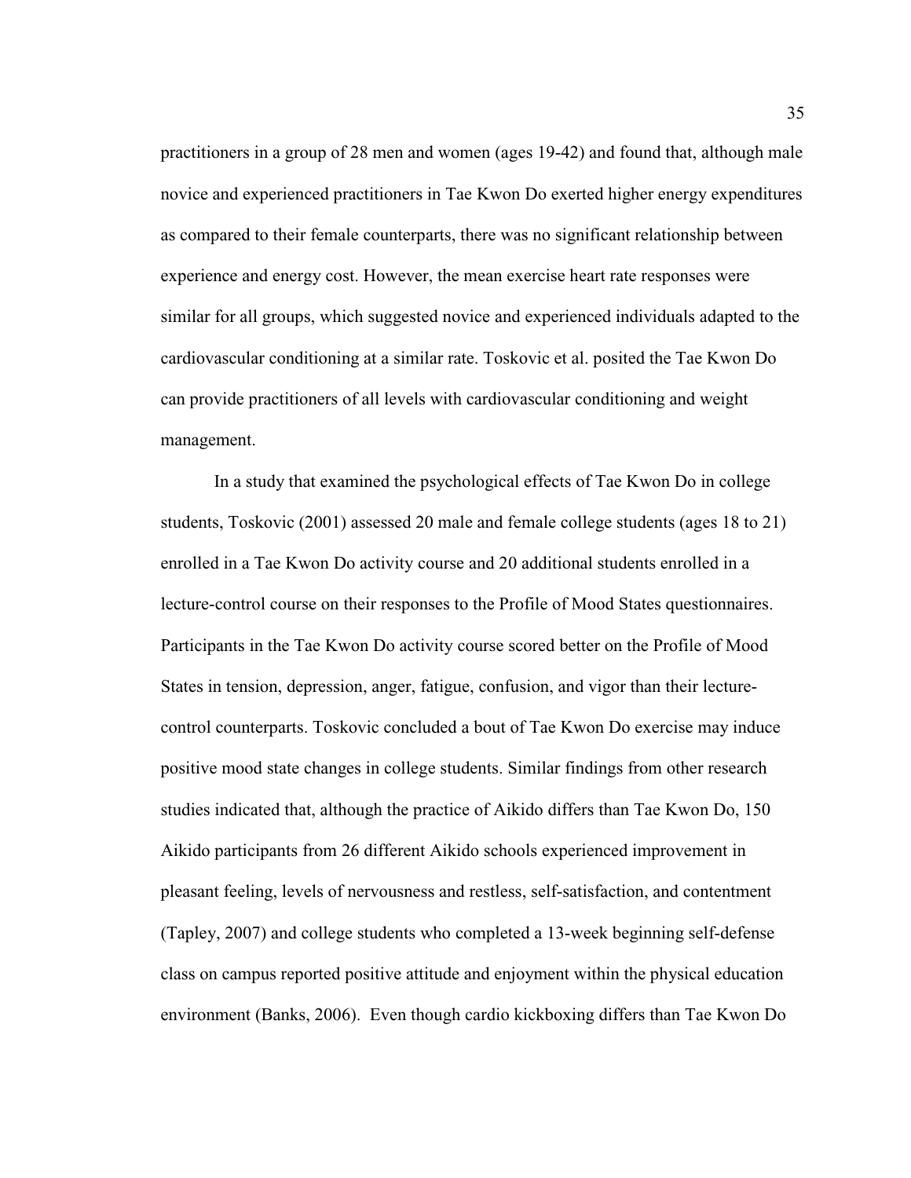practitioners in a group of 28 men and women (ages 19-42) and found that, although male novice and experienced practitioners in Tae Kwon Do exerted higher energy expenditures as compared to their female counterparts, there was no significant relationship between experience and energy cost. However, the mean exercise heart rate responses were similar for all groups, which suggested novice and experienced individuals adapted to the cardiovascular conditioning at a similar rate. Toskovic et al. posited the Tae Kwon Do can provide practitioners of all levels with cardiovascular conditioning and weight management.

In a study that examined the psychological effects of Tae Kwon Do in college students, Toskovic (2001) assessed 20 male and female college students (ages 18 to 21) enrolled in a Tae Kwon Do activity course and 20 additional students enrolled in a lecture-control course on their responses to the Profile of Mood States questionnaires. Participants in the Tae Kwon Do activity course scored better on the Profile of Mood States in tension, depression, anger, fatigue, confusion, and vigor than their lecture-control counterparts. Toskovic concluded a bout of Tae Kwon Do exercise may induce positive mood state changes in college students. Similar findings from other research studies indicated that, although the practice of Aikido differs than Tae Kwon Do, 150 Aikido participants from 26 different Aikido schools experienced improvement in pleasant feeling, levels of nervousness and restless, self-satisfaction, and contentment (Tapley, 2007) and college students who completed a 13-week beginning self-defense class on campus reported positive attitude and enjoyment within the physical education environment (Banks, 2006). Even though cardio kickboxing differs than Tae Kwon Do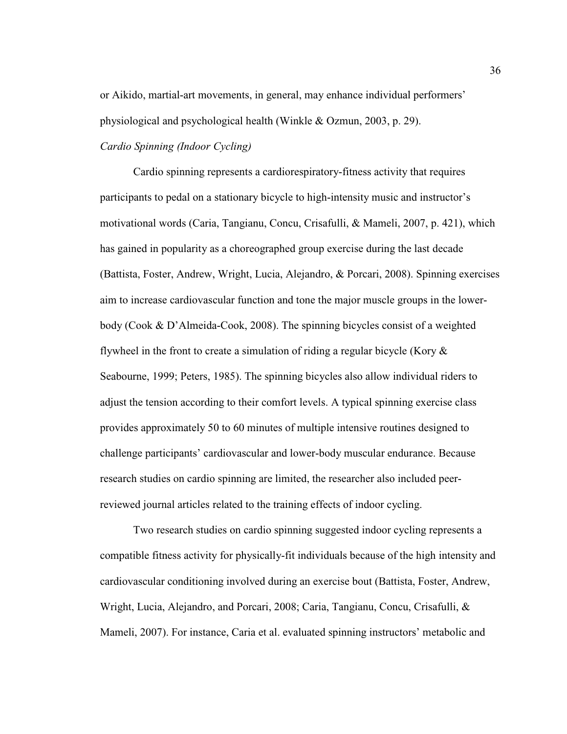or Aikido, martial-art movements, in general, may enhance individual performers' physiological and psychological health (Winkle & Ozmun, 2003, p. 29).

*Cardio Spinning (Indoor Cycling)*

Cardio spinning represents a cardiorespiratory-fitness activity that requires participants to pedal on a stationary bicycle to high-intensity music and instructor's motivational words (Caria, Tangianu, Concu, Crisafulli, & Mameli, 2007, p. 421), which has gained in popularity as a choreographed group exercise during the last decade (Battista, Foster, Andrew, Wright, Lucia, Alejandro, & Porcari, 2008). Spinning exercises aim to increase cardiovascular function and tone the major muscle groups in the lower-body (Cook & D'Almeida-Cook, 2008). The spinning bicycles consist of a weighted flywheel in the front to create a simulation of riding a regular bicycle (Kory & Seabourne, 1999; Peters, 1985). The spinning bicycles also allow individual riders to adjust the tension according to their comfort levels. A typical spinning exercise class provides approximately 50 to 60 minutes of multiple intensive routines designed to challenge participants' cardiovascular and lower-body muscular endurance. Because research studies on cardio spinning are limited, the researcher also included peer-reviewed journal articles related to the training effects of indoor cycling.

Two research studies on cardio spinning suggested indoor cycling represents a compatible fitness activity for physically-fit individuals because of the high intensity and cardiovascular conditioning involved during an exercise bout (Battista, Foster, Andrew, Wright, Lucia, Alejandro, and Porcari, 2008; Caria, Tangianu, Concu, Crisafulli, & Mameli, 2007). For instance, Caria et al. evaluated spinning instructors' metabolic and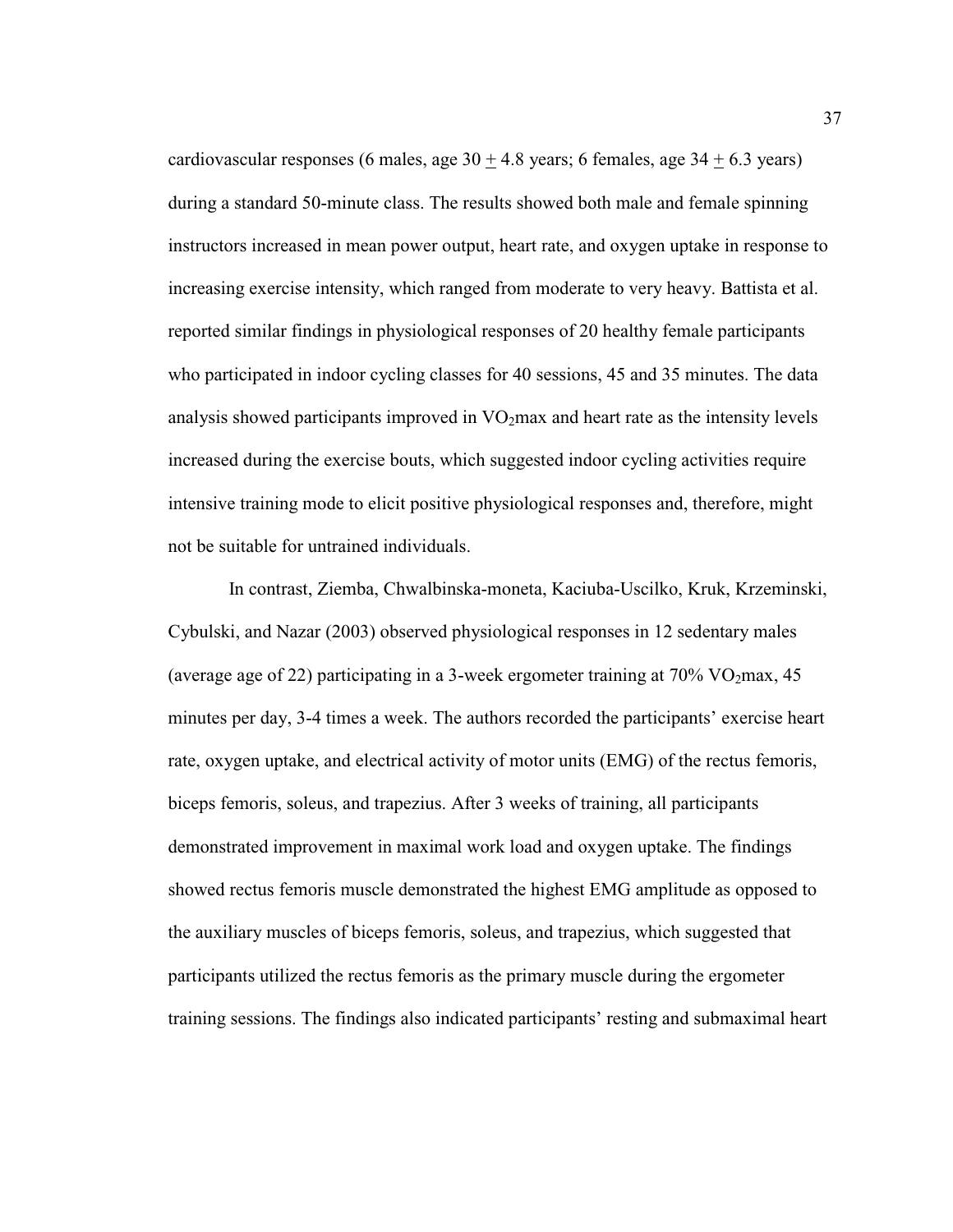cardiovascular responses (6 males, age 30 $\pm$ 4.8 years; 6 females, age 34 $\pm$ 6.3 years) during a standard 50-minute class. The results showed both male and female spinning instructors increased in mean power output, heart rate, and oxygen uptake in response to increasing exercise intensity, which ranged from moderate to very heavy. Battista et al. reported similar findings in physiological responses of 20 healthy female participants who participated in indoor cycling classes for 40 sessions, 45 and 35 minutes. The data analysis showed participants improved in $VO_2$max and heart rate as the intensity levels increased during the exercise bouts, which suggested indoor cycling activities require intensive training mode to elicit positive physiological responses and, therefore, might not be suitable for untrained individuals.

In contrast, Ziemba, Chwalbinska-moneta, Kaciuba-Uscilko, Kruk, Krzeminski, Cybulski, and Nazar (2003) observed physiological responses in 12 sedentary males (average age of 22) participating in a 3-week ergometer training at 70% $VO_2$max, 45 minutes per day, 3-4 times a week. The authors recorded the participants' exercise heart rate, oxygen uptake, and electrical activity of motor units (EMG) of the rectus femoris, biceps femoris, soleus, and trapezius. After 3 weeks of training, all participants demonstrated improvement in maximal work load and oxygen uptake. The findings showed rectus femoris muscle demonstrated the highest EMG amplitude as opposed to the auxiliary muscles of biceps femoris, soleus, and trapezius, which suggested that participants utilized the rectus femoris as the primary muscle during the ergometer training sessions. The findings also indicated participants' resting and submaximal heart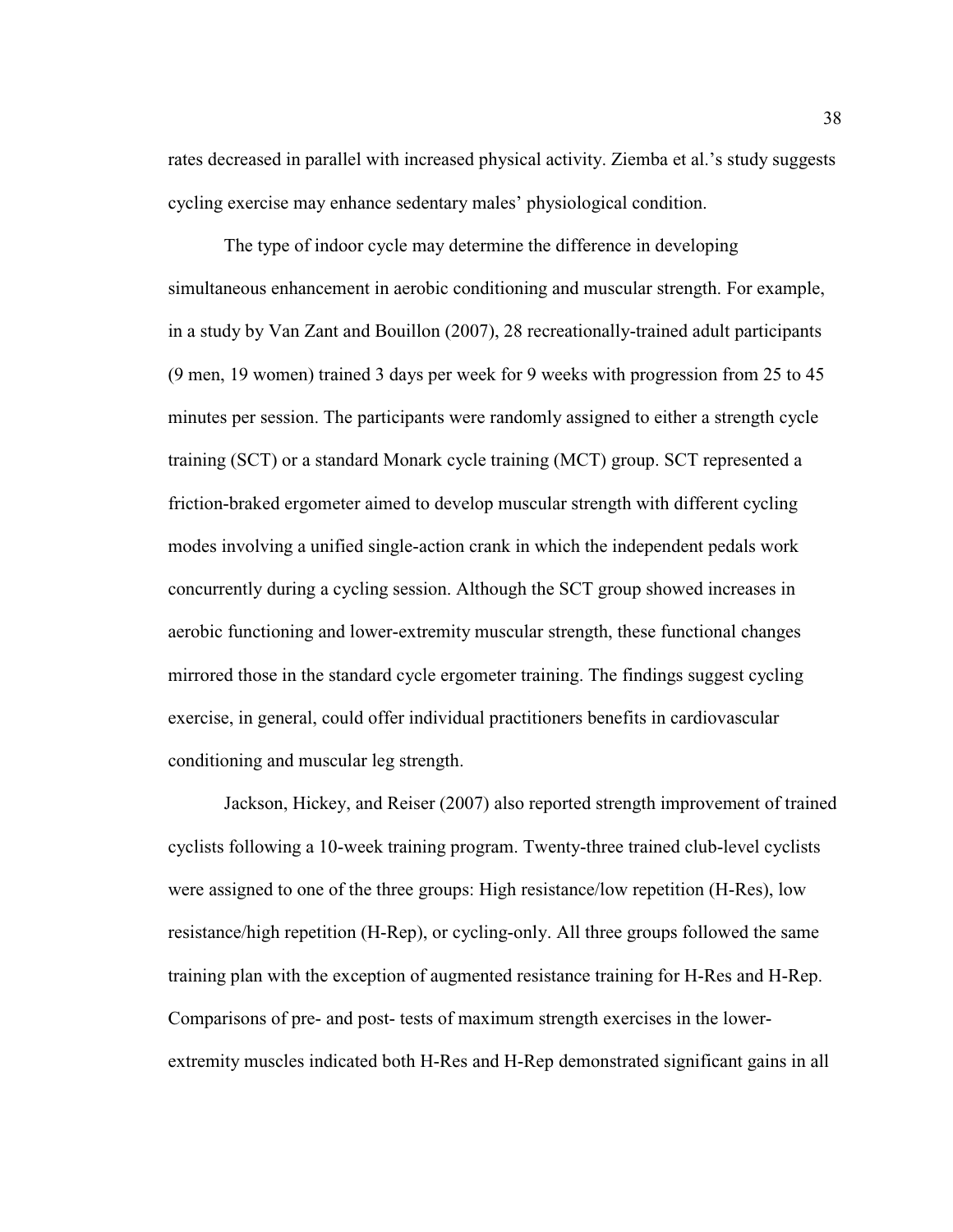rates decreased in parallel with increased physical activity. Ziemba et al.'s study suggests cycling exercise may enhance sedentary males' physiological condition.

The type of indoor cycle may determine the difference in developing simultaneous enhancement in aerobic conditioning and muscular strength. For example, in a study by Van Zant and Bouillon (2007), 28 recreationally-trained adult participants (9 men, 19 women) trained 3 days per week for 9 weeks with progression from 25 to 45 minutes per session. The participants were randomly assigned to either a strength cycle training (SCT) or a standard Monark cycle training (MCT) group. SCT represented a friction-braked ergometer aimed to develop muscular strength with different cycling modes involving a unified single-action crank in which the independent pedals work concurrently during a cycling session. Although the SCT group showed increases in aerobic functioning and lower-extremity muscular strength, these functional changes mirrored those in the standard cycle ergometer training. The findings suggest cycling exercise, in general, could offer individual practitioners benefits in cardiovascular conditioning and muscular leg strength.

Jackson, Hickey, and Reiser (2007) also reported strength improvement of trained cyclists following a 10-week training program. Twenty-three trained club-level cyclists were assigned to one of the three groups: High resistance/low repetition (H-Res), low resistance/high repetition (H-Rep), or cycling-only. All three groups followed the same training plan with the exception of augmented resistance training for H-Res and H-Rep. Comparisons of pre- and post- tests of maximum strength exercises in the lower-extremity muscles indicated both H-Res and H-Rep demonstrated significant gains in all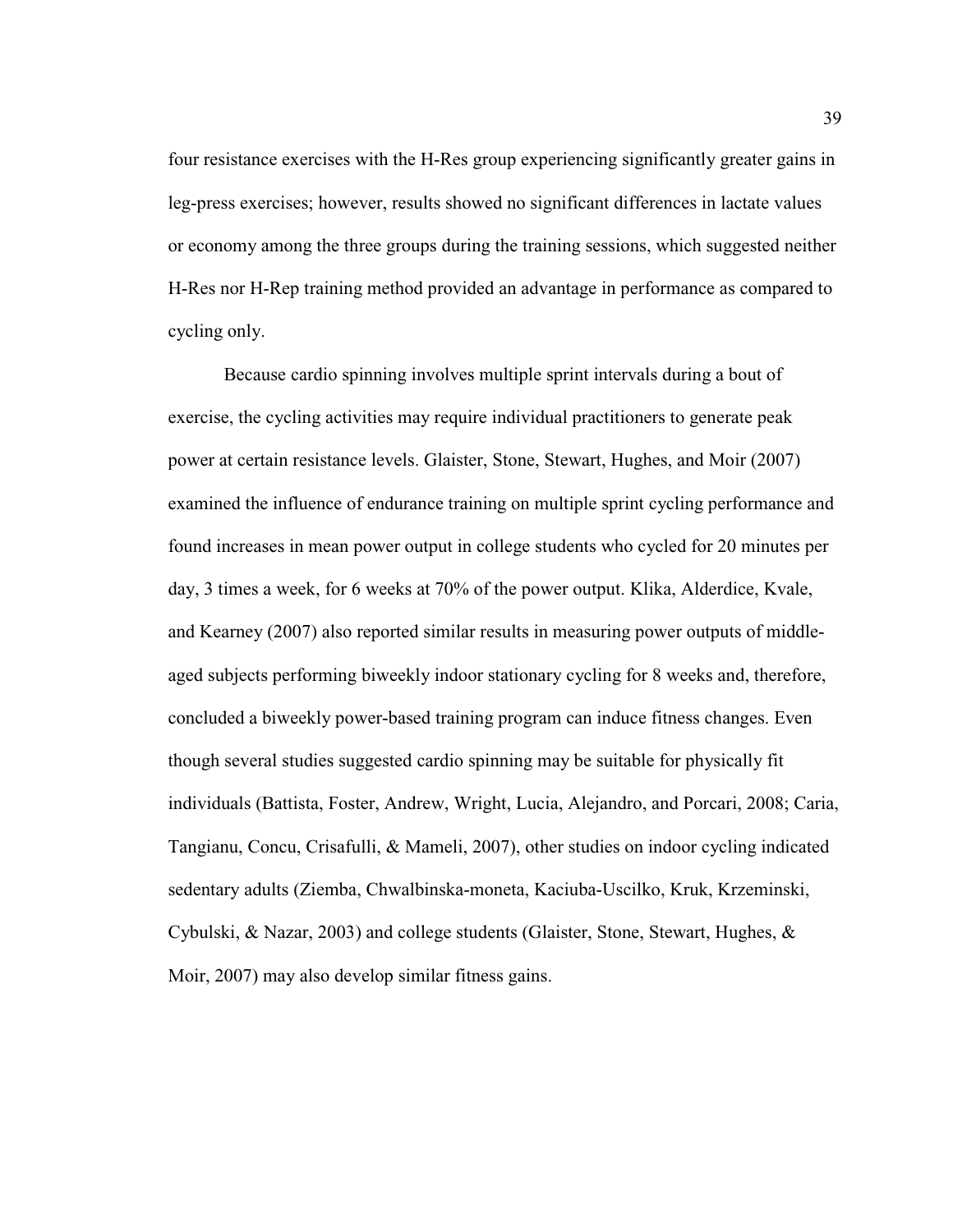four resistance exercises with the H-Res group experiencing significantly greater gains in leg-press exercises; however, results showed no significant differences in lactate values or economy among the three groups during the training sessions, which suggested neither H-Res nor H-Rep training method provided an advantage in performance as compared to cycling only.

Because cardio spinning involves multiple sprint intervals during a bout of exercise, the cycling activities may require individual practitioners to generate peak power at certain resistance levels. Glaister, Stone, Stewart, Hughes, and Moir (2007) examined the influence of endurance training on multiple sprint cycling performance and found increases in mean power output in college students who cycled for 20 minutes per day, 3 times a week, for 6 weeks at 70% of the power output. Klika, Alderdice, Kvale, and Kearney (2007) also reported similar results in measuring power outputs of middle-aged subjects performing biweekly indoor stationary cycling for 8 weeks and, therefore, concluded a biweekly power-based training program can induce fitness changes. Even though several studies suggested cardio spinning may be suitable for physically fit individuals (Battista, Foster, Andrew, Wright, Lucia, Alejandro, and Porcari, 2008; Caria, Tangianu, Concu, Crisafulli, & Mameli, 2007), other studies on indoor cycling indicated sedentary adults (Ziemba, Chwalbinska-moneta, Kaciuba-Uscilko, Kruk, Krzeminski, Cybulski, & Nazar, 2003) and college students (Glaister, Stone, Stewart, Hughes, & Moir, 2007) may also develop similar fitness gains.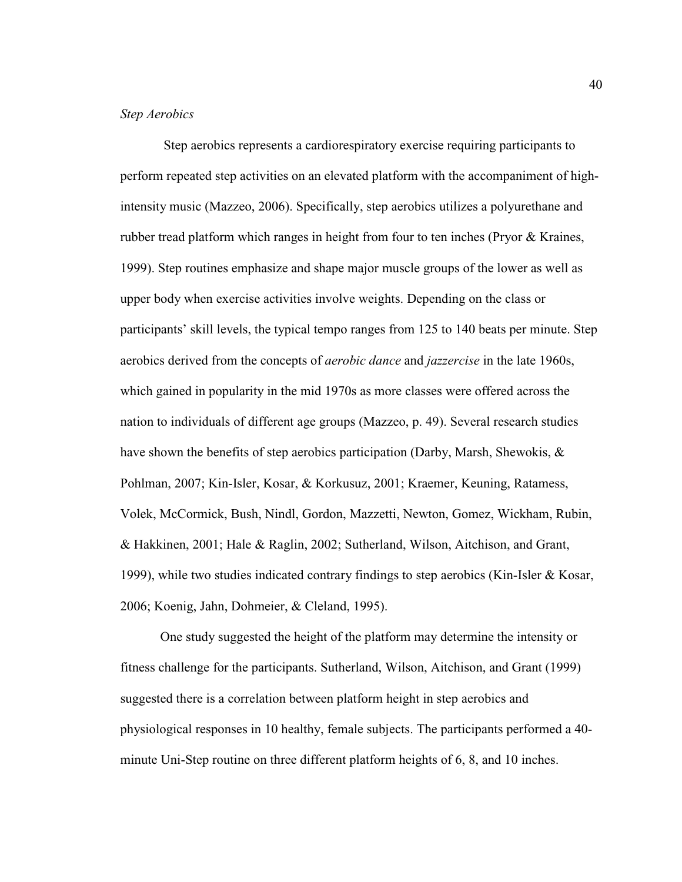*Step Aerobics*

Step aerobics represents a cardiorespiratory exercise requiring participants to perform repeated step activities on an elevated platform with the accompaniment of high-intensity music (Mazzeo, 2006). Specifically, step aerobics utilizes a polyurethane and rubber tread platform which ranges in height from four to ten inches (Pryor & Kraines, 1999). Step routines emphasize and shape major muscle groups of the lower as well as upper body when exercise activities involve weights. Depending on the class or participants' skill levels, the typical tempo ranges from 125 to 140 beats per minute. Step aerobics derived from the concepts of *aerobic dance* and *jazzercise* in the late 1960s, which gained in popularity in the mid 1970s as more classes were offered across the nation to individuals of different age groups (Mazzeo, p. 49). Several research studies have shown the benefits of step aerobics participation (Darby, Marsh, Shewokis, & Pohlman, 2007; Kin-Isler, Kosar, & Korkusuz, 2001; Kraemer, Keuning, Ratamess, Volek, McCormick, Bush, Nindl, Gordon, Mazzetti, Newton, Gomez, Wickham, Rubin, & Hakkinen, 2001; Hale & Raglin, 2002; Sutherland, Wilson, Aitchison, and Grant, 1999), while two studies indicated contrary findings to step aerobics (Kin-Isler & Kosar, 2006; Koenig, Jahn, Dohmeier, & Cleland, 1995).

One study suggested the height of the platform may determine the intensity or fitness challenge for the participants. Sutherland, Wilson, Aitchison, and Grant (1999) suggested there is a correlation between platform height in step aerobics and physiological responses in 10 healthy, female subjects. The participants performed a 40-minute Uni-Step routine on three different platform heights of 6, 8, and 10 inches.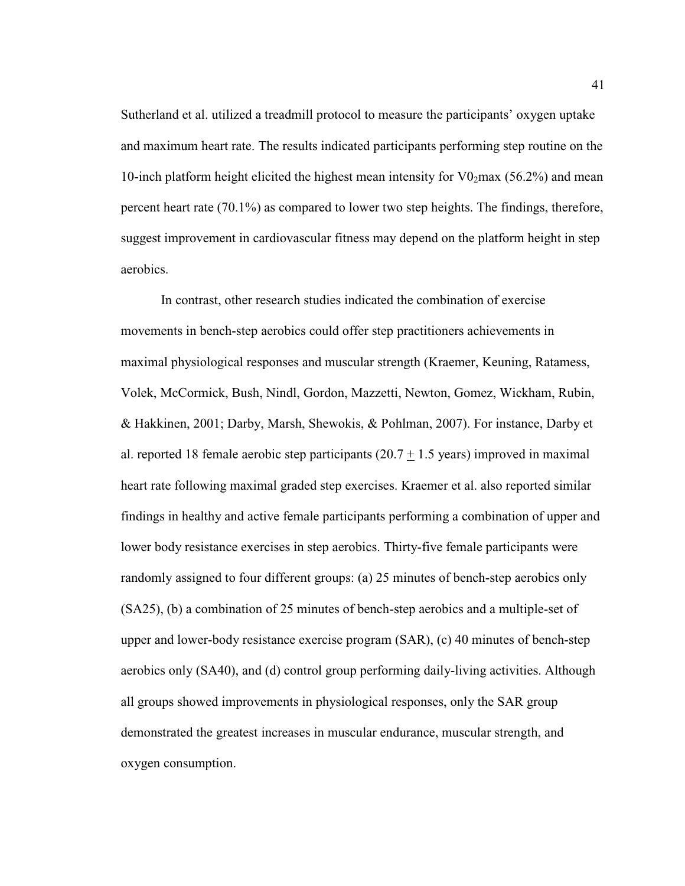Sutherland et al. utilized a treadmill protocol to measure the participants' oxygen uptake and maximum heart rate. The results indicated participants performing step routine on the 10-inch platform height elicited the highest mean intensity for $V0_2max$ (56.2%) and mean percent heart rate (70.1%) as compared to lower two step heights. The findings, therefore, suggest improvement in cardiovascular fitness may depend on the platform height in step aerobics.

In contrast, other research studies indicated the combination of exercise movements in bench-step aerobics could offer step practitioners achievements in maximal physiological responses and muscular strength (Kraemer, Keuning, Ratamess, Volek, McCormick, Bush, Nindl, Gordon, Mazzetti, Newton, Gomez, Wickham, Rubin, & Hakkinen, 2001; Darby, Marsh, Shewokis, & Pohlman, 2007). For instance, Darby et al. reported 18 female aerobic step participants (20.7 $\pm$ 1.5 years) improved in maximal heart rate following maximal graded step exercises. Kraemer et al. also reported similar findings in healthy and active female participants performing a combination of upper and lower body resistance exercises in step aerobics. Thirty-five female participants were randomly assigned to four different groups: (a) 25 minutes of bench-step aerobics only (SA25), (b) a combination of 25 minutes of bench-step aerobics and a multiple-set of upper and lower-body resistance exercise program (SAR), (c) 40 minutes of bench-step aerobics only (SA40), and (d) control group performing daily-living activities. Although all groups showed improvements in physiological responses, only the SAR group demonstrated the greatest increases in muscular endurance, muscular strength, and oxygen consumption.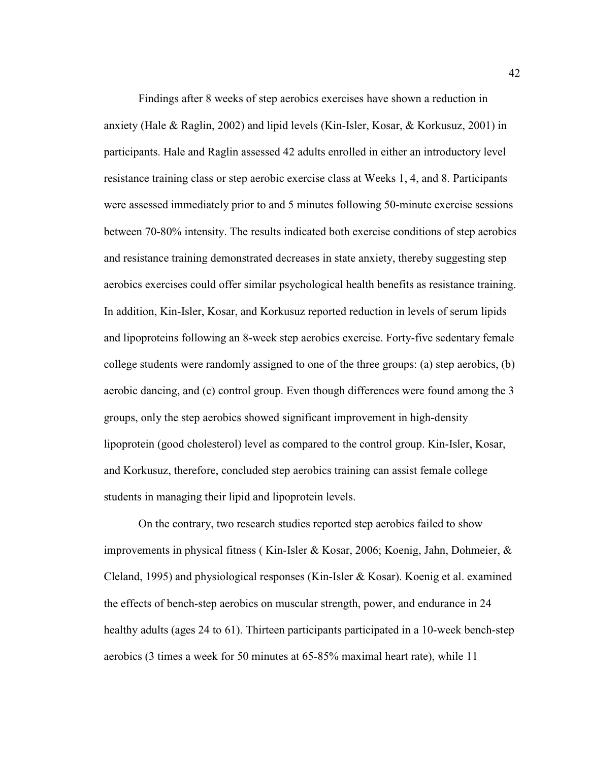Findings after 8 weeks of step aerobics exercises have shown a reduction in anxiety (Hale & Raglin, 2002) and lipid levels (Kin-Isler, Kosar, & Korkusuz, 2001) in participants. Hale and Raglin assessed 42 adults enrolled in either an introductory level resistance training class or step aerobic exercise class at Weeks 1, 4, and 8. Participants were assessed immediately prior to and 5 minutes following 50-minute exercise sessions between 70-80% intensity. The results indicated both exercise conditions of step aerobics and resistance training demonstrated decreases in state anxiety, thereby suggesting step aerobics exercises could offer similar psychological health benefits as resistance training. In addition, Kin-Isler, Kosar, and Korkusuz reported reduction in levels of serum lipids and lipoproteins following an 8-week step aerobics exercise. Forty-five sedentary female college students were randomly assigned to one of the three groups: (a) step aerobics, (b) aerobic dancing, and (c) control group. Even though differences were found among the 3 groups, only the step aerobics showed significant improvement in high-density lipoprotein (good cholesterol) level as compared to the control group. Kin-Isler, Kosar, and Korkusuz, therefore, concluded step aerobics training can assist female college students in managing their lipid and lipoprotein levels.

On the contrary, two research studies reported step aerobics failed to show improvements in physical fitness ( Kin-Isler & Kosar, 2006; Koenig, Jahn, Dohmeier, & Cleland, 1995) and physiological responses (Kin-Isler & Kosar). Koenig et al. examined the effects of bench-step aerobics on muscular strength, power, and endurance in 24 healthy adults (ages 24 to 61). Thirteen participants participated in a 10-week bench-step aerobics (3 times a week for 50 minutes at 65-85% maximal heart rate), while 11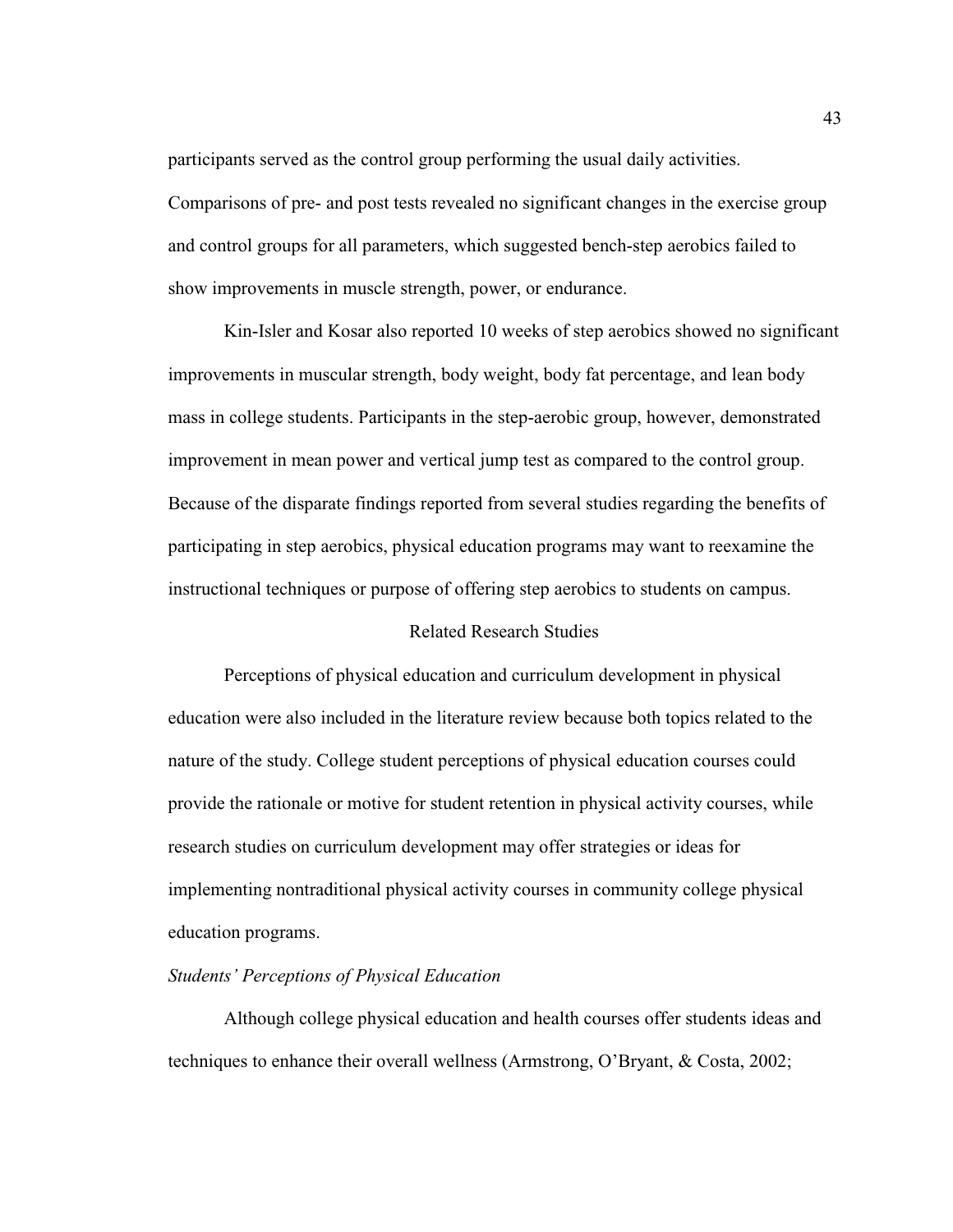participants served as the control group performing the usual daily activities. Comparisons of pre- and post tests revealed no significant changes in the exercise group and control groups for all parameters, which suggested bench-step aerobics failed to show improvements in muscle strength, power, or endurance.

Kin-Isler and Kosar also reported 10 weeks of step aerobics showed no significant improvements in muscular strength, body weight, body fat percentage, and lean body mass in college students. Participants in the step-aerobic group, however, demonstrated improvement in mean power and vertical jump test as compared to the control group. Because of the disparate findings reported from several studies regarding the benefits of participating in step aerobics, physical education programs may want to reexamine the instructional techniques or purpose of offering step aerobics to students on campus.

## Related Research Studies

Perceptions of physical education and curriculum development in physical education were also included in the literature review because both topics related to the nature of the study. College student perceptions of physical education courses could provide the rationale or motive for student retention in physical activity courses, while research studies on curriculum development may offer strategies or ideas for implementing nontraditional physical activity courses in community college physical education programs.

### *Students' Perceptions of Physical Education*

Although college physical education and health courses offer students ideas and techniques to enhance their overall wellness (Armstrong, O'Bryant, & Costa, 2002;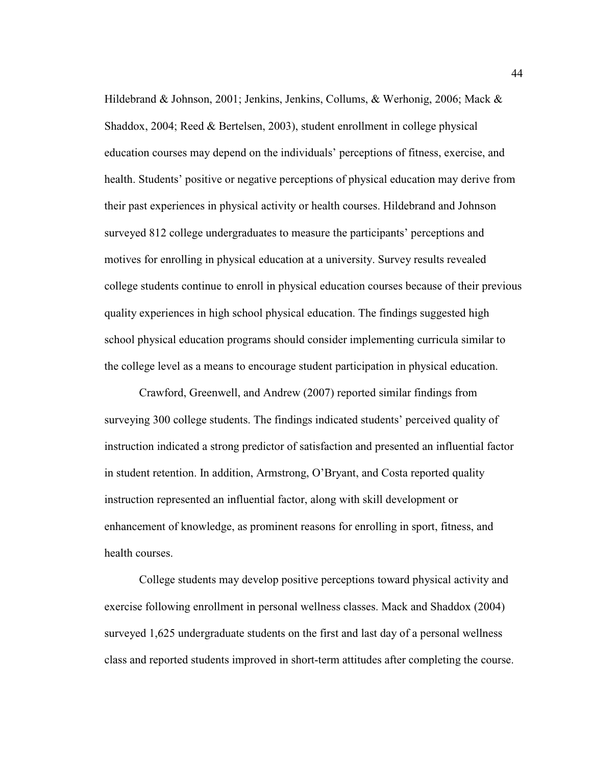Hildebrand & Johnson, 2001; Jenkins, Jenkins, Collums, & Werhonig, 2006; Mack & Shaddox, 2004; Reed & Bertelsen, 2003), student enrollment in college physical education courses may depend on the individuals' perceptions of fitness, exercise, and health. Students' positive or negative perceptions of physical education may derive from their past experiences in physical activity or health courses. Hildebrand and Johnson surveyed 812 college undergraduates to measure the participants' perceptions and motives for enrolling in physical education at a university. Survey results revealed college students continue to enroll in physical education courses because of their previous quality experiences in high school physical education. The findings suggested high school physical education programs should consider implementing curricula similar to the college level as a means to encourage student participation in physical education.

Crawford, Greenwell, and Andrew (2007) reported similar findings from surveying 300 college students. The findings indicated students' perceived quality of instruction indicated a strong predictor of satisfaction and presented an influential factor in student retention. In addition, Armstrong, O'Bryant, and Costa reported quality instruction represented an influential factor, along with skill development or enhancement of knowledge, as prominent reasons for enrolling in sport, fitness, and health courses.

College students may develop positive perceptions toward physical activity and exercise following enrollment in personal wellness classes. Mack and Shaddox (2004) surveyed 1,625 undergraduate students on the first and last day of a personal wellness class and reported students improved in short-term attitudes after completing the course.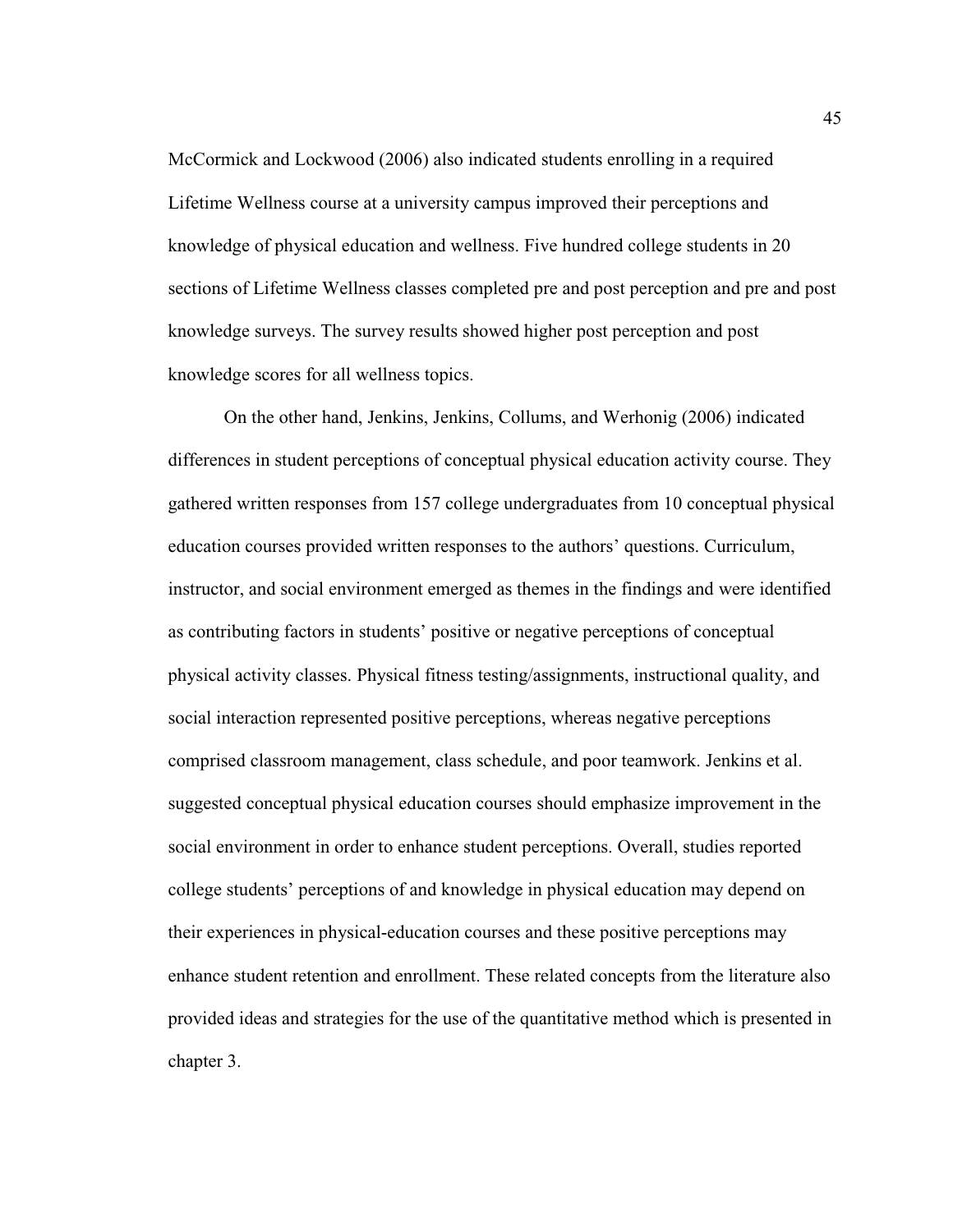McCormick and Lockwood (2006) also indicated students enrolling in a required Lifetime Wellness course at a university campus improved their perceptions and knowledge of physical education and wellness. Five hundred college students in 20 sections of Lifetime Wellness classes completed pre and post perception and pre and post knowledge surveys. The survey results showed higher post perception and post knowledge scores for all wellness topics.

On the other hand, Jenkins, Jenkins, Collums, and Werhonig (2006) indicated differences in student perceptions of conceptual physical education activity course. They gathered written responses from 157 college undergraduates from 10 conceptual physical education courses provided written responses to the authors' questions. Curriculum, instructor, and social environment emerged as themes in the findings and were identified as contributing factors in students' positive or negative perceptions of conceptual physical activity classes. Physical fitness testing/assignments, instructional quality, and social interaction represented positive perceptions, whereas negative perceptions comprised classroom management, class schedule, and poor teamwork. Jenkins et al. suggested conceptual physical education courses should emphasize improvement in the social environment in order to enhance student perceptions. Overall, studies reported college students' perceptions of and knowledge in physical education may depend on their experiences in physical-education courses and these positive perceptions may enhance student retention and enrollment. These related concepts from the literature also provided ideas and strategies for the use of the quantitative method which is presented in chapter 3.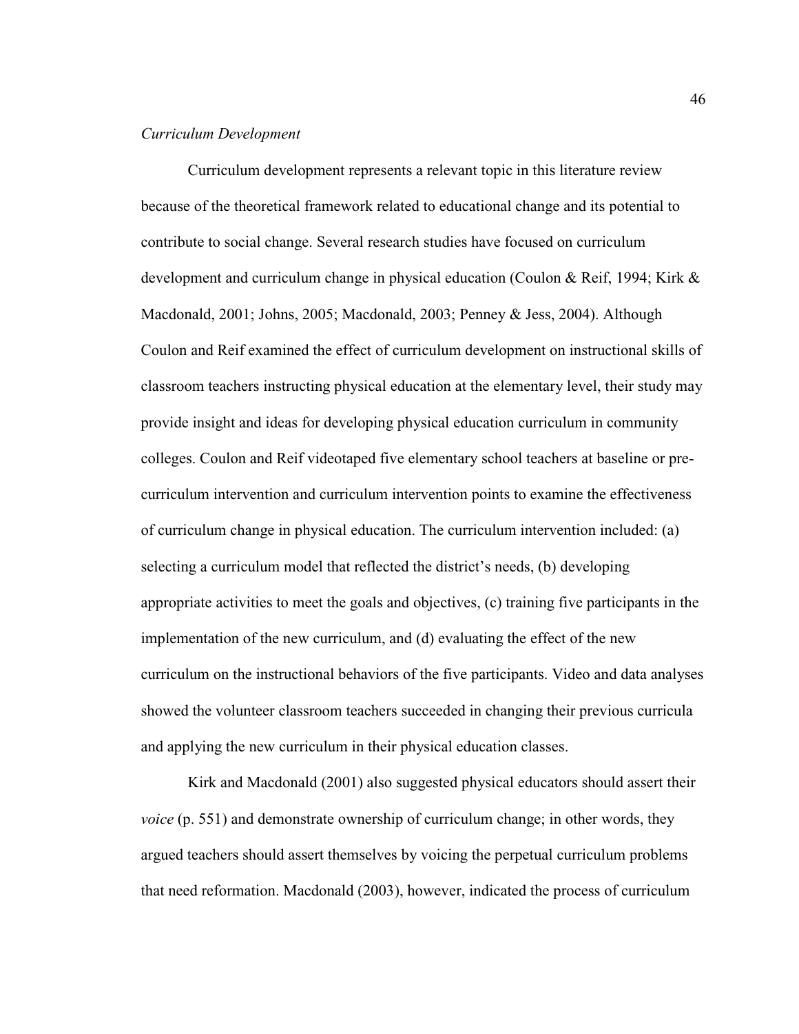*Curriculum Development*

Curriculum development represents a relevant topic in this literature review because of the theoretical framework related to educational change and its potential to contribute to social change. Several research studies have focused on curriculum development and curriculum change in physical education (Coulon & Reif, 1994; Kirk & Macdonald, 2001; Johns, 2005; Macdonald, 2003; Penney & Jess, 2004). Although Coulon and Reif examined the effect of curriculum development on instructional skills of classroom teachers instructing physical education at the elementary level, their study may provide insight and ideas for developing physical education curriculum in community colleges. Coulon and Reif videotaped five elementary school teachers at baseline or pre-curriculum intervention and curriculum intervention points to examine the effectiveness of curriculum change in physical education. The curriculum intervention included: (a) selecting a curriculum model that reflected the district's needs, (b) developing appropriate activities to meet the goals and objectives, (c) training five participants in the implementation of the new curriculum, and (d) evaluating the effect of the new curriculum on the instructional behaviors of the five participants. Video and data analyses showed the volunteer classroom teachers succeeded in changing their previous curricula and applying the new curriculum in their physical education classes.

Kirk and Macdonald (2001) also suggested physical educators should assert their *voice* (p. 551) and demonstrate ownership of curriculum change; in other words, they argued teachers should assert themselves by voicing the perpetual curriculum problems that need reformation. Macdonald (2003), however, indicated the process of curriculum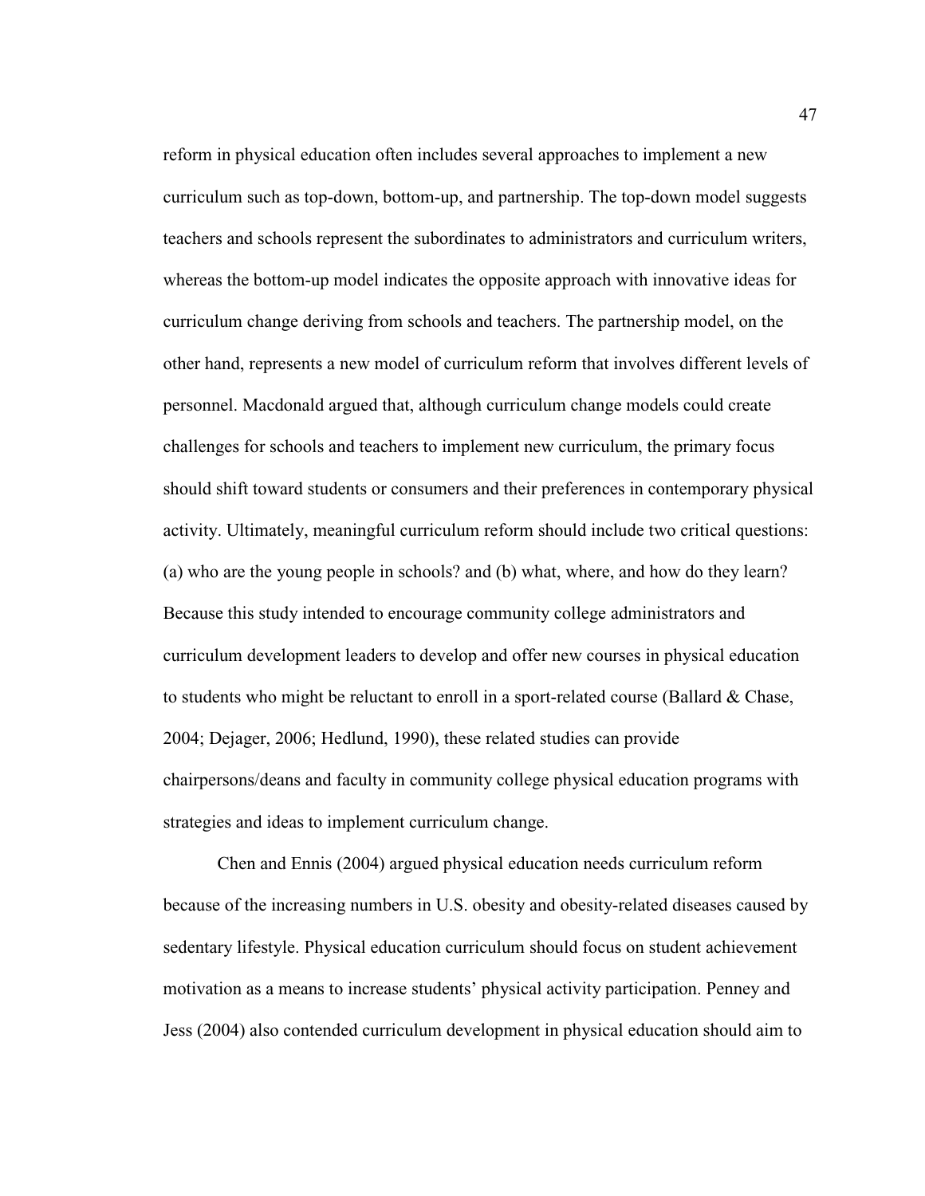reform in physical education often includes several approaches to implement a new curriculum such as top-down, bottom-up, and partnership. The top-down model suggests teachers and schools represent the subordinates to administrators and curriculum writers, whereas the bottom-up model indicates the opposite approach with innovative ideas for curriculum change deriving from schools and teachers. The partnership model, on the other hand, represents a new model of curriculum reform that involves different levels of personnel. Macdonald argued that, although curriculum change models could create challenges for schools and teachers to implement new curriculum, the primary focus should shift toward students or consumers and their preferences in contemporary physical activity. Ultimately, meaningful curriculum reform should include two critical questions: (a) who are the young people in schools? and (b) what, where, and how do they learn? Because this study intended to encourage community college administrators and curriculum development leaders to develop and offer new courses in physical education to students who might be reluctant to enroll in a sport-related course (Ballard & Chase, 2004; Dejager, 2006; Hedlund, 1990), these related studies can provide chairpersons/deans and faculty in community college physical education programs with strategies and ideas to implement curriculum change.

Chen and Ennis (2004) argued physical education needs curriculum reform because of the increasing numbers in U.S. obesity and obesity-related diseases caused by sedentary lifestyle. Physical education curriculum should focus on student achievement motivation as a means to increase students' physical activity participation. Penney and Jess (2004) also contended curriculum development in physical education should aim to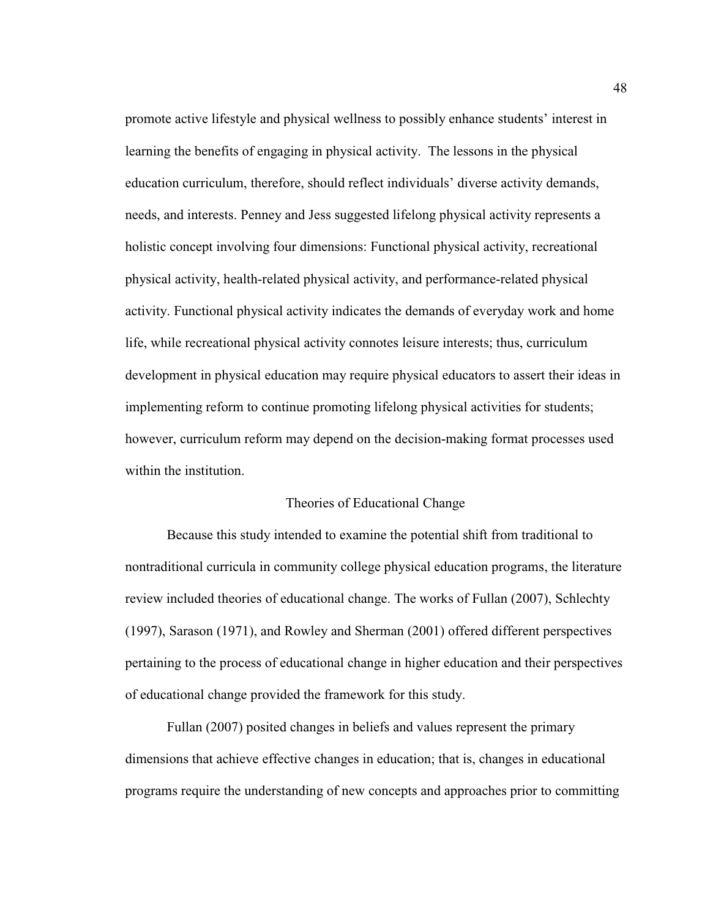promote active lifestyle and physical wellness to possibly enhance students' interest in learning the benefits of engaging in physical activity. The lessons in the physical education curriculum, therefore, should reflect individuals' diverse activity demands, needs, and interests. Penney and Jess suggested lifelong physical activity represents a holistic concept involving four dimensions: Functional physical activity, recreational physical activity, health-related physical activity, and performance-related physical activity. Functional physical activity indicates the demands of everyday work and home life, while recreational physical activity connotes leisure interests; thus, curriculum development in physical education may require physical educators to assert their ideas in implementing reform to continue promoting lifelong physical activities for students; however, curriculum reform may depend on the decision-making format processes used within the institution.

## Theories of Educational Change

Because this study intended to examine the potential shift from traditional to nontraditional curricula in community college physical education programs, the literature review included theories of educational change. The works of Fullan (2007), Schlechty (1997), Sarason (1971), and Rowley and Sherman (2001) offered different perspectives pertaining to the process of educational change in higher education and their perspectives of educational change provided the framework for this study.

Fullan (2007) posited changes in beliefs and values represent the primary dimensions that achieve effective changes in education; that is, changes in educational programs require the understanding of new concepts and approaches prior to committing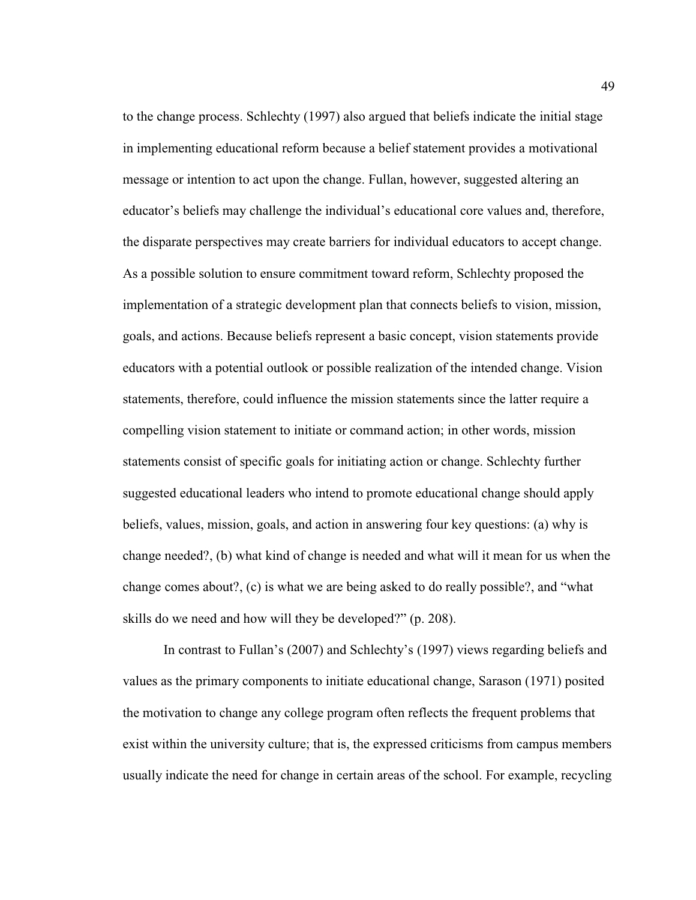to the change process. Schlechty (1997) also argued that beliefs indicate the initial stage in implementing educational reform because a belief statement provides a motivational message or intention to act upon the change. Fullan, however, suggested altering an educator's beliefs may challenge the individual's educational core values and, therefore, the disparate perspectives may create barriers for individual educators to accept change. As a possible solution to ensure commitment toward reform, Schlechty proposed the implementation of a strategic development plan that connects beliefs to vision, mission, goals, and actions. Because beliefs represent a basic concept, vision statements provide educators with a potential outlook or possible realization of the intended change. Vision statements, therefore, could influence the mission statements since the latter require a compelling vision statement to initiate or command action; in other words, mission statements consist of specific goals for initiating action or change. Schlechty further suggested educational leaders who intend to promote educational change should apply beliefs, values, mission, goals, and action in answering four key questions: (a) why is change needed?, (b) what kind of change is needed and what will it mean for us when the change comes about?, (c) is what we are being asked to do really possible?, and "what skills do we need and how will they be developed?" (p. 208).

In contrast to Fullan's (2007) and Schlechty's (1997) views regarding beliefs and values as the primary components to initiate educational change, Sarason (1971) posited the motivation to change any college program often reflects the frequent problems that exist within the university culture; that is, the expressed criticisms from campus members usually indicate the need for change in certain areas of the school. For example, recycling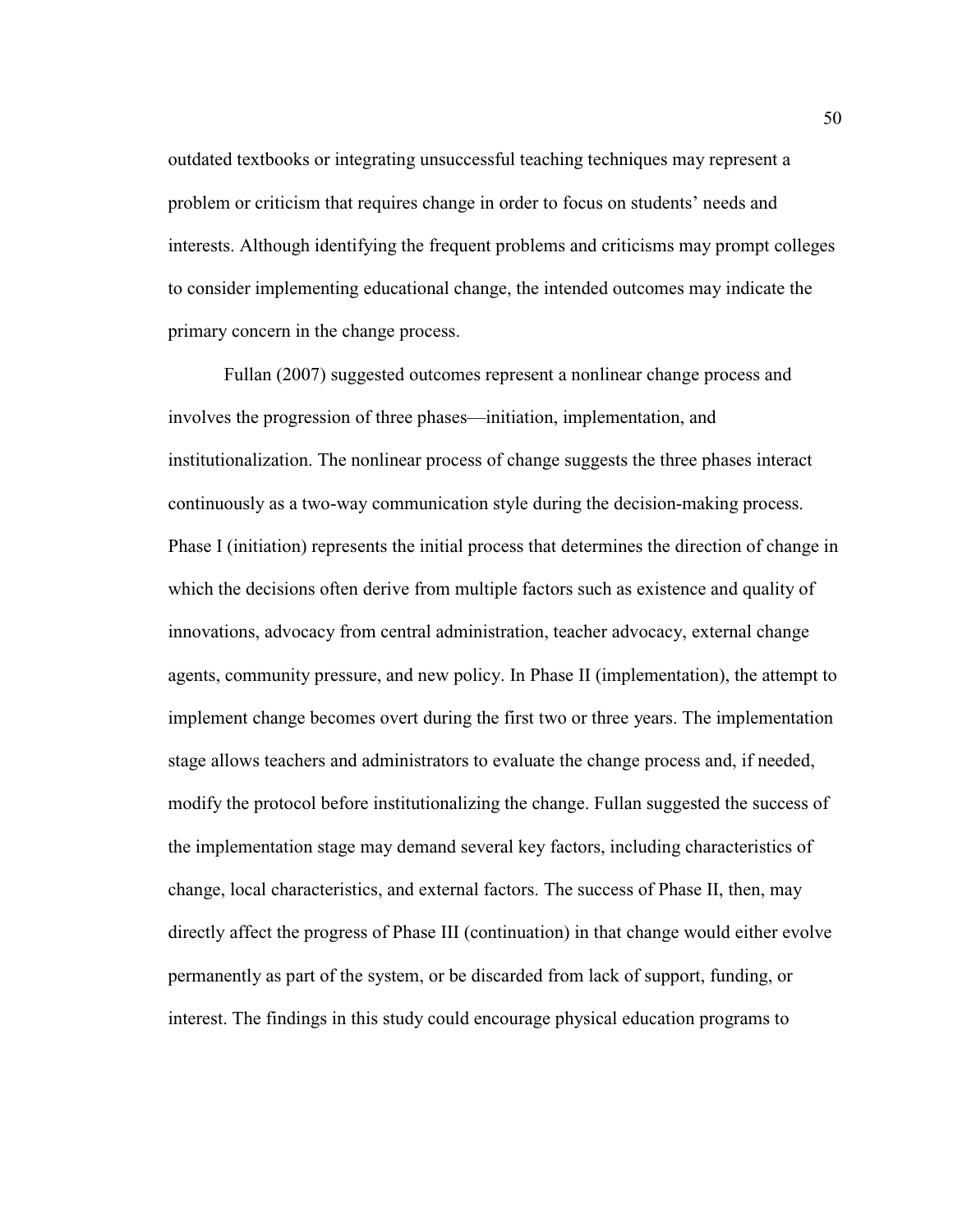outdated textbooks or integrating unsuccessful teaching techniques may represent a problem or criticism that requires change in order to focus on students' needs and interests. Although identifying the frequent problems and criticisms may prompt colleges to consider implementing educational change, the intended outcomes may indicate the primary concern in the change process.

Fullan (2007) suggested outcomes represent a nonlinear change process and involves the progression of three phases—initiation, implementation, and institutionalization. The nonlinear process of change suggests the three phases interact continuously as a two-way communication style during the decision-making process. Phase I (initiation) represents the initial process that determines the direction of change in which the decisions often derive from multiple factors such as existence and quality of innovations, advocacy from central administration, teacher advocacy, external change agents, community pressure, and new policy. In Phase II (implementation), the attempt to implement change becomes overt during the first two or three years. The implementation stage allows teachers and administrators to evaluate the change process and, if needed, modify the protocol before institutionalizing the change. Fullan suggested the success of the implementation stage may demand several key factors, including characteristics of change, local characteristics, and external factors. The success of Phase II, then, may directly affect the progress of Phase III (continuation) in that change would either evolve permanently as part of the system, or be discarded from lack of support, funding, or interest. The findings in this study could encourage physical education programs to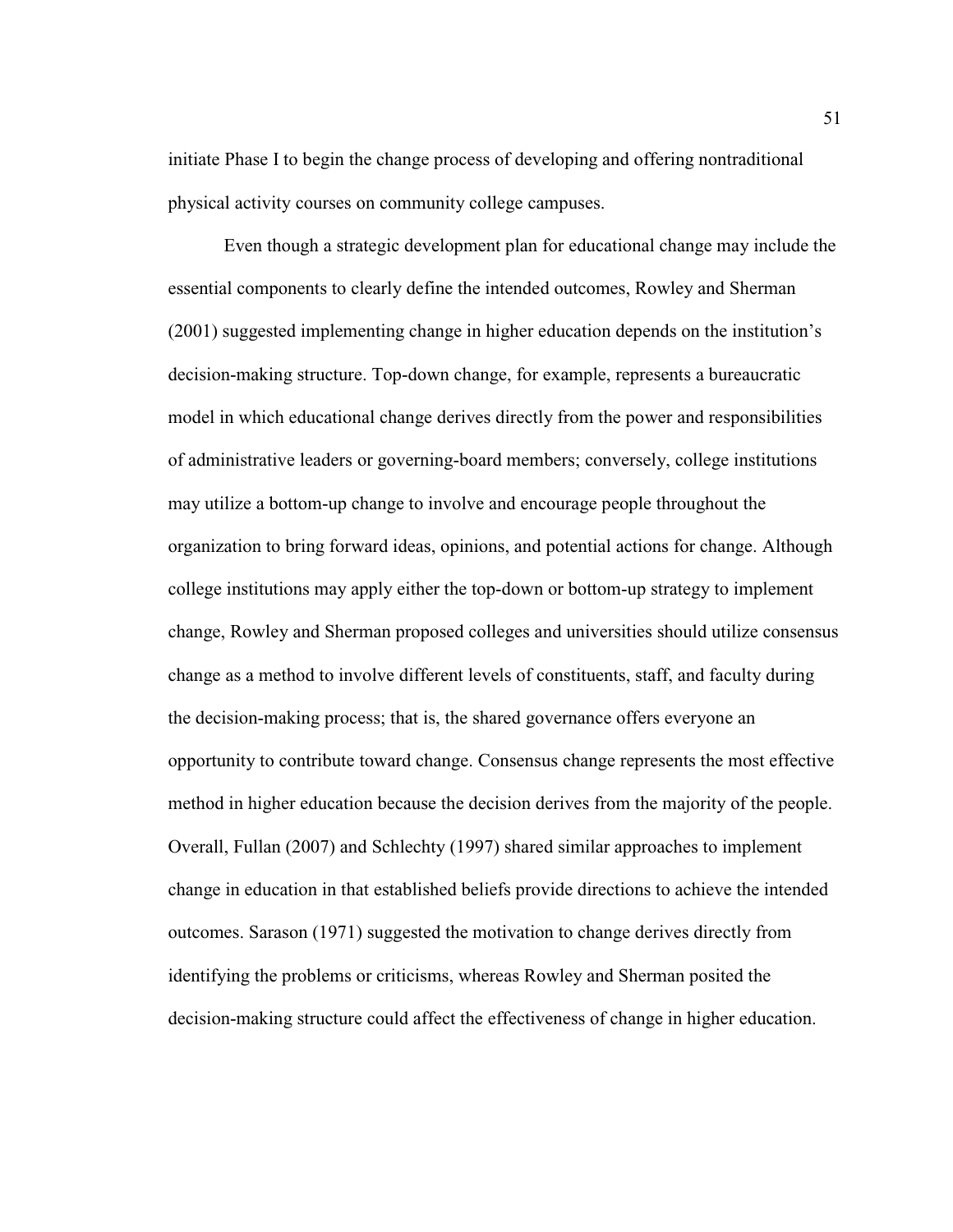initiate Phase I to begin the change process of developing and offering nontraditional physical activity courses on community college campuses.

Even though a strategic development plan for educational change may include the essential components to clearly define the intended outcomes, Rowley and Sherman (2001) suggested implementing change in higher education depends on the institution's decision-making structure. Top-down change, for example, represents a bureaucratic model in which educational change derives directly from the power and responsibilities of administrative leaders or governing-board members; conversely, college institutions may utilize a bottom-up change to involve and encourage people throughout the organization to bring forward ideas, opinions, and potential actions for change. Although college institutions may apply either the top-down or bottom-up strategy to implement change, Rowley and Sherman proposed colleges and universities should utilize consensus change as a method to involve different levels of constituents, staff, and faculty during the decision-making process; that is, the shared governance offers everyone an opportunity to contribute toward change. Consensus change represents the most effective method in higher education because the decision derives from the majority of the people. Overall, Fullan (2007) and Schlechty (1997) shared similar approaches to implement change in education in that established beliefs provide directions to achieve the intended outcomes. Sarason (1971) suggested the motivation to change derives directly from identifying the problems or criticisms, whereas Rowley and Sherman posited the decision-making structure could affect the effectiveness of change in higher education.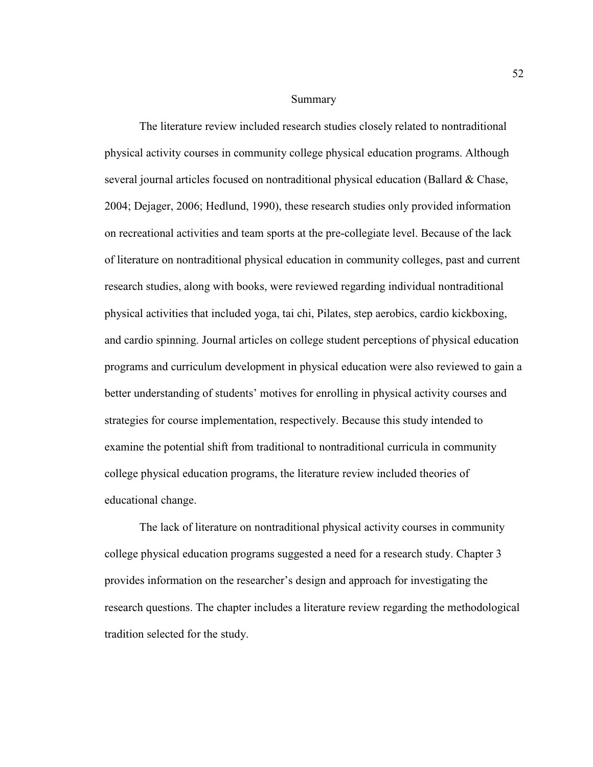## Summary

The literature review included research studies closely related to nontraditional physical activity courses in community college physical education programs. Although several journal articles focused on nontraditional physical education (Ballard & Chase, 2004; Dejager, 2006; Hedlund, 1990), these research studies only provided information on recreational activities and team sports at the pre-collegiate level. Because of the lack of literature on nontraditional physical education in community colleges, past and current research studies, along with books, were reviewed regarding individual nontraditional physical activities that included yoga, tai chi, Pilates, step aerobics, cardio kickboxing, and cardio spinning. Journal articles on college student perceptions of physical education programs and curriculum development in physical education were also reviewed to gain a better understanding of students' motives for enrolling in physical activity courses and strategies for course implementation, respectively. Because this study intended to examine the potential shift from traditional to nontraditional curricula in community college physical education programs, the literature review included theories of educational change.

The lack of literature on nontraditional physical activity courses in community college physical education programs suggested a need for a research study. Chapter 3 provides information on the researcher's design and approach for investigating the research questions. The chapter includes a literature review regarding the methodological tradition selected for the study.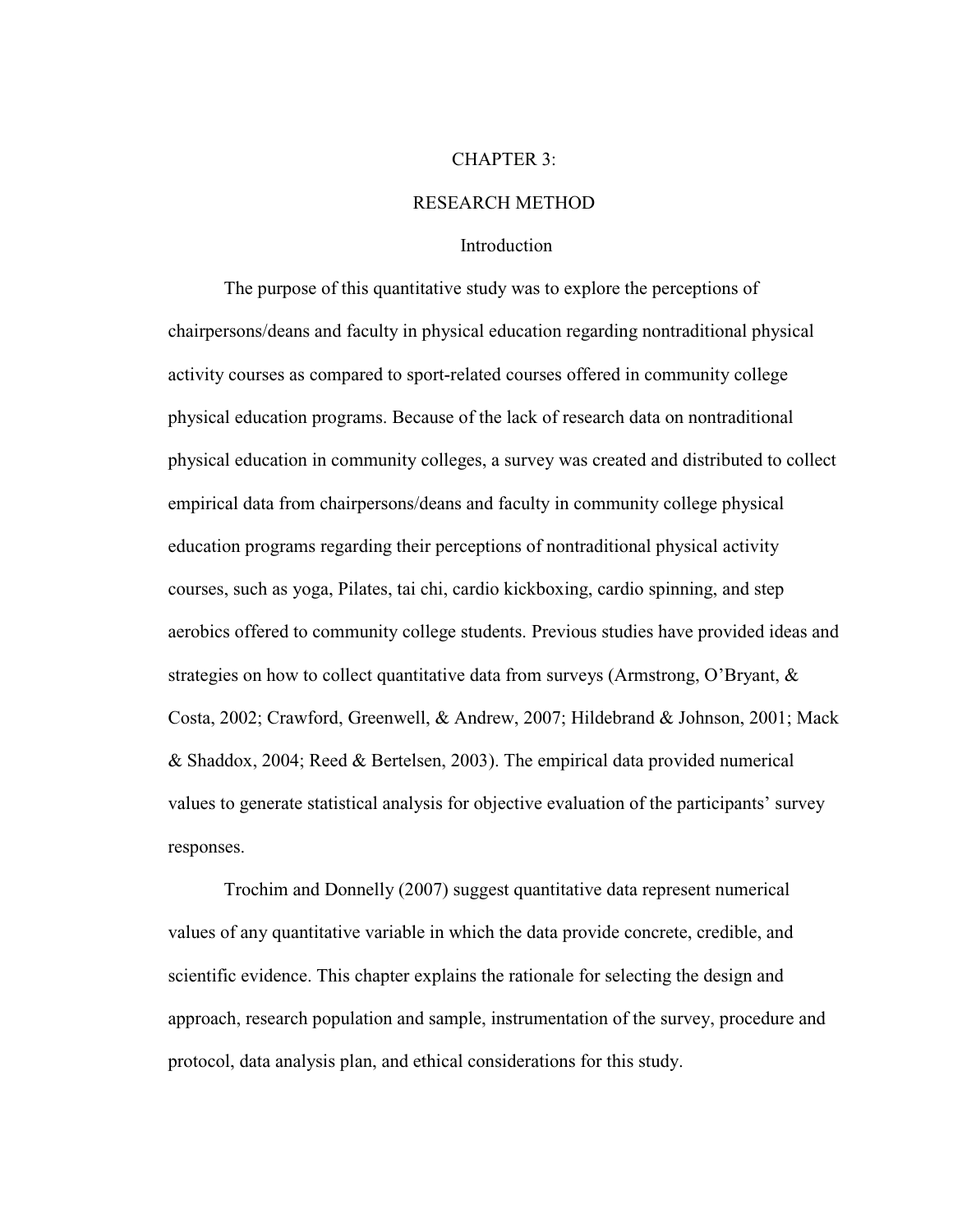# CHAPTER 3:

# RESEARCH METHOD

## Introduction

The purpose of this quantitative study was to explore the perceptions of chairpersons/deans and faculty in physical education regarding nontraditional physical activity courses as compared to sport-related courses offered in community college physical education programs. Because of the lack of research data on nontraditional physical education in community colleges, a survey was created and distributed to collect empirical data from chairpersons/deans and faculty in community college physical education programs regarding their perceptions of nontraditional physical activity courses, such as yoga, Pilates, tai chi, cardio kickboxing, cardio spinning, and step aerobics offered to community college students. Previous studies have provided ideas and strategies on how to collect quantitative data from surveys (Armstrong, O'Bryant, & Costa, 2002; Crawford, Greenwell, & Andrew, 2007; Hildebrand & Johnson, 2001; Mack & Shaddox, 2004; Reed & Bertelsen, 2003). The empirical data provided numerical values to generate statistical analysis for objective evaluation of the participants' survey responses.

Trochim and Donnelly (2007) suggest quantitative data represent numerical values of any quantitative variable in which the data provide concrete, credible, and scientific evidence. This chapter explains the rationale for selecting the design and approach, research population and sample, instrumentation of the survey, procedure and protocol, data analysis plan, and ethical considerations for this study.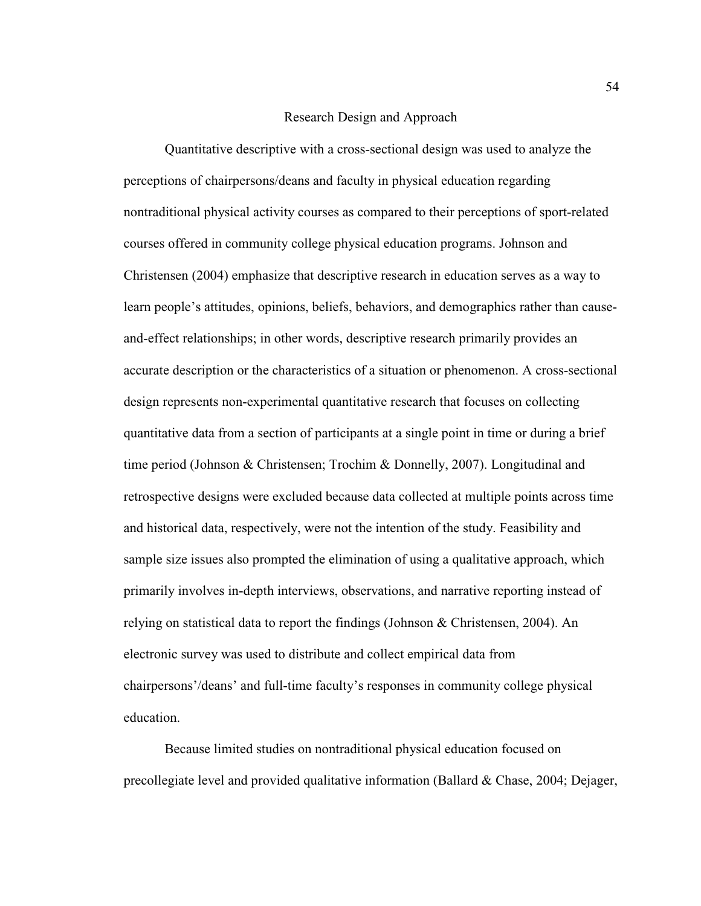## Research Design and Approach

Quantitative descriptive with a cross-sectional design was used to analyze the perceptions of chairpersons/deans and faculty in physical education regarding nontraditional physical activity courses as compared to their perceptions of sport-related courses offered in community college physical education programs. Johnson and Christensen (2004) emphasize that descriptive research in education serves as a way to learn people's attitudes, opinions, beliefs, behaviors, and demographics rather than cause-and-effect relationships; in other words, descriptive research primarily provides an accurate description or the characteristics of a situation or phenomenon. A cross-sectional design represents non-experimental quantitative research that focuses on collecting quantitative data from a section of participants at a single point in time or during a brief time period (Johnson & Christensen; Trochim & Donnelly, 2007). Longitudinal and retrospective designs were excluded because data collected at multiple points across time and historical data, respectively, were not the intention of the study. Feasibility and sample size issues also prompted the elimination of using a qualitative approach, which primarily involves in-depth interviews, observations, and narrative reporting instead of relying on statistical data to report the findings (Johnson & Christensen, 2004). An electronic survey was used to distribute and collect empirical data from chairpersons'/deans' and full-time faculty's responses in community college physical education.

Because limited studies on nontraditional physical education focused on precollegiate level and provided qualitative information (Ballard & Chase, 2004; Dejager,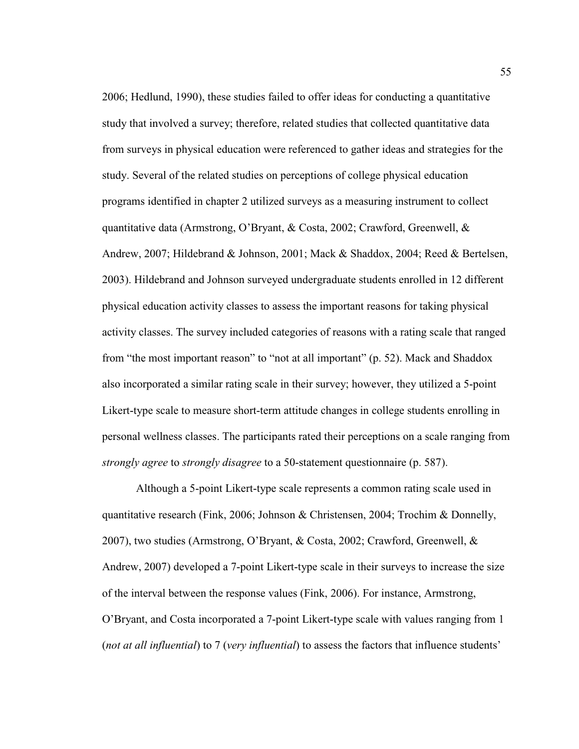2006; Hedlund, 1990), these studies failed to offer ideas for conducting a quantitative study that involved a survey; therefore, related studies that collected quantitative data from surveys in physical education were referenced to gather ideas and strategies for the study. Several of the related studies on perceptions of college physical education programs identified in chapter 2 utilized surveys as a measuring instrument to collect quantitative data (Armstrong, O'Bryant, & Costa, 2002; Crawford, Greenwell, & Andrew, 2007; Hildebrand & Johnson, 2001; Mack & Shaddox, 2004; Reed & Bertelsen, 2003). Hildebrand and Johnson surveyed undergraduate students enrolled in 12 different physical education activity classes to assess the important reasons for taking physical activity classes. The survey included categories of reasons with a rating scale that ranged from "the most important reason" to "not at all important" (p. 52). Mack and Shaddox also incorporated a similar rating scale in their survey; however, they utilized a 5-point Likert-type scale to measure short-term attitude changes in college students enrolling in personal wellness classes. The participants rated their perceptions on a scale ranging from *strongly agree* to *strongly disagree* to a 50-statement questionnaire (p. 587).

Although a 5-point Likert-type scale represents a common rating scale used in quantitative research (Fink, 2006; Johnson & Christensen, 2004; Trochim & Donnelly, 2007), two studies (Armstrong, O'Bryant, & Costa, 2002; Crawford, Greenwell, & Andrew, 2007) developed a 7-point Likert-type scale in their surveys to increase the size of the interval between the response values (Fink, 2006). For instance, Armstrong, O'Bryant, and Costa incorporated a 7-point Likert-type scale with values ranging from 1 (*not at all influential*) to 7 (*very influential*) to assess the factors that influence students'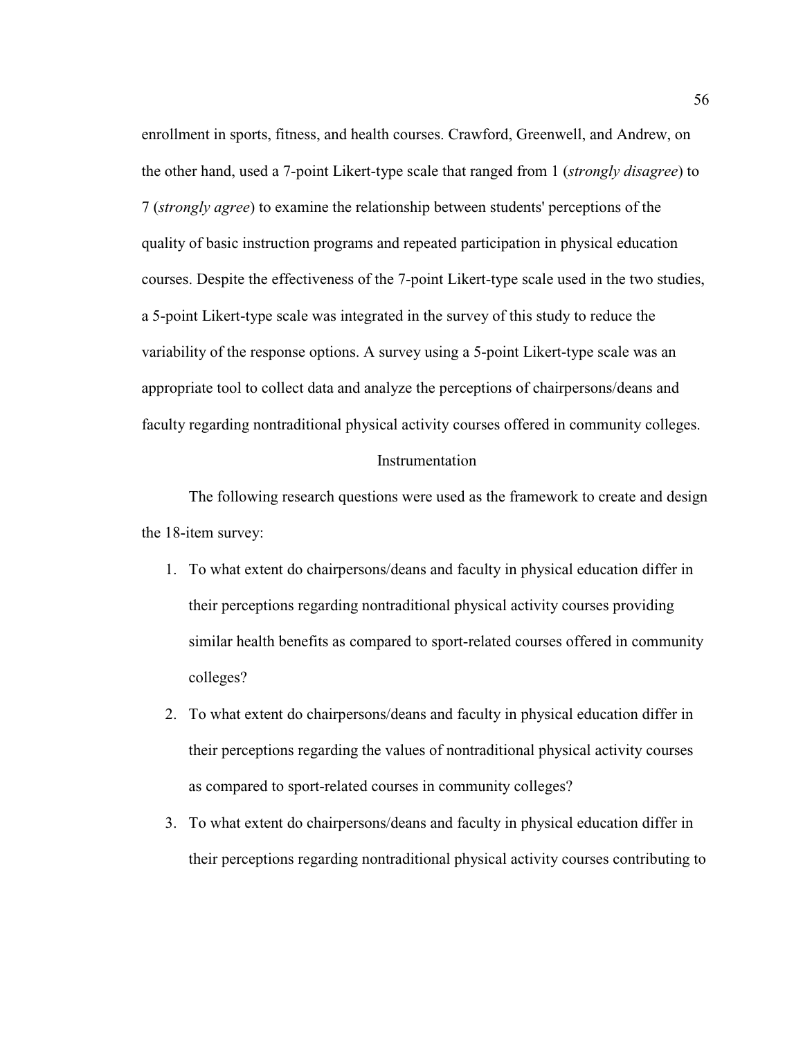enrollment in sports, fitness, and health courses. Crawford, Greenwell, and Andrew, on the other hand, used a 7-point Likert-type scale that ranged from 1 (*strongly disagree*) to 7 (*strongly agree*) to examine the relationship between students' perceptions of the quality of basic instruction programs and repeated participation in physical education courses. Despite the effectiveness of the 7-point Likert-type scale used in the two studies, a 5-point Likert-type scale was integrated in the survey of this study to reduce the variability of the response options. A survey using a 5-point Likert-type scale was an appropriate tool to collect data and analyze the perceptions of chairpersons/deans and faculty regarding nontraditional physical activity courses offered in community colleges.

## Instrumentation

The following research questions were used as the framework to create and design the 18-item survey:

1. To what extent do chairpersons/deans and faculty in physical education differ in their perceptions regarding nontraditional physical activity courses providing similar health benefits as compared to sport-related courses offered in community colleges?
2. To what extent do chairpersons/deans and faculty in physical education differ in their perceptions regarding the values of nontraditional physical activity courses as compared to sport-related courses in community colleges?
3. To what extent do chairpersons/deans and faculty in physical education differ in their perceptions regarding nontraditional physical activity courses contributing to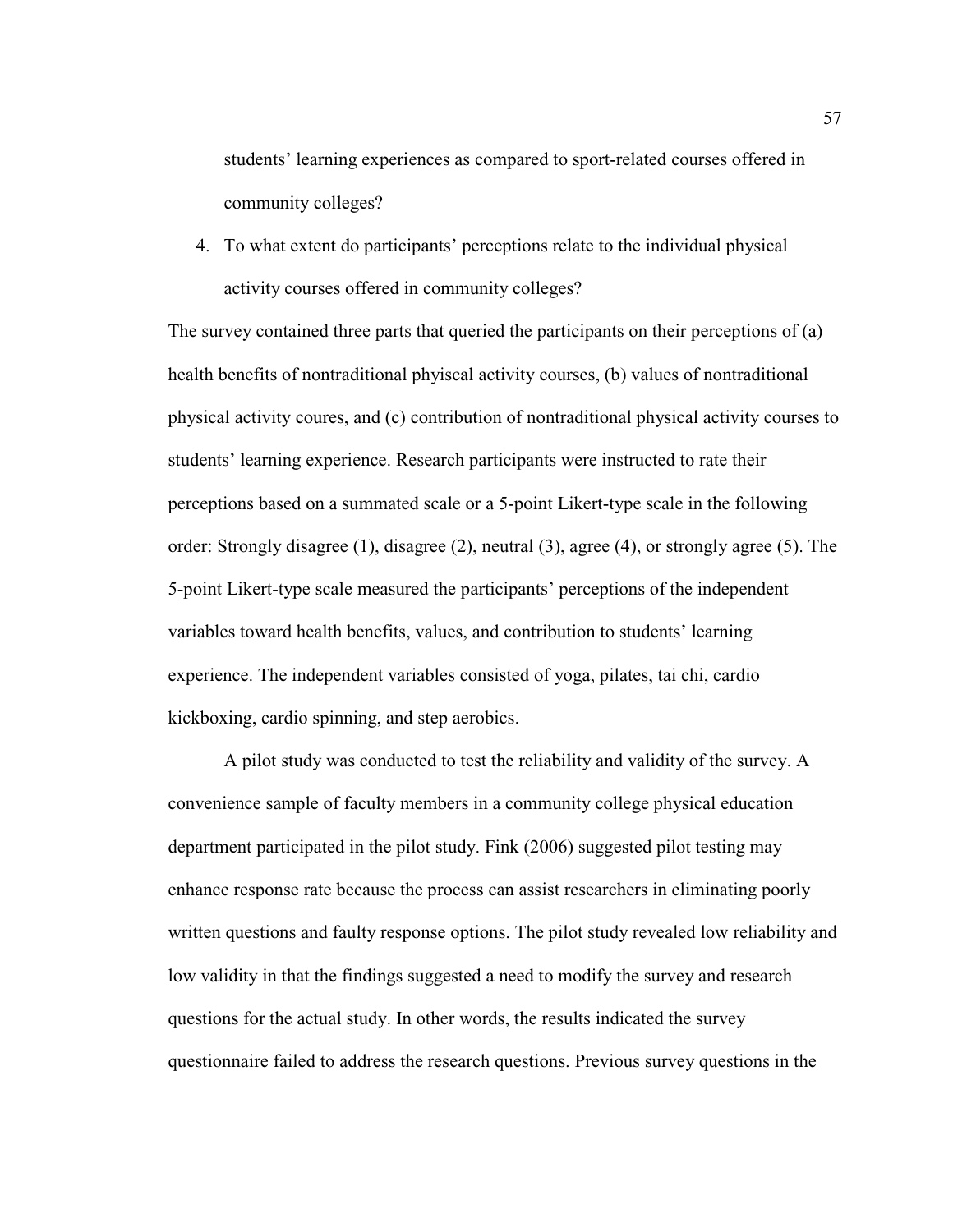students' learning experiences as compared to sport-related courses offered in community colleges?

4. To what extent do participants' perceptions relate to the individual physical activity courses offered in community colleges?

The survey contained three parts that queried the participants on their perceptions of (a) health benefits of nontraditional phyiscal activity courses, (b) values of nontraditional physical activity coures, and (c) contribution of nontraditional physical activity courses to students' learning experience. Research participants were instructed to rate their perceptions based on a summated scale or a 5-point Likert-type scale in the following order: Strongly disagree (1), disagree (2), neutral (3), agree (4), or strongly agree (5). The 5-point Likert-type scale measured the participants' perceptions of the independent variables toward health benefits, values, and contribution to students' learning experience. The independent variables consisted of yoga, pilates, tai chi, cardio kickboxing, cardio spinning, and step aerobics.

A pilot study was conducted to test the reliability and validity of the survey. A convenience sample of faculty members in a community college physical education department participated in the pilot study. Fink (2006) suggested pilot testing may enhance response rate because the process can assist researchers in eliminating poorly written questions and faulty response options. The pilot study revealed low reliability and low validity in that the findings suggested a need to modify the survey and research questions for the actual study. In other words, the results indicated the survey questionnaire failed to address the research questions. Previous survey questions in the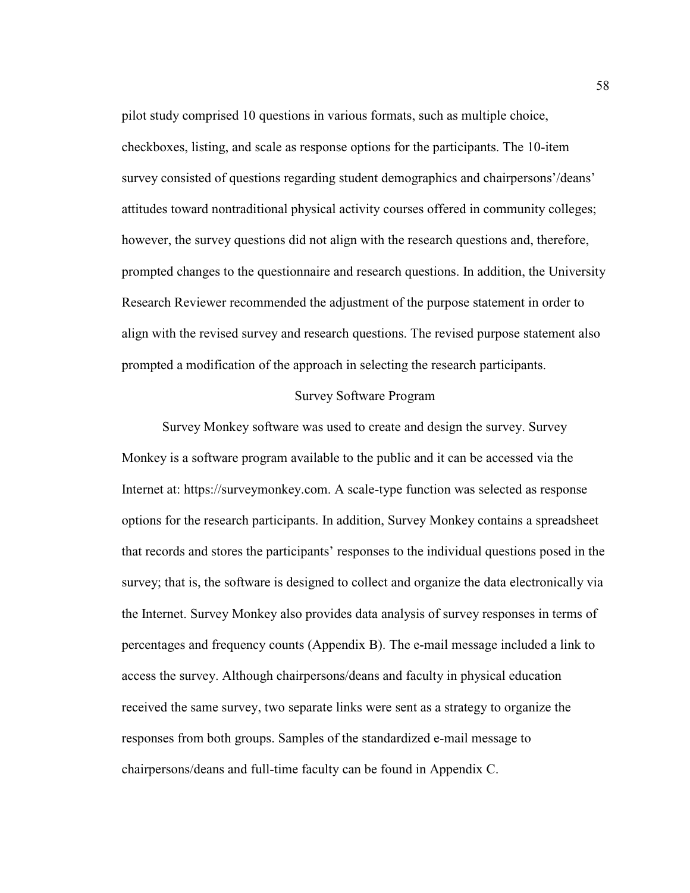pilot study comprised 10 questions in various formats, such as multiple choice, checkboxes, listing, and scale as response options for the participants. The 10-item survey consisted of questions regarding student demographics and chairpersons'/deans' attitudes toward nontraditional physical activity courses offered in community colleges; however, the survey questions did not align with the research questions and, therefore, prompted changes to the questionnaire and research questions. In addition, the University Research Reviewer recommended the adjustment of the purpose statement in order to align with the revised survey and research questions. The revised purpose statement also prompted a modification of the approach in selecting the research participants.

## Survey Software Program

Survey Monkey software was used to create and design the survey. Survey Monkey is a software program available to the public and it can be accessed via the Internet at: https://surveymonkey.com. A scale-type function was selected as response options for the research participants. In addition, Survey Monkey contains a spreadsheet that records and stores the participants' responses to the individual questions posed in the survey; that is, the software is designed to collect and organize the data electronically via the Internet. Survey Monkey also provides data analysis of survey responses in terms of percentages and frequency counts (Appendix B). The e-mail message included a link to access the survey. Although chairpersons/deans and faculty in physical education received the same survey, two separate links were sent as a strategy to organize the responses from both groups. Samples of the standardized e-mail message to chairpersons/deans and full-time faculty can be found in Appendix C.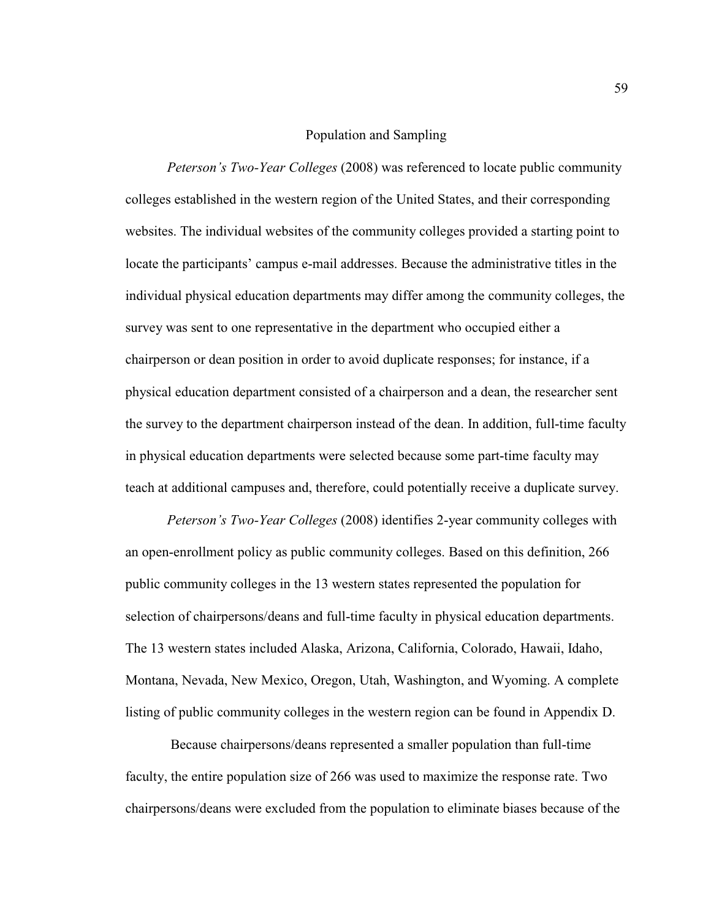## Population and Sampling

*Peterson's Two-Year Colleges* (2008) was referenced to locate public community colleges established in the western region of the United States, and their corresponding websites. The individual websites of the community colleges provided a starting point to locate the participants' campus e-mail addresses. Because the administrative titles in the individual physical education departments may differ among the community colleges, the survey was sent to one representative in the department who occupied either a chairperson or dean position in order to avoid duplicate responses; for instance, if a physical education department consisted of a chairperson and a dean, the researcher sent the survey to the department chairperson instead of the dean. In addition, full-time faculty in physical education departments were selected because some part-time faculty may teach at additional campuses and, therefore, could potentially receive a duplicate survey.

*Peterson's Two-Year Colleges* (2008) identifies 2-year community colleges with an open-enrollment policy as public community colleges. Based on this definition, 266 public community colleges in the 13 western states represented the population for selection of chairpersons/deans and full-time faculty in physical education departments. The 13 western states included Alaska, Arizona, California, Colorado, Hawaii, Idaho, Montana, Nevada, New Mexico, Oregon, Utah, Washington, and Wyoming. A complete listing of public community colleges in the western region can be found in Appendix D.

Because chairpersons/deans represented a smaller population than full-time faculty, the entire population size of 266 was used to maximize the response rate. Two chairpersons/deans were excluded from the population to eliminate biases because of the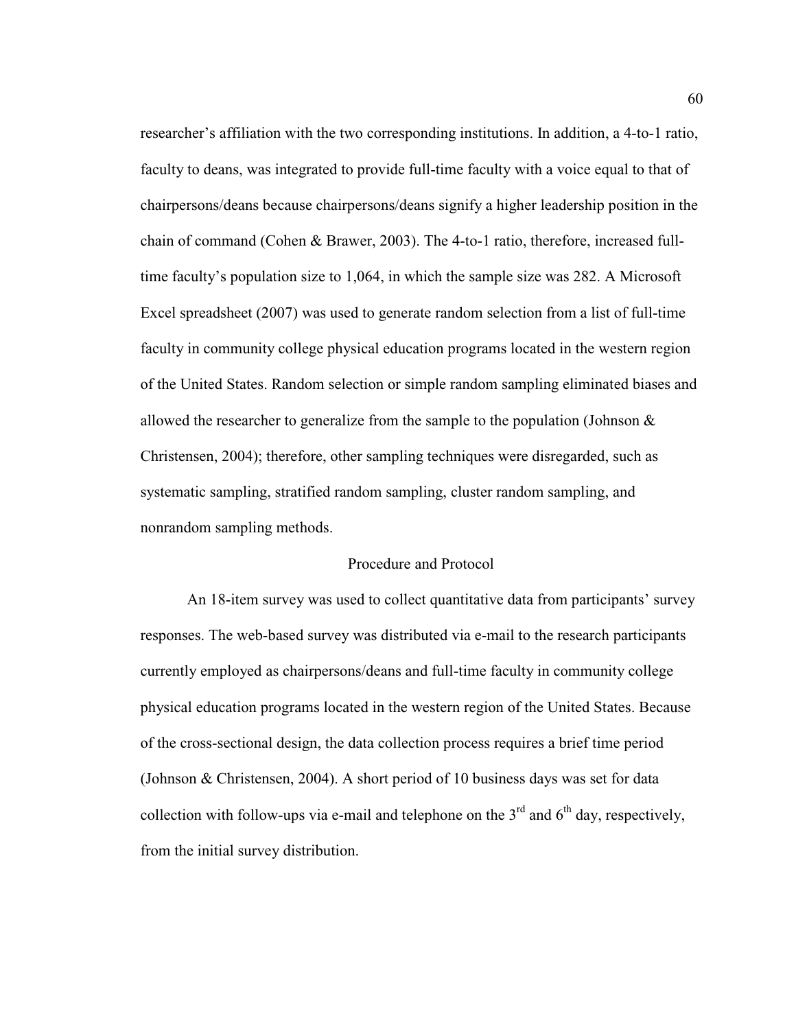researcher's affiliation with the two corresponding institutions. In addition, a 4-to-1 ratio, faculty to deans, was integrated to provide full-time faculty with a voice equal to that of chairpersons/deans because chairpersons/deans signify a higher leadership position in the chain of command (Cohen & Brawer, 2003). The 4-to-1 ratio, therefore, increased full-time faculty's population size to 1,064, in which the sample size was 282. A Microsoft Excel spreadsheet (2007) was used to generate random selection from a list of full-time faculty in community college physical education programs located in the western region of the United States. Random selection or simple random sampling eliminated biases and allowed the researcher to generalize from the sample to the population (Johnson & Christensen, 2004); therefore, other sampling techniques were disregarded, such as systematic sampling, stratified random sampling, cluster random sampling, and nonrandom sampling methods.

## Procedure and Protocol

An 18-item survey was used to collect quantitative data from participants' survey responses. The web-based survey was distributed via e-mail to the research participants currently employed as chairpersons/deans and full-time faculty in community college physical education programs located in the western region of the United States. Because of the cross-sectional design, the data collection process requires a brief time period (Johnson & Christensen, 2004). A short period of 10 business days was set for data collection with follow-ups via e-mail and telephone on the 3rd and 6th day, respectively, from the initial survey distribution.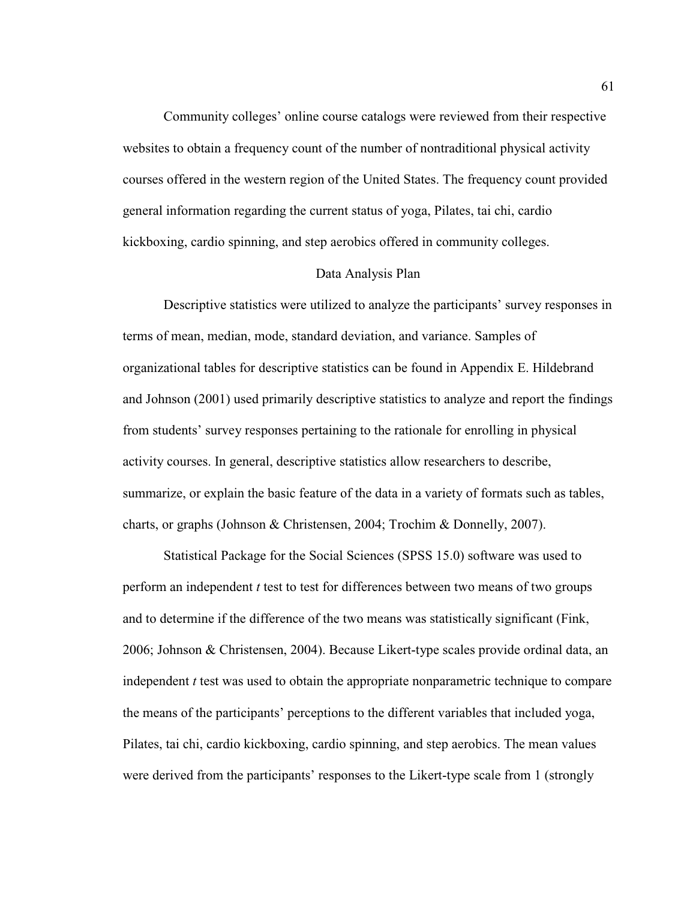Community colleges' online course catalogs were reviewed from their respective websites to obtain a frequency count of the number of nontraditional physical activity courses offered in the western region of the United States. The frequency count provided general information regarding the current status of yoga, Pilates, tai chi, cardio kickboxing, cardio spinning, and step aerobics offered in community colleges.

## Data Analysis Plan

Descriptive statistics were utilized to analyze the participants' survey responses in terms of mean, median, mode, standard deviation, and variance. Samples of organizational tables for descriptive statistics can be found in Appendix E. Hildebrand and Johnson (2001) used primarily descriptive statistics to analyze and report the findings from students' survey responses pertaining to the rationale for enrolling in physical activity courses. In general, descriptive statistics allow researchers to describe, summarize, or explain the basic feature of the data in a variety of formats such as tables, charts, or graphs (Johnson & Christensen, 2004; Trochim & Donnelly, 2007).

Statistical Package for the Social Sciences (SPSS 15.0) software was used to perform an independent *t* test to test for differences between two means of two groups and to determine if the difference of the two means was statistically significant (Fink, 2006; Johnson & Christensen, 2004). Because Likert-type scales provide ordinal data, an independent *t* test was used to obtain the appropriate nonparametric technique to compare the means of the participants' perceptions to the different variables that included yoga, Pilates, tai chi, cardio kickboxing, cardio spinning, and step aerobics. The mean values were derived from the participants' responses to the Likert-type scale from 1 (strongly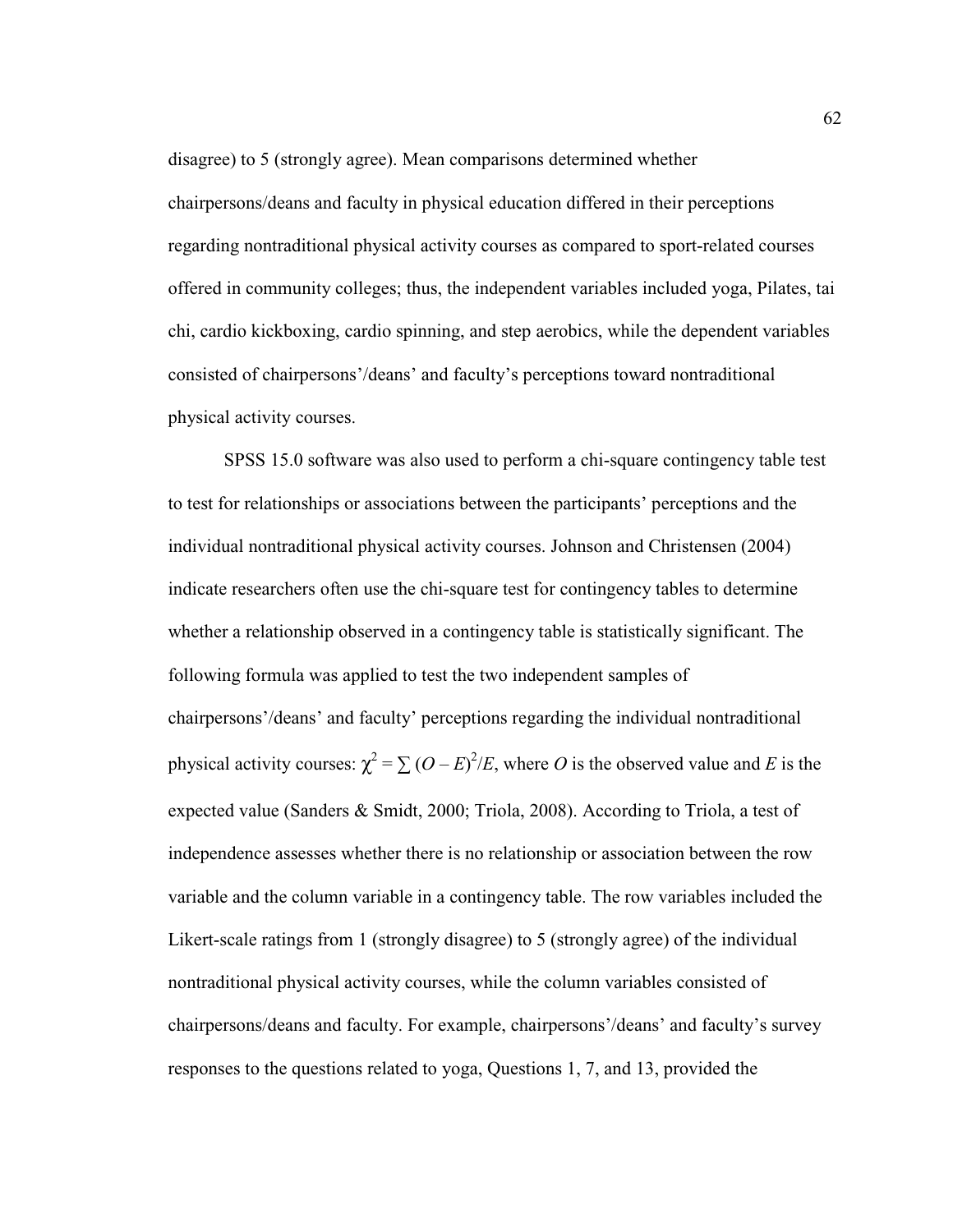disagree) to 5 (strongly agree). Mean comparisons determined whether chairpersons/deans and faculty in physical education differed in their perceptions regarding nontraditional physical activity courses as compared to sport-related courses offered in community colleges; thus, the independent variables included yoga, Pilates, tai chi, cardio kickboxing, cardio spinning, and step aerobics, while the dependent variables consisted of chairpersons'/deans' and faculty's perceptions toward nontraditional physical activity courses.

SPSS 15.0 software was also used to perform a chi-square contingency table test to test for relationships or associations between the participants' perceptions and the individual nontraditional physical activity courses. Johnson and Christensen (2004) indicate researchers often use the chi-square test for contingency tables to determine whether a relationship observed in a contingency table is statistically significant. The following formula was applied to test the two independent samples of chairpersons'/deans' and faculty' perceptions regarding the individual nontraditional physical activity courses: $\chi^2 = \sum (O - E)^2/E$, where $O$ is the observed value and $E$ is the expected value (Sanders & Smidt, 2000; Triola, 2008). According to Triola, a test of independence assesses whether there is no relationship or association between the row variable and the column variable in a contingency table. The row variables included the Likert-scale ratings from 1 (strongly disagree) to 5 (strongly agree) of the individual nontraditional physical activity courses, while the column variables consisted of chairpersons/deans and faculty. For example, chairpersons'/deans' and faculty's survey responses to the questions related to yoga, Questions 1, 7, and 13, provided the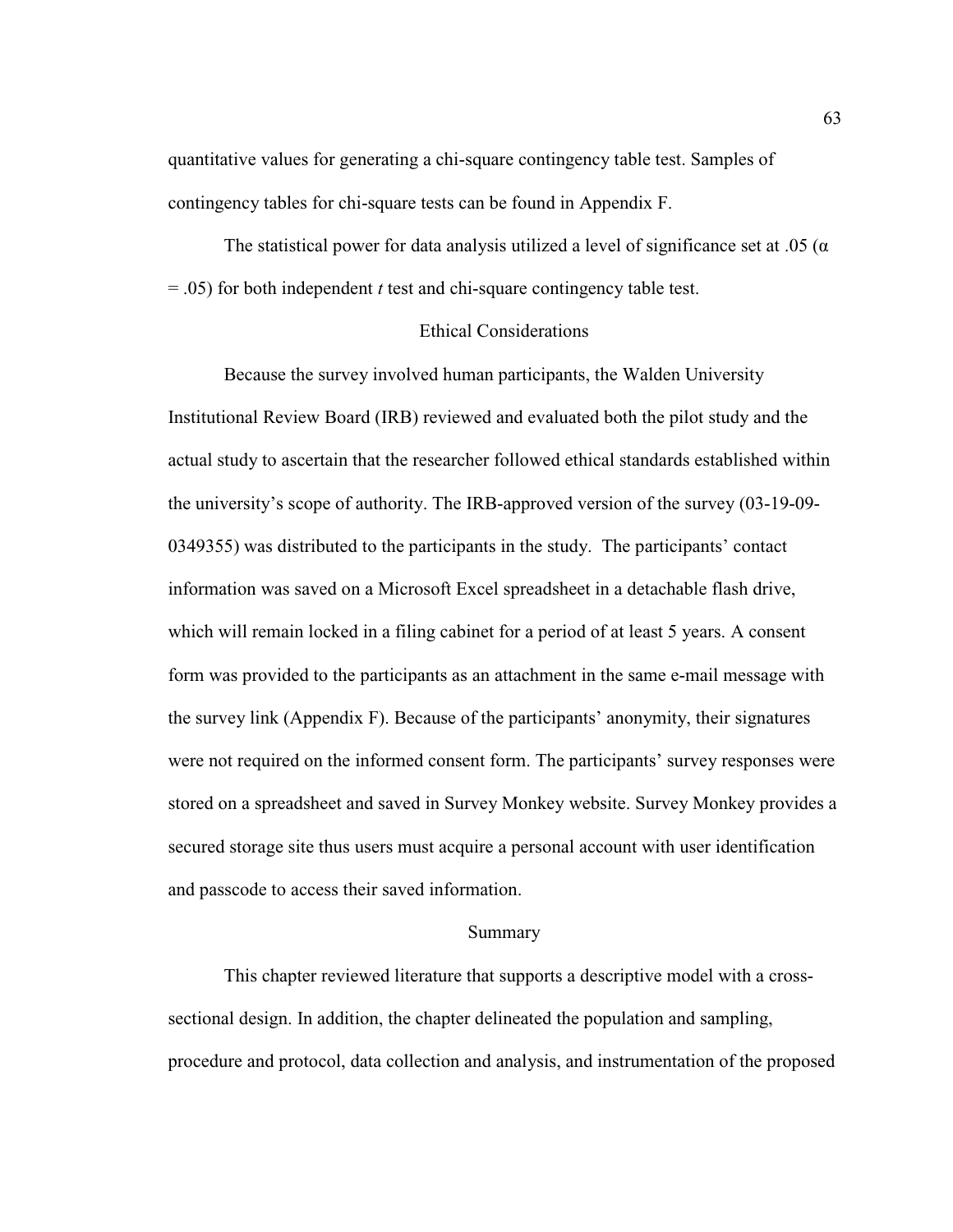quantitative values for generating a chi-square contingency table test. Samples of contingency tables for chi-square tests can be found in Appendix F.

The statistical power for data analysis utilized a level of significance set at .05 ($\alpha = .05$) for both independent *t* test and chi-square contingency table test.

## Ethical Considerations

Because the survey involved human participants, the Walden University Institutional Review Board (IRB) reviewed and evaluated both the pilot study and the actual study to ascertain that the researcher followed ethical standards established within the university's scope of authority. The IRB-approved version of the survey (03-19-09-0349355) was distributed to the participants in the study. The participants' contact information was saved on a Microsoft Excel spreadsheet in a detachable flash drive, which will remain locked in a filing cabinet for a period of at least 5 years. A consent form was provided to the participants as an attachment in the same e-mail message with the survey link (Appendix F). Because of the participants' anonymity, their signatures were not required on the informed consent form. The participants' survey responses were stored on a spreadsheet and saved in Survey Monkey website. Survey Monkey provides a secured storage site thus users must acquire a personal account with user identification and passcode to access their saved information.

## Summary

This chapter reviewed literature that supports a descriptive model with a cross-sectional design. In addition, the chapter delineated the population and sampling, procedure and protocol, data collection and analysis, and instrumentation of the proposed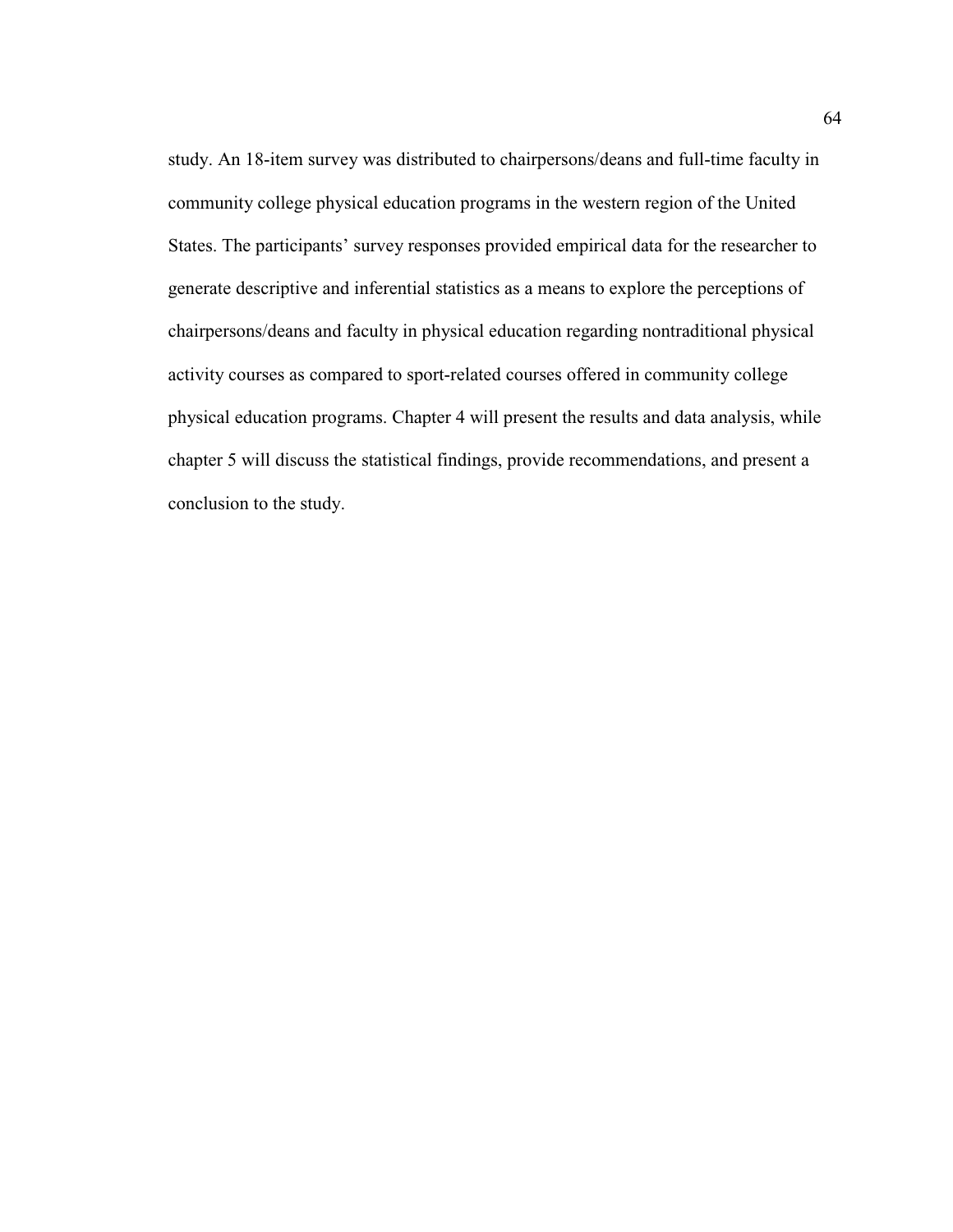study. An 18-item survey was distributed to chairpersons/deans and full-time faculty in community college physical education programs in the western region of the United States. The participants' survey responses provided empirical data for the researcher to generate descriptive and inferential statistics as a means to explore the perceptions of chairpersons/deans and faculty in physical education regarding nontraditional physical activity courses as compared to sport-related courses offered in community college physical education programs. Chapter 4 will present the results and data analysis, while chapter 5 will discuss the statistical findings, provide recommendations, and present a conclusion to the study.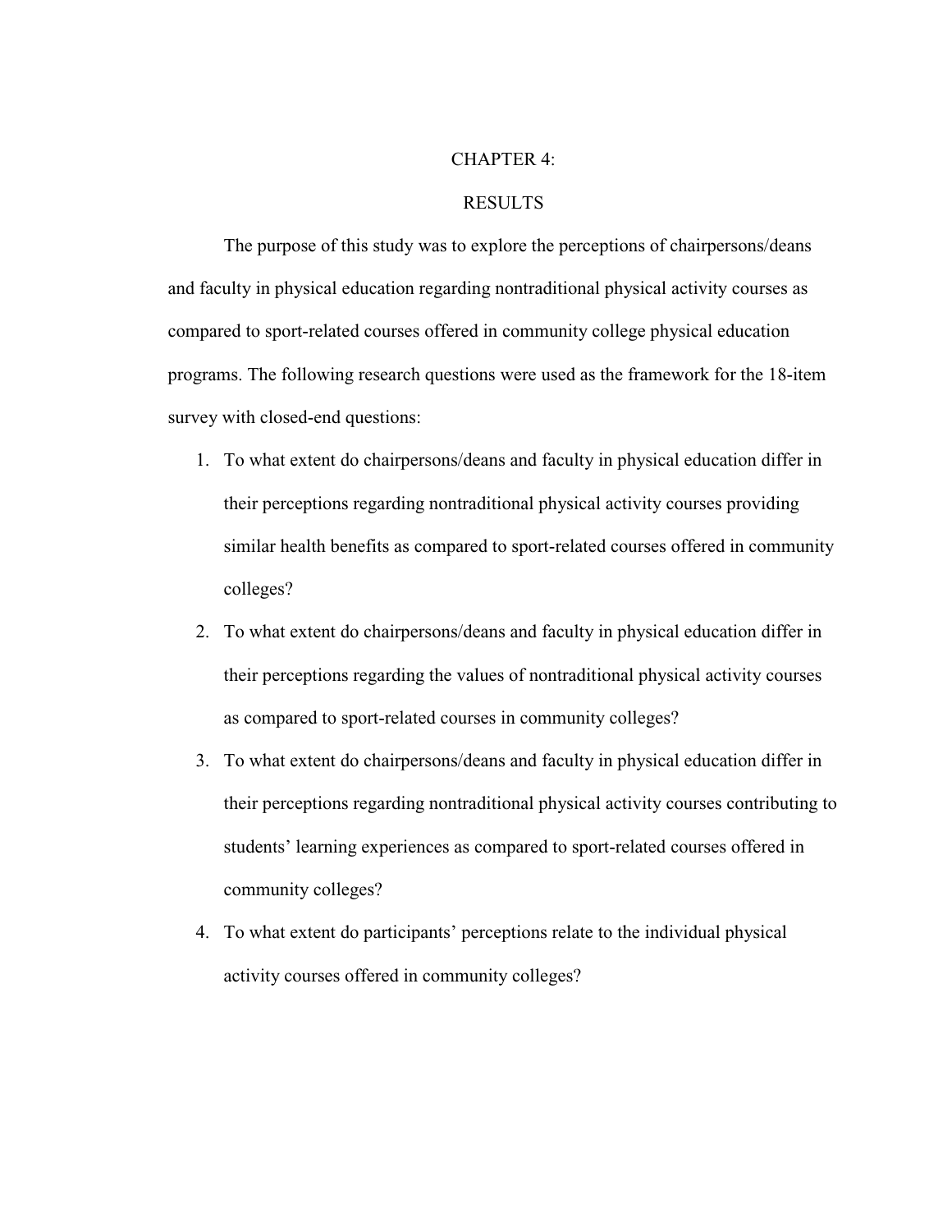# CHAPTER 4:

# RESULTS

The purpose of this study was to explore the perceptions of chairpersons/deans and faculty in physical education regarding nontraditional physical activity courses as compared to sport-related courses offered in community college physical education programs. The following research questions were used as the framework for the 18-item survey with closed-end questions:

1. To what extent do chairpersons/deans and faculty in physical education differ in their perceptions regarding nontraditional physical activity courses providing similar health benefits as compared to sport-related courses offered in community colleges?
2. To what extent do chairpersons/deans and faculty in physical education differ in their perceptions regarding the values of nontraditional physical activity courses as compared to sport-related courses in community colleges?
3. To what extent do chairpersons/deans and faculty in physical education differ in their perceptions regarding nontraditional physical activity courses contributing to students' learning experiences as compared to sport-related courses offered in community colleges?
4. To what extent do participants' perceptions relate to the individual physical activity courses offered in community colleges?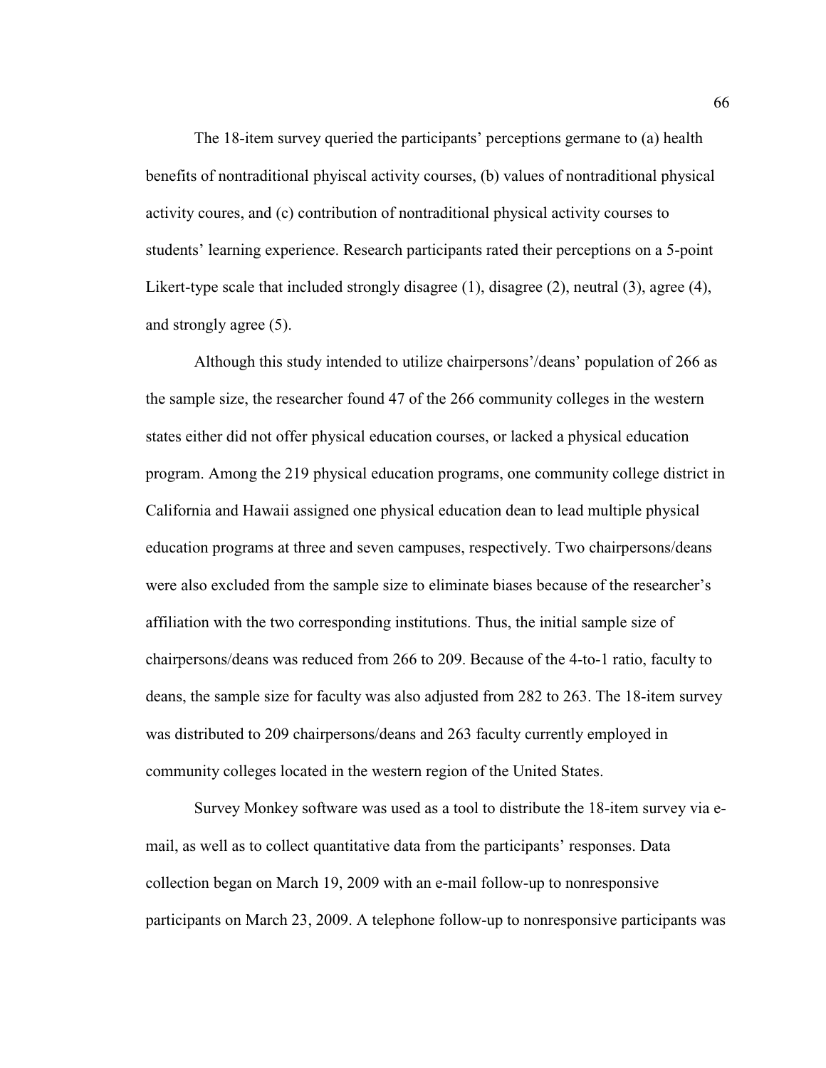The 18-item survey queried the participants' perceptions germane to (a) health benefits of nontraditional phyiscal activity courses, (b) values of nontraditional physical activity coures, and (c) contribution of nontraditional physical activity courses to students' learning experience. Research participants rated their perceptions on a 5-point Likert-type scale that included strongly disagree (1), disagree (2), neutral (3), agree (4), and strongly agree (5).

Although this study intended to utilize chairpersons'/deans' population of 266 as the sample size, the researcher found 47 of the 266 community colleges in the western states either did not offer physical education courses, or lacked a physical education program. Among the 219 physical education programs, one community college district in California and Hawaii assigned one physical education dean to lead multiple physical education programs at three and seven campuses, respectively. Two chairpersons/deans were also excluded from the sample size to eliminate biases because of the researcher's affiliation with the two corresponding institutions. Thus, the initial sample size of chairpersons/deans was reduced from 266 to 209. Because of the 4-to-1 ratio, faculty to deans, the sample size for faculty was also adjusted from 282 to 263. The 18-item survey was distributed to 209 chairpersons/deans and 263 faculty currently employed in community colleges located in the western region of the United States.

Survey Monkey software was used as a tool to distribute the 18-item survey via e-mail, as well as to collect quantitative data from the participants' responses. Data collection began on March 19, 2009 with an e-mail follow-up to nonresponsive participants on March 23, 2009. A telephone follow-up to nonresponsive participants was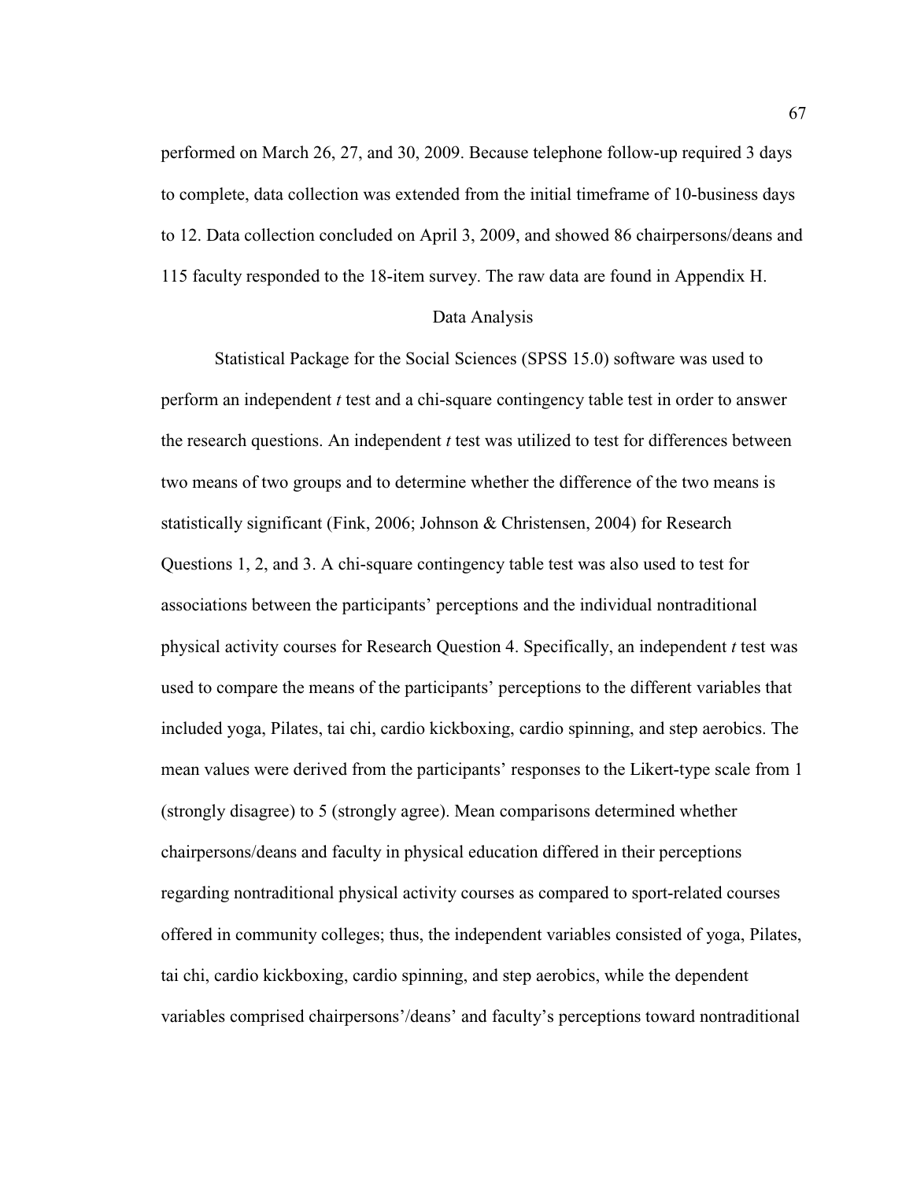performed on March 26, 27, and 30, 2009. Because telephone follow-up required 3 days to complete, data collection was extended from the initial timeframe of 10-business days to 12. Data collection concluded on April 3, 2009, and showed 86 chairpersons/deans and 115 faculty responded to the 18-item survey. The raw data are found in Appendix H.

## Data Analysis

Statistical Package for the Social Sciences (SPSS 15.0) software was used to perform an independent *t* test and a chi-square contingency table test in order to answer the research questions. An independent *t* test was utilized to test for differences between two means of two groups and to determine whether the difference of the two means is statistically significant (Fink, 2006; Johnson & Christensen, 2004) for Research Questions 1, 2, and 3. A chi-square contingency table test was also used to test for associations between the participants' perceptions and the individual nontraditional physical activity courses for Research Question 4. Specifically, an independent *t* test was used to compare the means of the participants' perceptions to the different variables that included yoga, Pilates, tai chi, cardio kickboxing, cardio spinning, and step aerobics. The mean values were derived from the participants' responses to the Likert-type scale from 1 (strongly disagree) to 5 (strongly agree). Mean comparisons determined whether chairpersons/deans and faculty in physical education differed in their perceptions regarding nontraditional physical activity courses as compared to sport-related courses offered in community colleges; thus, the independent variables consisted of yoga, Pilates, tai chi, cardio kickboxing, cardio spinning, and step aerobics, while the dependent variables comprised chairpersons'/deans' and faculty's perceptions toward nontraditional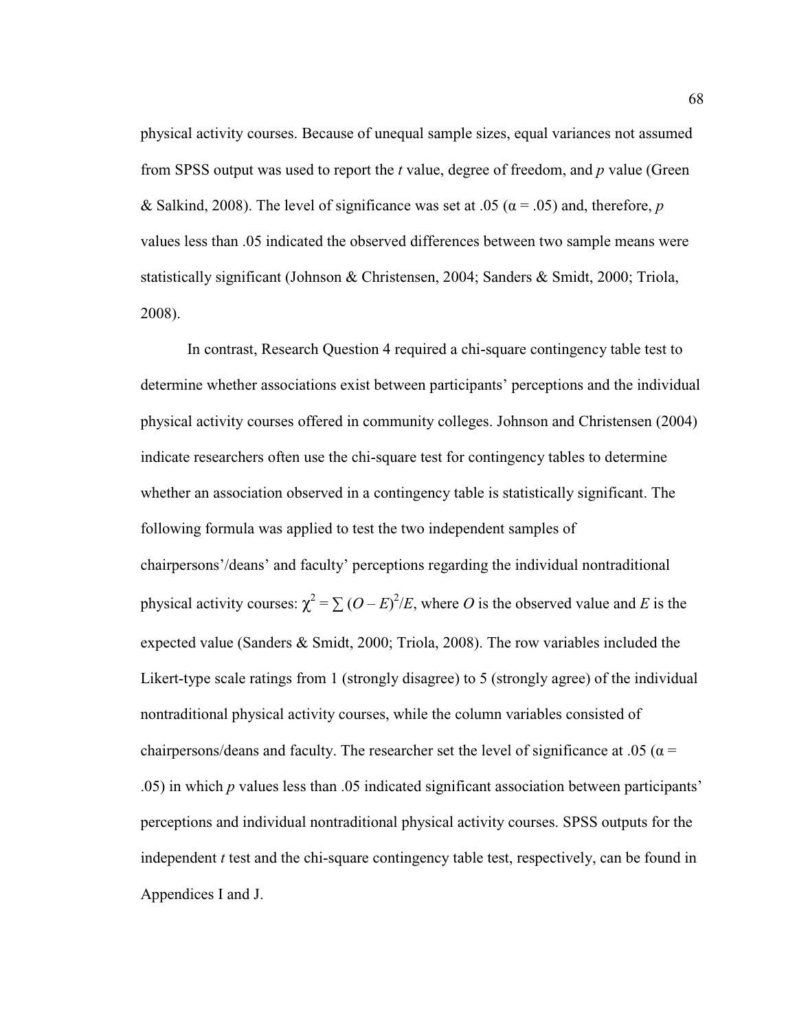physical activity courses. Because of unequal sample sizes, equal variances not assumed from SPSS output was used to report the *t* value, degree of freedom, and *p* value (Green & Salkind, 2008). The level of significance was set at .05 ($\alpha = .05$) and, therefore, *p* values less than .05 indicated the observed differences between two sample means were statistically significant (Johnson & Christensen, 2004; Sanders & Smidt, 2000; Triola, 2008).

In contrast, Research Question 4 required a chi-square contingency table test to determine whether associations exist between participants' perceptions and the individual physical activity courses offered in community colleges. Johnson and Christensen (2004) indicate researchers often use the chi-square test for contingency tables to determine whether an association observed in a contingency table is statistically significant. The following formula was applied to test the two independent samples of chairpersons'/deans' and faculty' perceptions regarding the individual nontraditional physical activity courses: $\chi^2 = \sum (O - E)^2/E$, where $O$ is the observed value and $E$ is the expected value (Sanders & Smidt, 2000; Triola, 2008). The row variables included the Likert-type scale ratings from 1 (strongly disagree) to 5 (strongly agree) of the individual nontraditional physical activity courses, while the column variables consisted of chairpersons/deans and faculty. The researcher set the level of significance at .05 ($\alpha = .05$) in which *p* values less than .05 indicated significant association between participants' perceptions and individual nontraditional physical activity courses. SPSS outputs for the independent *t* test and the chi-square contingency table test, respectively, can be found in Appendices I and J.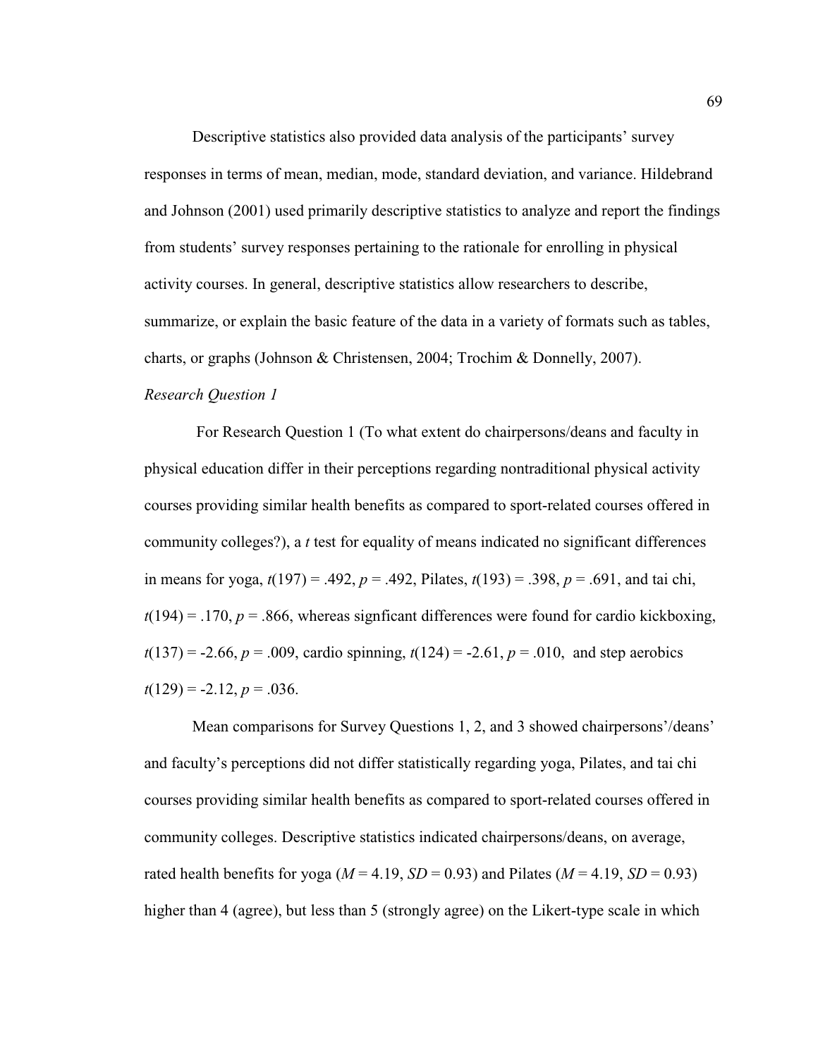Descriptive statistics also provided data analysis of the participants' survey responses in terms of mean, median, mode, standard deviation, and variance. Hildebrand and Johnson (2001) used primarily descriptive statistics to analyze and report the findings from students' survey responses pertaining to the rationale for enrolling in physical activity courses. In general, descriptive statistics allow researchers to describe, summarize, or explain the basic feature of the data in a variety of formats such as tables, charts, or graphs (Johnson & Christensen, 2004; Trochim & Donnelly, 2007).

*Research Question 1*

For Research Question 1 (To what extent do chairpersons/deans and faculty in physical education differ in their perceptions regarding nontraditional physical activity courses providing similar health benefits as compared to sport-related courses offered in community colleges?), a *t* test for equality of means indicated no significant differences in means for yoga, $t(197) = .492$, $p = .492$, Pilates, $t(193) = .398$, $p = .691$, and tai chi, $t(194) = .170$, $p = .866$, whereas signficant differences were found for cardio kickboxing, $t(137) = -2.66$, $p = .009$, cardio spinning, $t(124) = -2.61$, $p = .010$, and step aerobics $t(129) = -2.12$, $p = .036$.

Mean comparisons for Survey Questions 1, 2, and 3 showed chairpersons'/deans' and faculty's perceptions did not differ statistically regarding yoga, Pilates, and tai chi courses providing similar health benefits as compared to sport-related courses offered in community colleges. Descriptive statistics indicated chairpersons/deans, on average, rated health benefits for yoga ($M = 4.19$, $SD = 0.93$) and Pilates ($M = 4.19$, $SD = 0.93$) higher than 4 (agree), but less than 5 (strongly agree) on the Likert-type scale in which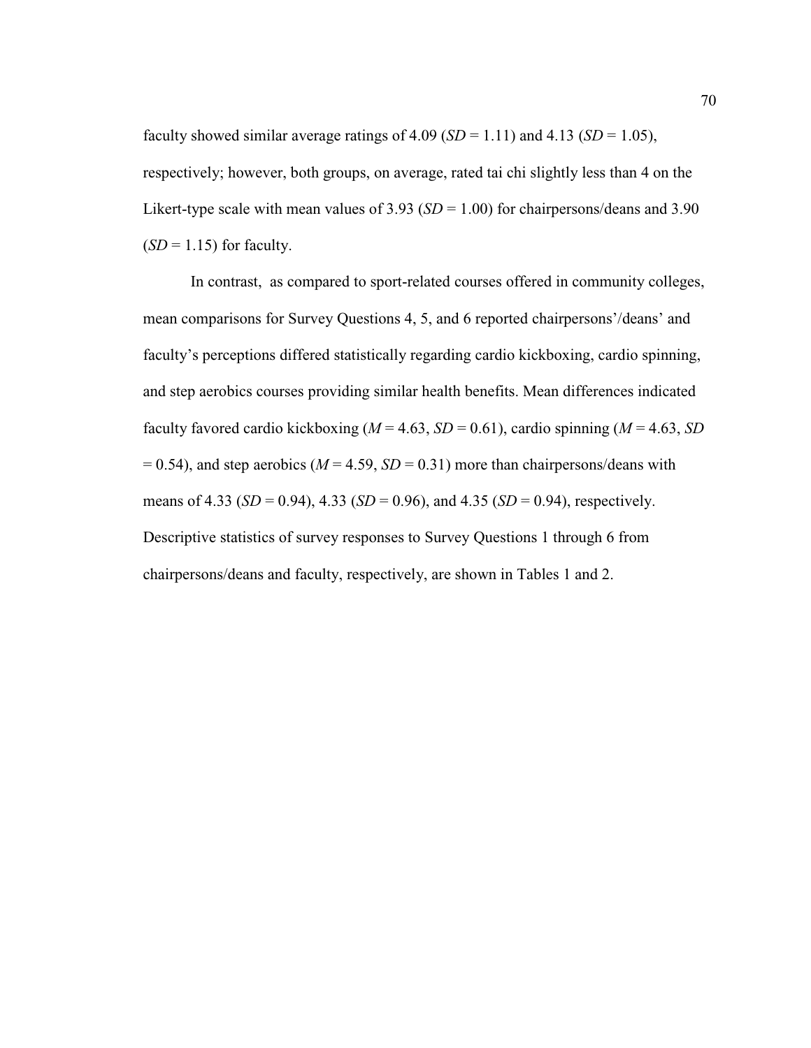faculty showed similar average ratings of 4.09 (*SD* = 1.11) and 4.13 (*SD* = 1.05), respectively; however, both groups, on average, rated tai chi slightly less than 4 on the Likert-type scale with mean values of 3.93 (*SD* = 1.00) for chairpersons/deans and 3.90 (*SD* = 1.15) for faculty.

In contrast, as compared to sport-related courses offered in community colleges, mean comparisons for Survey Questions 4, 5, and 6 reported chairpersons'/deans' and faculty's perceptions differed statistically regarding cardio kickboxing, cardio spinning, and step aerobics courses providing similar health benefits. Mean differences indicated faculty favored cardio kickboxing (*M* = 4.63, *SD* = 0.61), cardio spinning (*M* = 4.63, *SD* = 0.54), and step aerobics (*M* = 4.59, *SD* = 0.31) more than chairpersons/deans with means of 4.33 (*SD* = 0.94), 4.33 (*SD* = 0.96), and 4.35 (*SD* = 0.94), respectively. Descriptive statistics of survey responses to Survey Questions 1 through 6 from chairpersons/deans and faculty, respectively, are shown in Tables 1 and 2.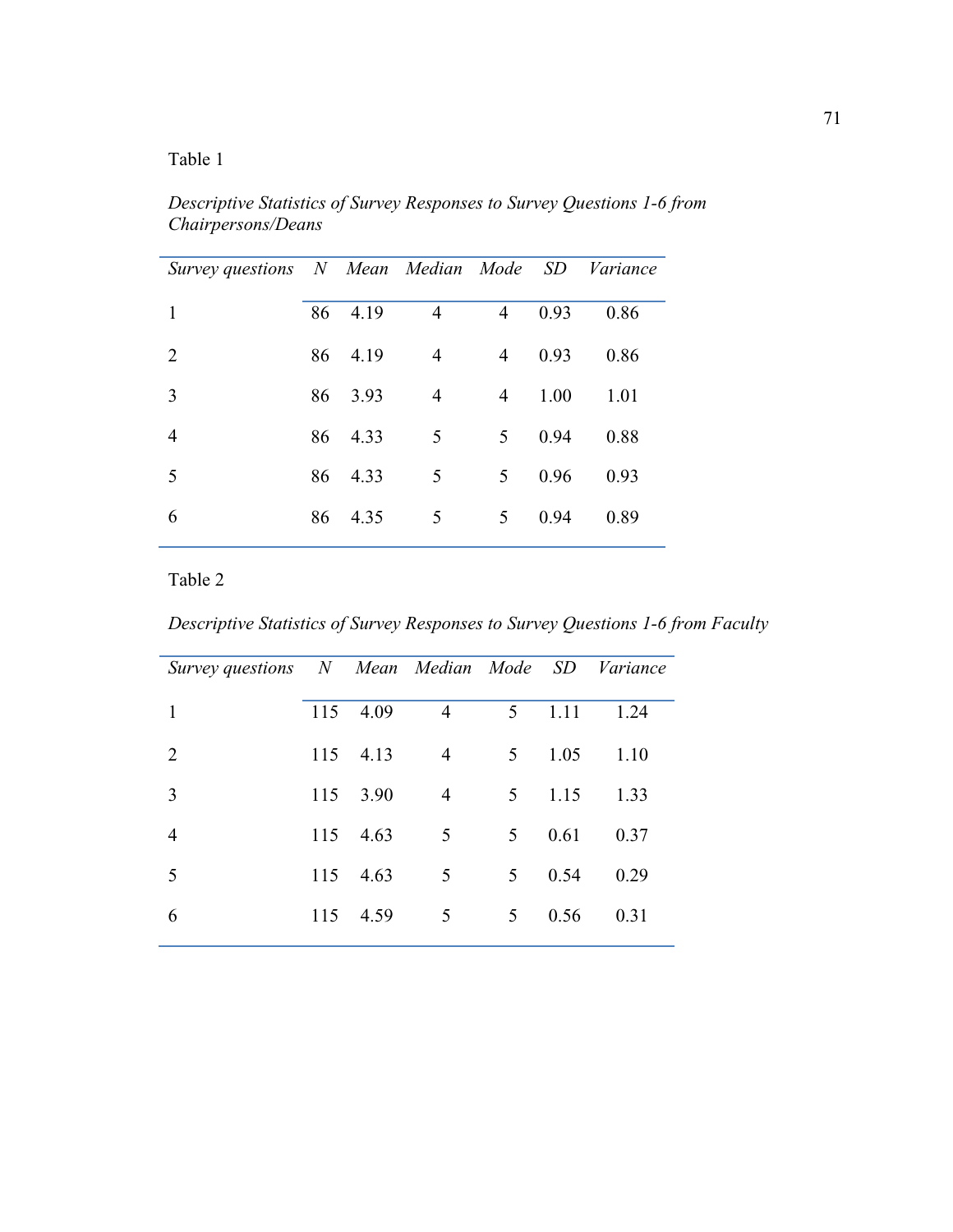Table 1

*Descriptive Statistics of Survey Responses to Survey Questions 1-6 from Chairpersons/Deans*

| *Survey questions* | *N* | *Mean* | *Median* | *Mode* | *SD* | *Variance* |
|---|---|---|---|---|---|---|
| 1 | 86 | 4.19 | 4 | 4 | 0.93 | 0.86 |
| 2 | 86 | 4.19 | 4 | 4 | 0.93 | 0.86 |
| 3 | 86 | 3.93 | 4 | 4 | 1.00 | 1.01 |
| 4 | 86 | 4.33 | 5 | 5 | 0.94 | 0.88 |
| 5 | 86 | 4.33 | 5 | 5 | 0.96 | 0.93 |
| 6 | 86 | 4.35 | 5 | 5 | 0.94 | 0.89 |

Table 2

*Descriptive Statistics of Survey Responses to Survey Questions 1-6 from Faculty*

| *Survey questions* | *N* | *Mean* | *Median* | *Mode* | *SD* | *Variance* |
|---|---|---|---|---|---|---|
| 1 | 115 | 4.09 | 4 | 5 | 1.11 | 1.24 |
| 2 | 115 | 4.13 | 4 | 5 | 1.05 | 1.10 |
| 3 | 115 | 3.90 | 4 | 5 | 1.15 | 1.33 |
| 4 | 115 | 4.63 | 5 | 5 | 0.61 | 0.37 |
| 5 | 115 | 4.63 | 5 | 5 | 0.54 | 0.29 |
| 6 | 115 | 4.59 | 5 | 5 | 0.56 | 0.31 |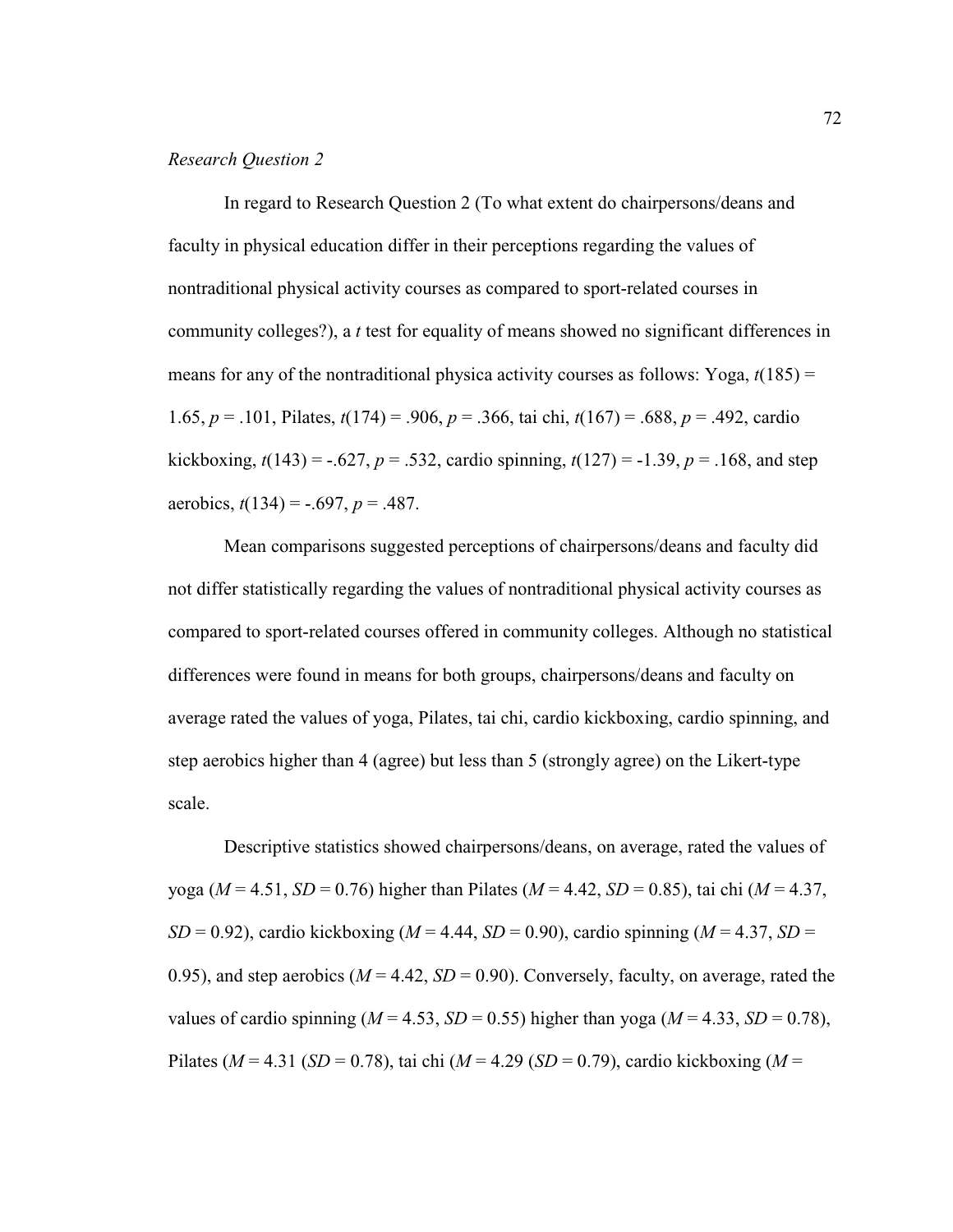*Research Question 2*

In regard to Research Question 2 (To what extent do chairpersons/deans and faculty in physical education differ in their perceptions regarding the values of nontraditional physical activity courses as compared to sport-related courses in community colleges?), a *t* test for equality of means showed no significant differences in means for any of the nontraditional physica activity courses as follows: Yoga, $t(185) = 1.65$, $p = .101$, Pilates, $t(174) = .906$, $p = .366$, tai chi, $t(167) = .688$, $p = .492$, cardio kickboxing, $t(143) = -.627$, $p = .532$, cardio spinning, $t(127) = -1.39$, $p = .168$, and step aerobics, $t(134) = -.697$, $p = .487$.

Mean comparisons suggested perceptions of chairpersons/deans and faculty did not differ statistically regarding the values of nontraditional physical activity courses as compared to sport-related courses offered in community colleges. Although no statistical differences were found in means for both groups, chairpersons/deans and faculty on average rated the values of yoga, Pilates, tai chi, cardio kickboxing, cardio spinning, and step aerobics higher than 4 (agree) but less than 5 (strongly agree) on the Likert-type scale.

Descriptive statistics showed chairpersons/deans, on average, rated the values of yoga ($M = 4.51$, $SD = 0.76$) higher than Pilates ($M = 4.42$, $SD = 0.85$), tai chi ($M = 4.37$, $SD = 0.92$), cardio kickboxing ($M = 4.44$, $SD = 0.90$), cardio spinning ($M = 4.37$, $SD = 0.95$), and step aerobics ($M = 4.42$, $SD = 0.90$). Conversely, faculty, on average, rated the values of cardio spinning ($M = 4.53$, $SD = 0.55$) higher than yoga ($M = 4.33$, $SD = 0.78$), Pilates ($M = 4.31$ ($SD = 0.78$), tai chi ($M = 4.29$ ($SD = 0.79$), cardio kickboxing ($M =$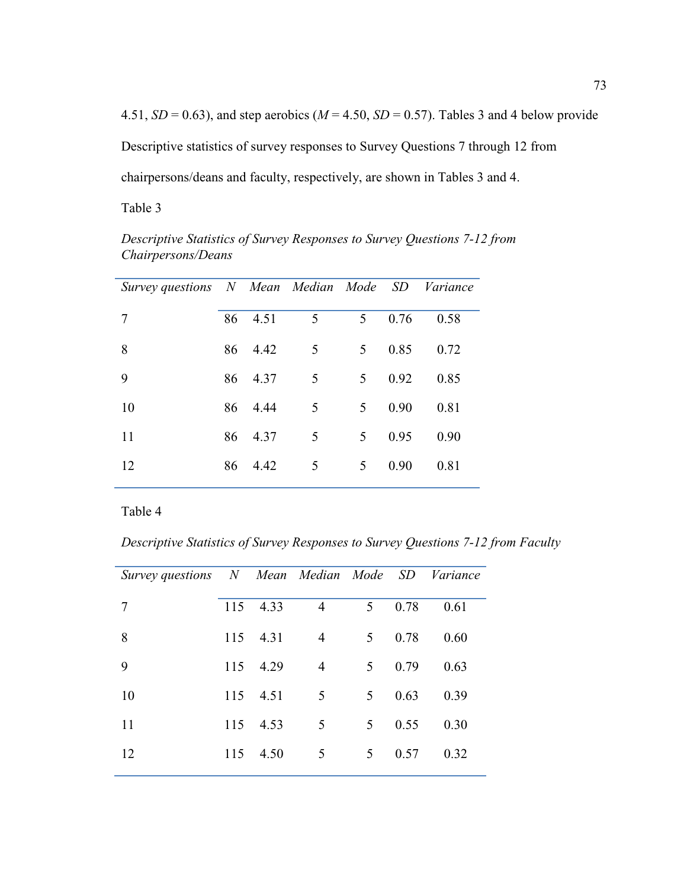4.51, *SD* = 0.63), and step aerobics (*M* = 4.50, *SD* = 0.57). Tables 3 and 4 below provide Descriptive statistics of survey responses to Survey Questions 7 through 12 from chairpersons/deans and faculty, respectively, are shown in Tables 3 and 4.

Table 3

*Descriptive Statistics of Survey Responses to Survey Questions 7-12 from Chairpersons/Deans*

| *Survey questions* | *N* | *Mean* | *Median* | *Mode* | *SD* | *Variance* |
|---|---|---|---|---|---|---|
| 7 | 86 | 4.51 | 5 | 5 | 0.76 | 0.58 |
| 8 | 86 | 4.42 | 5 | 5 | 0.85 | 0.72 |
| 9 | 86 | 4.37 | 5 | 5 | 0.92 | 0.85 |
| 10 | 86 | 4.44 | 5 | 5 | 0.90 | 0.81 |
| 11 | 86 | 4.37 | 5 | 5 | 0.95 | 0.90 |
| 12 | 86 | 4.42 | 5 | 5 | 0.90 | 0.81 |

Table 4

*Descriptive Statistics of Survey Responses to Survey Questions 7-12 from Faculty*

| *Survey questions* | *N* | *Mean* | *Median* | *Mode* | *SD* | *Variance* |
|---|---|---|---|---|---|---|
| 7 | 115 | 4.33 | 4 | 5 | 0.78 | 0.61 |
| 8 | 115 | 4.31 | 4 | 5 | 0.78 | 0.60 |
| 9 | 115 | 4.29 | 4 | 5 | 0.79 | 0.63 |
| 10 | 115 | 4.51 | 5 | 5 | 0.63 | 0.39 |
| 11 | 115 | 4.53 | 5 | 5 | 0.55 | 0.30 |
| 12 | 115 | 4.50 | 5 | 5 | 0.57 | 0.32 |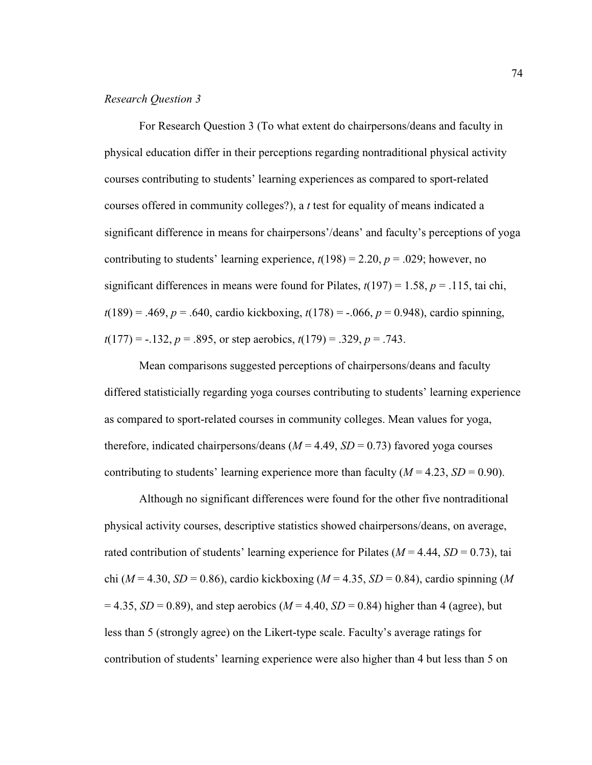*Research Question 3*

For Research Question 3 (To what extent do chairpersons/deans and faculty in physical education differ in their perceptions regarding nontraditional physical activity courses contributing to students' learning experiences as compared to sport-related courses offered in community colleges?), a *t* test for equality of means indicated a significant difference in means for chairpersons'/deans' and faculty's perceptions of yoga contributing to students' learning experience, $t(198) = 2.20$, $p = .029$; however, no significant differences in means were found for Pilates, $t(197) = 1.58$, $p = .115$, tai chi, $t(189) = .469$, $p = .640$, cardio kickboxing, $t(178) = -.066$, $p = 0.948$), cardio spinning, $t(177) = -.132$, $p = .895$, or step aerobics, $t(179) = .329$, $p = .743$.

Mean comparisons suggested perceptions of chairpersons/deans and faculty differed statisticially regarding yoga courses contributing to students' learning experience as compared to sport-related courses in community colleges. Mean values for yoga, therefore, indicated chairpersons/deans ($M = 4.49$, $SD = 0.73$) favored yoga courses contributing to students' learning experience more than faculty ($M = 4.23$, $SD = 0.90$).

Although no significant differences were found for the other five nontraditional physical activity courses, descriptive statistics showed chairpersons/deans, on average, rated contribution of students' learning experience for Pilates ($M = 4.44$, $SD = 0.73$), tai chi ($M = 4.30$, $SD = 0.86$), cardio kickboxing ($M = 4.35$, $SD = 0.84$), cardio spinning ($M = 4.35$, $SD = 0.89$), and step aerobics ($M = 4.40$, $SD = 0.84$) higher than 4 (agree), but less than 5 (strongly agree) on the Likert-type scale. Faculty's average ratings for contribution of students' learning experience were also higher than 4 but less than 5 on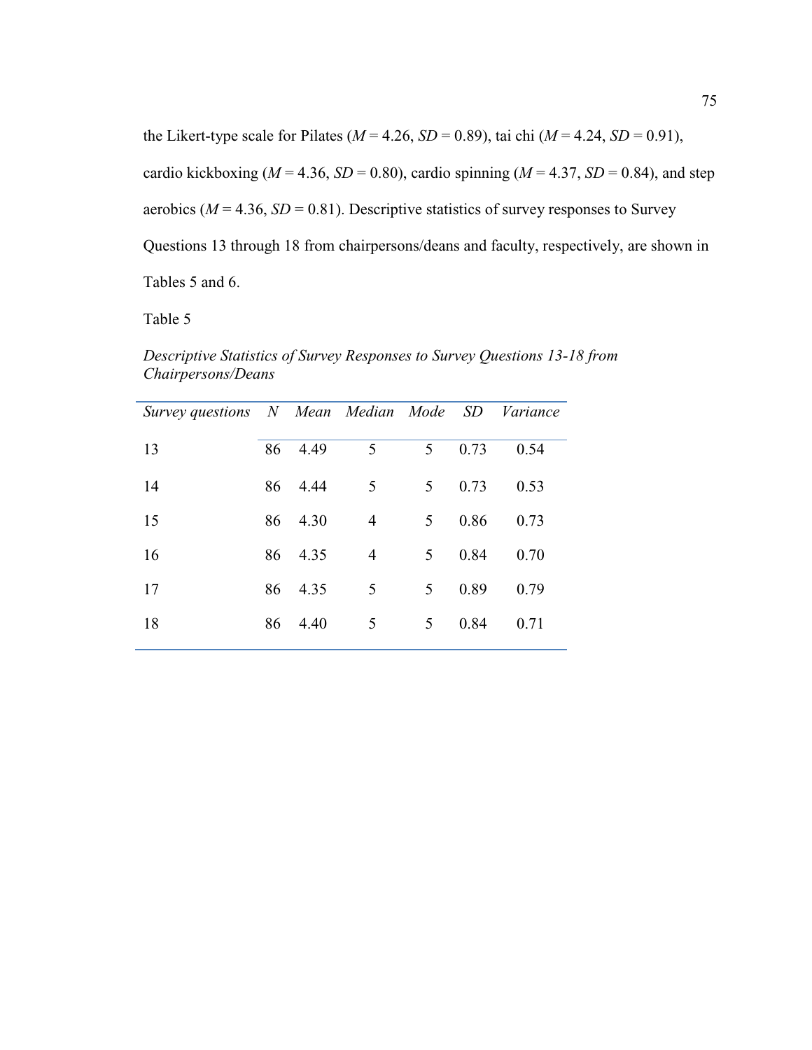the Likert-type scale for Pilates ($M$ = 4.26, $SD$ = 0.89), tai chi ($M$ = 4.24, $SD$ = 0.91), cardio kickboxing ($M$ = 4.36, $SD$ = 0.80), cardio spinning ($M$ = 4.37, $SD$ = 0.84), and step aerobics ($M$ = 4.36, $SD$ = 0.81). Descriptive statistics of survey responses to Survey Questions 13 through 18 from chairpersons/deans and faculty, respectively, are shown in Tables 5 and 6.

Table 5

*Descriptive Statistics of Survey Responses to Survey Questions 13-18 from Chairpersons/Deans*

| *Survey questions* | *N* | *Mean* | *Median* | *Mode* | *SD* | *Variance* |
|---|---|---|---|---|---|---|
| 13 | 86 | 4.49 | 5 | 5 | 0.73 | 0.54 |
| 14 | 86 | 4.44 | 5 | 5 | 0.73 | 0.53 |
| 15 | 86 | 4.30 | 4 | 5 | 0.86 | 0.73 |
| 16 | 86 | 4.35 | 4 | 5 | 0.84 | 0.70 |
| 17 | 86 | 4.35 | 5 | 5 | 0.89 | 0.79 |
| 18 | 86 | 4.40 | 5 | 5 | 0.84 | 0.71 |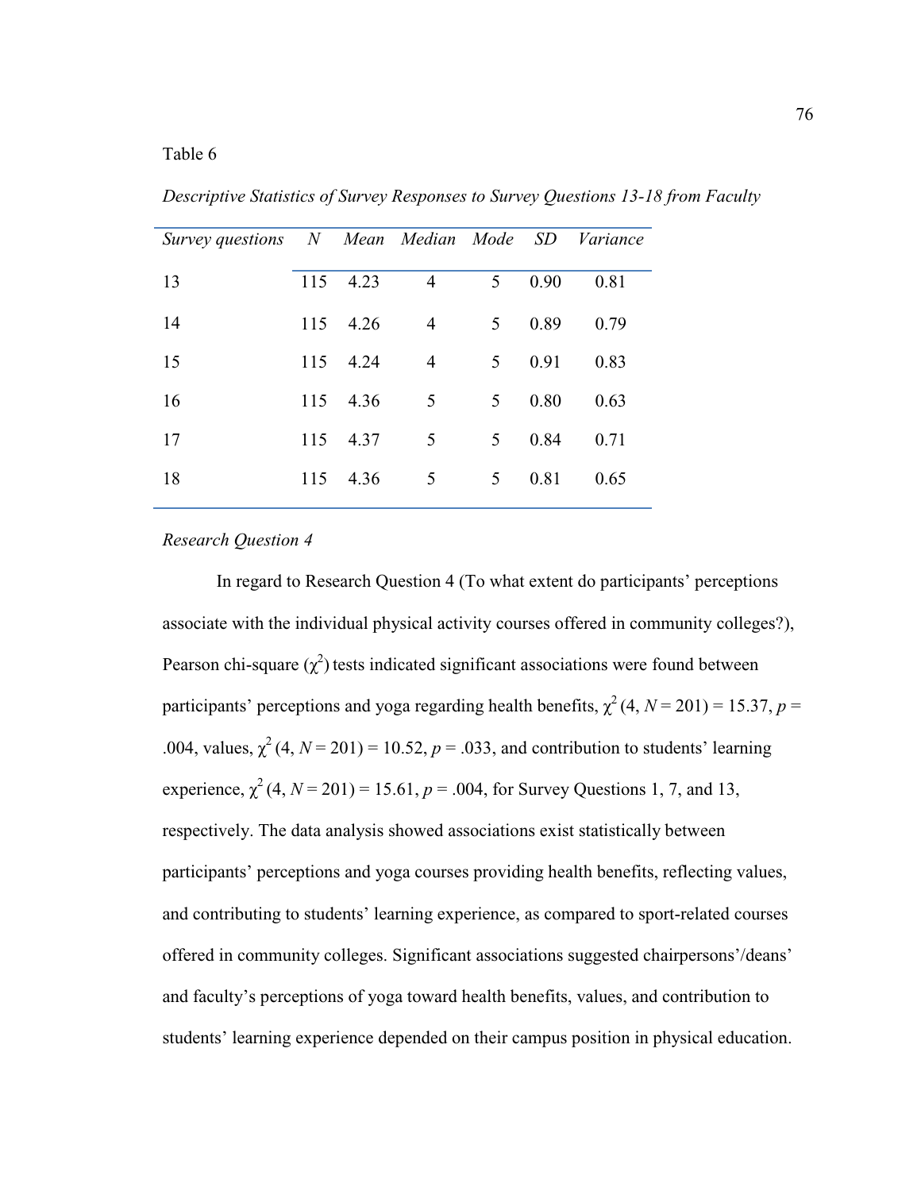Table 6

*Descriptive Statistics of Survey Responses to Survey Questions 13-18 from Faculty*

| *Survey questions* | *N* | *Mean* | *Median* | *Mode* | *SD* | *Variance* |
|---|---|---|---|---|---|---|
| 13 | 115 | 4.23 | 4 | 5 | 0.90 | 0.81 |
| 14 | 115 | 4.26 | 4 | 5 | 0.89 | 0.79 |
| 15 | 115 | 4.24 | 4 | 5 | 0.91 | 0.83 |
| 16 | 115 | 4.36 | 5 | 5 | 0.80 | 0.63 |
| 17 | 115 | 4.37 | 5 | 5 | 0.84 | 0.71 |
| 18 | 115 | 4.36 | 5 | 5 | 0.81 | 0.65 |

*Research Question 4*

In regard to Research Question 4 (To what extent do participants' perceptions associate with the individual physical activity courses offered in community colleges?), Pearson chi-square ($\chi^2$) tests indicated significant associations were found between participants' perceptions and yoga regarding health benefits, $\chi^2$ (4, $N$ = 201) = 15.37, $p$ = .004, values, $\chi^2$ (4, $N$ = 201) = 10.52, $p$ = .033, and contribution to students' learning experience, $\chi^2$ (4, $N$ = 201) = 15.61, $p$ = .004, for Survey Questions 1, 7, and 13, respectively. The data analysis showed associations exist statistically between participants' perceptions and yoga courses providing health benefits, reflecting values, and contributing to students' learning experience, as compared to sport-related courses offered in community colleges. Significant associations suggested chairpersons'/deans' and faculty's perceptions of yoga toward health benefits, values, and contribution to students' learning experience depended on their campus position in physical education.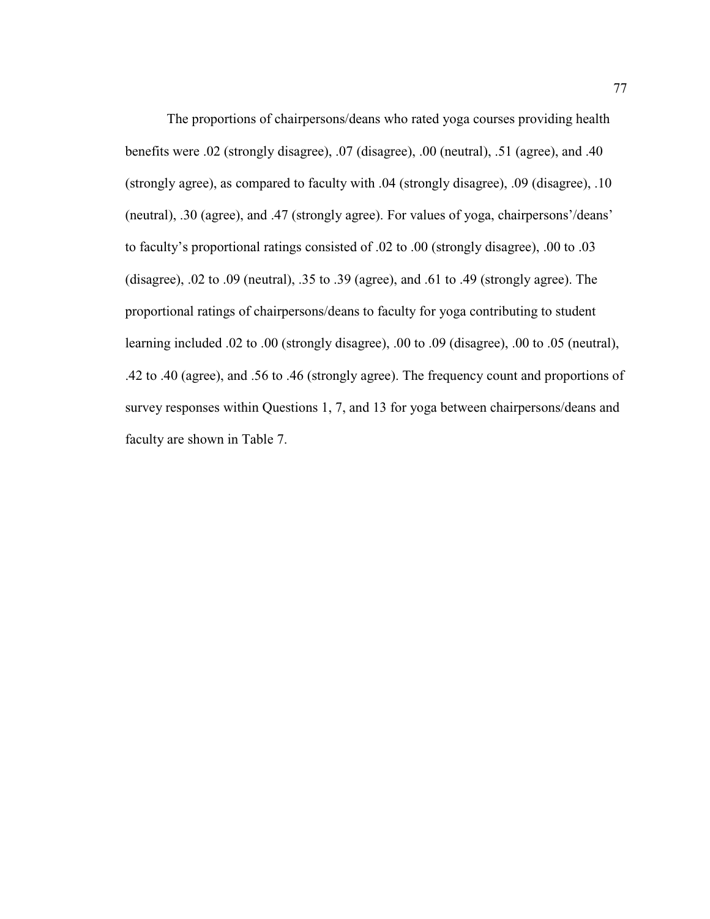The proportions of chairpersons/deans who rated yoga courses providing health benefits were .02 (strongly disagree), .07 (disagree), .00 (neutral), .51 (agree), and .40 (strongly agree), as compared to faculty with .04 (strongly disagree), .09 (disagree), .10 (neutral), .30 (agree), and .47 (strongly agree). For values of yoga, chairpersons'/deans' to faculty's proportional ratings consisted of .02 to .00 (strongly disagree), .00 to .03 (disagree), .02 to .09 (neutral), .35 to .39 (agree), and .61 to .49 (strongly agree). The proportional ratings of chairpersons/deans to faculty for yoga contributing to student learning included .02 to .00 (strongly disagree), .00 to .09 (disagree), .00 to .05 (neutral), .42 to .40 (agree), and .56 to .46 (strongly agree). The frequency count and proportions of survey responses within Questions 1, 7, and 13 for yoga between chairpersons/deans and faculty are shown in Table 7.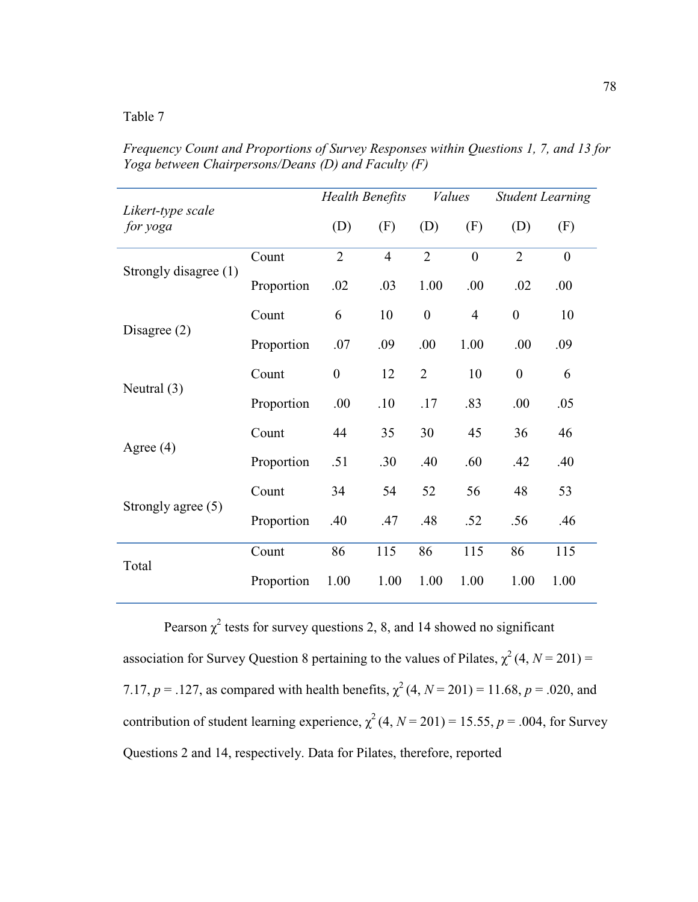Table 7

*Frequency Count and Proportions of Survey Responses within Questions 1, 7, and 13 for Yoga between Chairpersons/Deans (D) and Faculty (F)*

| *Likert-type scale for yoga* | | *Health Benefits* | | *Values* | | *Student Learning* | |
|---|---|---|---|---|---|---|---|
| | | (D) | (F) | (D) | (F) | (D) | (F) |
| Strongly disagree (1) | Count | 2 | 4 | 2 | 0 | 2 | 0 |
| | Proportion | .02 | .03 | 1.00 | .00 | .02 | .00 |
| Disagree (2) | Count | 6 | 10 | 0 | 4 | 0 | 10 |
| | Proportion | .07 | .09 | .00 | 1.00 | .00 | .09 |
| Neutral (3) | Count | 0 | 12 | 2 | 10 | 0 | 6 |
| | Proportion | .00 | .10 | .17 | .83 | .00 | .05 |
| Agree (4) | Count | 44 | 35 | 30 | 45 | 36 | 46 |
| | Proportion | .51 | .30 | .40 | .60 | .42 | .40 |
| Strongly agree (5) | Count | 34 | 54 | 52 | 56 | 48 | 53 |
| | Proportion | .40 | .47 | .48 | .52 | .56 | .46 |
| Total | Count | 86 | 115 | 86 | 115 | 86 | 115 |
| | Proportion | 1.00 | 1.00 | 1.00 | 1.00 | 1.00 | 1.00 |

Pearson $\chi^2$ tests for survey questions 2, 8, and 14 showed no significant association for Survey Question 8 pertaining to the values of Pilates, $\chi^2$ (4, $N$ = 201) = 7.17, $p$ = .127, as compared with health benefits, $\chi^2$ (4, $N$ = 201) = 11.68, $p$ = .020, and contribution of student learning experience, $\chi^2$ (4, $N$ = 201) = 15.55, $p$ = .004, for Survey Questions 2 and 14, respectively. Data for Pilates, therefore, reported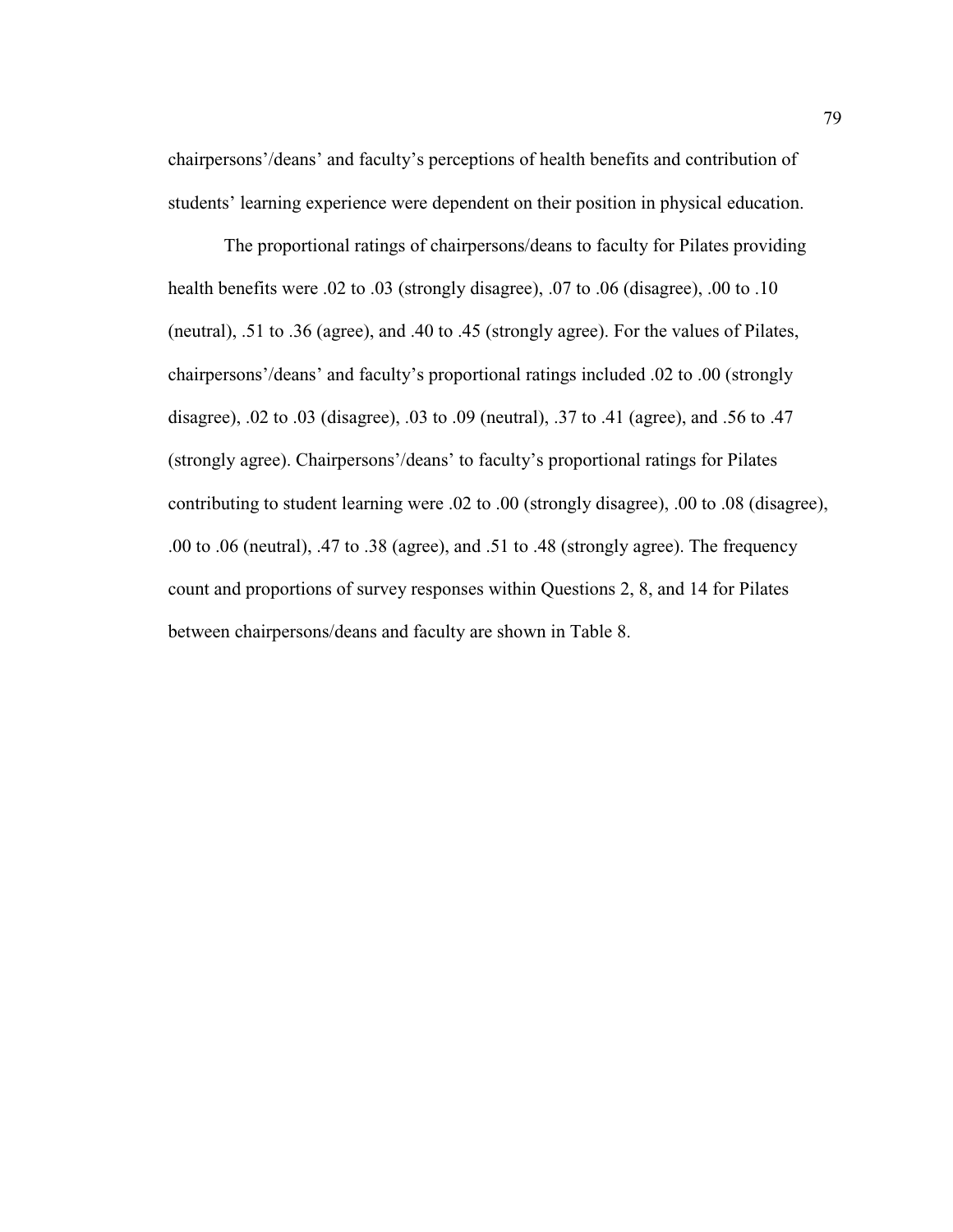chairpersons'/deans' and faculty's perceptions of health benefits and contribution of students' learning experience were dependent on their position in physical education.

The proportional ratings of chairpersons/deans to faculty for Pilates providing health benefits were .02 to .03 (strongly disagree), .07 to .06 (disagree), .00 to .10 (neutral), .51 to .36 (agree), and .40 to .45 (strongly agree). For the values of Pilates, chairpersons'/deans' and faculty's proportional ratings included .02 to .00 (strongly disagree), .02 to .03 (disagree), .03 to .09 (neutral), .37 to .41 (agree), and .56 to .47 (strongly agree). Chairpersons'/deans' to faculty's proportional ratings for Pilates contributing to student learning were .02 to .00 (strongly disagree), .00 to .08 (disagree), .00 to .06 (neutral), .47 to .38 (agree), and .51 to .48 (strongly agree). The frequency count and proportions of survey responses within Questions 2, 8, and 14 for Pilates between chairpersons/deans and faculty are shown in Table 8.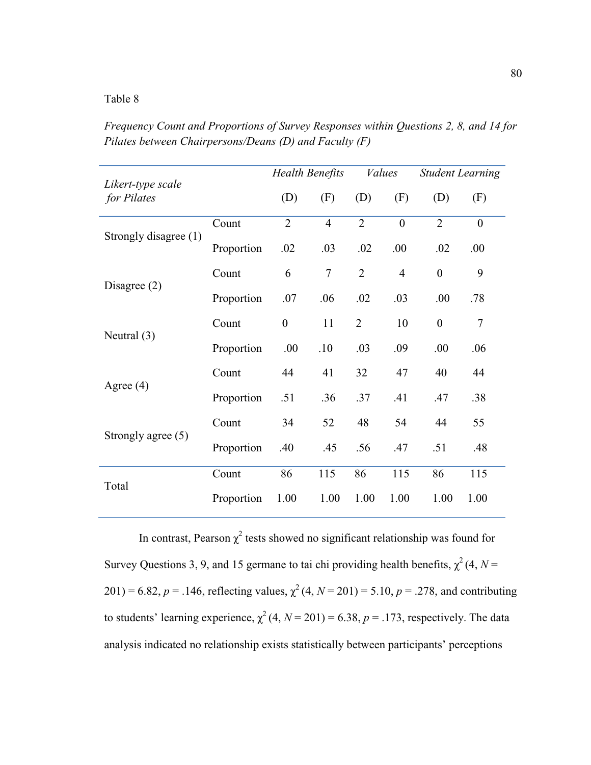Table 8

*Frequency Count and Proportions of Survey Responses within Questions 2, 8, and 14 for Pilates between Chairpersons/Deans (D) and Faculty (F)*

| *Likert-type scale for Pilates* | | *Health Benefits* | | *Values* | | *Student Learning* | |
|---|---|---|---|---|---|---|---|
| | | (D) | (F) | (D) | (F) | (D) | (F) |
| Strongly disagree (1) | Count | 2 | 4 | 2 | 0 | 2 | 0 |
| | Proportion | .02 | .03 | .02 | .00 | .02 | .00 |
| Disagree (2) | Count | 6 | 7 | 2 | 4 | 0 | 9 |
| | Proportion | .07 | .06 | .02 | .03 | .00 | .78 |
| Neutral (3) | Count | 0 | 11 | 2 | 10 | 0 | 7 |
| | Proportion | .00 | .10 | .03 | .09 | .00 | .06 |
| Agree (4) | Count | 44 | 41 | 32 | 47 | 40 | 44 |
| | Proportion | .51 | .36 | .37 | .41 | .47 | .38 |
| Strongly agree (5) | Count | 34 | 52 | 48 | 54 | 44 | 55 |
| | Proportion | .40 | .45 | .56 | .47 | .51 | .48 |
| Total | Count | 86 | 115 | 86 | 115 | 86 | 115 |
| | Proportion | 1.00 | 1.00 | 1.00 | 1.00 | 1.00 | 1.00 |

In contrast, Pearson $\chi^2$ tests showed no significant relationship was found for Survey Questions 3, 9, and 15 germane to tai chi providing health benefits, $\chi^2$ (4, $N$ = 201) = 6.82, $p$ = .146, reflecting values, $\chi^2$ (4, $N$ = 201) = 5.10, $p$ = .278, and contributing to students' learning experience, $\chi^2$ (4, $N$ = 201) = 6.38, $p$ = .173, respectively. The data analysis indicated no relationship exists statistically between participants' perceptions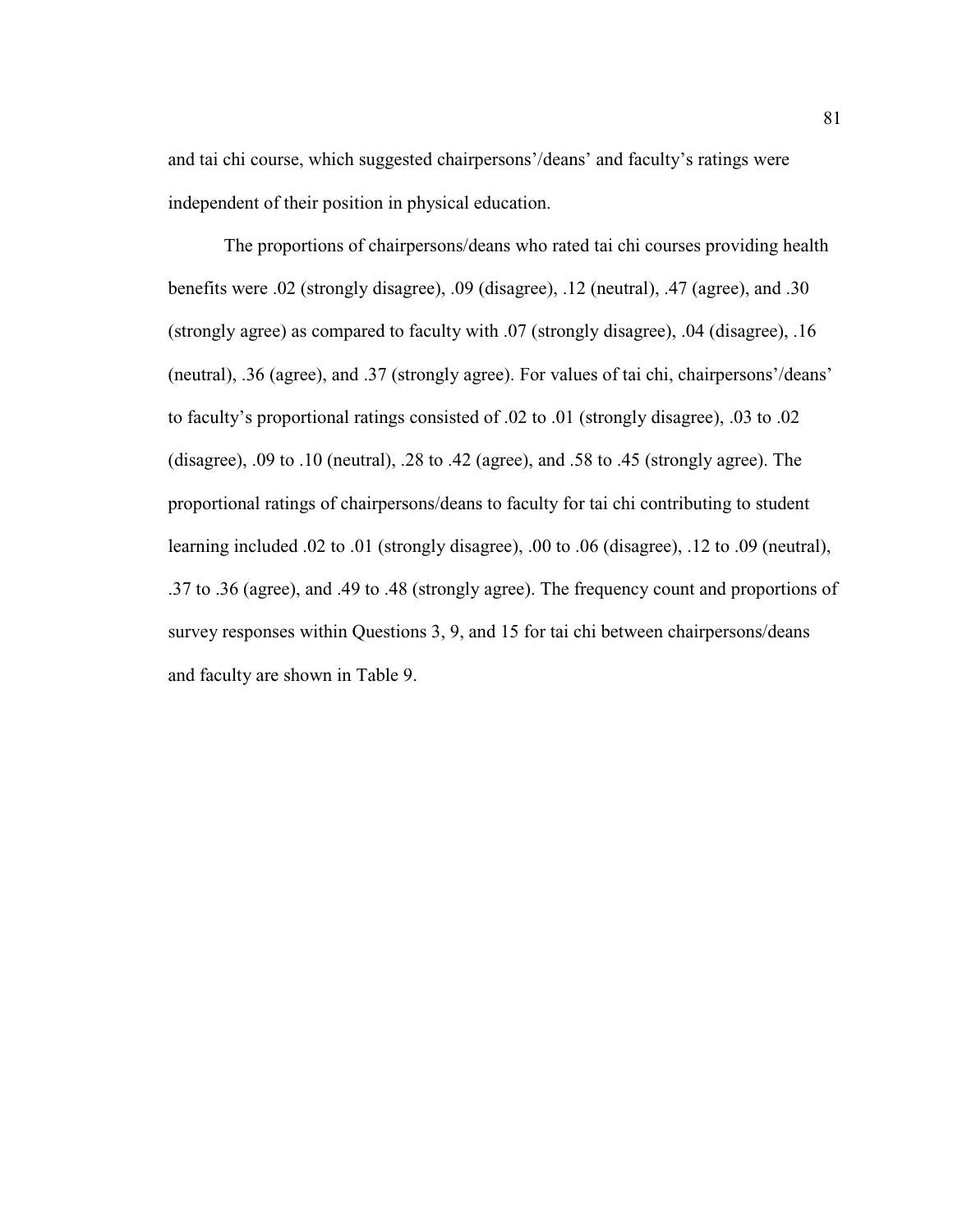and tai chi course, which suggested chairpersons'/deans' and faculty's ratings were independent of their position in physical education.

The proportions of chairpersons/deans who rated tai chi courses providing health benefits were .02 (strongly disagree), .09 (disagree), .12 (neutral), .47 (agree), and .30 (strongly agree) as compared to faculty with .07 (strongly disagree), .04 (disagree), .16 (neutral), .36 (agree), and .37 (strongly agree). For values of tai chi, chairpersons'/deans' to faculty's proportional ratings consisted of .02 to .01 (strongly disagree), .03 to .02 (disagree), .09 to .10 (neutral), .28 to .42 (agree), and .58 to .45 (strongly agree). The proportional ratings of chairpersons/deans to faculty for tai chi contributing to student learning included .02 to .01 (strongly disagree), .00 to .06 (disagree), .12 to .09 (neutral), .37 to .36 (agree), and .49 to .48 (strongly agree). The frequency count and proportions of survey responses within Questions 3, 9, and 15 for tai chi between chairpersons/deans and faculty are shown in Table 9.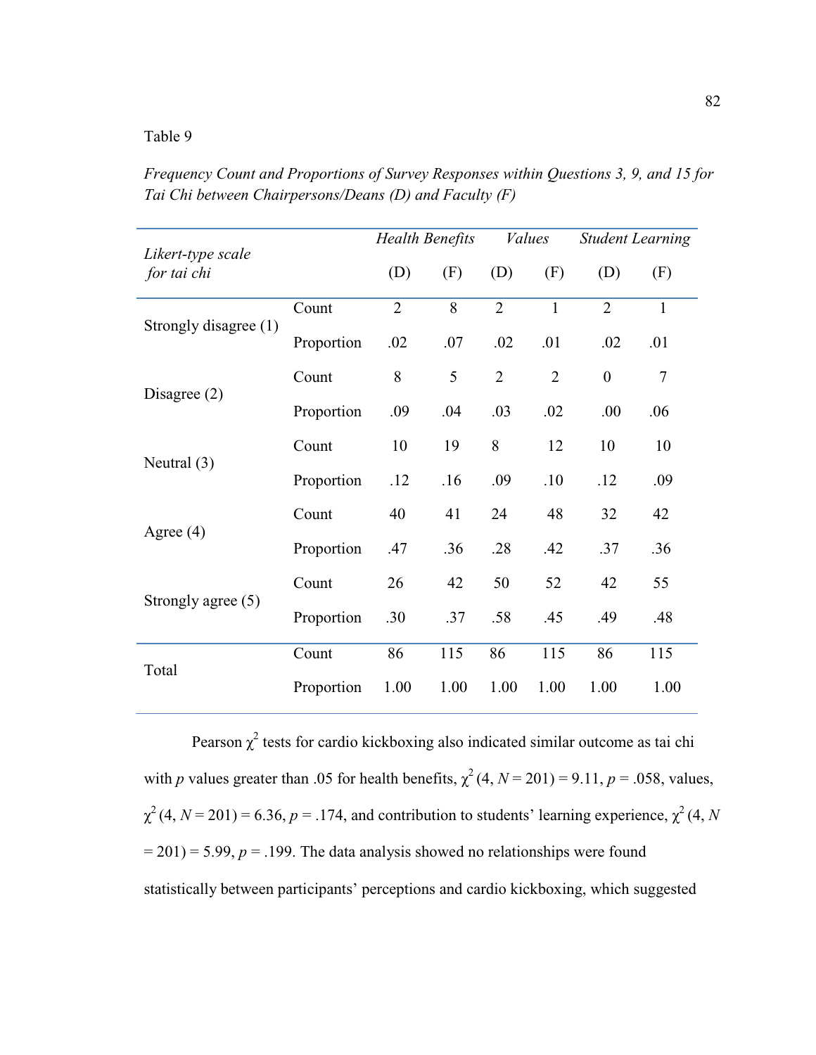Table 9

*Frequency Count and Proportions of Survey Responses within Questions 3, 9, and 15 for Tai Chi between Chairpersons/Deans (D) and Faculty (F)*

| *Likert-type scale for tai chi* | | *Health Benefits* | | *Values* | | *Student Learning* | |
|---|---|---|---|---|---|---|---|
| | | (D) | (F) | (D) | (F) | (D) | (F) |
| Strongly disagree (1) | Count | 2 | 8 | 2 | 1 | 2 | 1 |
| | Proportion | .02 | .07 | .02 | .01 | .02 | .01 |
| Disagree (2) | Count | 8 | 5 | 2 | 2 | 0 | 7 |
| | Proportion | .09 | .04 | .03 | .02 | .00 | .06 |
| Neutral (3) | Count | 10 | 19 | 8 | 12 | 10 | 10 |
| | Proportion | .12 | .16 | .09 | .10 | .12 | .09 |
| Agree (4) | Count | 40 | 41 | 24 | 48 | 32 | 42 |
| | Proportion | .47 | .36 | .28 | .42 | .37 | .36 |
| Strongly agree (5) | Count | 26 | 42 | 50 | 52 | 42 | 55 |
| | Proportion | .30 | .37 | .58 | .45 | .49 | .48 |
| Total | Count | 86 | 115 | 86 | 115 | 86 | 115 |
| | Proportion | 1.00 | 1.00 | 1.00 | 1.00 | 1.00 | 1.00 |

Pearson $\chi^2$ tests for cardio kickboxing also indicated similar outcome as tai chi with *p* values greater than .05 for health benefits, $\chi^2$ (4, $N$ = 201) = 9.11, $p$ = .058, values, $\chi^2$ (4, $N$ = 201) = 6.36, $p$ = .174, and contribution to students' learning experience, $\chi^2$ (4, $N$ = 201) = 5.99, $p$ = .199. The data analysis showed no relationships were found statistically between participants' perceptions and cardio kickboxing, which suggested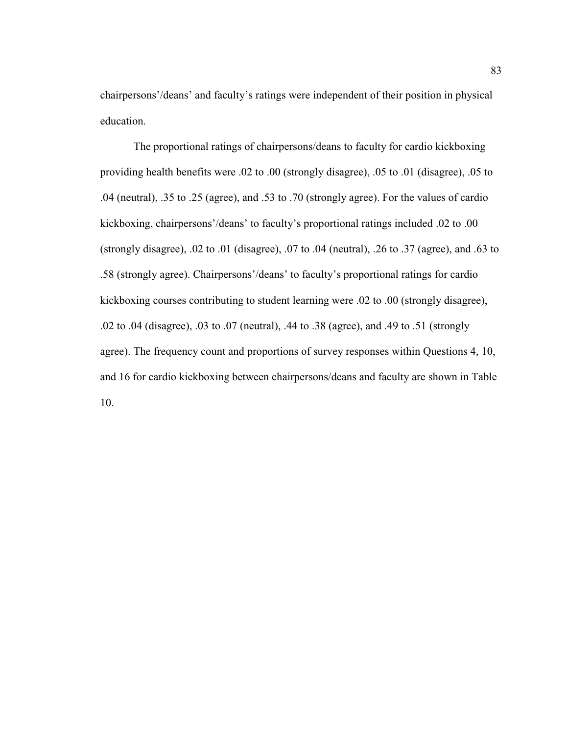chairpersons'/deans' and faculty's ratings were independent of their position in physical education.

The proportional ratings of chairpersons/deans to faculty for cardio kickboxing providing health benefits were .02 to .00 (strongly disagree), .05 to .01 (disagree), .05 to .04 (neutral), .35 to .25 (agree), and .53 to .70 (strongly agree). For the values of cardio kickboxing, chairpersons'/deans' to faculty's proportional ratings included .02 to .00 (strongly disagree), .02 to .01 (disagree), .07 to .04 (neutral), .26 to .37 (agree), and .63 to .58 (strongly agree). Chairpersons'/deans' to faculty's proportional ratings for cardio kickboxing courses contributing to student learning were .02 to .00 (strongly disagree), .02 to .04 (disagree), .03 to .07 (neutral), .44 to .38 (agree), and .49 to .51 (strongly agree). The frequency count and proportions of survey responses within Questions 4, 10, and 16 for cardio kickboxing between chairpersons/deans and faculty are shown in Table 10.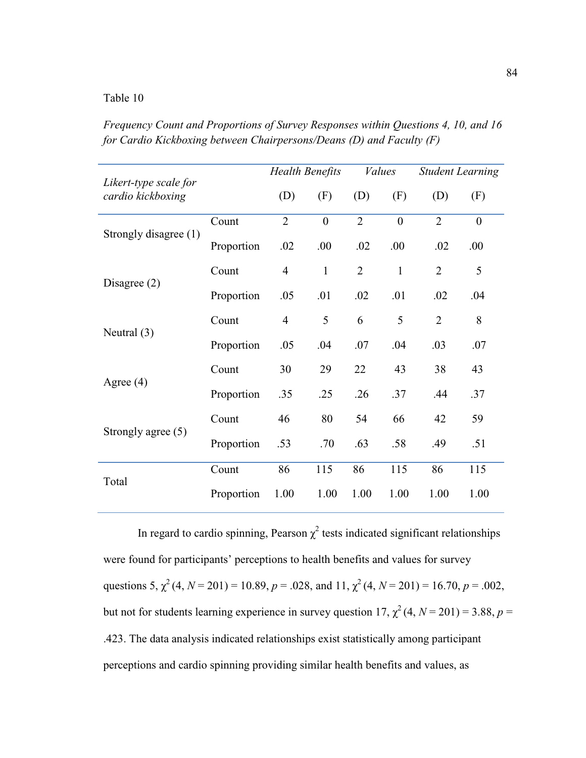Table 10

*Frequency Count and Proportions of Survey Responses within Questions 4, 10, and 16 for Cardio Kickboxing between Chairpersons/Deans (D) and Faculty (F)*

| *Likert-type scale for cardio kickboxing* | | *Health Benefits* | | *Values* | | *Student Learning* | |
|---|---|---|---|---|---|---|---|
| | | (D) | (F) | (D) | (F) | (D) | (F) |
| Strongly disagree (1) | Count | 2 | 0 | 2 | 0 | 2 | 0 |
| | Proportion | .02 | .00 | .02 | .00 | .02 | .00 |
| Disagree (2) | Count | 4 | 1 | 2 | 1 | 2 | 5 |
| | Proportion | .05 | .01 | .02 | .01 | .02 | .04 |
| Neutral (3) | Count | 4 | 5 | 6 | 5 | 2 | 8 |
| | Proportion | .05 | .04 | .07 | .04 | .03 | .07 |
| Agree (4) | Count | 30 | 29 | 22 | 43 | 38 | 43 |
| | Proportion | .35 | .25 | .26 | .37 | .44 | .37 |
| Strongly agree (5) | Count | 46 | 80 | 54 | 66 | 42 | 59 |
| | Proportion | .53 | .70 | .63 | .58 | .49 | .51 |
| Total | Count | 86 | 115 | 86 | 115 | 86 | 115 |
| | Proportion | 1.00 | 1.00 | 1.00 | 1.00 | 1.00 | 1.00 |

In regard to cardio spinning, Pearson $\chi^2$ tests indicated significant relationships were found for participants' perceptions to health benefits and values for survey questions 5, $\chi^2$ (4, $N$ = 201) = 10.89, $p$ = .028, and 11, $\chi^2$ (4, $N$ = 201) = 16.70, $p$ = .002, but not for students learning experience in survey question 17, $\chi^2$ (4, $N$ = 201) = 3.88, $p$ = .423. The data analysis indicated relationships exist statistically among participant perceptions and cardio spinning providing similar health benefits and values, as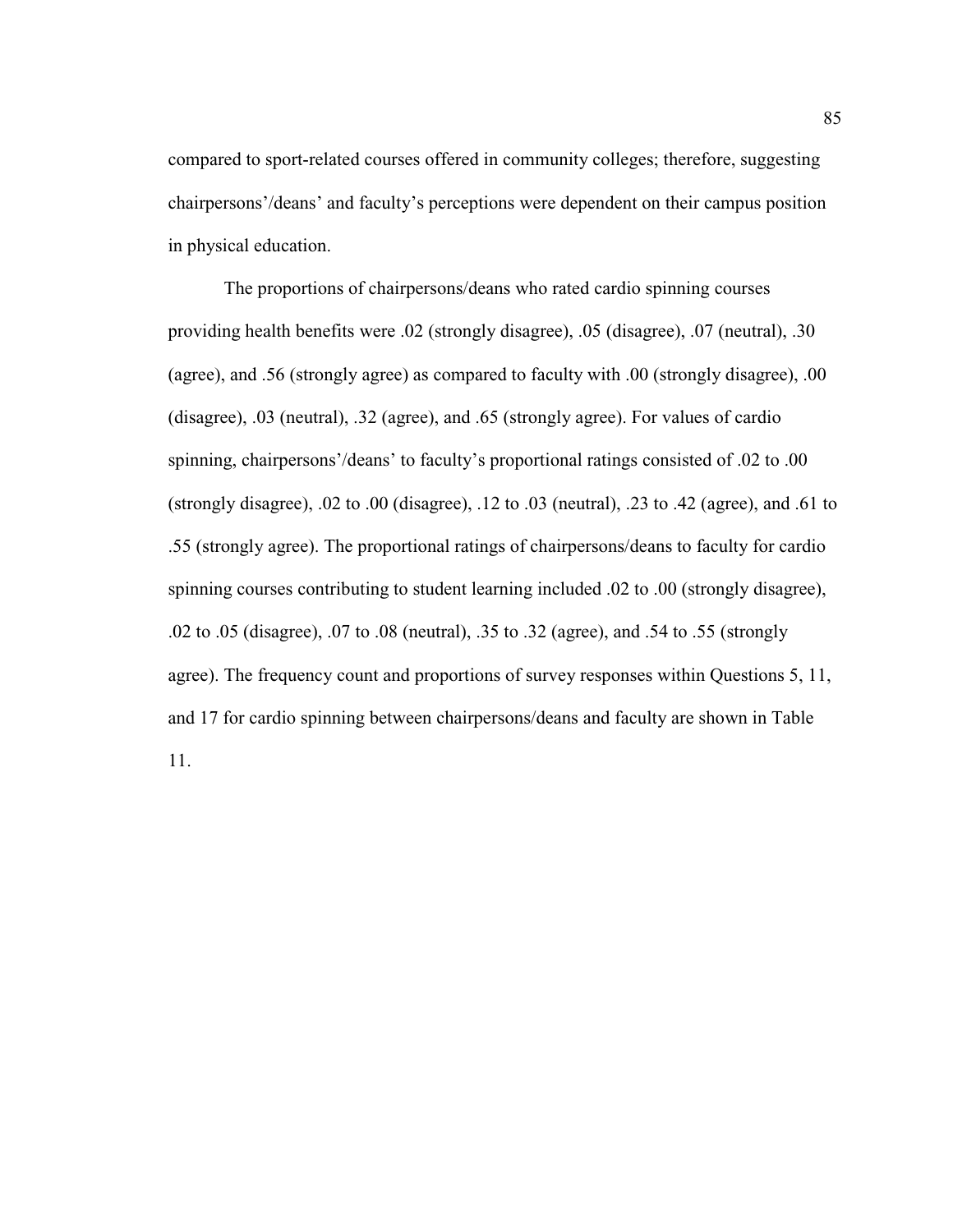compared to sport-related courses offered in community colleges; therefore, suggesting chairpersons'/deans' and faculty's perceptions were dependent on their campus position in physical education.

The proportions of chairpersons/deans who rated cardio spinning courses providing health benefits were .02 (strongly disagree), .05 (disagree), .07 (neutral), .30 (agree), and .56 (strongly agree) as compared to faculty with .00 (strongly disagree), .00 (disagree), .03 (neutral), .32 (agree), and .65 (strongly agree). For values of cardio spinning, chairpersons'/deans' to faculty's proportional ratings consisted of .02 to .00 (strongly disagree), .02 to .00 (disagree), .12 to .03 (neutral), .23 to .42 (agree), and .61 to .55 (strongly agree). The proportional ratings of chairpersons/deans to faculty for cardio spinning courses contributing to student learning included .02 to .00 (strongly disagree), .02 to .05 (disagree), .07 to .08 (neutral), .35 to .32 (agree), and .54 to .55 (strongly agree). The frequency count and proportions of survey responses within Questions 5, 11, and 17 for cardio spinning between chairpersons/deans and faculty are shown in Table 11.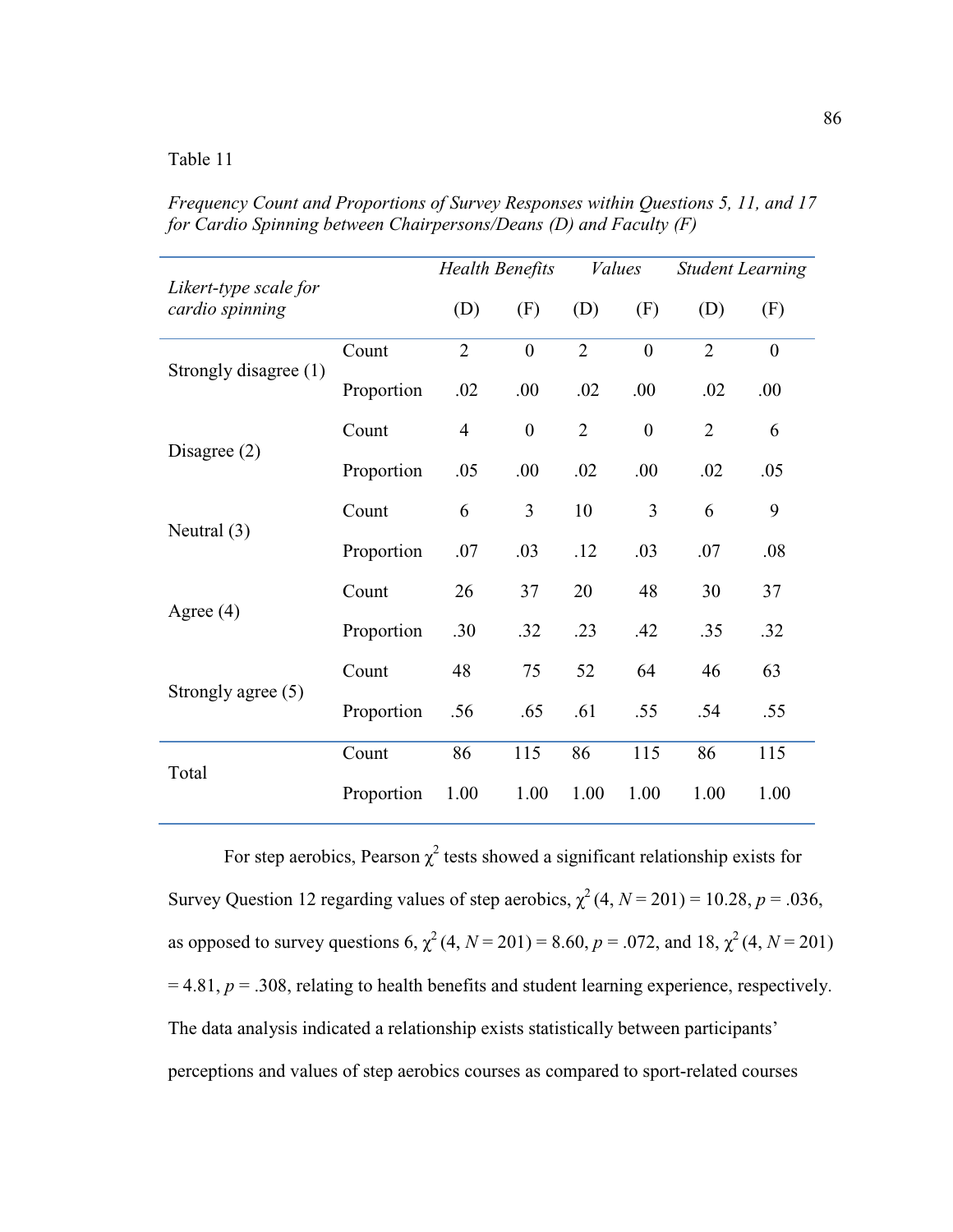Table 11

*Frequency Count and Proportions of Survey Responses within Questions 5, 11, and 17 for Cardio Spinning between Chairpersons/Deans (D) and Faculty (F)*

| *Likert-type scale for cardio spinning* | | *Health Benefits* | | *Values* | | *Student Learning* | |
|---|---|---|---|---|---|---|---|
| | | (D) | (F) | (D) | (F) | (D) | (F) |
| Strongly disagree (1) | Count | 2 | 0 | 2 | 0 | 2 | 0 |
| | Proportion | .02 | .00 | .02 | .00 | .02 | .00 |
| Disagree (2) | Count | 4 | 0 | 2 | 0 | 2 | 6 |
| | Proportion | .05 | .00 | .02 | .00 | .02 | .05 |
| Neutral (3) | Count | 6 | 3 | 10 | 3 | 6 | 9 |
| | Proportion | .07 | .03 | .12 | .03 | .07 | .08 |
| Agree (4) | Count | 26 | 37 | 20 | 48 | 30 | 37 |
| | Proportion | .30 | .32 | .23 | .42 | .35 | .32 |
| Strongly agree (5) | Count | 48 | 75 | 52 | 64 | 46 | 63 |
| | Proportion | .56 | .65 | .61 | .55 | .54 | .55 |
| Total | Count | 86 | 115 | 86 | 115 | 86 | 115 |
| | Proportion | 1.00 | 1.00 | 1.00 | 1.00 | 1.00 | 1.00 |

For step aerobics, Pearson $\chi^2$ tests showed a significant relationship exists for Survey Question 12 regarding values of step aerobics, $\chi^2$ (4, $N$ = 201) = 10.28, $p$ = .036, as opposed to survey questions 6, $\chi^2$ (4, $N$ = 201) = 8.60, $p$ = .072, and 18, $\chi^2$ (4, $N$ = 201) = 4.81, $p$ = .308, relating to health benefits and student learning experience, respectively. The data analysis indicated a relationship exists statistically between participants' perceptions and values of step aerobics courses as compared to sport-related courses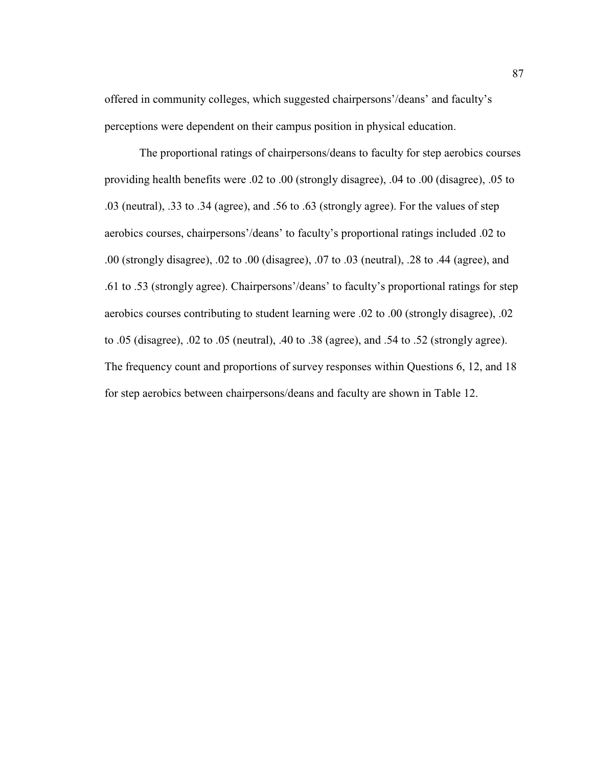offered in community colleges, which suggested chairpersons'/deans' and faculty's perceptions were dependent on their campus position in physical education.

The proportional ratings of chairpersons/deans to faculty for step aerobics courses providing health benefits were .02 to .00 (strongly disagree), .04 to .00 (disagree), .05 to .03 (neutral), .33 to .34 (agree), and .56 to .63 (strongly agree). For the values of step aerobics courses, chairpersons'/deans' to faculty's proportional ratings included .02 to .00 (strongly disagree), .02 to .00 (disagree), .07 to .03 (neutral), .28 to .44 (agree), and .61 to .53 (strongly agree). Chairpersons'/deans' to faculty's proportional ratings for step aerobics courses contributing to student learning were .02 to .00 (strongly disagree), .02 to .05 (disagree), .02 to .05 (neutral), .40 to .38 (agree), and .54 to .52 (strongly agree). The frequency count and proportions of survey responses within Questions 6, 12, and 18 for step aerobics between chairpersons/deans and faculty are shown in Table 12.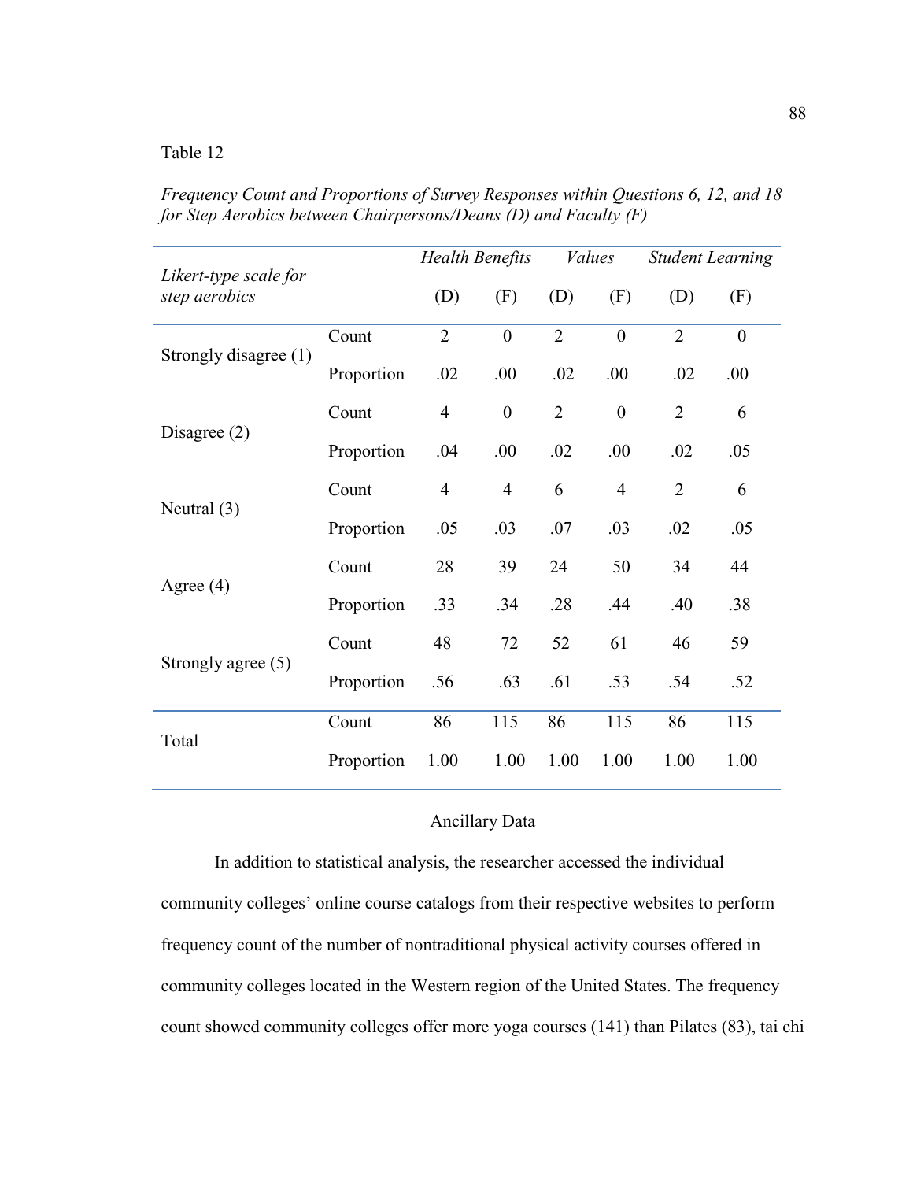Table 12

*Frequency Count and Proportions of Survey Responses within Questions 6, 12, and 18 for Step Aerobics between Chairpersons/Deans (D) and Faculty (F)*

| *Likert-type scale for step aerobics* | | *Health Benefits* | | *Values* | | *Student Learning* | |
|---|---|---|---|---|---|---|---|
| | | (D) | (F) | (D) | (F) | (D) | (F) |
| Strongly disagree (1) | Count | 2 | 0 | 2 | 0 | 2 | 0 |
| | Proportion | .02 | .00 | .02 | .00 | .02 | .00 |
| Disagree (2) | Count | 4 | 0 | 2 | 0 | 2 | 6 |
| | Proportion | .04 | .00 | .02 | .00 | .02 | .05 |
| Neutral (3) | Count | 4 | 4 | 6 | 4 | 2 | 6 |
| | Proportion | .05 | .03 | .07 | .03 | .02 | .05 |
| Agree (4) | Count | 28 | 39 | 24 | 50 | 34 | 44 |
| | Proportion | .33 | .34 | .28 | .44 | .40 | .38 |
| Strongly agree (5) | Count | 48 | 72 | 52 | 61 | 46 | 59 |
| | Proportion | .56 | .63 | .61 | .53 | .54 | .52 |
| Total | Count | 86 | 115 | 86 | 115 | 86 | 115 |
| | Proportion | 1.00 | 1.00 | 1.00 | 1.00 | 1.00 | 1.00 |

## Ancillary Data

In addition to statistical analysis, the researcher accessed the individual community colleges' online course catalogs from their respective websites to perform frequency count of the number of nontraditional physical activity courses offered in community colleges located in the Western region of the United States. The frequency count showed community colleges offer more yoga courses (141) than Pilates (83), tai chi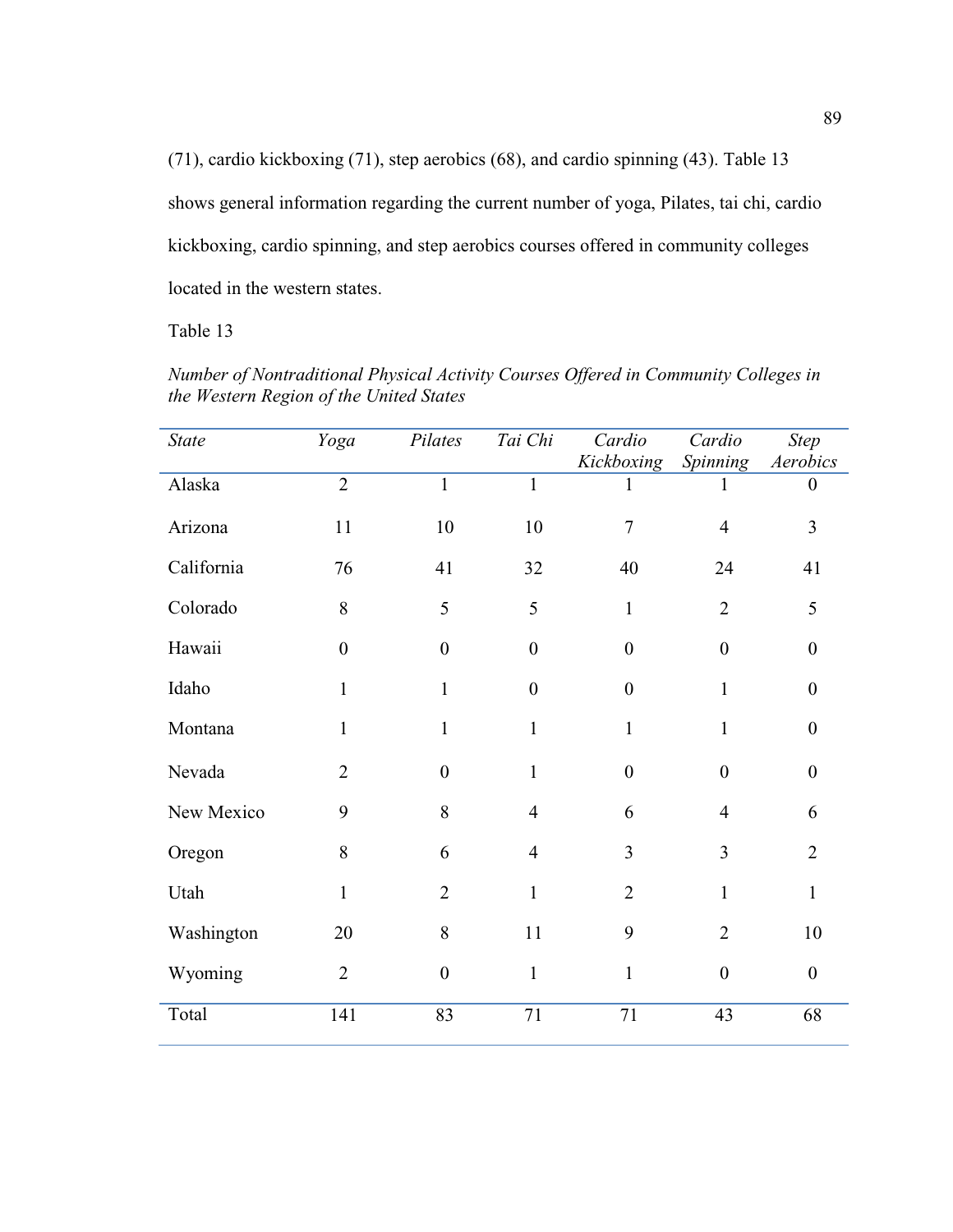(71), cardio kickboxing (71), step aerobics (68), and cardio spinning (43). Table 13 shows general information regarding the current number of yoga, Pilates, tai chi, cardio kickboxing, cardio spinning, and step aerobics courses offered in community colleges located in the western states.

Table 13

*Number of Nontraditional Physical Activity Courses Offered in Community Colleges in the Western Region of the United States*

| *State* | *Yoga* | *Pilates* | *Tai Chi* | *Cardio Kickboxing* | *Cardio Spinning* | *Step Aerobics* |
|---|---|---|---|---|---|---|
| Alaska | 2 | 1 | 1 | 1 | 1 | 0 |
| Arizona | 11 | 10 | 10 | 7 | 4 | 3 |
| California | 76 | 41 | 32 | 40 | 24 | 41 |
| Colorado | 8 | 5 | 5 | 1 | 2 | 5 |
| Hawaii | 0 | 0 | 0 | 0 | 0 | 0 |
| Idaho | 1 | 1 | 0 | 0 | 1 | 0 |
| Montana | 1 | 1 | 1 | 1 | 1 | 0 |
| Nevada | 2 | 0 | 1 | 0 | 0 | 0 |
| New Mexico | 9 | 8 | 4 | 6 | 4 | 6 |
| Oregon | 8 | 6 | 4 | 3 | 3 | 2 |
| Utah | 1 | 2 | 1 | 2 | 1 | 1 |
| Washington | 20 | 8 | 11 | 9 | 2 | 10 |
| Wyoming | 2 | 0 | 1 | 1 | 0 | 0 |
| Total | 141 | 83 | 71 | 71 | 43 | 68 |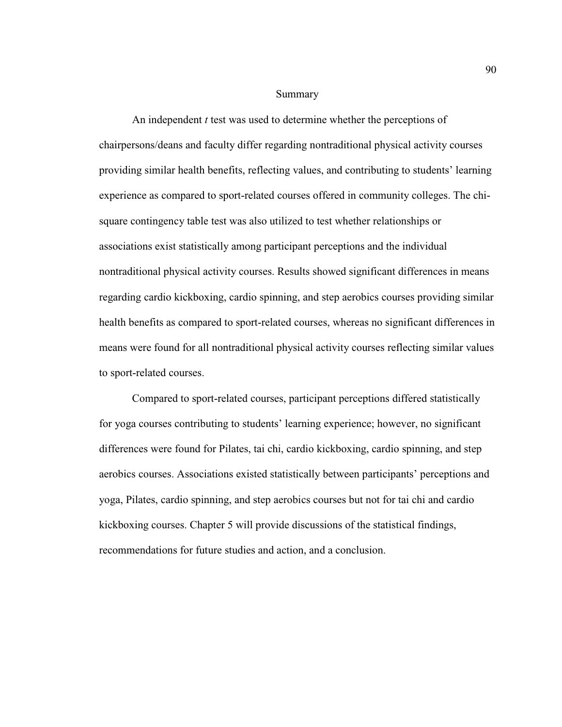## Summary

An independent *t* test was used to determine whether the perceptions of chairpersons/deans and faculty differ regarding nontraditional physical activity courses providing similar health benefits, reflecting values, and contributing to students' learning experience as compared to sport-related courses offered in community colleges. The chi-square contingency table test was also utilized to test whether relationships or associations exist statistically among participant perceptions and the individual nontraditional physical activity courses. Results showed significant differences in means regarding cardio kickboxing, cardio spinning, and step aerobics courses providing similar health benefits as compared to sport-related courses, whereas no significant differences in means were found for all nontraditional physical activity courses reflecting similar values to sport-related courses.

Compared to sport-related courses, participant perceptions differed statistically for yoga courses contributing to students' learning experience; however, no significant differences were found for Pilates, tai chi, cardio kickboxing, cardio spinning, and step aerobics courses. Associations existed statistically between participants' perceptions and yoga, Pilates, cardio spinning, and step aerobics courses but not for tai chi and cardio kickboxing courses. Chapter 5 will provide discussions of the statistical findings, recommendations for future studies and action, and a conclusion.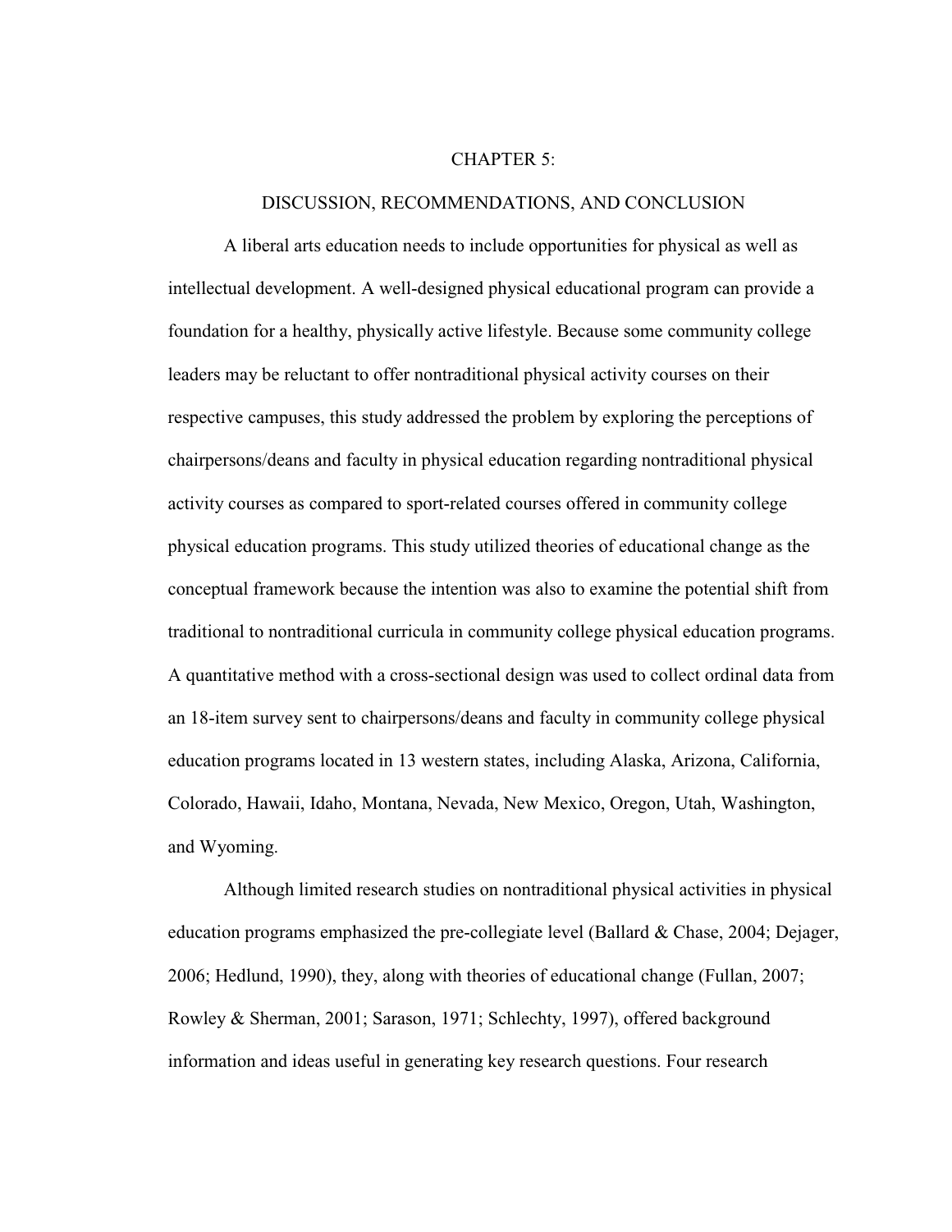# CHAPTER 5:

## DISCUSSION, RECOMMENDATIONS, AND CONCLUSION

A liberal arts education needs to include opportunities for physical as well as intellectual development. A well-designed physical educational program can provide a foundation for a healthy, physically active lifestyle. Because some community college leaders may be reluctant to offer nontraditional physical activity courses on their respective campuses, this study addressed the problem by exploring the perceptions of chairpersons/deans and faculty in physical education regarding nontraditional physical activity courses as compared to sport-related courses offered in community college physical education programs. This study utilized theories of educational change as the conceptual framework because the intention was also to examine the potential shift from traditional to nontraditional curricula in community college physical education programs. A quantitative method with a cross-sectional design was used to collect ordinal data from an 18-item survey sent to chairpersons/deans and faculty in community college physical education programs located in 13 western states, including Alaska, Arizona, California, Colorado, Hawaii, Idaho, Montana, Nevada, New Mexico, Oregon, Utah, Washington, and Wyoming.

Although limited research studies on nontraditional physical activities in physical education programs emphasized the pre-collegiate level (Ballard & Chase, 2004; Dejager, 2006; Hedlund, 1990), they, along with theories of educational change (Fullan, 2007; Rowley & Sherman, 2001; Sarason, 1971; Schlechty, 1997), offered background information and ideas useful in generating key research questions. Four research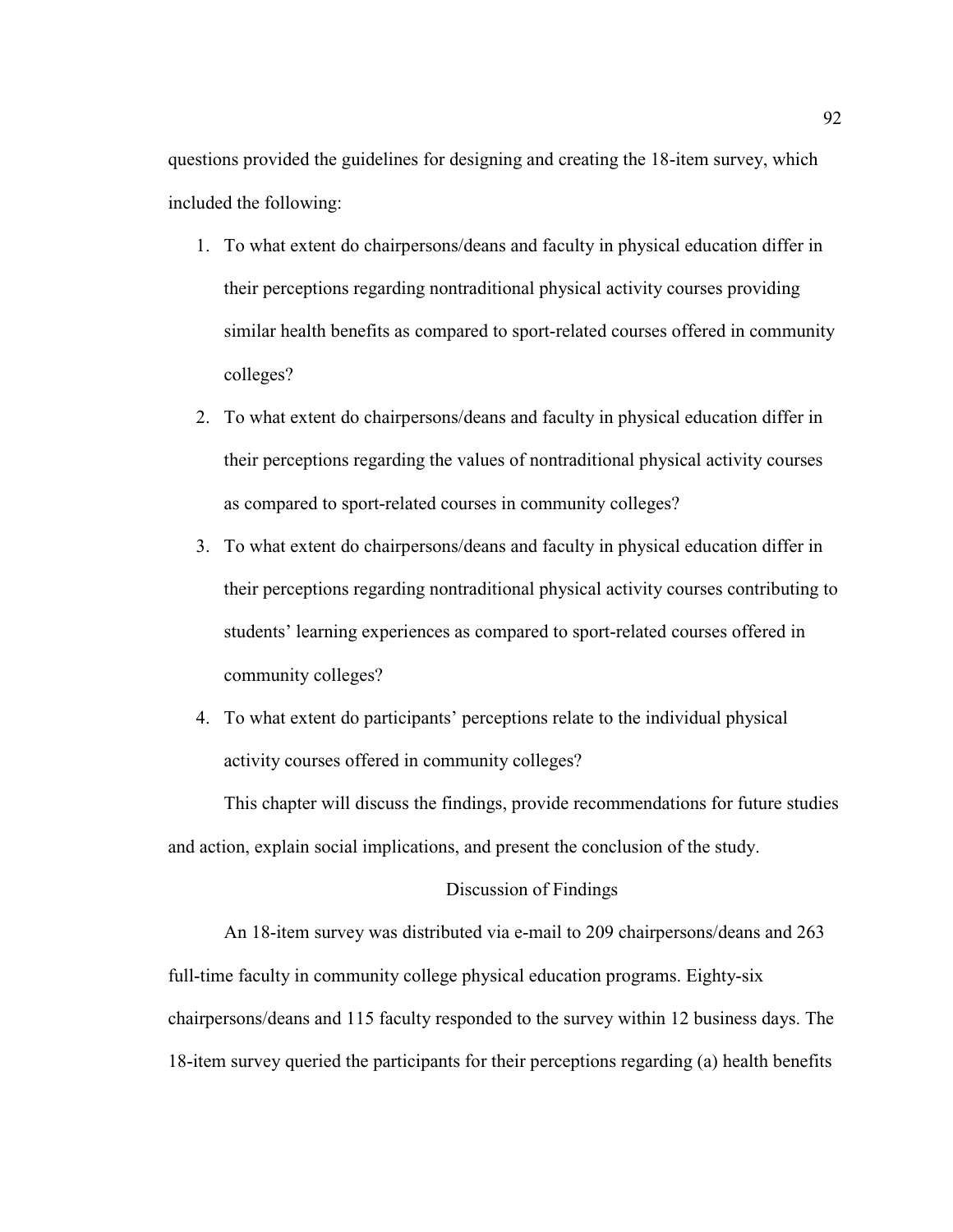questions provided the guidelines for designing and creating the 18-item survey, which included the following:

1. To what extent do chairpersons/deans and faculty in physical education differ in their perceptions regarding nontraditional physical activity courses providing similar health benefits as compared to sport-related courses offered in community colleges?
2. To what extent do chairpersons/deans and faculty in physical education differ in their perceptions regarding the values of nontraditional physical activity courses as compared to sport-related courses in community colleges?
3. To what extent do chairpersons/deans and faculty in physical education differ in their perceptions regarding nontraditional physical activity courses contributing to students' learning experiences as compared to sport-related courses offered in community colleges?
4. To what extent do participants' perceptions relate to the individual physical activity courses offered in community colleges?

This chapter will discuss the findings, provide recommendations for future studies and action, explain social implications, and present the conclusion of the study.

## Discussion of Findings

An 18-item survey was distributed via e-mail to 209 chairpersons/deans and 263 full-time faculty in community college physical education programs. Eighty-six chairpersons/deans and 115 faculty responded to the survey within 12 business days. The 18-item survey queried the participants for their perceptions regarding (a) health benefits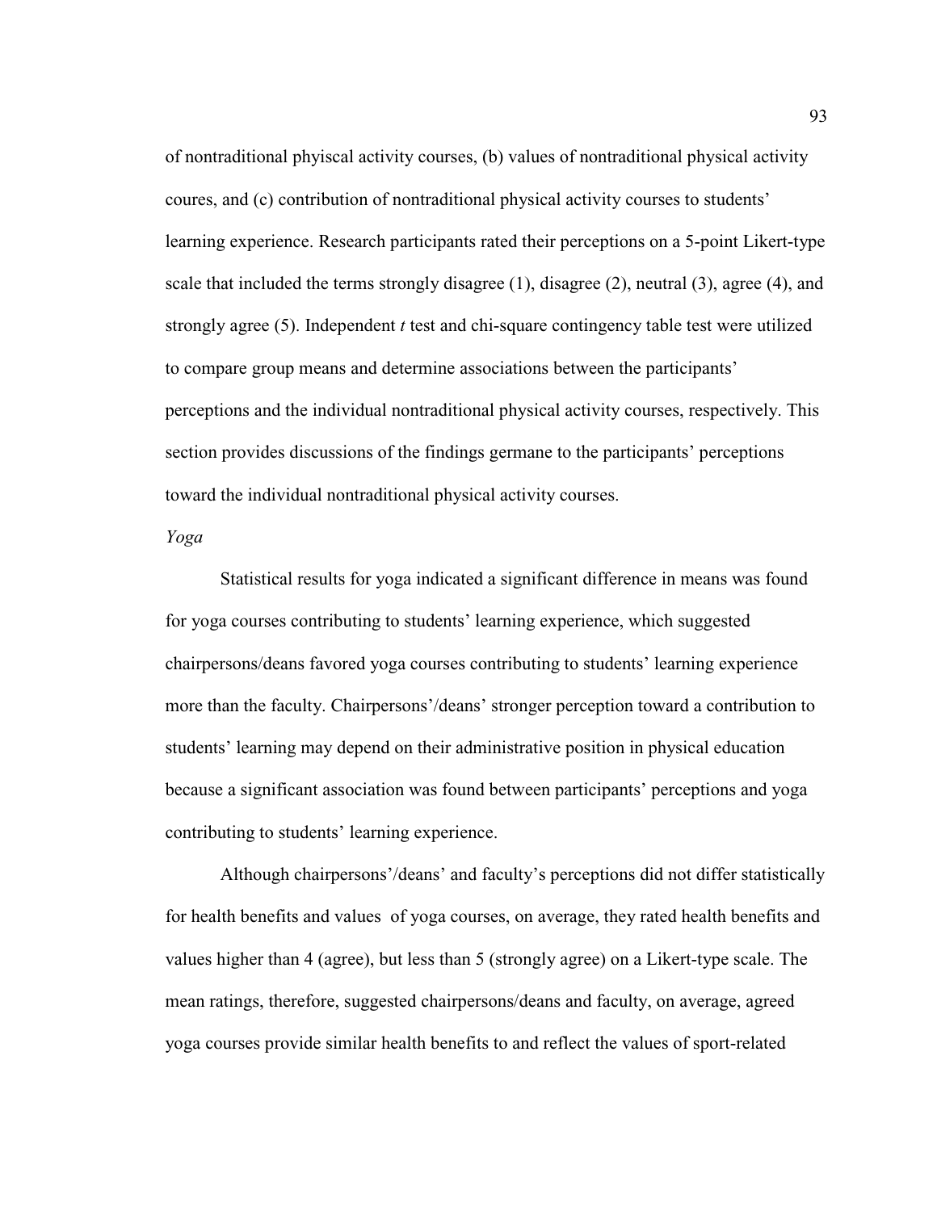of nontraditional phyiscal activity courses, (b) values of nontraditional physical activity coures, and (c) contribution of nontraditional physical activity courses to students' learning experience. Research participants rated their perceptions on a 5-point Likert-type scale that included the terms strongly disagree (1), disagree (2), neutral (3), agree (4), and strongly agree (5). Independent *t* test and chi-square contingency table test were utilized to compare group means and determine associations between the participants' perceptions and the individual nontraditional physical activity courses, respectively. This section provides discussions of the findings germane to the participants' perceptions toward the individual nontraditional physical activity courses.

*Yoga*

Statistical results for yoga indicated a significant difference in means was found for yoga courses contributing to students' learning experience, which suggested chairpersons/deans favored yoga courses contributing to students' learning experience more than the faculty. Chairpersons'/deans' stronger perception toward a contribution to students' learning may depend on their administrative position in physical education because a significant association was found between participants' perceptions and yoga contributing to students' learning experience.

Although chairpersons'/deans' and faculty's perceptions did not differ statistically for health benefits and values of yoga courses, on average, they rated health benefits and values higher than 4 (agree), but less than 5 (strongly agree) on a Likert-type scale. The mean ratings, therefore, suggested chairpersons/deans and faculty, on average, agreed yoga courses provide similar health benefits to and reflect the values of sport-related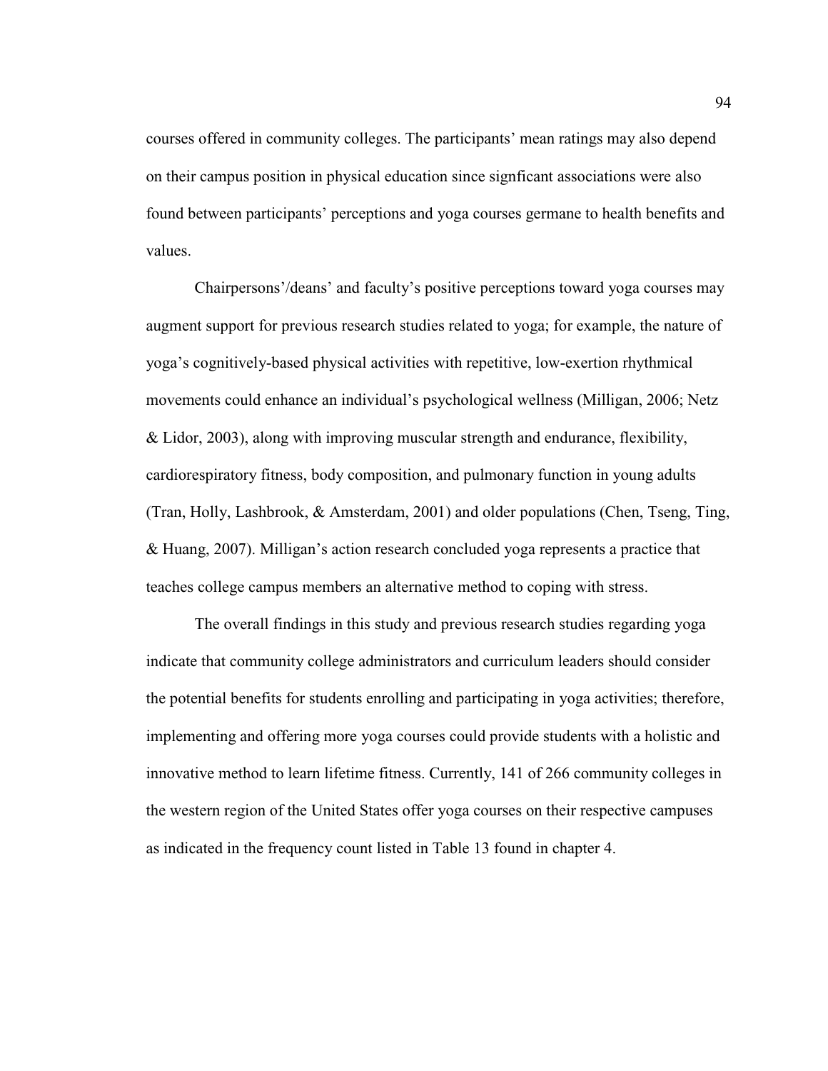courses offered in community colleges. The participants' mean ratings may also depend on their campus position in physical education since signficant associations were also found between participants' perceptions and yoga courses germane to health benefits and values.

Chairpersons'/deans' and faculty's positive perceptions toward yoga courses may augment support for previous research studies related to yoga; for example, the nature of yoga's cognitively-based physical activities with repetitive, low-exertion rhythmical movements could enhance an individual's psychological wellness (Milligan, 2006; Netz & Lidor, 2003), along with improving muscular strength and endurance, flexibility, cardiorespiratory fitness, body composition, and pulmonary function in young adults (Tran, Holly, Lashbrook, & Amsterdam, 2001) and older populations (Chen, Tseng, Ting, & Huang, 2007). Milligan's action research concluded yoga represents a practice that teaches college campus members an alternative method to coping with stress.

The overall findings in this study and previous research studies regarding yoga indicate that community college administrators and curriculum leaders should consider the potential benefits for students enrolling and participating in yoga activities; therefore, implementing and offering more yoga courses could provide students with a holistic and innovative method to learn lifetime fitness. Currently, 141 of 266 community colleges in the western region of the United States offer yoga courses on their respective campuses as indicated in the frequency count listed in Table 13 found in chapter 4.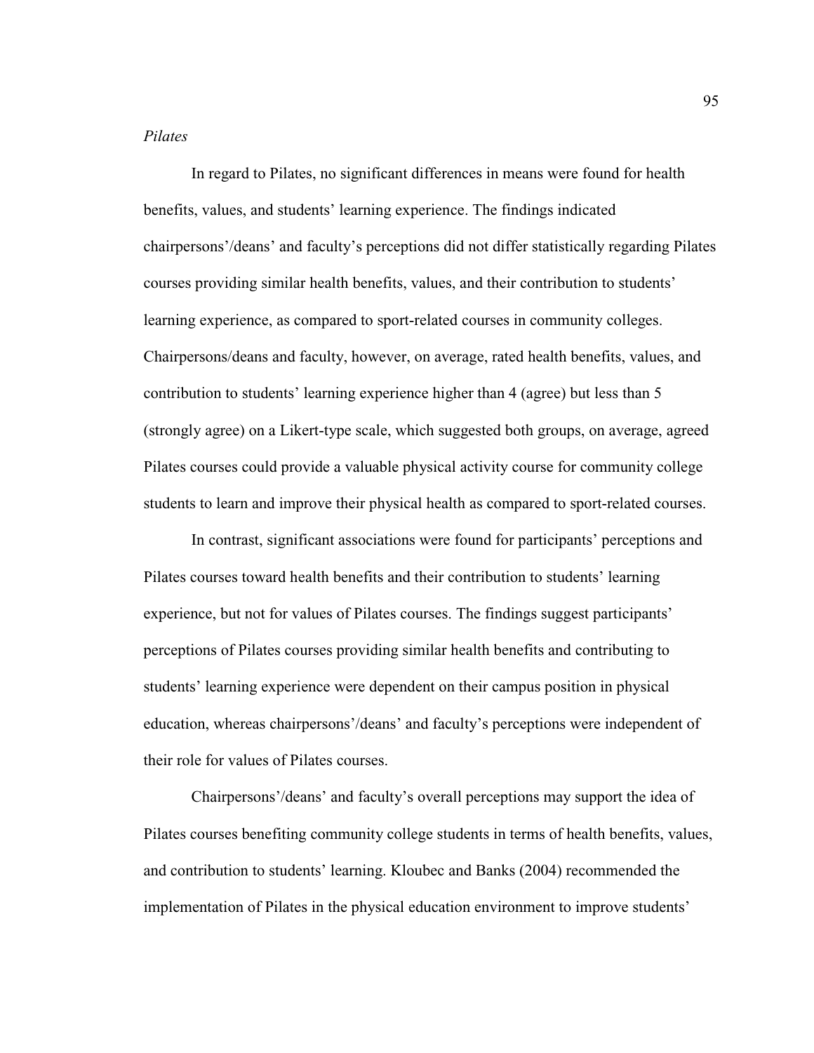*Pilates*

In regard to Pilates, no significant differences in means were found for health benefits, values, and students' learning experience. The findings indicated chairpersons'/deans' and faculty's perceptions did not differ statistically regarding Pilates courses providing similar health benefits, values, and their contribution to students' learning experience, as compared to sport-related courses in community colleges. Chairpersons/deans and faculty, however, on average, rated health benefits, values, and contribution to students' learning experience higher than 4 (agree) but less than 5 (strongly agree) on a Likert-type scale, which suggested both groups, on average, agreed Pilates courses could provide a valuable physical activity course for community college students to learn and improve their physical health as compared to sport-related courses.

In contrast, significant associations were found for participants' perceptions and Pilates courses toward health benefits and their contribution to students' learning experience, but not for values of Pilates courses. The findings suggest participants' perceptions of Pilates courses providing similar health benefits and contributing to students' learning experience were dependent on their campus position in physical education, whereas chairpersons'/deans' and faculty's perceptions were independent of their role for values of Pilates courses.

Chairpersons'/deans' and faculty's overall perceptions may support the idea of Pilates courses benefiting community college students in terms of health benefits, values, and contribution to students' learning. Kloubec and Banks (2004) recommended the implementation of Pilates in the physical education environment to improve students'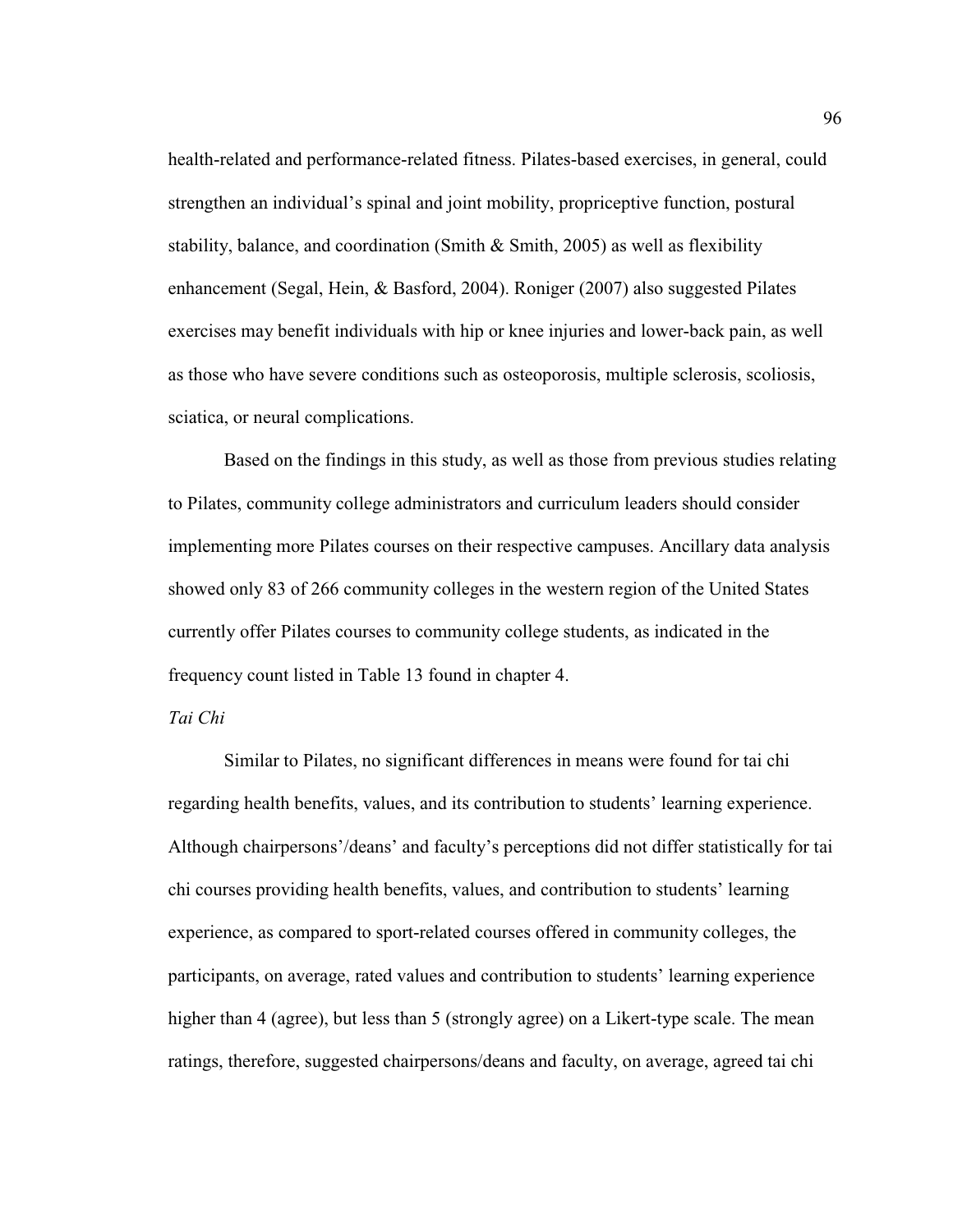health-related and performance-related fitness. Pilates-based exercises, in general, could strengthen an individual's spinal and joint mobility, propriceptive function, postural stability, balance, and coordination (Smith & Smith, 2005) as well as flexibility enhancement (Segal, Hein, & Basford, 2004). Roniger (2007) also suggested Pilates exercises may benefit individuals with hip or knee injuries and lower-back pain, as well as those who have severe conditions such as osteoporosis, multiple sclerosis, scoliosis, sciatica, or neural complications.

Based on the findings in this study, as well as those from previous studies relating to Pilates, community college administrators and curriculum leaders should consider implementing more Pilates courses on their respective campuses. Ancillary data analysis showed only 83 of 266 community colleges in the western region of the United States currently offer Pilates courses to community college students, as indicated in the frequency count listed in Table 13 found in chapter 4.

*Tai Chi*

Similar to Pilates, no significant differences in means were found for tai chi regarding health benefits, values, and its contribution to students' learning experience. Although chairpersons'/deans' and faculty's perceptions did not differ statistically for tai chi courses providing health benefits, values, and contribution to students' learning experience, as compared to sport-related courses offered in community colleges, the participants, on average, rated values and contribution to students' learning experience higher than 4 (agree), but less than 5 (strongly agree) on a Likert-type scale. The mean ratings, therefore, suggested chairpersons/deans and faculty, on average, agreed tai chi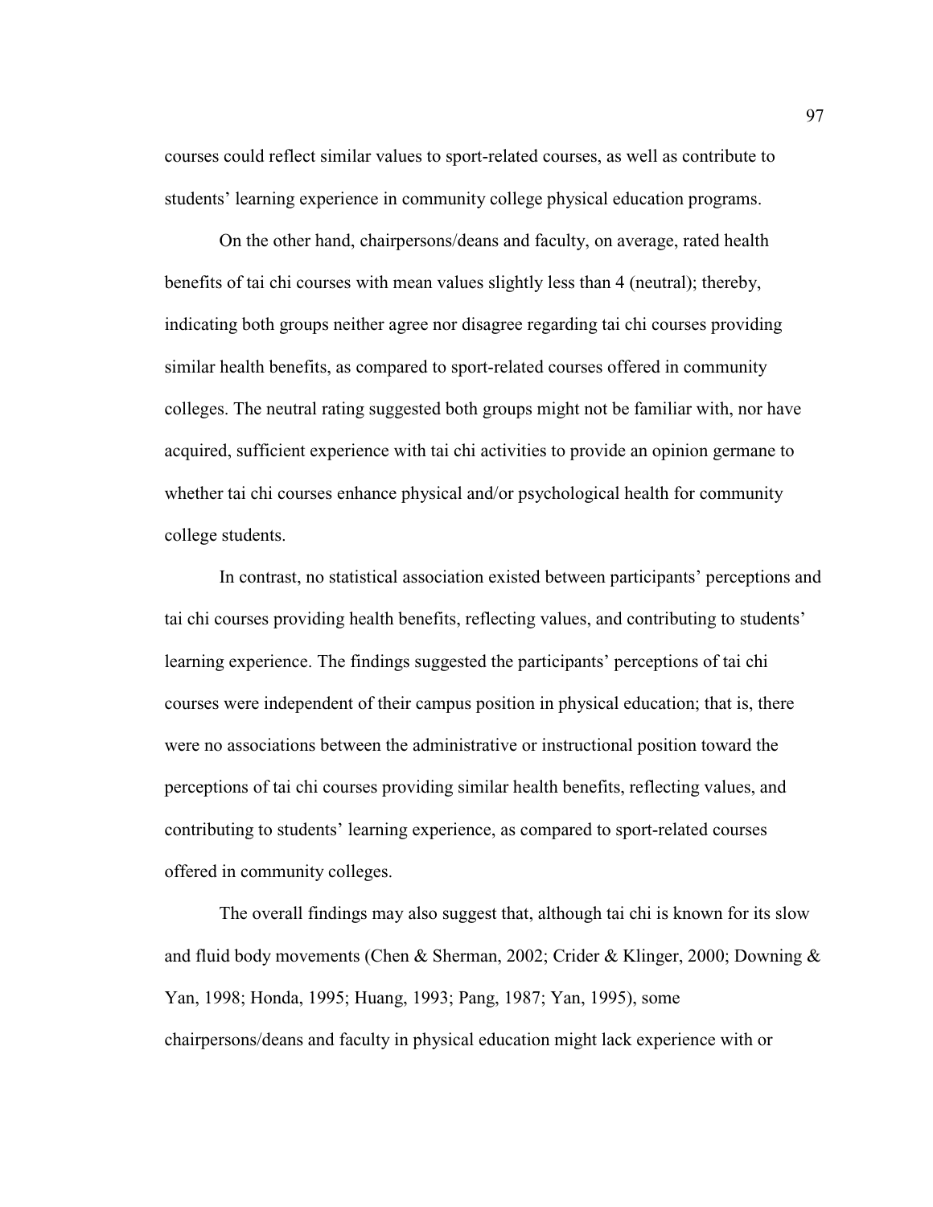courses could reflect similar values to sport-related courses, as well as contribute to students' learning experience in community college physical education programs.

On the other hand, chairpersons/deans and faculty, on average, rated health benefits of tai chi courses with mean values slightly less than 4 (neutral); thereby, indicating both groups neither agree nor disagree regarding tai chi courses providing similar health benefits, as compared to sport-related courses offered in community colleges. The neutral rating suggested both groups might not be familiar with, nor have acquired, sufficient experience with tai chi activities to provide an opinion germane to whether tai chi courses enhance physical and/or psychological health for community college students.

In contrast, no statistical association existed between participants' perceptions and tai chi courses providing health benefits, reflecting values, and contributing to students' learning experience. The findings suggested the participants' perceptions of tai chi courses were independent of their campus position in physical education; that is, there were no associations between the administrative or instructional position toward the perceptions of tai chi courses providing similar health benefits, reflecting values, and contributing to students' learning experience, as compared to sport-related courses offered in community colleges.

The overall findings may also suggest that, although tai chi is known for its slow and fluid body movements (Chen & Sherman, 2002; Crider & Klinger, 2000; Downing & Yan, 1998; Honda, 1995; Huang, 1993; Pang, 1987; Yan, 1995), some chairpersons/deans and faculty in physical education might lack experience with or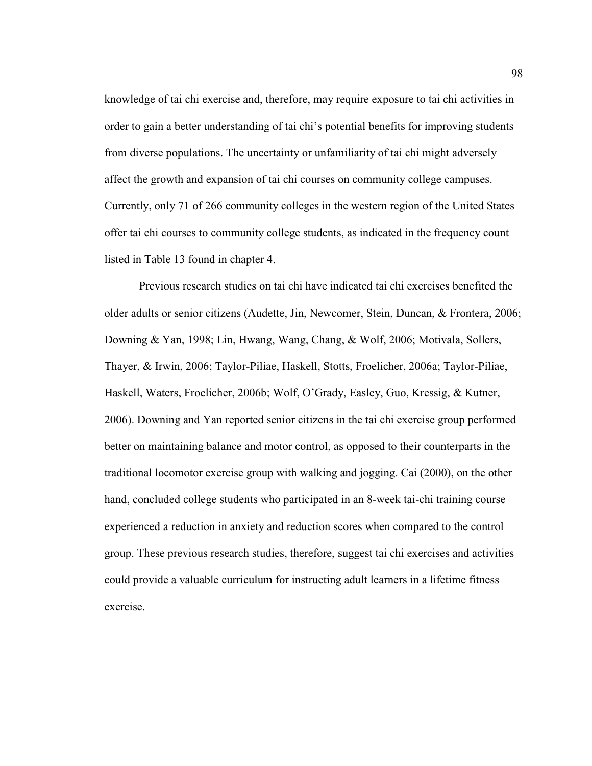knowledge of tai chi exercise and, therefore, may require exposure to tai chi activities in order to gain a better understanding of tai chi's potential benefits for improving students from diverse populations. The uncertainty or unfamiliarity of tai chi might adversely affect the growth and expansion of tai chi courses on community college campuses. Currently, only 71 of 266 community colleges in the western region of the United States offer tai chi courses to community college students, as indicated in the frequency count listed in Table 13 found in chapter 4.

Previous research studies on tai chi have indicated tai chi exercises benefited the older adults or senior citizens (Audette, Jin, Newcomer, Stein, Duncan, & Frontera, 2006; Downing & Yan, 1998; Lin, Hwang, Wang, Chang, & Wolf, 2006; Motivala, Sollers, Thayer, & Irwin, 2006; Taylor-Piliae, Haskell, Stotts, Froelicher, 2006a; Taylor-Piliae, Haskell, Waters, Froelicher, 2006b; Wolf, O'Grady, Easley, Guo, Kressig, & Kutner, 2006). Downing and Yan reported senior citizens in the tai chi exercise group performed better on maintaining balance and motor control, as opposed to their counterparts in the traditional locomotor exercise group with walking and jogging. Cai (2000), on the other hand, concluded college students who participated in an 8-week tai-chi training course experienced a reduction in anxiety and reduction scores when compared to the control group. These previous research studies, therefore, suggest tai chi exercises and activities could provide a valuable curriculum for instructing adult learners in a lifetime fitness exercise.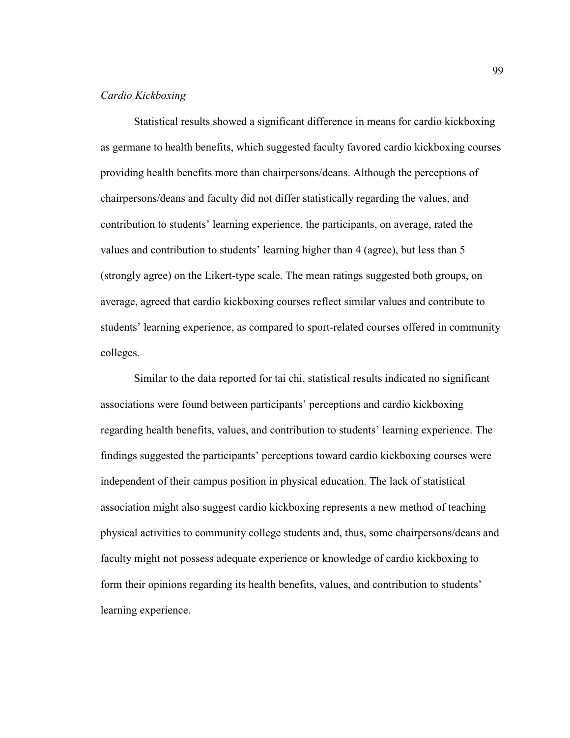*Cardio Kickboxing*

Statistical results showed a significant difference in means for cardio kickboxing as germane to health benefits, which suggested faculty favored cardio kickboxing courses providing health benefits more than chairpersons/deans. Although the perceptions of chairpersons/deans and faculty did not differ statistically regarding the values, and contribution to students' learning experience, the participants, on average, rated the values and contribution to students' learning higher than 4 (agree), but less than 5 (strongly agree) on the Likert-type scale. The mean ratings suggested both groups, on average, agreed that cardio kickboxing courses reflect similar values and contribute to students' learning experience, as compared to sport-related courses offered in community colleges.

Similar to the data reported for tai chi, statistical results indicated no significant associations were found between participants' perceptions and cardio kickboxing regarding health benefits, values, and contribution to students' learning experience. The findings suggested the participants' perceptions toward cardio kickboxing courses were independent of their campus position in physical education. The lack of statistical association might also suggest cardio kickboxing represents a new method of teaching physical activities to community college students and, thus, some chairpersons/deans and faculty might not possess adequate experience or knowledge of cardio kickboxing to form their opinions regarding its health benefits, values, and contribution to students' learning experience.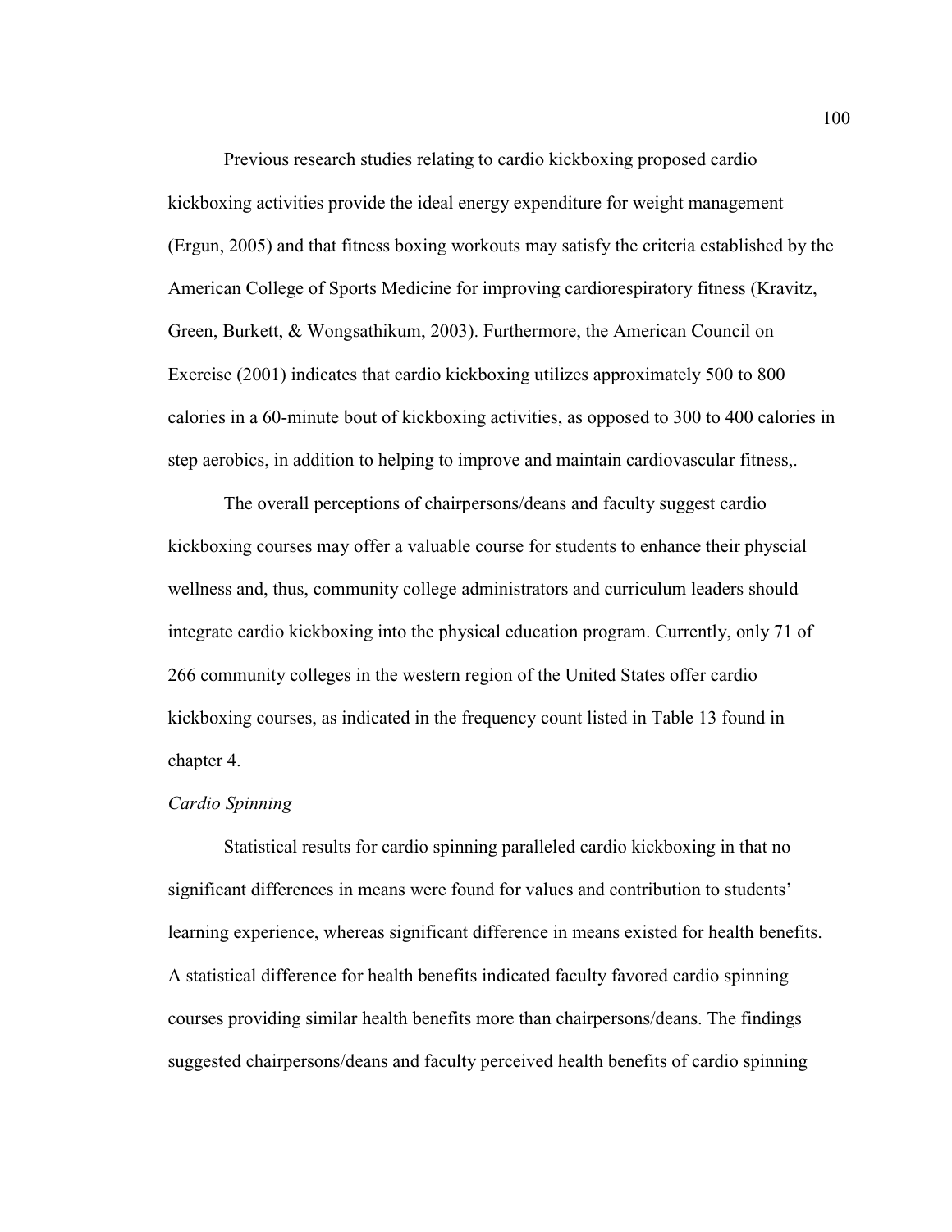Previous research studies relating to cardio kickboxing proposed cardio kickboxing activities provide the ideal energy expenditure for weight management (Ergun, 2005) and that fitness boxing workouts may satisfy the criteria established by the American College of Sports Medicine for improving cardiorespiratory fitness (Kravitz, Green, Burkett, & Wongsathikum, 2003). Furthermore, the American Council on Exercise (2001) indicates that cardio kickboxing utilizes approximately 500 to 800 calories in a 60-minute bout of kickboxing activities, as opposed to 300 to 400 calories in step aerobics, in addition to helping to improve and maintain cardiovascular fitness,.

The overall perceptions of chairpersons/deans and faculty suggest cardio kickboxing courses may offer a valuable course for students to enhance their physcial wellness and, thus, community college administrators and curriculum leaders should integrate cardio kickboxing into the physical education program. Currently, only 71 of 266 community colleges in the western region of the United States offer cardio kickboxing courses, as indicated in the frequency count listed in Table 13 found in chapter 4.

*Cardio Spinning*

Statistical results for cardio spinning paralleled cardio kickboxing in that no significant differences in means were found for values and contribution to students' learning experience, whereas significant difference in means existed for health benefits. A statistical difference for health benefits indicated faculty favored cardio spinning courses providing similar health benefits more than chairpersons/deans. The findings suggested chairpersons/deans and faculty perceived health benefits of cardio spinning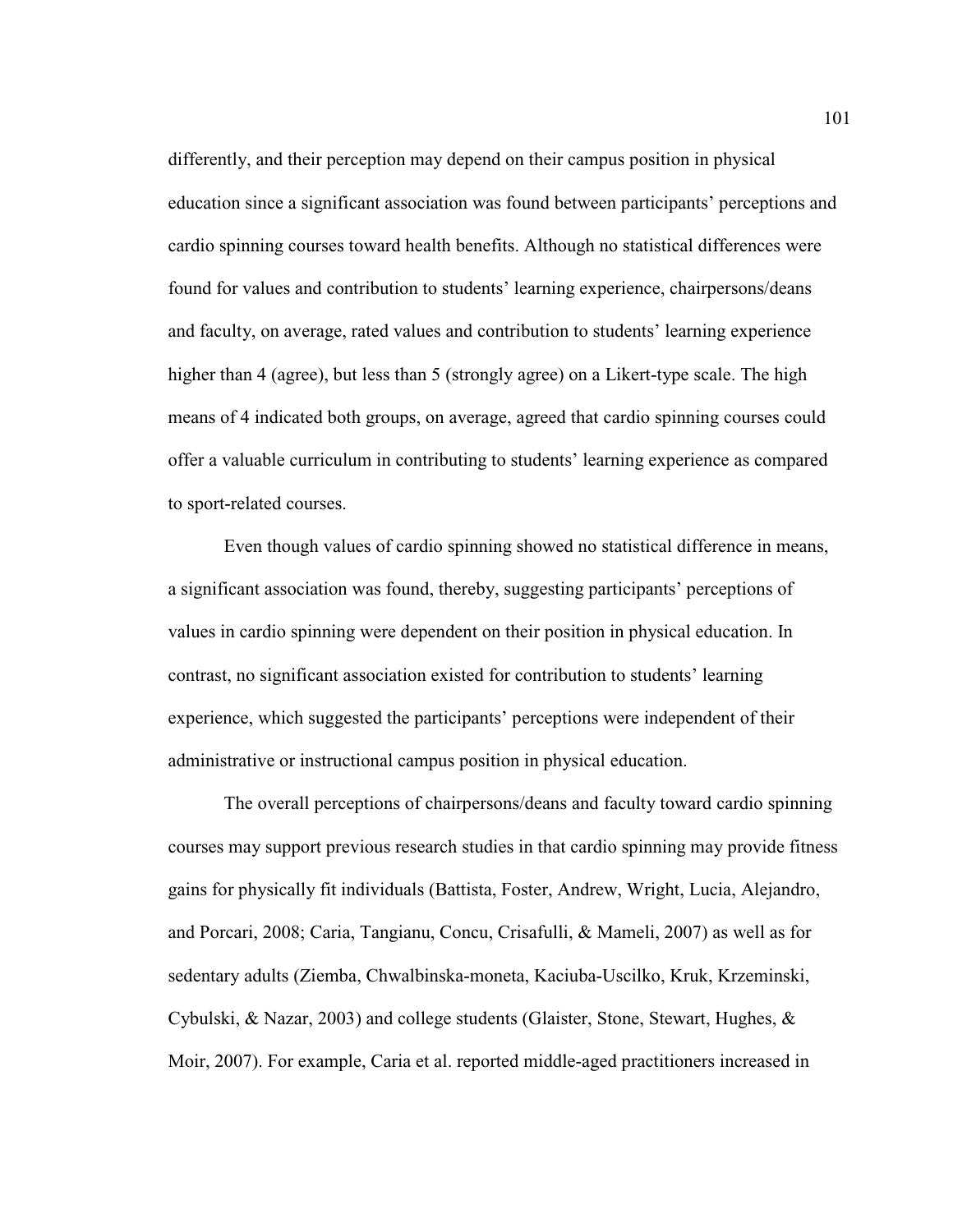differently, and their perception may depend on their campus position in physical education since a significant association was found between participants' perceptions and cardio spinning courses toward health benefits. Although no statistical differences were found for values and contribution to students' learning experience, chairpersons/deans and faculty, on average, rated values and contribution to students' learning experience higher than 4 (agree), but less than 5 (strongly agree) on a Likert-type scale. The high means of 4 indicated both groups, on average, agreed that cardio spinning courses could offer a valuable curriculum in contributing to students' learning experience as compared to sport-related courses.

Even though values of cardio spinning showed no statistical difference in means, a significant association was found, thereby, suggesting participants' perceptions of values in cardio spinning were dependent on their position in physical education. In contrast, no significant association existed for contribution to students' learning experience, which suggested the participants' perceptions were independent of their administrative or instructional campus position in physical education.

The overall perceptions of chairpersons/deans and faculty toward cardio spinning courses may support previous research studies in that cardio spinning may provide fitness gains for physically fit individuals (Battista, Foster, Andrew, Wright, Lucia, Alejandro, and Porcari, 2008; Caria, Tangianu, Concu, Crisafulli, & Mameli, 2007) as well as for sedentary adults (Ziemba, Chwalbinska-moneta, Kaciuba-Uscilko, Kruk, Krzeminski, Cybulski, & Nazar, 2003) and college students (Glaister, Stone, Stewart, Hughes, & Moir, 2007). For example, Caria et al. reported middle-aged practitioners increased in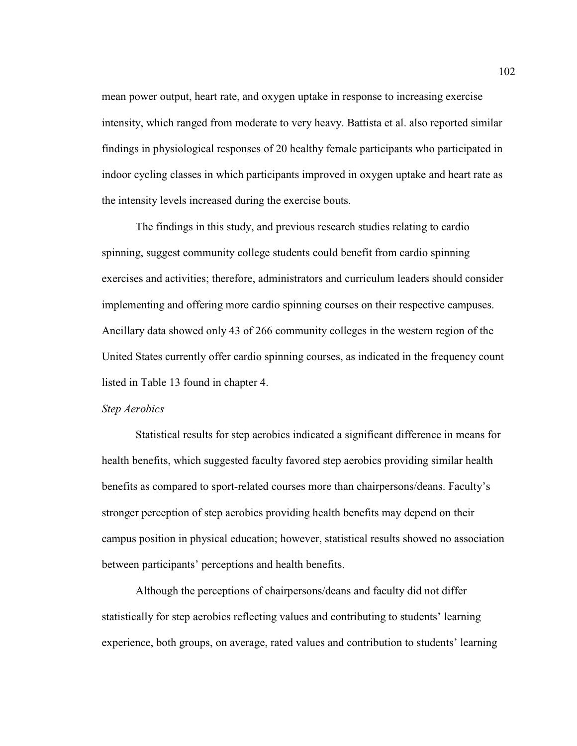mean power output, heart rate, and oxygen uptake in response to increasing exercise intensity, which ranged from moderate to very heavy. Battista et al. also reported similar findings in physiological responses of 20 healthy female participants who participated in indoor cycling classes in which participants improved in oxygen uptake and heart rate as the intensity levels increased during the exercise bouts.

The findings in this study, and previous research studies relating to cardio spinning, suggest community college students could benefit from cardio spinning exercises and activities; therefore, administrators and curriculum leaders should consider implementing and offering more cardio spinning courses on their respective campuses. Ancillary data showed only 43 of 266 community colleges in the western region of the United States currently offer cardio spinning courses, as indicated in the frequency count listed in Table 13 found in chapter 4.

### *Step Aerobics*

Statistical results for step aerobics indicated a significant difference in means for health benefits, which suggested faculty favored step aerobics providing similar health benefits as compared to sport-related courses more than chairpersons/deans. Faculty's stronger perception of step aerobics providing health benefits may depend on their campus position in physical education; however, statistical results showed no association between participants' perceptions and health benefits.

Although the perceptions of chairpersons/deans and faculty did not differ statistically for step aerobics reflecting values and contributing to students' learning experience, both groups, on average, rated values and contribution to students' learning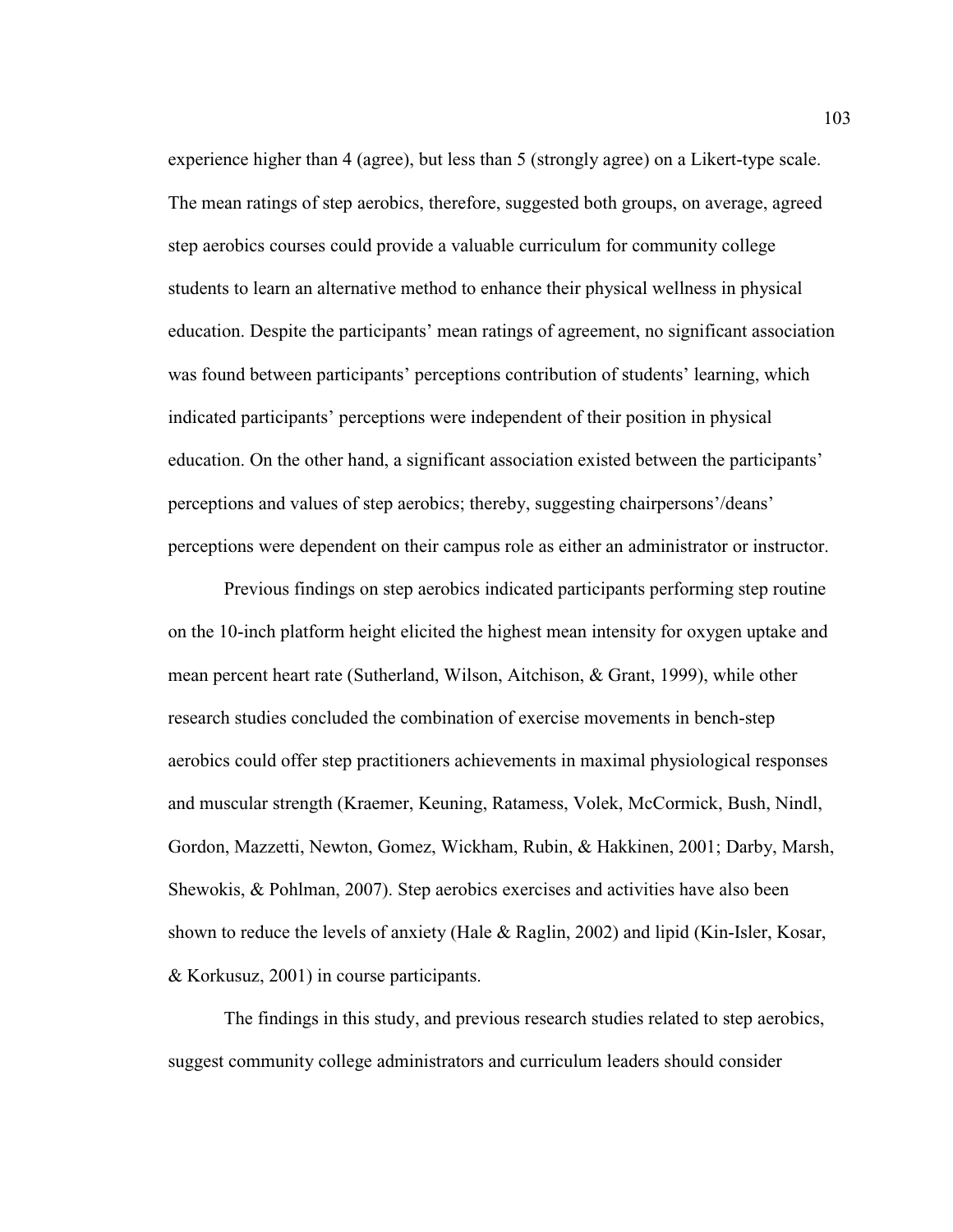experience higher than 4 (agree), but less than 5 (strongly agree) on a Likert-type scale. The mean ratings of step aerobics, therefore, suggested both groups, on average, agreed step aerobics courses could provide a valuable curriculum for community college students to learn an alternative method to enhance their physical wellness in physical education. Despite the participants' mean ratings of agreement, no significant association was found between participants' perceptions contribution of students' learning, which indicated participants' perceptions were independent of their position in physical education. On the other hand, a significant association existed between the participants' perceptions and values of step aerobics; thereby, suggesting chairpersons'/deans' perceptions were dependent on their campus role as either an administrator or instructor.

Previous findings on step aerobics indicated participants performing step routine on the 10-inch platform height elicited the highest mean intensity for oxygen uptake and mean percent heart rate (Sutherland, Wilson, Aitchison, & Grant, 1999), while other research studies concluded the combination of exercise movements in bench-step aerobics could offer step practitioners achievements in maximal physiological responses and muscular strength (Kraemer, Keuning, Ratamess, Volek, McCormick, Bush, Nindl, Gordon, Mazzetti, Newton, Gomez, Wickham, Rubin, & Hakkinen, 2001; Darby, Marsh, Shewokis, & Pohlman, 2007). Step aerobics exercises and activities have also been shown to reduce the levels of anxiety (Hale & Raglin, 2002) and lipid (Kin-Isler, Kosar, & Korkusuz, 2001) in course participants.

The findings in this study, and previous research studies related to step aerobics, suggest community college administrators and curriculum leaders should consider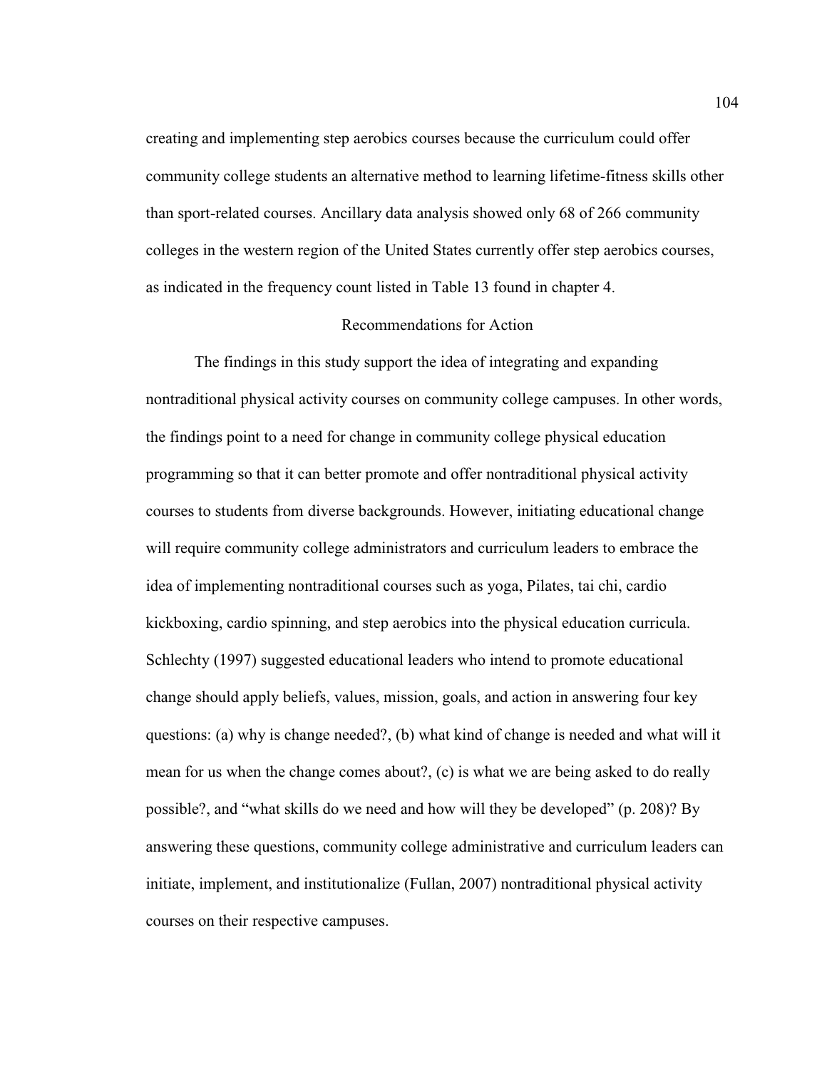creating and implementing step aerobics courses because the curriculum could offer community college students an alternative method to learning lifetime-fitness skills other than sport-related courses. Ancillary data analysis showed only 68 of 266 community colleges in the western region of the United States currently offer step aerobics courses, as indicated in the frequency count listed in Table 13 found in chapter 4.

## Recommendations for Action

The findings in this study support the idea of integrating and expanding nontraditional physical activity courses on community college campuses. In other words, the findings point to a need for change in community college physical education programming so that it can better promote and offer nontraditional physical activity courses to students from diverse backgrounds. However, initiating educational change will require community college administrators and curriculum leaders to embrace the idea of implementing nontraditional courses such as yoga, Pilates, tai chi, cardio kickboxing, cardio spinning, and step aerobics into the physical education curricula. Schlechty (1997) suggested educational leaders who intend to promote educational change should apply beliefs, values, mission, goals, and action in answering four key questions: (a) why is change needed?, (b) what kind of change is needed and what will it mean for us when the change comes about?, (c) is what we are being asked to do really possible?, and "what skills do we need and how will they be developed" (p. 208)? By answering these questions, community college administrative and curriculum leaders can initiate, implement, and institutionalize (Fullan, 2007) nontraditional physical activity courses on their respective campuses.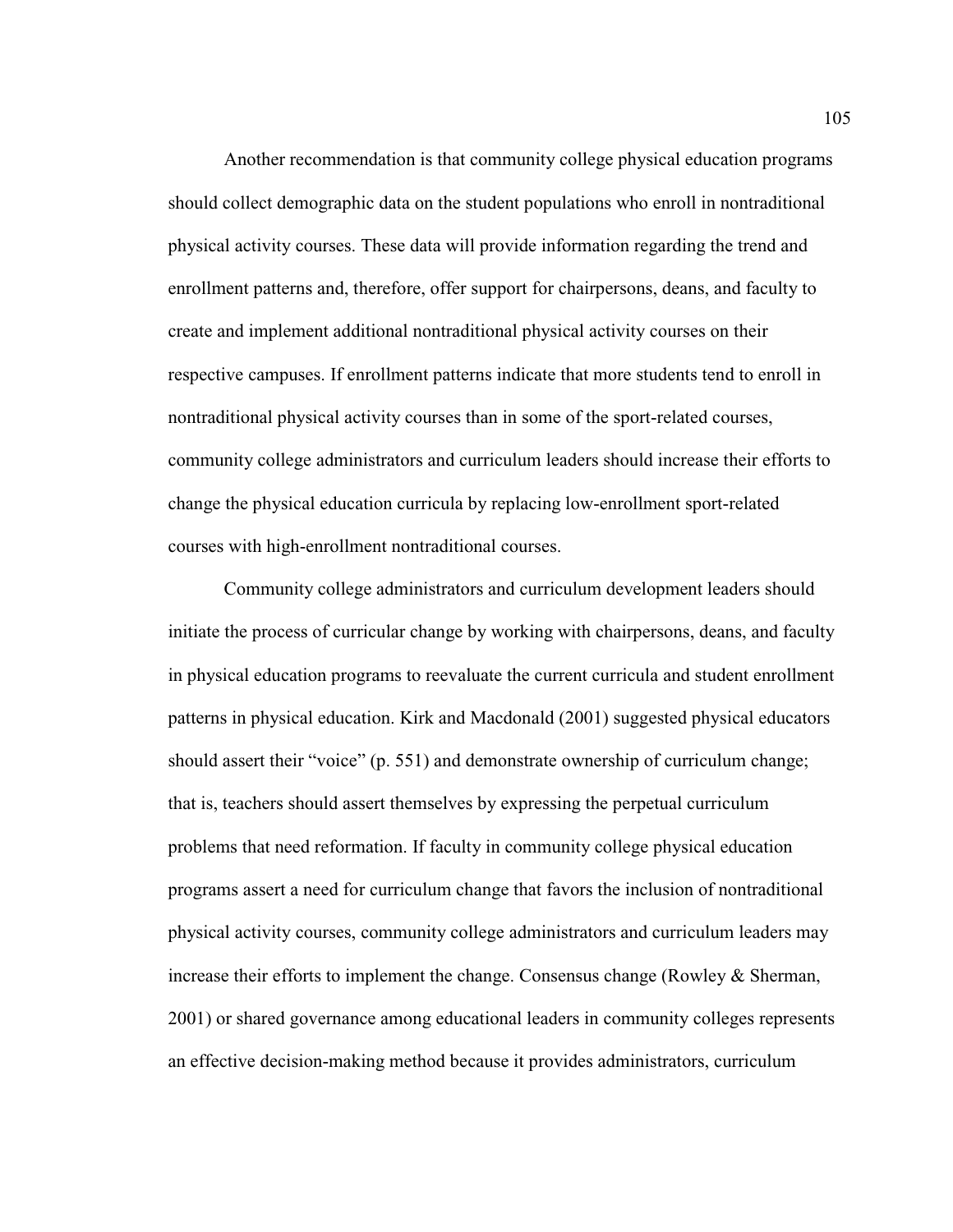Another recommendation is that community college physical education programs should collect demographic data on the student populations who enroll in nontraditional physical activity courses. These data will provide information regarding the trend and enrollment patterns and, therefore, offer support for chairpersons, deans, and faculty to create and implement additional nontraditional physical activity courses on their respective campuses. If enrollment patterns indicate that more students tend to enroll in nontraditional physical activity courses than in some of the sport-related courses, community college administrators and curriculum leaders should increase their efforts to change the physical education curricula by replacing low-enrollment sport-related courses with high-enrollment nontraditional courses.

Community college administrators and curriculum development leaders should initiate the process of curricular change by working with chairpersons, deans, and faculty in physical education programs to reevaluate the current curricula and student enrollment patterns in physical education. Kirk and Macdonald (2001) suggested physical educators should assert their "voice" (p. 551) and demonstrate ownership of curriculum change; that is, teachers should assert themselves by expressing the perpetual curriculum problems that need reformation. If faculty in community college physical education programs assert a need for curriculum change that favors the inclusion of nontraditional physical activity courses, community college administrators and curriculum leaders may increase their efforts to implement the change. Consensus change (Rowley & Sherman, 2001) or shared governance among educational leaders in community colleges represents an effective decision-making method because it provides administrators, curriculum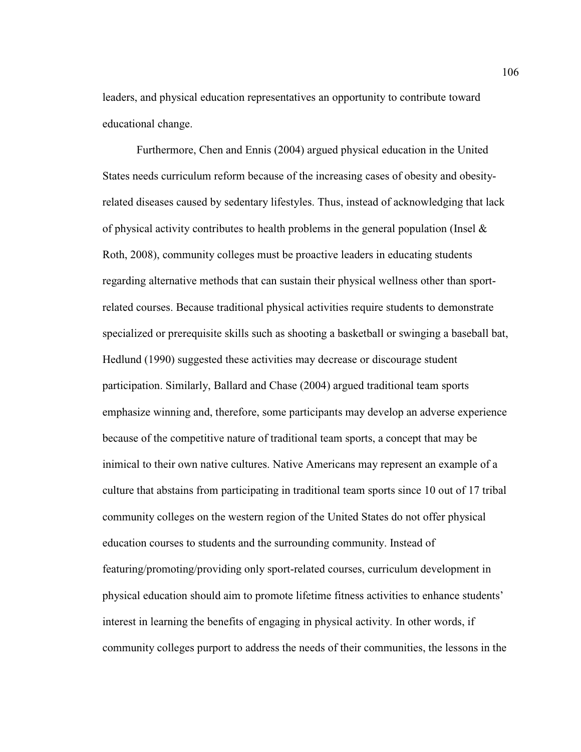leaders, and physical education representatives an opportunity to contribute toward educational change.

Furthermore, Chen and Ennis (2004) argued physical education in the United States needs curriculum reform because of the increasing cases of obesity and obesity-related diseases caused by sedentary lifestyles. Thus, instead of acknowledging that lack of physical activity contributes to health problems in the general population (Insel & Roth, 2008), community colleges must be proactive leaders in educating students regarding alternative methods that can sustain their physical wellness other than sport-related courses. Because traditional physical activities require students to demonstrate specialized or prerequisite skills such as shooting a basketball or swinging a baseball bat, Hedlund (1990) suggested these activities may decrease or discourage student participation. Similarly, Ballard and Chase (2004) argued traditional team sports emphasize winning and, therefore, some participants may develop an adverse experience because of the competitive nature of traditional team sports, a concept that may be inimical to their own native cultures. Native Americans may represent an example of a culture that abstains from participating in traditional team sports since 10 out of 17 tribal community colleges on the western region of the United States do not offer physical education courses to students and the surrounding community. Instead of featuring/promoting/providing only sport-related courses, curriculum development in physical education should aim to promote lifetime fitness activities to enhance students' interest in learning the benefits of engaging in physical activity. In other words, if community colleges purport to address the needs of their communities, the lessons in the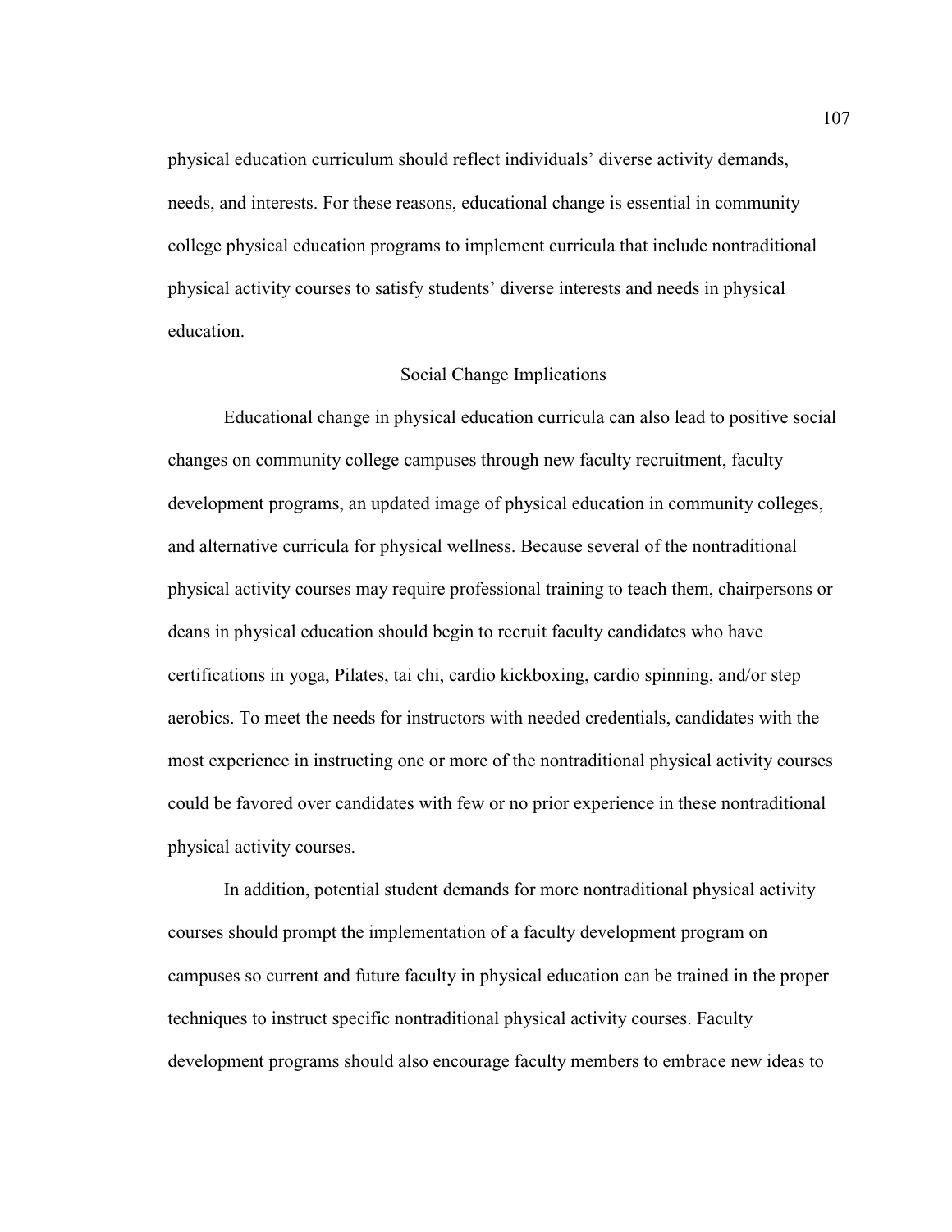physical education curriculum should reflect individuals' diverse activity demands, needs, and interests. For these reasons, educational change is essential in community college physical education programs to implement curricula that include nontraditional physical activity courses to satisfy students' diverse interests and needs in physical education.

## Social Change Implications

Educational change in physical education curricula can also lead to positive social changes on community college campuses through new faculty recruitment, faculty development programs, an updated image of physical education in community colleges, and alternative curricula for physical wellness. Because several of the nontraditional physical activity courses may require professional training to teach them, chairpersons or deans in physical education should begin to recruit faculty candidates who have certifications in yoga, Pilates, tai chi, cardio kickboxing, cardio spinning, and/or step aerobics. To meet the needs for instructors with needed credentials, candidates with the most experience in instructing one or more of the nontraditional physical activity courses could be favored over candidates with few or no prior experience in these nontraditional physical activity courses.

In addition, potential student demands for more nontraditional physical activity courses should prompt the implementation of a faculty development program on campuses so current and future faculty in physical education can be trained in the proper techniques to instruct specific nontraditional physical activity courses. Faculty development programs should also encourage faculty members to embrace new ideas to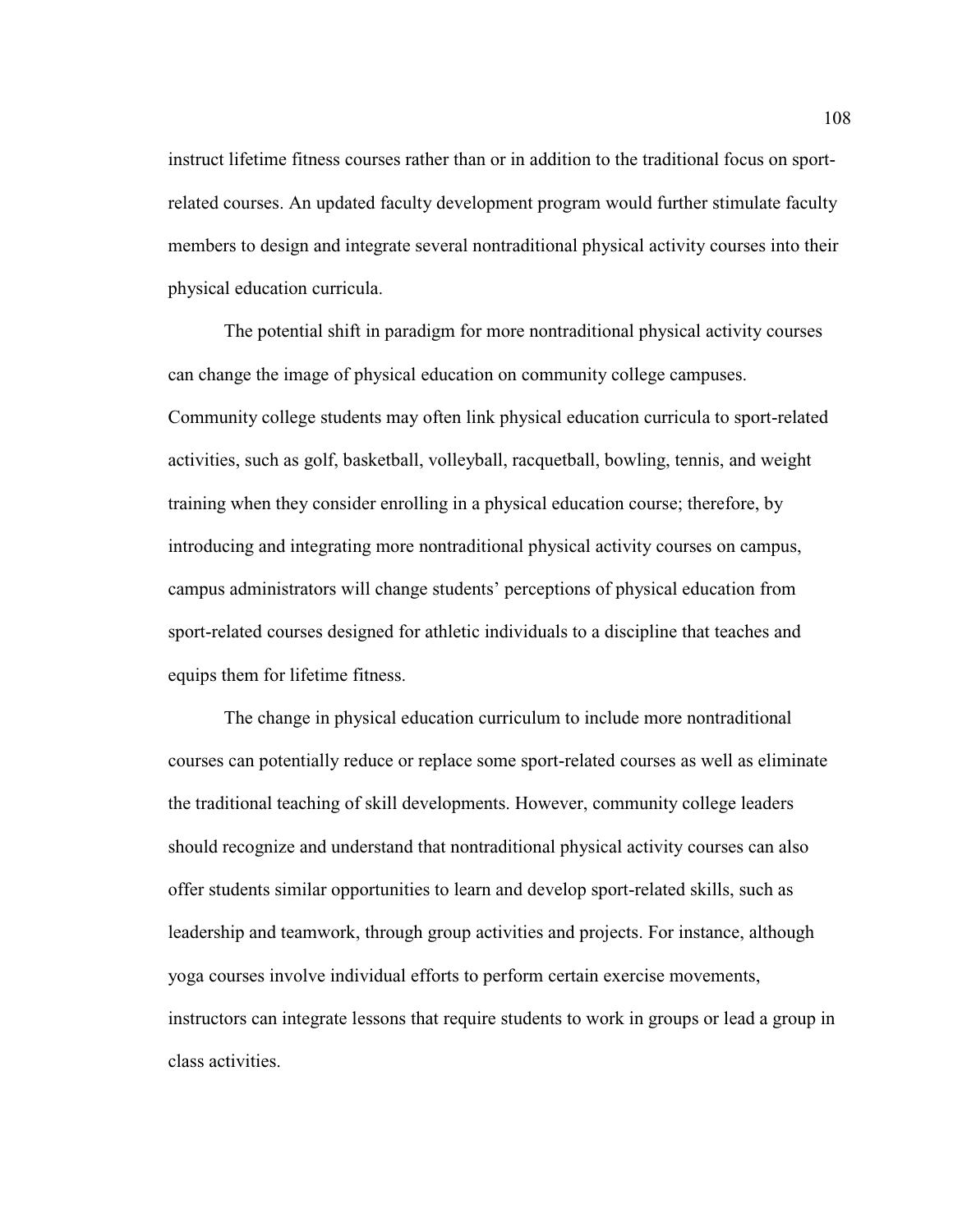instruct lifetime fitness courses rather than or in addition to the traditional focus on sport-related courses. An updated faculty development program would further stimulate faculty members to design and integrate several nontraditional physical activity courses into their physical education curricula.

The potential shift in paradigm for more nontraditional physical activity courses can change the image of physical education on community college campuses. Community college students may often link physical education curricula to sport-related activities, such as golf, basketball, volleyball, racquetball, bowling, tennis, and weight training when they consider enrolling in a physical education course; therefore, by introducing and integrating more nontraditional physical activity courses on campus, campus administrators will change students' perceptions of physical education from sport-related courses designed for athletic individuals to a discipline that teaches and equips them for lifetime fitness.

The change in physical education curriculum to include more nontraditional courses can potentially reduce or replace some sport-related courses as well as eliminate the traditional teaching of skill developments. However, community college leaders should recognize and understand that nontraditional physical activity courses can also offer students similar opportunities to learn and develop sport-related skills, such as leadership and teamwork, through group activities and projects. For instance, although yoga courses involve individual efforts to perform certain exercise movements, instructors can integrate lessons that require students to work in groups or lead a group in class activities.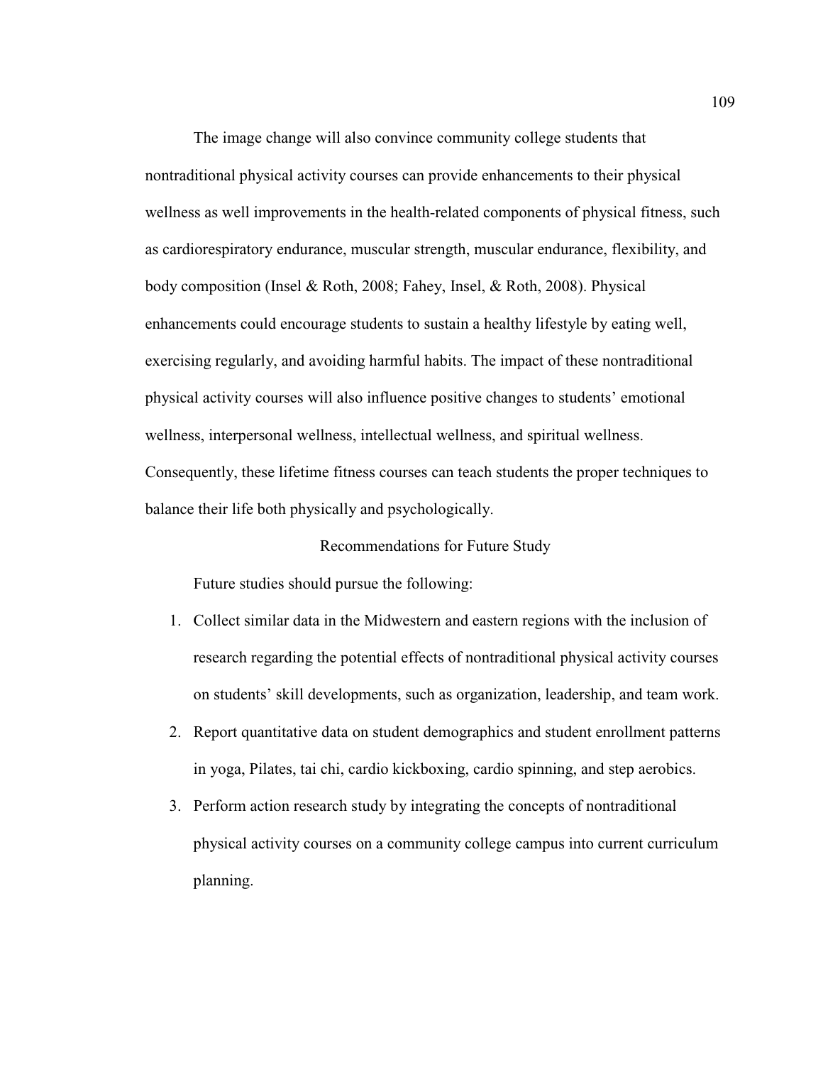The image change will also convince community college students that nontraditional physical activity courses can provide enhancements to their physical wellness as well improvements in the health-related components of physical fitness, such as cardiorespiratory endurance, muscular strength, muscular endurance, flexibility, and body composition (Insel & Roth, 2008; Fahey, Insel, & Roth, 2008). Physical enhancements could encourage students to sustain a healthy lifestyle by eating well, exercising regularly, and avoiding harmful habits. The impact of these nontraditional physical activity courses will also influence positive changes to students' emotional wellness, interpersonal wellness, intellectual wellness, and spiritual wellness. Consequently, these lifetime fitness courses can teach students the proper techniques to balance their life both physically and psychologically.

## Recommendations for Future Study

Future studies should pursue the following:

1. Collect similar data in the Midwestern and eastern regions with the inclusion of research regarding the potential effects of nontraditional physical activity courses on students' skill developments, such as organization, leadership, and team work.
2. Report quantitative data on student demographics and student enrollment patterns in yoga, Pilates, tai chi, cardio kickboxing, cardio spinning, and step aerobics.
3. Perform action research study by integrating the concepts of nontraditional physical activity courses on a community college campus into current curriculum planning.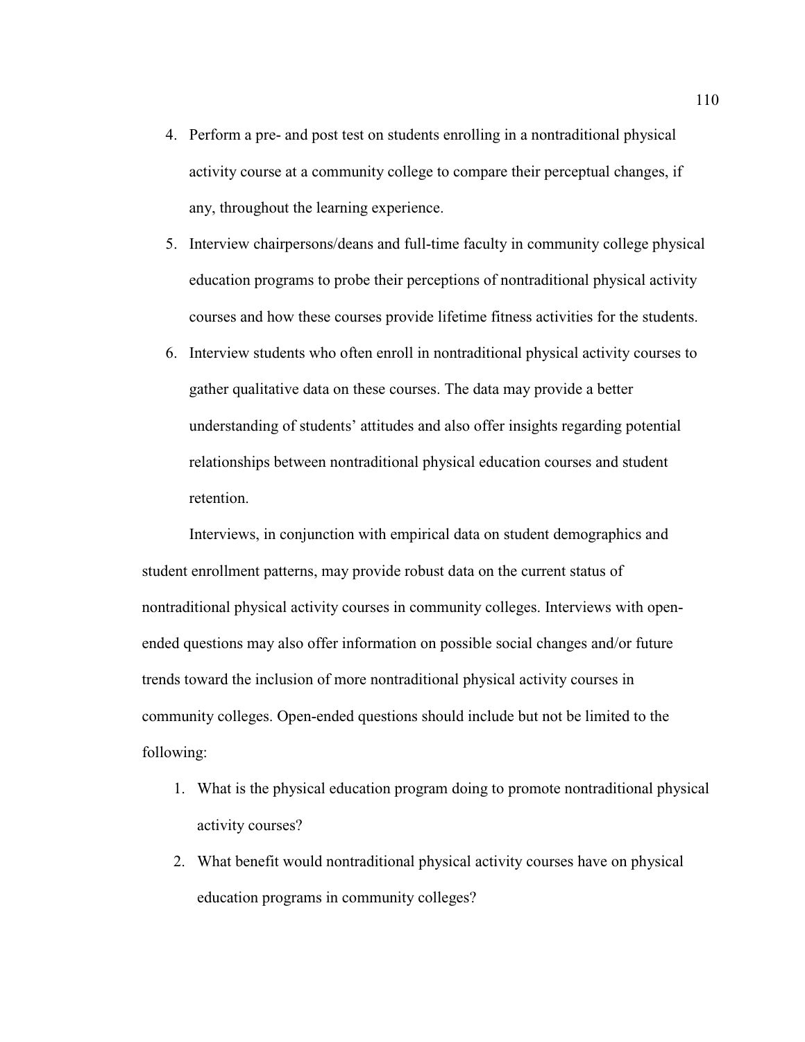4. Perform a pre- and post test on students enrolling in a nontraditional physical activity course at a community college to compare their perceptual changes, if any, throughout the learning experience.
5. Interview chairpersons/deans and full-time faculty in community college physical education programs to probe their perceptions of nontraditional physical activity courses and how these courses provide lifetime fitness activities for the students.
6. Interview students who often enroll in nontraditional physical activity courses to gather qualitative data on these courses. The data may provide a better understanding of students' attitudes and also offer insights regarding potential relationships between nontraditional physical education courses and student retention.

Interviews, in conjunction with empirical data on student demographics and student enrollment patterns, may provide robust data on the current status of nontraditional physical activity courses in community colleges. Interviews with open-ended questions may also offer information on possible social changes and/or future trends toward the inclusion of more nontraditional physical activity courses in community colleges. Open-ended questions should include but not be limited to the following:

1. What is the physical education program doing to promote nontraditional physical activity courses?
2. What benefit would nontraditional physical activity courses have on physical education programs in community colleges?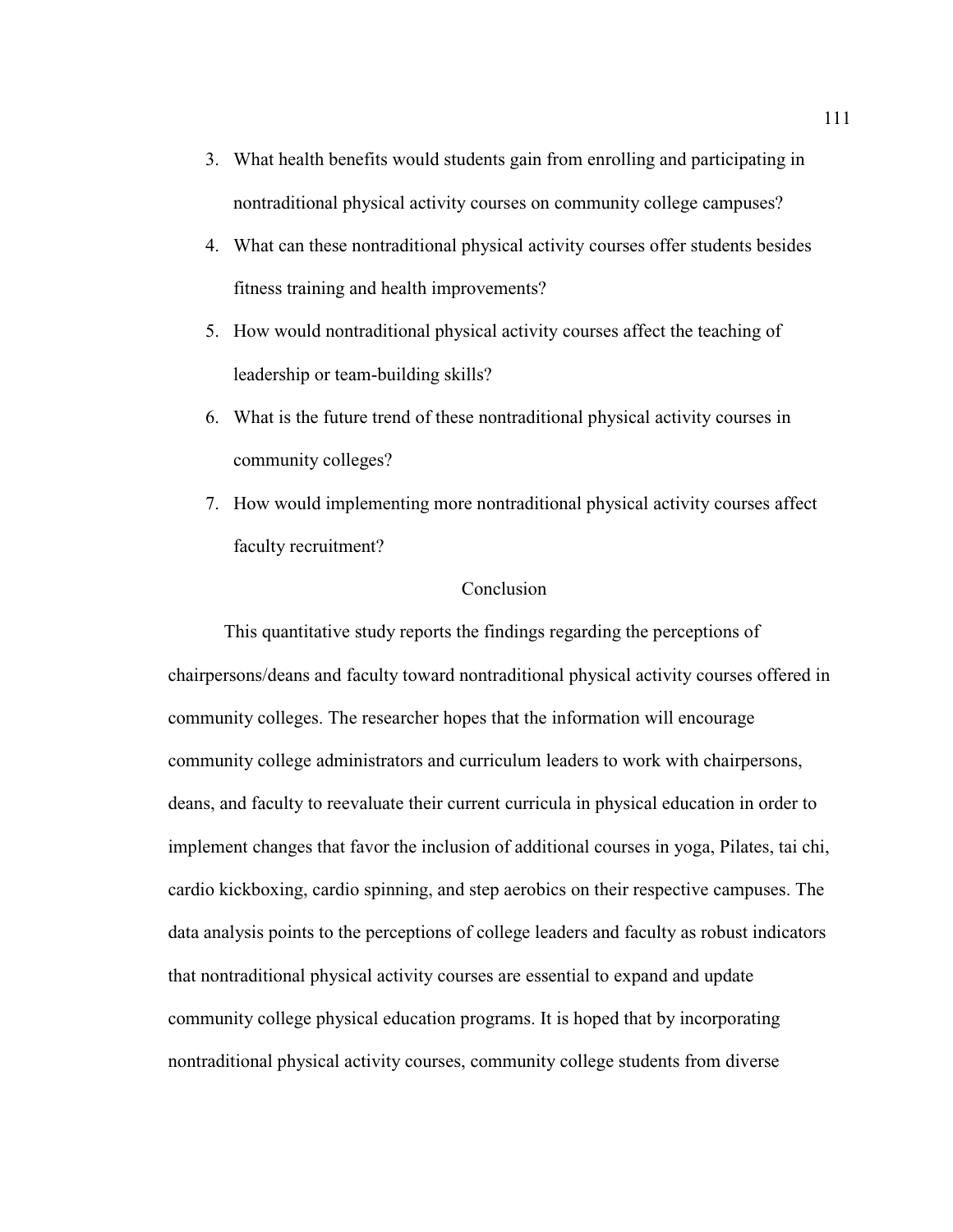3. What health benefits would students gain from enrolling and participating in nontraditional physical activity courses on community college campuses?
4. What can these nontraditional physical activity courses offer students besides fitness training and health improvements?
5. How would nontraditional physical activity courses affect the teaching of leadership or team-building skills?
6. What is the future trend of these nontraditional physical activity courses in community colleges?
7. How would implementing more nontraditional physical activity courses affect faculty recruitment?

## Conclusion

This quantitative study reports the findings regarding the perceptions of chairpersons/deans and faculty toward nontraditional physical activity courses offered in community colleges. The researcher hopes that the information will encourage community college administrators and curriculum leaders to work with chairpersons, deans, and faculty to reevaluate their current curricula in physical education in order to implement changes that favor the inclusion of additional courses in yoga, Pilates, tai chi, cardio kickboxing, cardio spinning, and step aerobics on their respective campuses. The data analysis points to the perceptions of college leaders and faculty as robust indicators that nontraditional physical activity courses are essential to expand and update community college physical education programs. It is hoped that by incorporating nontraditional physical activity courses, community college students from diverse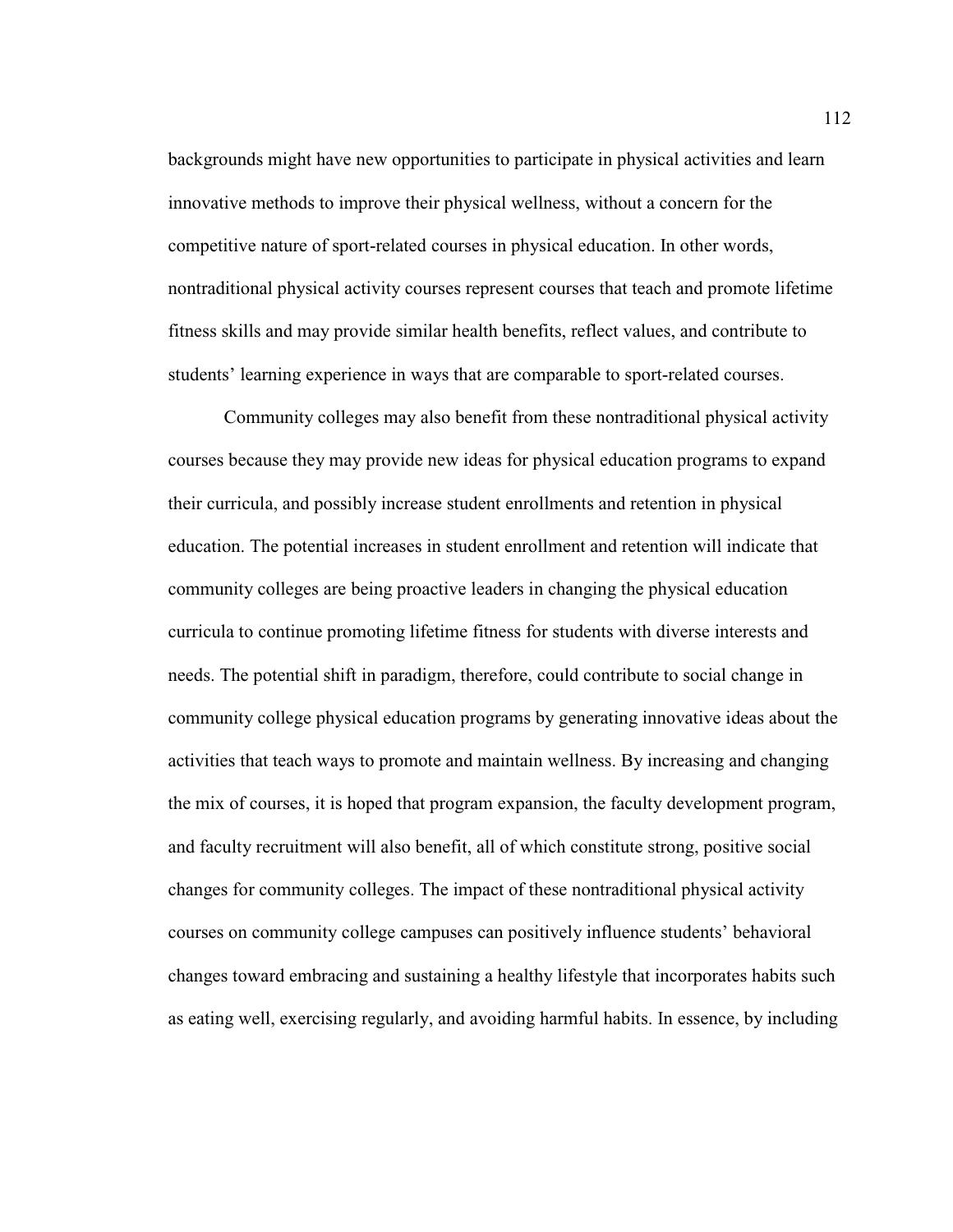backgrounds might have new opportunities to participate in physical activities and learn innovative methods to improve their physical wellness, without a concern for the competitive nature of sport-related courses in physical education. In other words, nontraditional physical activity courses represent courses that teach and promote lifetime fitness skills and may provide similar health benefits, reflect values, and contribute to students' learning experience in ways that are comparable to sport-related courses.

Community colleges may also benefit from these nontraditional physical activity courses because they may provide new ideas for physical education programs to expand their curricula, and possibly increase student enrollments and retention in physical education. The potential increases in student enrollment and retention will indicate that community colleges are being proactive leaders in changing the physical education curricula to continue promoting lifetime fitness for students with diverse interests and needs. The potential shift in paradigm, therefore, could contribute to social change in community college physical education programs by generating innovative ideas about the activities that teach ways to promote and maintain wellness. By increasing and changing the mix of courses, it is hoped that program expansion, the faculty development program, and faculty recruitment will also benefit, all of which constitute strong, positive social changes for community colleges. The impact of these nontraditional physical activity courses on community college campuses can positively influence students' behavioral changes toward embracing and sustaining a healthy lifestyle that incorporates habits such as eating well, exercising regularly, and avoiding harmful habits. In essence, by including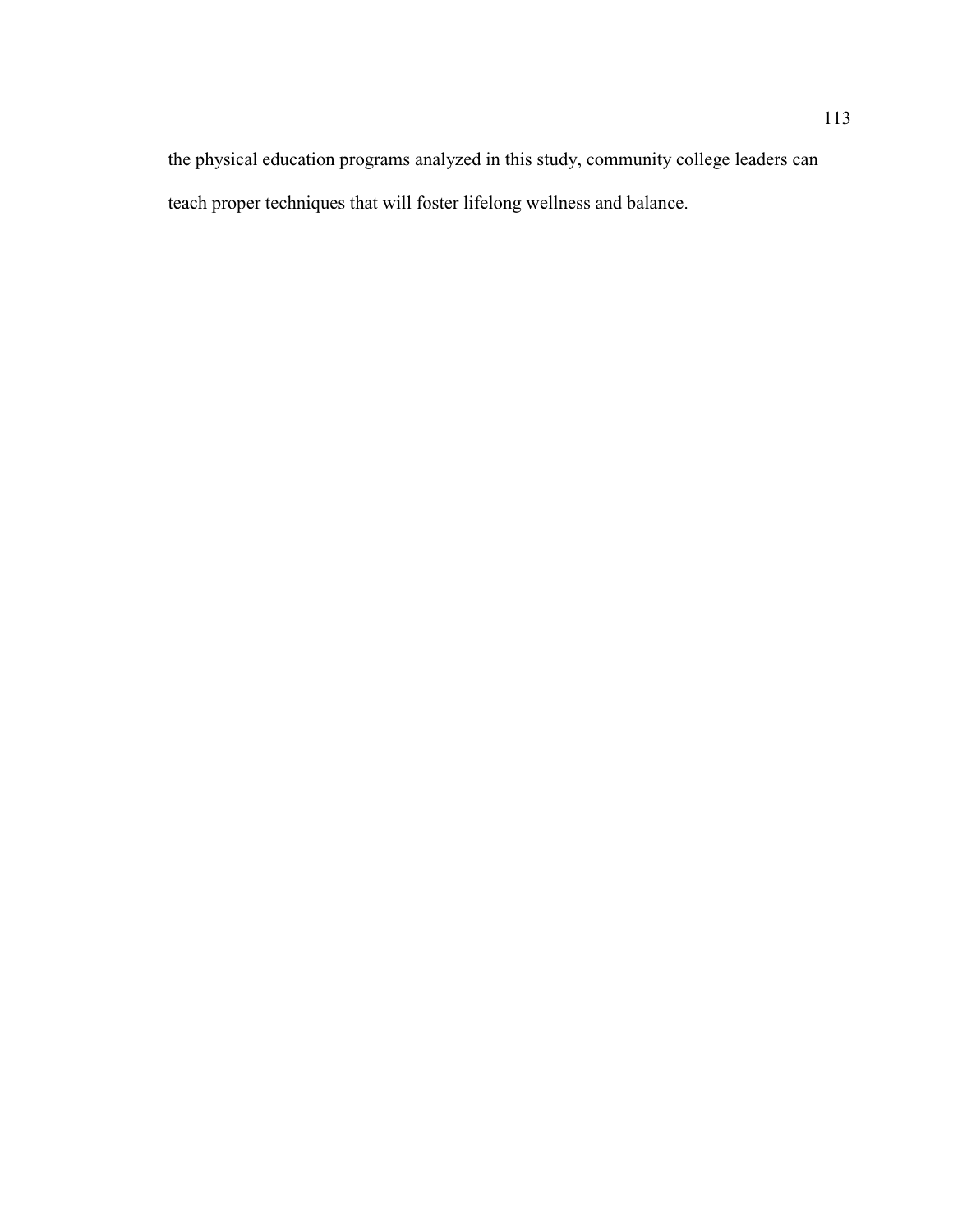the physical education programs analyzed in this study, community college leaders can teach proper techniques that will foster lifelong wellness and balance.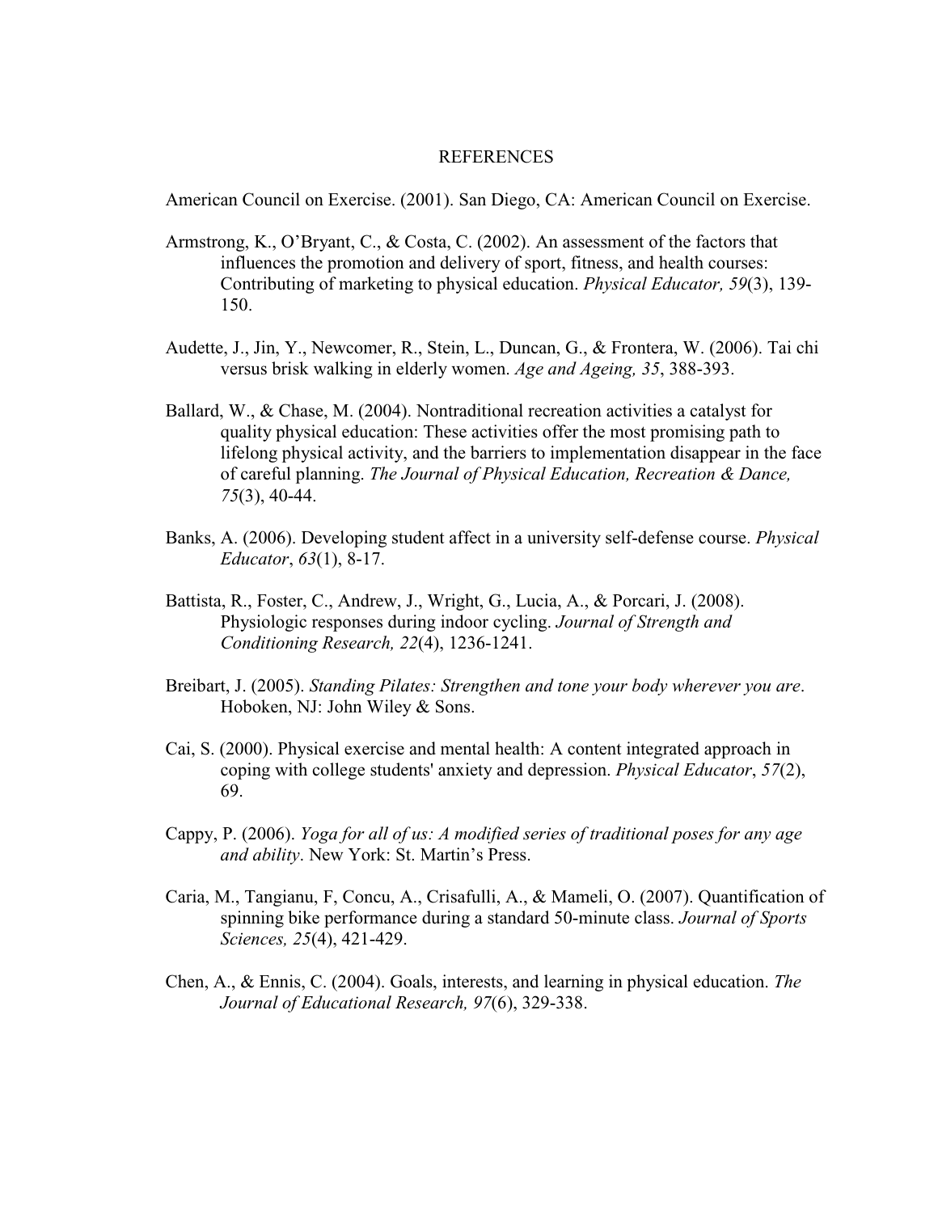# REFERENCES

American Council on Exercise. (2001). San Diego, CA: American Council on Exercise.

Armstrong, K., O'Bryant, C., & Costa, C. (2002). An assessment of the factors that influences the promotion and delivery of sport, fitness, and health courses: Contributing of marketing to physical education. *Physical Educator, 59*(3), 139-150.

Audette, J., Jin, Y., Newcomer, R., Stein, L., Duncan, G., & Frontera, W. (2006). Tai chi versus brisk walking in elderly women. *Age and Ageing, 35*, 388-393.

Ballard, W., & Chase, M. (2004). Nontraditional recreation activities a catalyst for quality physical education: These activities offer the most promising path to lifelong physical activity, and the barriers to implementation disappear in the face of careful planning. *The Journal of Physical Education, Recreation & Dance, 75*(3), 40-44.

Banks, A. (2006). Developing student affect in a university self-defense course. *Physical Educator*, *63*(1), 8-17.

Battista, R., Foster, C., Andrew, J., Wright, G., Lucia, A., & Porcari, J. (2008). Physiologic responses during indoor cycling. *Journal of Strength and Conditioning Research, 22*(4), 1236-1241.

Breibart, J. (2005). *Standing Pilates: Strengthen and tone your body wherever you are*. Hoboken, NJ: John Wiley & Sons.

Cai, S. (2000). Physical exercise and mental health: A content integrated approach in coping with college students' anxiety and depression. *Physical Educator*, *57*(2), 69.

Cappy, P. (2006). *Yoga for all of us: A modified series of traditional poses for any age and ability*. New York: St. Martin's Press.

Caria, M., Tangianu, F, Concu, A., Crisafulli, A., & Mameli, O. (2007). Quantification of spinning bike performance during a standard 50-minute class. *Journal of Sports Sciences, 25*(4), 421-429.

Chen, A., & Ennis, C. (2004). Goals, interests, and learning in physical education. *The Journal of Educational Research, 97*(6), 329-338.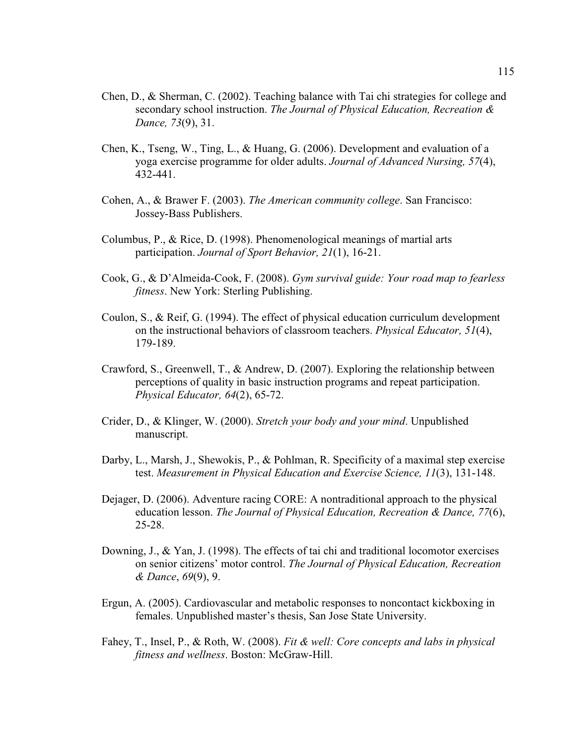Chen, D., & Sherman, C. (2002). Teaching balance with Tai chi strategies for college and secondary school instruction. *The Journal of Physical Education, Recreation & Dance, 73*(9), 31.

Chen, K., Tseng, W., Ting, L., & Huang, G. (2006). Development and evaluation of a yoga exercise programme for older adults. *Journal of Advanced Nursing, 57*(4), 432-441.

Cohen, A., & Brawer F. (2003). *The American community college*. San Francisco: Jossey-Bass Publishers.

Columbus, P., & Rice, D. (1998). Phenomenological meanings of martial arts participation. *Journal of Sport Behavior, 21*(1), 16-21.

Cook, G., & D'Almeida-Cook, F. (2008). *Gym survival guide: Your road map to fearless fitness*. New York: Sterling Publishing.

Coulon, S., & Reif, G. (1994). The effect of physical education curriculum development on the instructional behaviors of classroom teachers. *Physical Educator, 51*(4), 179-189.

Crawford, S., Greenwell, T., & Andrew, D. (2007). Exploring the relationship between perceptions of quality in basic instruction programs and repeat participation. *Physical Educator, 64*(2), 65-72.

Crider, D., & Klinger, W. (2000). *Stretch your body and your mind*. Unpublished manuscript.

Darby, L., Marsh, J., Shewokis, P., & Pohlman, R. Specificity of a maximal step exercise test. *Measurement in Physical Education and Exercise Science, 11*(3), 131-148.

Dejager, D. (2006). Adventure racing CORE: A nontraditional approach to the physical education lesson. *The Journal of Physical Education, Recreation & Dance, 77*(6), 25-28.

Downing, J., & Yan, J. (1998). The effects of tai chi and traditional locomotor exercises on senior citizens' motor control. *The Journal of Physical Education, Recreation & Dance*, *69*(9), 9.

Ergun, A. (2005). Cardiovascular and metabolic responses to noncontact kickboxing in females. Unpublished master's thesis, San Jose State University.

Fahey, T., Insel, P., & Roth, W. (2008). *Fit & well: Core concepts and labs in physical fitness and wellness*. Boston: McGraw-Hill.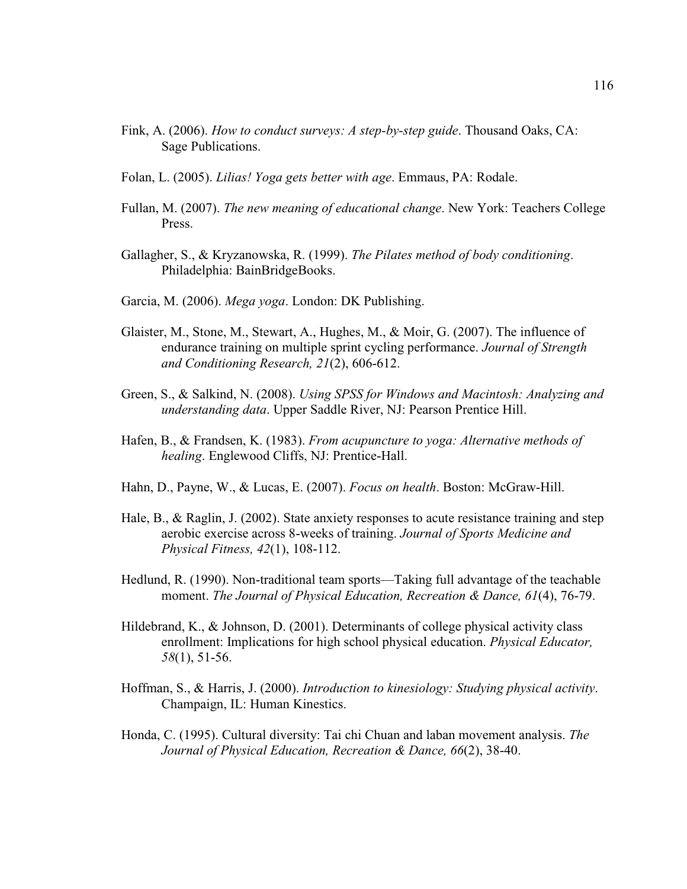Fink, A. (2006). *How to conduct surveys: A step-by-step guide*. Thousand Oaks, CA: Sage Publications.

Folan, L. (2005). *Lilias! Yoga gets better with age*. Emmaus, PA: Rodale.

Fullan, M. (2007). *The new meaning of educational change*. New York: Teachers College Press.

Gallagher, S., & Kryzanowska, R. (1999). *The Pilates method of body conditioning*. Philadelphia: BainBridgeBooks.

Garcia, M. (2006). *Mega yoga*. London: DK Publishing.

Glaister, M., Stone, M., Stewart, A., Hughes, M., & Moir, G. (2007). The influence of endurance training on multiple sprint cycling performance. *Journal of Strength and Conditioning Research, 21*(2), 606-612.

Green, S., & Salkind, N. (2008). *Using SPSS for Windows and Macintosh: Analyzing and understanding data*. Upper Saddle River, NJ: Pearson Prentice Hill.

Hafen, B., & Frandsen, K. (1983). *From acupuncture to yoga: Alternative methods of healing*. Englewood Cliffs, NJ: Prentice-Hall.

Hahn, D., Payne, W., & Lucas, E. (2007). *Focus on health*. Boston: McGraw-Hill.

Hale, B., & Raglin, J. (2002). State anxiety responses to acute resistance training and step aerobic exercise across 8-weeks of training. *Journal of Sports Medicine and Physical Fitness, 42*(1), 108-112.

Hedlund, R. (1990). Non-traditional team sports—Taking full advantage of the teachable moment. *The Journal of Physical Education, Recreation & Dance, 61*(4), 76-79.

Hildebrand, K., & Johnson, D. (2001). Determinants of college physical activity class enrollment: Implications for high school physical education. *Physical Educator, 58*(1), 51-56.

Hoffman, S., & Harris, J. (2000). *Introduction to kinesiology: Studying physical activity*. Champaign, IL: Human Kinestics.

Honda, C. (1995). Cultural diversity: Tai chi Chuan and laban movement analysis. *The Journal of Physical Education, Recreation & Dance, 66*(2), 38-40.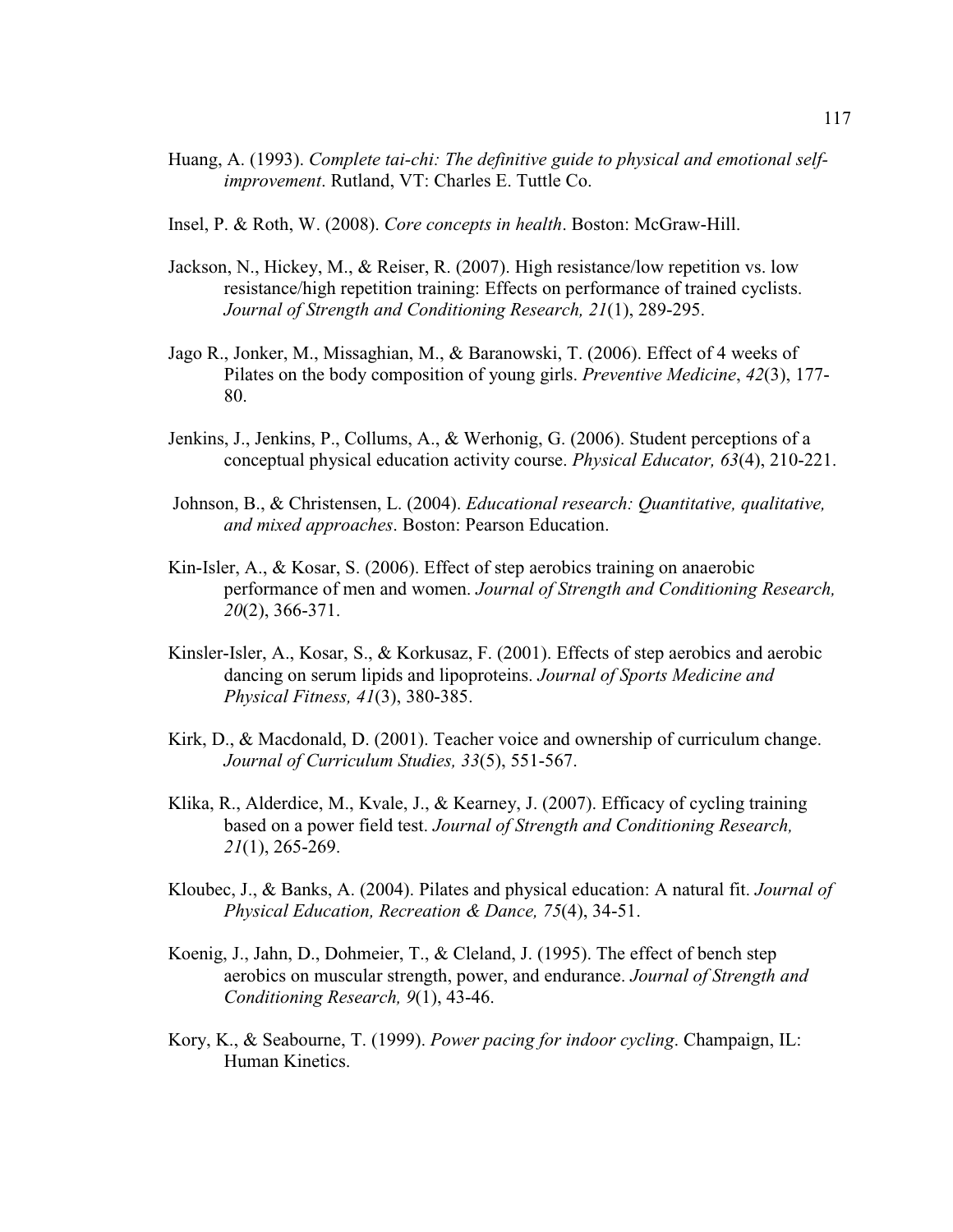Huang, A. (1993). *Complete tai-chi: The definitive guide to physical and emotional self-improvement*. Rutland, VT: Charles E. Tuttle Co.

Insel, P. & Roth, W. (2008). *Core concepts in health*. Boston: McGraw-Hill.

Jackson, N., Hickey, M., & Reiser, R. (2007). High resistance/low repetition vs. low resistance/high repetition training: Effects on performance of trained cyclists. *Journal of Strength and Conditioning Research, 21*(1), 289-295.

Jago R., Jonker, M., Missaghian, M., & Baranowski, T. (2006). Effect of 4 weeks of Pilates on the body composition of young girls. *Preventive Medicine*, *42*(3), 177-80.

Jenkins, J., Jenkins, P., Collums, A., & Werhonig, G. (2006). Student perceptions of a conceptual physical education activity course. *Physical Educator, 63*(4), 210-221.

Johnson, B., & Christensen, L. (2004). *Educational research: Quantitative, qualitative, and mixed approaches*. Boston: Pearson Education.

Kin-Isler, A., & Kosar, S. (2006). Effect of step aerobics training on anaerobic performance of men and women. *Journal of Strength and Conditioning Research, 20*(2), 366-371.

Kinsler-Isler, A., Kosar, S., & Korkusaz, F. (2001). Effects of step aerobics and aerobic dancing on serum lipids and lipoproteins. *Journal of Sports Medicine and Physical Fitness, 41*(3), 380-385.

Kirk, D., & Macdonald, D. (2001). Teacher voice and ownership of curriculum change. *Journal of Curriculum Studies, 33*(5), 551-567.

Klika, R., Alderdice, M., Kvale, J., & Kearney, J. (2007). Efficacy of cycling training based on a power field test. *Journal of Strength and Conditioning Research, 21*(1), 265-269.

Kloubec, J., & Banks, A. (2004). Pilates and physical education: A natural fit. *Journal of Physical Education, Recreation & Dance, 75*(4), 34-51.

Koenig, J., Jahn, D., Dohmeier, T., & Cleland, J. (1995). The effect of bench step aerobics on muscular strength, power, and endurance. *Journal of Strength and Conditioning Research, 9*(1), 43-46.

Kory, K., & Seabourne, T. (1999). *Power pacing for indoor cycling*. Champaign, IL: Human Kinetics.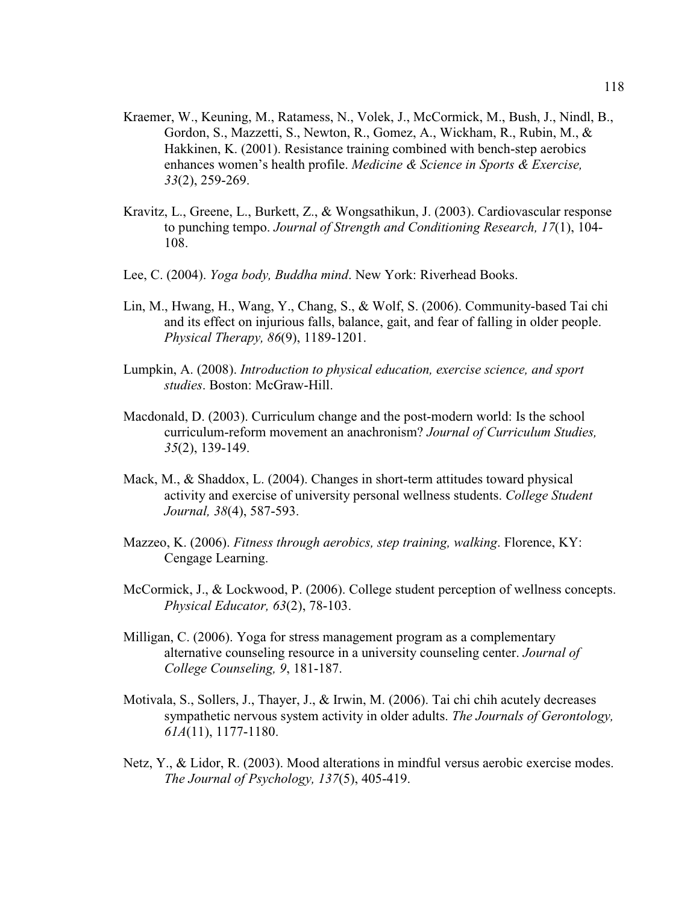Kraemer, W., Keuning, M., Ratamess, N., Volek, J., McCormick, M., Bush, J., Nindl, B., Gordon, S., Mazzetti, S., Newton, R., Gomez, A., Wickham, R., Rubin, M., & Hakkinen, K. (2001). Resistance training combined with bench-step aerobics enhances women's health profile. *Medicine & Science in Sports & Exercise, 33*(2), 259-269.

Kravitz, L., Greene, L., Burkett, Z., & Wongsathikun, J. (2003). Cardiovascular response to punching tempo. *Journal of Strength and Conditioning Research, 17*(1), 104-108.

Lee, C. (2004). *Yoga body, Buddha mind*. New York: Riverhead Books.

Lin, M., Hwang, H., Wang, Y., Chang, S., & Wolf, S. (2006). Community-based Tai chi and its effect on injurious falls, balance, gait, and fear of falling in older people. *Physical Therapy, 86*(9), 1189-1201.

Lumpkin, A. (2008). *Introduction to physical education, exercise science, and sport studies*. Boston: McGraw-Hill.

Macdonald, D. (2003). Curriculum change and the post-modern world: Is the school curriculum-reform movement an anachronism? *Journal of Curriculum Studies, 35*(2), 139-149.

Mack, M., & Shaddox, L. (2004). Changes in short-term attitudes toward physical activity and exercise of university personal wellness students. *College Student Journal, 38*(4), 587-593.

Mazzeo, K. (2006). *Fitness through aerobics, step training, walking*. Florence, KY: Cengage Learning.

McCormick, J., & Lockwood, P. (2006). College student perception of wellness concepts. *Physical Educator, 63*(2), 78-103.

Milligan, C. (2006). Yoga for stress management program as a complementary alternative counseling resource in a university counseling center. *Journal of College Counseling, 9*, 181-187.

Motivala, S., Sollers, J., Thayer, J., & Irwin, M. (2006). Tai chi chih acutely decreases sympathetic nervous system activity in older adults. *The Journals of Gerontology, 61A*(11), 1177-1180.

Netz, Y., & Lidor, R. (2003). Mood alterations in mindful versus aerobic exercise modes. *The Journal of Psychology, 137*(5), 405-419.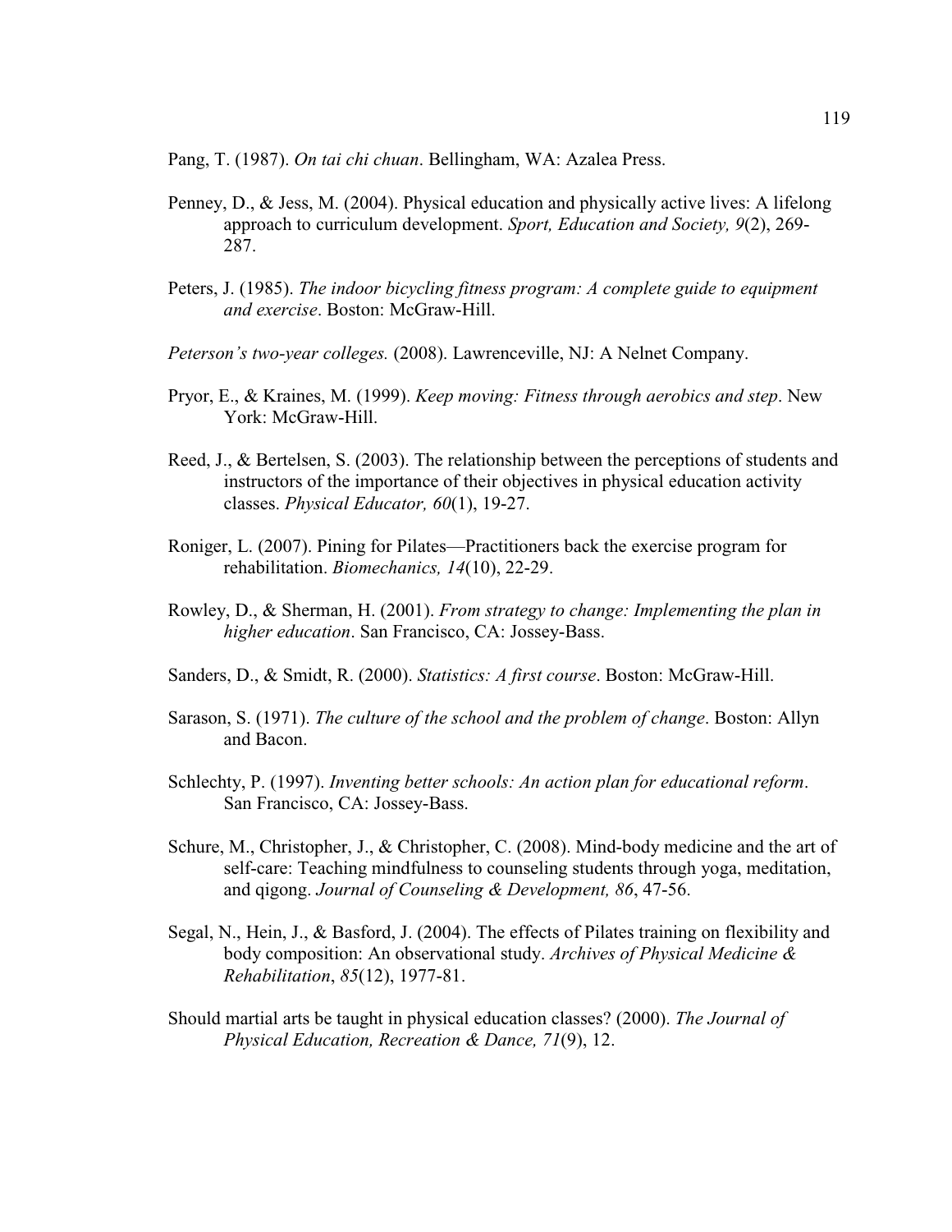Pang, T. (1987). *On tai chi chuan*. Bellingham, WA: Azalea Press.

Penney, D., & Jess, M. (2004). Physical education and physically active lives: A lifelong approach to curriculum development. *Sport, Education and Society, 9*(2), 269-287.

Peters, J. (1985). *The indoor bicycling fitness program: A complete guide to equipment and exercise*. Boston: McGraw-Hill.

*Peterson's two-year colleges.* (2008). Lawrenceville, NJ: A Nelnet Company.

Pryor, E., & Kraines, M. (1999). *Keep moving: Fitness through aerobics and step*. New York: McGraw-Hill.

Reed, J., & Bertelsen, S. (2003). The relationship between the perceptions of students and instructors of the importance of their objectives in physical education activity classes. *Physical Educator, 60*(1), 19-27.

Roniger, L. (2007). Pining for Pilates—Practitioners back the exercise program for rehabilitation. *Biomechanics, 14*(10), 22-29.

Rowley, D., & Sherman, H. (2001). *From strategy to change: Implementing the plan in higher education*. San Francisco, CA: Jossey-Bass.

Sanders, D., & Smidt, R. (2000). *Statistics: A first course*. Boston: McGraw-Hill.

Sarason, S. (1971). *The culture of the school and the problem of change*. Boston: Allyn and Bacon.

Schlechty, P. (1997). *Inventing better schools: An action plan for educational reform*. San Francisco, CA: Jossey-Bass.

Schure, M., Christopher, J., & Christopher, C. (2008). Mind-body medicine and the art of self-care: Teaching mindfulness to counseling students through yoga, meditation, and qigong. *Journal of Counseling & Development, 86*, 47-56.

Segal, N., Hein, J., & Basford, J. (2004). The effects of Pilates training on flexibility and body composition: An observational study. *Archives of Physical Medicine & Rehabilitation*, *85*(12), 1977-81.

Should martial arts be taught in physical education classes? (2000). *The Journal of Physical Education, Recreation & Dance, 71*(9), 12.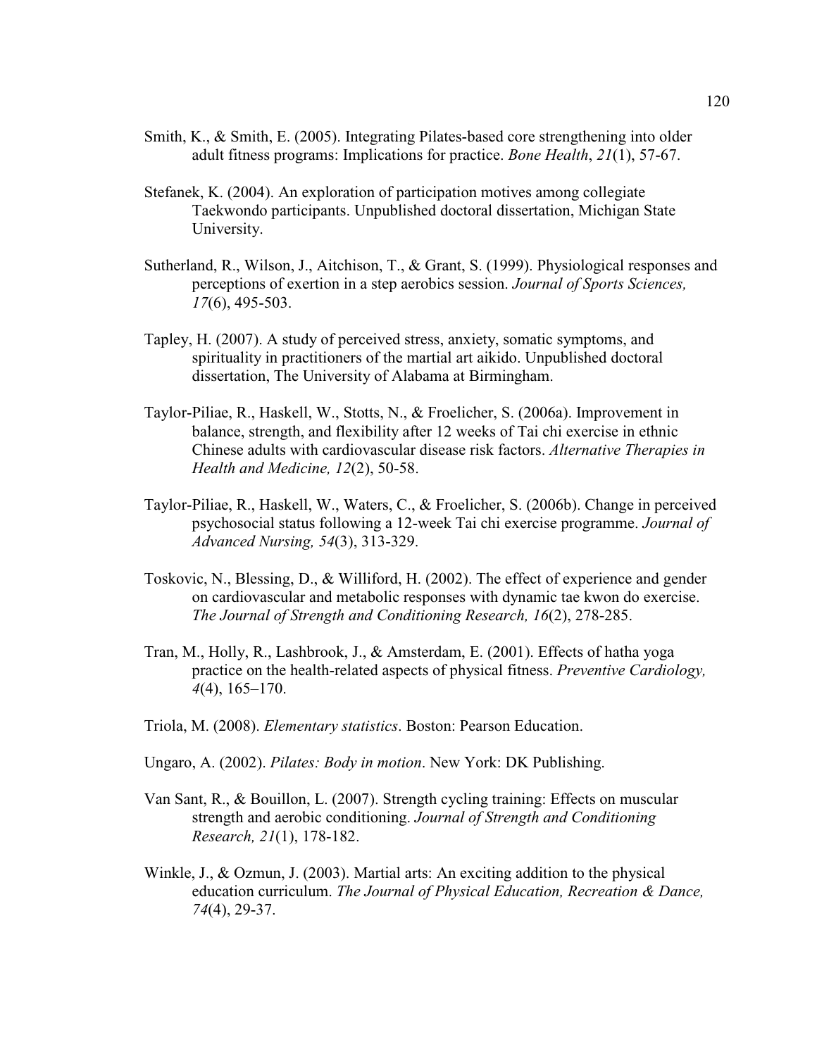Smith, K., & Smith, E. (2005). Integrating Pilates-based core strengthening into older adult fitness programs: Implications for practice. *Bone Health*, *21*(1), 57-67.

Stefanek, K. (2004). An exploration of participation motives among collegiate Taekwondo participants. Unpublished doctoral dissertation, Michigan State University.

Sutherland, R., Wilson, J., Aitchison, T., & Grant, S. (1999). Physiological responses and perceptions of exertion in a step aerobics session. *Journal of Sports Sciences, 17*(6), 495-503.

Tapley, H. (2007). A study of perceived stress, anxiety, somatic symptoms, and spirituality in practitioners of the martial art aikido. Unpublished doctoral dissertation, The University of Alabama at Birmingham.

Taylor-Piliae, R., Haskell, W., Stotts, N., & Froelicher, S. (2006a). Improvement in balance, strength, and flexibility after 12 weeks of Tai chi exercise in ethnic Chinese adults with cardiovascular disease risk factors. *Alternative Therapies in Health and Medicine, 12*(2), 50-58.

Taylor-Piliae, R., Haskell, W., Waters, C., & Froelicher, S. (2006b). Change in perceived psychosocial status following a 12-week Tai chi exercise programme. *Journal of Advanced Nursing, 54*(3), 313-329.

Toskovic, N., Blessing, D., & Williford, H. (2002). The effect of experience and gender on cardiovascular and metabolic responses with dynamic tae kwon do exercise. *The Journal of Strength and Conditioning Research, 16*(2), 278-285.

Tran, M., Holly, R., Lashbrook, J., & Amsterdam, E. (2001). Effects of hatha yoga practice on the health-related aspects of physical fitness. *Preventive Cardiology, 4*(4), 165–170.

Triola, M. (2008). *Elementary statistics*. Boston: Pearson Education.

Ungaro, A. (2002). *Pilates: Body in motion*. New York: DK Publishing.

Van Sant, R., & Bouillon, L. (2007). Strength cycling training: Effects on muscular strength and aerobic conditioning. *Journal of Strength and Conditioning Research, 21*(1), 178-182.

Winkle, J., & Ozmun, J. (2003). Martial arts: An exciting addition to the physical education curriculum. *The Journal of Physical Education, Recreation & Dance, 74*(4), 29-37.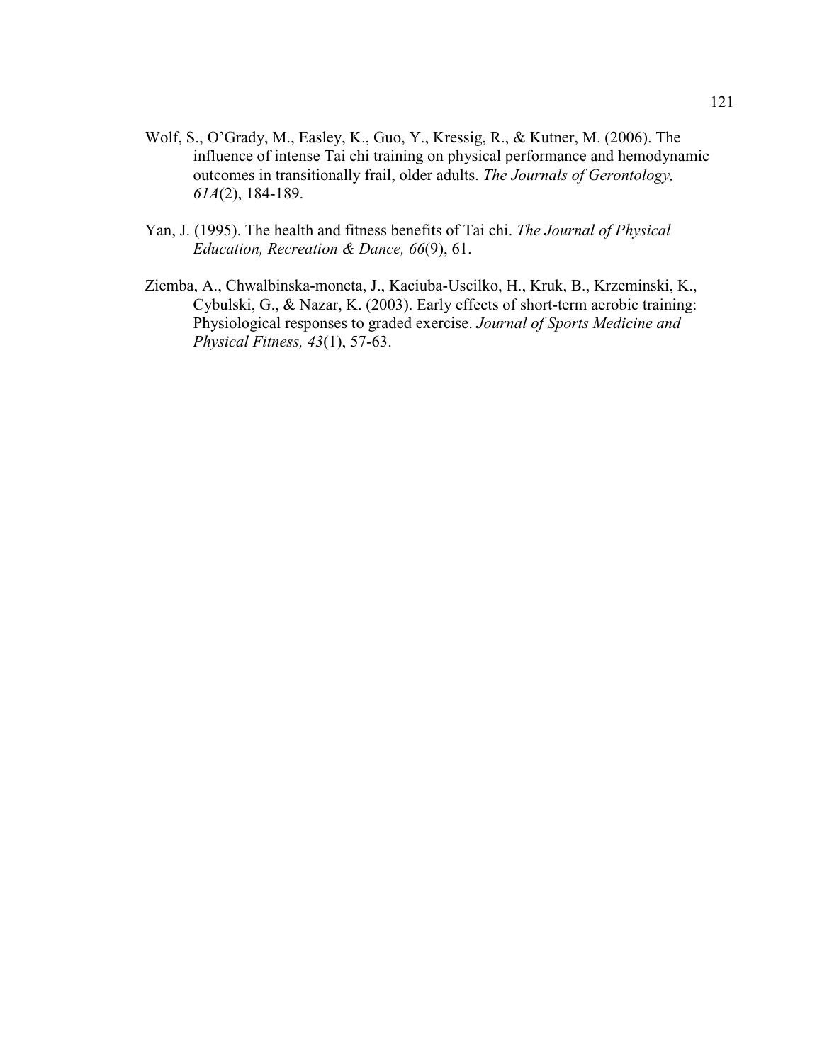Wolf, S., O'Grady, M., Easley, K., Guo, Y., Kressig, R., & Kutner, M. (2006). The influence of intense Tai chi training on physical performance and hemodynamic outcomes in transitionally frail, older adults. *The Journals of Gerontology, 61A*(2), 184-189.

Yan, J. (1995). The health and fitness benefits of Tai chi. *The Journal of Physical Education, Recreation & Dance, 66*(9), 61.

Ziemba, A., Chwalbinska-moneta, J., Kaciuba-Uscilko, H., Kruk, B., Krzeminski, K., Cybulski, G., & Nazar, K. (2003). Early effects of short-term aerobic training: Physiological responses to graded exercise. *Journal of Sports Medicine and Physical Fitness, 43*(1), 57-63.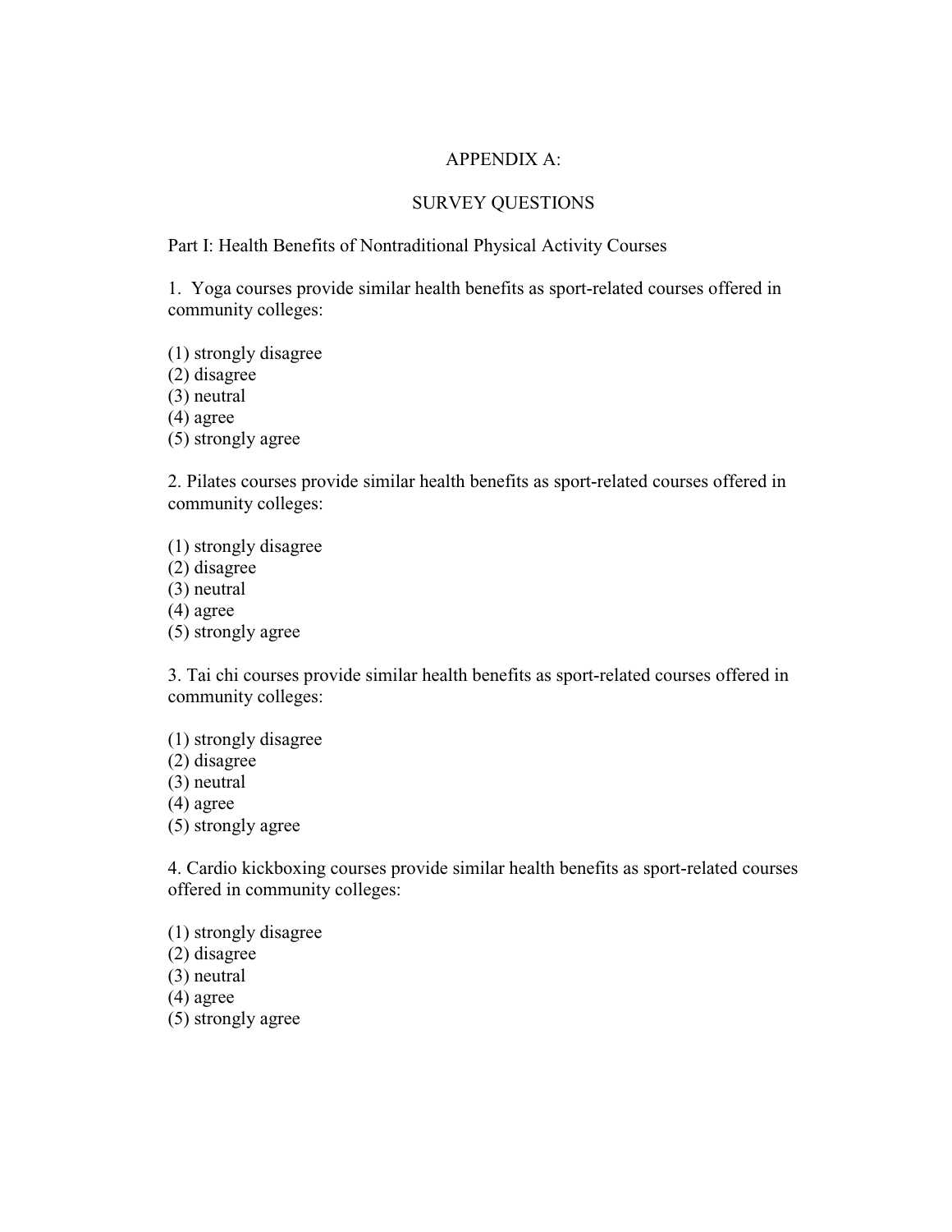# APPENDIX A:

## SURVEY QUESTIONS

Part I: Health Benefits of Nontraditional Physical Activity Courses

1. Yoga courses provide similar health benefits as sport-related courses offered in community colleges:

(1) strongly disagree
(2) disagree
(3) neutral
(4) agree
(5) strongly agree

2. Pilates courses provide similar health benefits as sport-related courses offered in community colleges:

(1) strongly disagree
(2) disagree
(3) neutral
(4) agree
(5) strongly agree

3. Tai chi courses provide similar health benefits as sport-related courses offered in community colleges:

(1) strongly disagree
(2) disagree
(3) neutral
(4) agree
(5) strongly agree

4. Cardio kickboxing courses provide similar health benefits as sport-related courses offered in community colleges:

(1) strongly disagree
(2) disagree
(3) neutral
(4) agree
(5) strongly agree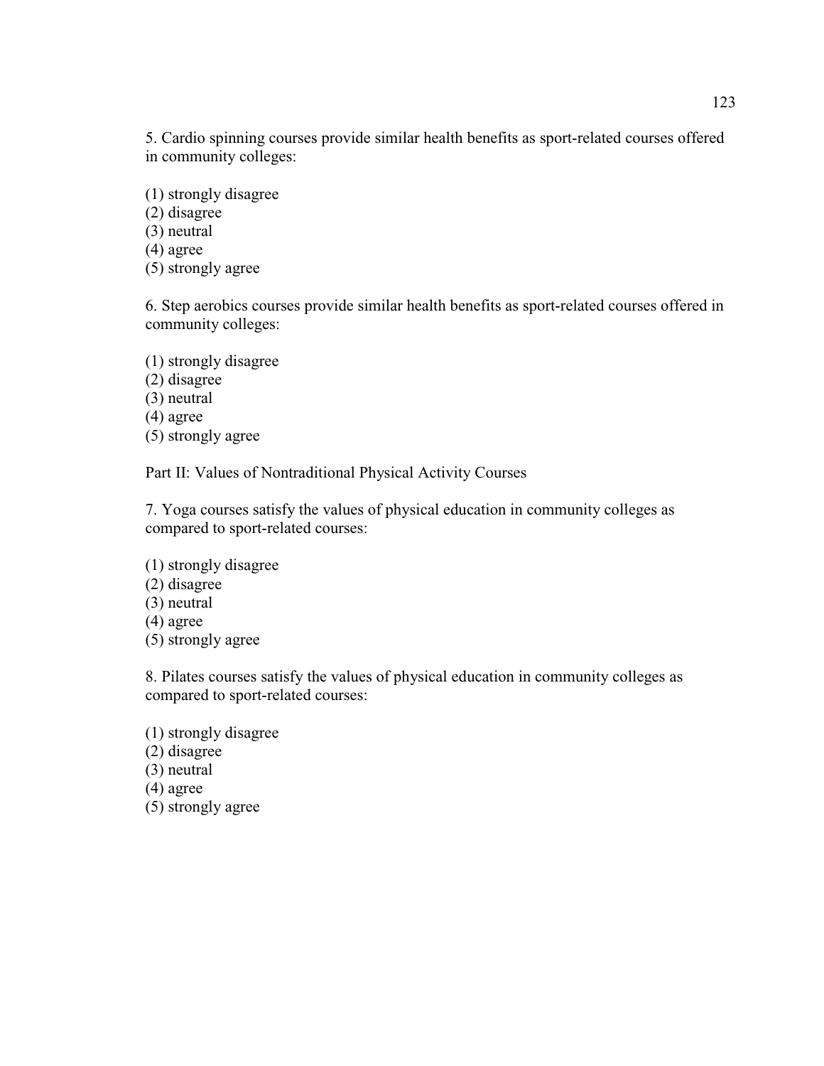5. Cardio spinning courses provide similar health benefits as sport-related courses offered in community colleges:

(1) strongly disagree
(2) disagree
(3) neutral
(4) agree
(5) strongly agree

6. Step aerobics courses provide similar health benefits as sport-related courses offered in community colleges:

(1) strongly disagree
(2) disagree
(3) neutral
(4) agree
(5) strongly agree

Part II: Values of Nontraditional Physical Activity Courses

7. Yoga courses satisfy the values of physical education in community colleges as compared to sport-related courses:

(1) strongly disagree
(2) disagree
(3) neutral
(4) agree
(5) strongly agree

8. Pilates courses satisfy the values of physical education in community colleges as compared to sport-related courses:

(1) strongly disagree
(2) disagree
(3) neutral
(4) agree
(5) strongly agree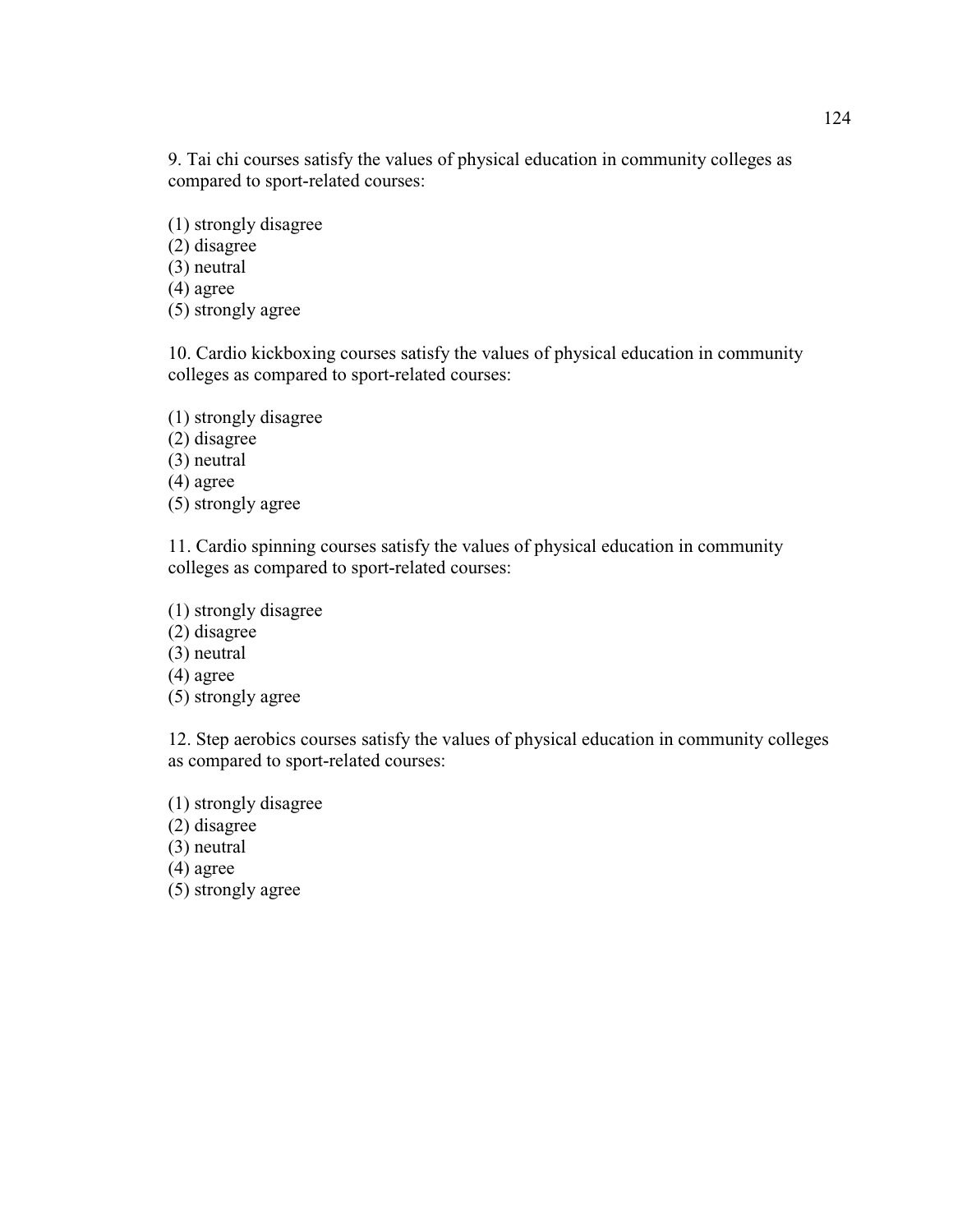9. Tai chi courses satisfy the values of physical education in community colleges as compared to sport-related courses:

(1) strongly disagree
(2) disagree
(3) neutral
(4) agree
(5) strongly agree

10. Cardio kickboxing courses satisfy the values of physical education in community colleges as compared to sport-related courses:

(1) strongly disagree
(2) disagree
(3) neutral
(4) agree
(5) strongly agree

11. Cardio spinning courses satisfy the values of physical education in community colleges as compared to sport-related courses:

(1) strongly disagree
(2) disagree
(3) neutral
(4) agree
(5) strongly agree

12. Step aerobics courses satisfy the values of physical education in community colleges as compared to sport-related courses:

(1) strongly disagree
(2) disagree
(3) neutral
(4) agree
(5) strongly agree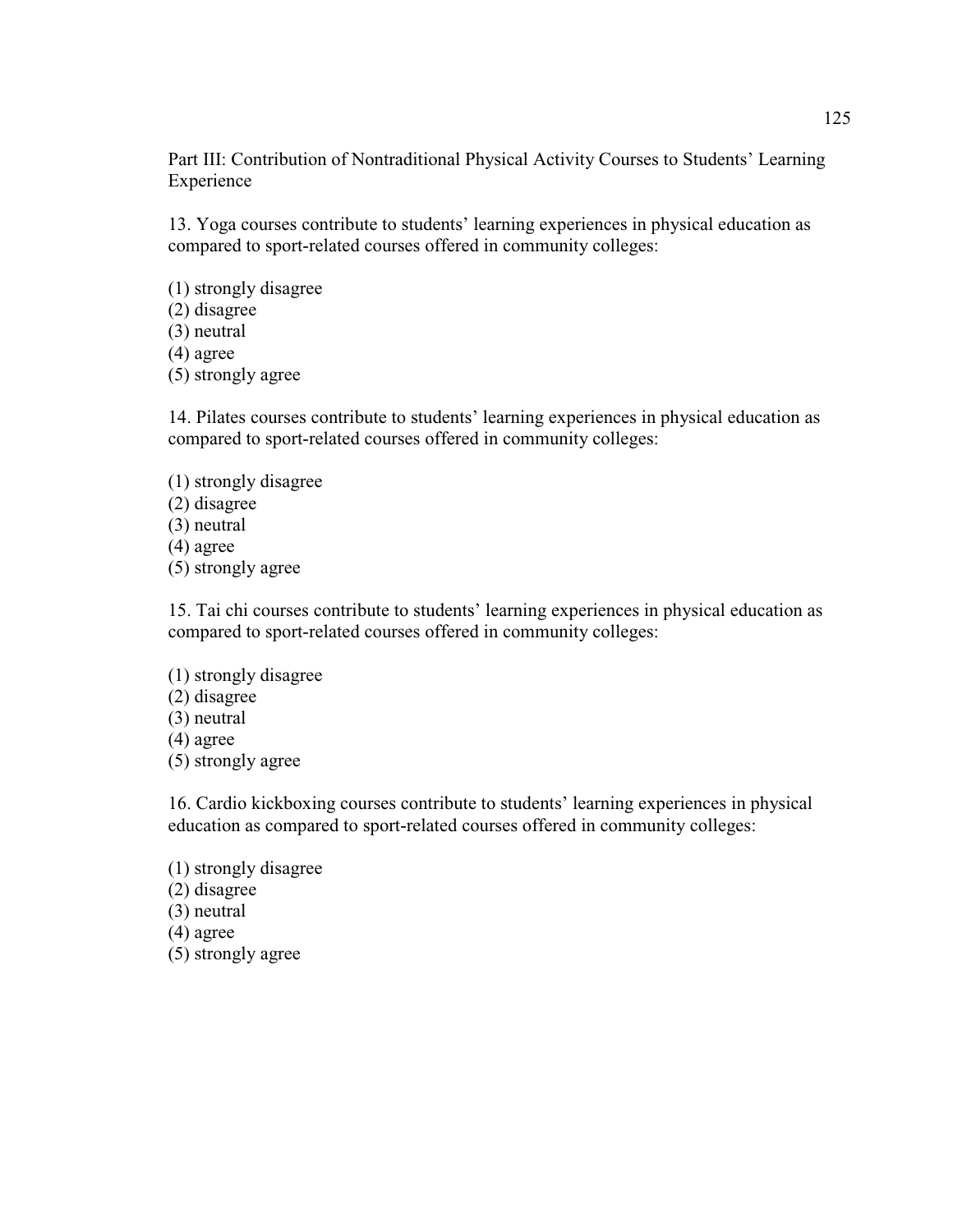Part III: Contribution of Nontraditional Physical Activity Courses to Students' Learning Experience

13. Yoga courses contribute to students' learning experiences in physical education as compared to sport-related courses offered in community colleges:

(1) strongly disagree
(2) disagree
(3) neutral
(4) agree
(5) strongly agree

14. Pilates courses contribute to students' learning experiences in physical education as compared to sport-related courses offered in community colleges:

(1) strongly disagree
(2) disagree
(3) neutral
(4) agree
(5) strongly agree

15. Tai chi courses contribute to students' learning experiences in physical education as compared to sport-related courses offered in community colleges:

(1) strongly disagree
(2) disagree
(3) neutral
(4) agree
(5) strongly agree

16. Cardio kickboxing courses contribute to students' learning experiences in physical education as compared to sport-related courses offered in community colleges:

(1) strongly disagree
(2) disagree
(3) neutral
(4) agree
(5) strongly agree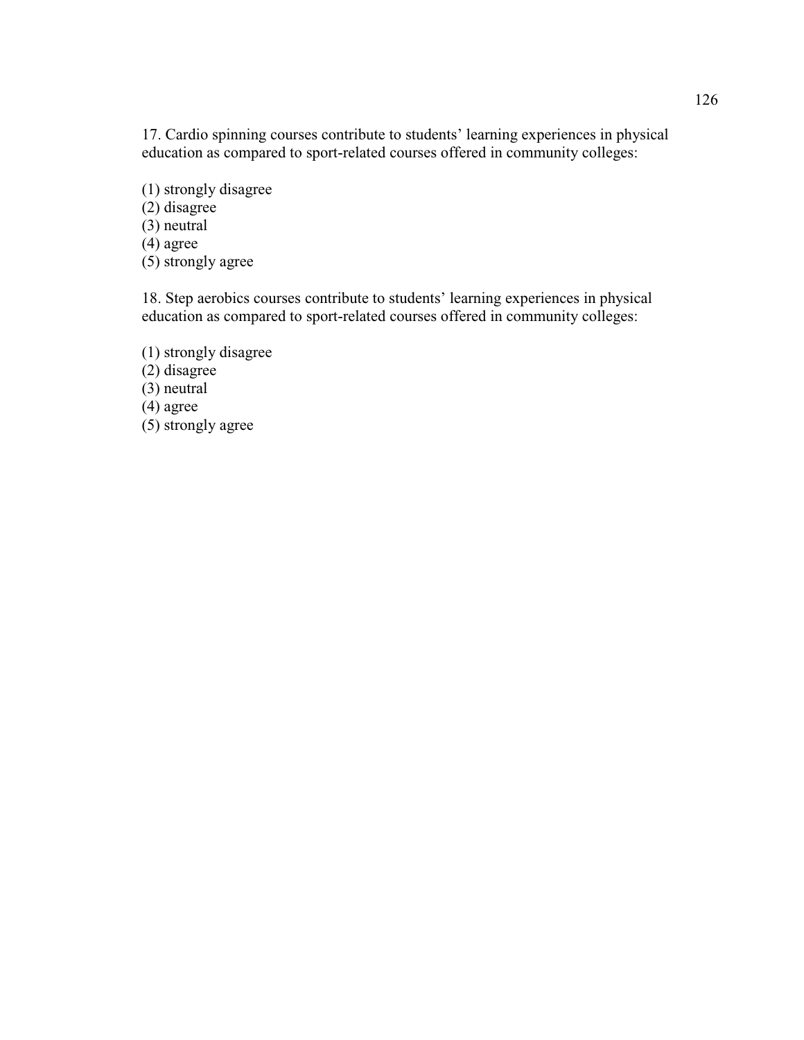17. Cardio spinning courses contribute to students' learning experiences in physical education as compared to sport-related courses offered in community colleges:

(1) strongly disagree
(2) disagree
(3) neutral
(4) agree
(5) strongly agree

18. Step aerobics courses contribute to students' learning experiences in physical education as compared to sport-related courses offered in community colleges:

(1) strongly disagree
(2) disagree
(3) neutral
(4) agree
(5) strongly agree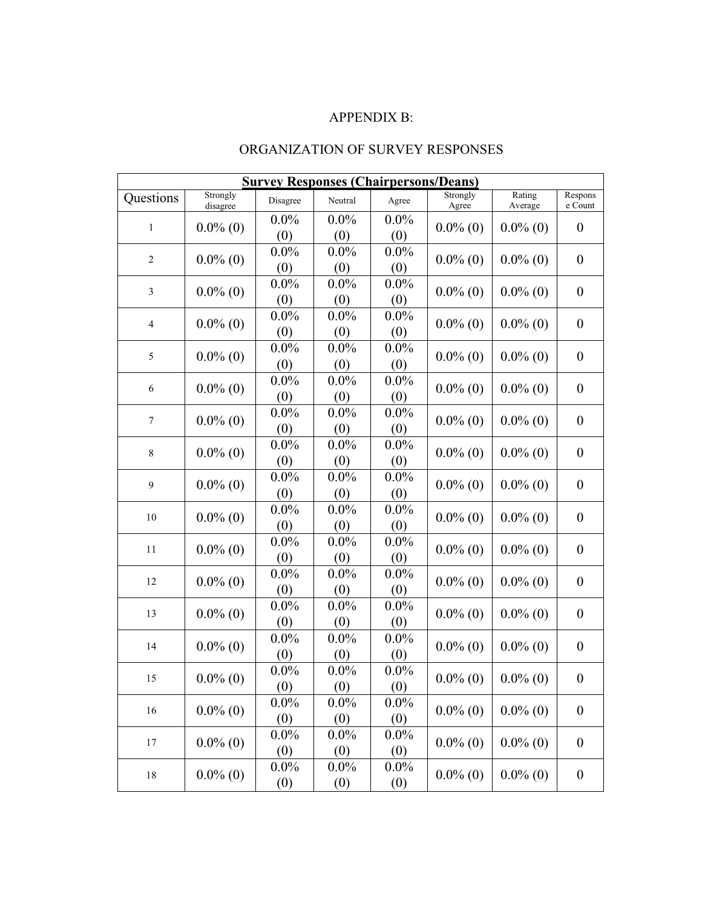# APPENDIX B:

## ORGANIZATION OF SURVEY RESPONSES

| Survey Responses (Chairpersons/Deans) | | | | | | | |
|---|---|---|---|---|---|---|---|
| Questions | Strongly disagree | Disagree | Neutral | Agree | Strongly Agree | Rating Average | Response Count |
| 1 | 0.0% (0) | 0.0% (0) | 0.0% (0) | 0.0% (0) | 0.0% (0) | 0.0% (0) | 0 |
| 2 | 0.0% (0) | 0.0% (0) | 0.0% (0) | 0.0% (0) | 0.0% (0) | 0.0% (0) | 0 |
| 3 | 0.0% (0) | 0.0% (0) | 0.0% (0) | 0.0% (0) | 0.0% (0) | 0.0% (0) | 0 |
| 4 | 0.0% (0) | 0.0% (0) | 0.0% (0) | 0.0% (0) | 0.0% (0) | 0.0% (0) | 0 |
| 5 | 0.0% (0) | 0.0% (0) | 0.0% (0) | 0.0% (0) | 0.0% (0) | 0.0% (0) | 0 |
| 6 | 0.0% (0) | 0.0% (0) | 0.0% (0) | 0.0% (0) | 0.0% (0) | 0.0% (0) | 0 |
| 7 | 0.0% (0) | 0.0% (0) | 0.0% (0) | 0.0% (0) | 0.0% (0) | 0.0% (0) | 0 |
| 8 | 0.0% (0) | 0.0% (0) | 0.0% (0) | 0.0% (0) | 0.0% (0) | 0.0% (0) | 0 |
| 9 | 0.0% (0) | 0.0% (0) | 0.0% (0) | 0.0% (0) | 0.0% (0) | 0.0% (0) | 0 |
| 10 | 0.0% (0) | 0.0% (0) | 0.0% (0) | 0.0% (0) | 0.0% (0) | 0.0% (0) | 0 |
| 11 | 0.0% (0) | 0.0% (0) | 0.0% (0) | 0.0% (0) | 0.0% (0) | 0.0% (0) | 0 |
| 12 | 0.0% (0) | 0.0% (0) | 0.0% (0) | 0.0% (0) | 0.0% (0) | 0.0% (0) | 0 |
| 13 | 0.0% (0) | 0.0% (0) | 0.0% (0) | 0.0% (0) | 0.0% (0) | 0.0% (0) | 0 |
| 14 | 0.0% (0) | 0.0% (0) | 0.0% (0) | 0.0% (0) | 0.0% (0) | 0.0% (0) | 0 |
| 15 | 0.0% (0) | 0.0% (0) | 0.0% (0) | 0.0% (0) | 0.0% (0) | 0.0% (0) | 0 |
| 16 | 0.0% (0) | 0.0% (0) | 0.0% (0) | 0.0% (0) | 0.0% (0) | 0.0% (0) | 0 |
| 17 | 0.0% (0) | 0.0% (0) | 0.0% (0) | 0.0% (0) | 0.0% (0) | 0.0% (0) | 0 |
| 18 | 0.0% (0) | 0.0% (0) | 0.0% (0) | 0.0% (0) | 0.0% (0) | 0.0% (0) | 0 |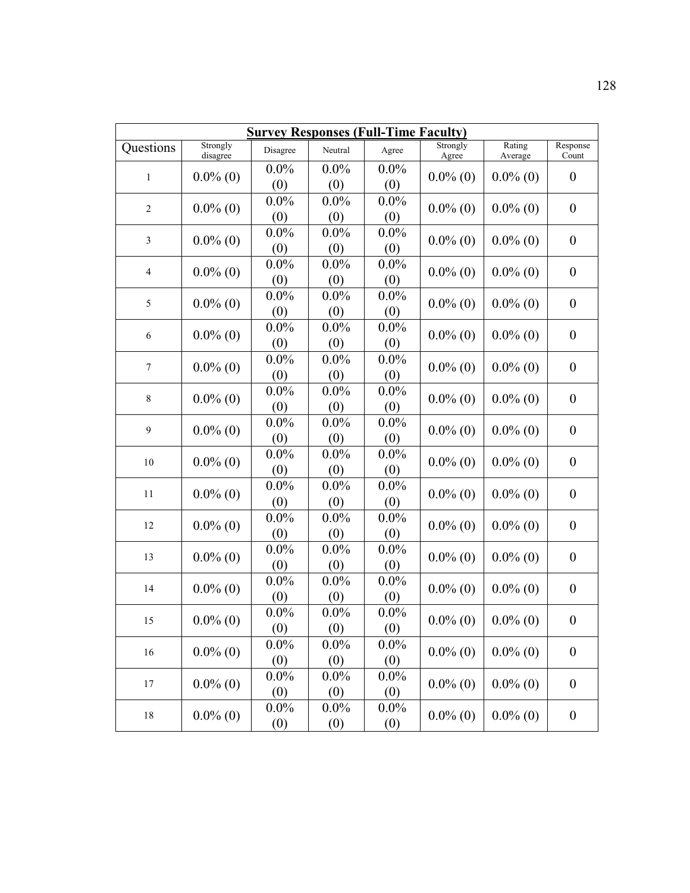| Survey Responses (Full-Time Faculty) | | | | | | | |
|---|---|---|---|---|---|---|---|
| Questions | Strongly disagree | Disagree | Neutral | Agree | Strongly Agree | Rating Average | Response Count |
| 1 | 0.0% (0) | 0.0% (0) | 0.0% (0) | 0.0% (0) | 0.0% (0) | 0.0% (0) | 0 |
| 2 | 0.0% (0) | 0.0% (0) | 0.0% (0) | 0.0% (0) | 0.0% (0) | 0.0% (0) | 0 |
| 3 | 0.0% (0) | 0.0% (0) | 0.0% (0) | 0.0% (0) | 0.0% (0) | 0.0% (0) | 0 |
| 4 | 0.0% (0) | 0.0% (0) | 0.0% (0) | 0.0% (0) | 0.0% (0) | 0.0% (0) | 0 |
| 5 | 0.0% (0) | 0.0% (0) | 0.0% (0) | 0.0% (0) | 0.0% (0) | 0.0% (0) | 0 |
| 6 | 0.0% (0) | 0.0% (0) | 0.0% (0) | 0.0% (0) | 0.0% (0) | 0.0% (0) | 0 |
| 7 | 0.0% (0) | 0.0% (0) | 0.0% (0) | 0.0% (0) | 0.0% (0) | 0.0% (0) | 0 |
| 8 | 0.0% (0) | 0.0% (0) | 0.0% (0) | 0.0% (0) | 0.0% (0) | 0.0% (0) | 0 |
| 9 | 0.0% (0) | 0.0% (0) | 0.0% (0) | 0.0% (0) | 0.0% (0) | 0.0% (0) | 0 |
| 10 | 0.0% (0) | 0.0% (0) | 0.0% (0) | 0.0% (0) | 0.0% (0) | 0.0% (0) | 0 |
| 11 | 0.0% (0) | 0.0% (0) | 0.0% (0) | 0.0% (0) | 0.0% (0) | 0.0% (0) | 0 |
| 12 | 0.0% (0) | 0.0% (0) | 0.0% (0) | 0.0% (0) | 0.0% (0) | 0.0% (0) | 0 |
| 13 | 0.0% (0) | 0.0% (0) | 0.0% (0) | 0.0% (0) | 0.0% (0) | 0.0% (0) | 0 |
| 14 | 0.0% (0) | 0.0% (0) | 0.0% (0) | 0.0% (0) | 0.0% (0) | 0.0% (0) | 0 |
| 15 | 0.0% (0) | 0.0% (0) | 0.0% (0) | 0.0% (0) | 0.0% (0) | 0.0% (0) | 0 |
| 16 | 0.0% (0) | 0.0% (0) | 0.0% (0) | 0.0% (0) | 0.0% (0) | 0.0% (0) | 0 |
| 17 | 0.0% (0) | 0.0% (0) | 0.0% (0) | 0.0% (0) | 0.0% (0) | 0.0% (0) | 0 |
| 18 | 0.0% (0) | 0.0% (0) | 0.0% (0) | 0.0% (0) | 0.0% (0) | 0.0% (0) | 0 |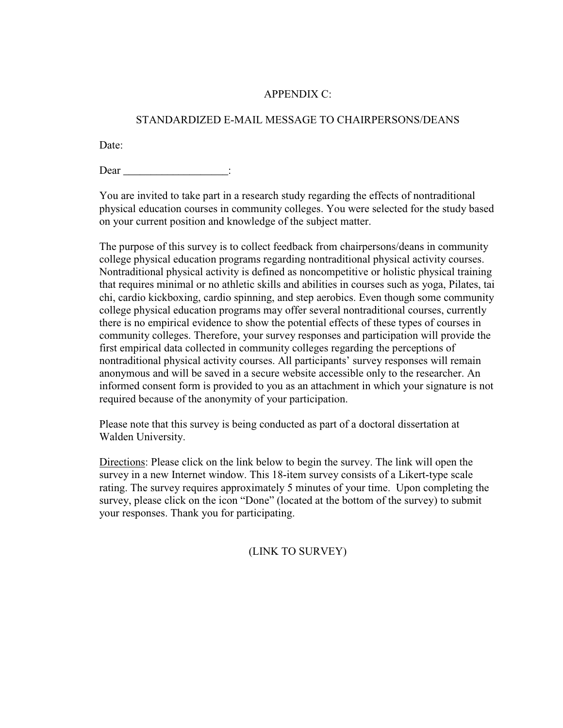# APPENDIX C:

## STANDARDIZED E-MAIL MESSAGE TO CHAIRPERSONS/DEANS

Date:

Dear ___________________:

You are invited to take part in a research study regarding the effects of nontraditional physical education courses in community colleges. You were selected for the study based on your current position and knowledge of the subject matter.

The purpose of this survey is to collect feedback from chairpersons/deans in community college physical education programs regarding nontraditional physical activity courses. Nontraditional physical activity is defined as noncompetitive or holistic physical training that requires minimal or no athletic skills and abilities in courses such as yoga, Pilates, tai chi, cardio kickboxing, cardio spinning, and step aerobics. Even though some community college physical education programs may offer several nontraditional courses, currently there is no empirical evidence to show the potential effects of these types of courses in community colleges. Therefore, your survey responses and participation will provide the first empirical data collected in community colleges regarding the perceptions of nontraditional physical activity courses. All participants' survey responses will remain anonymous and will be saved in a secure website accessible only to the researcher. An informed consent form is provided to you as an attachment in which your signature is not required because of the anonymity of your participation.

Please note that this survey is being conducted as part of a doctoral dissertation at Walden University.

<u>Directions</u>: Please click on the link below to begin the survey. The link will open the survey in a new Internet window. This 18-item survey consists of a Likert-type scale rating. The survey requires approximately 5 minutes of your time. Upon completing the survey, please click on the icon "Done" (located at the bottom of the survey) to submit your responses. Thank you for participating.

(LINK TO SURVEY)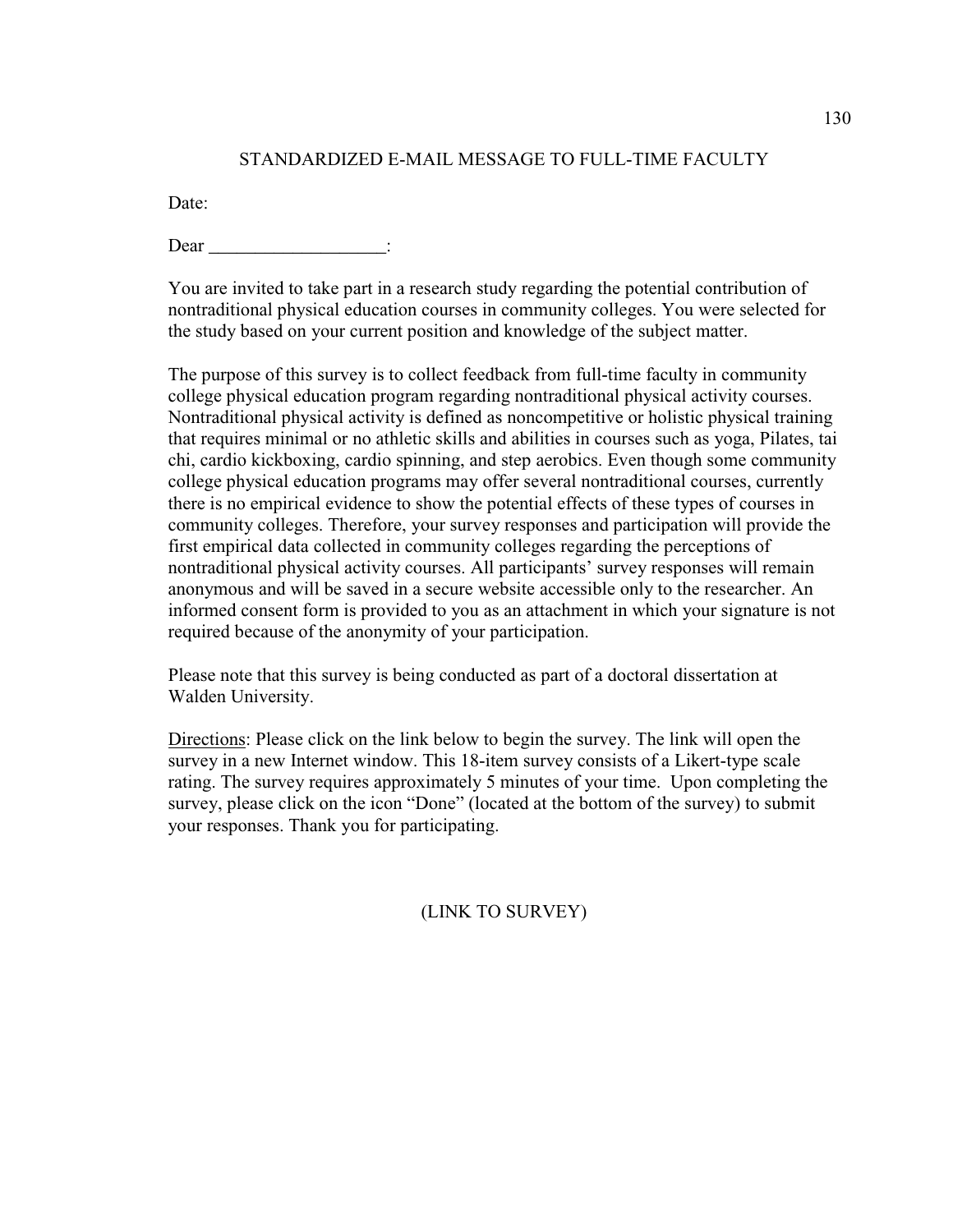# STANDARDIZED E-MAIL MESSAGE TO FULL-TIME FACULTY

Date:

Dear ___________________:

You are invited to take part in a research study regarding the potential contribution of nontraditional physical education courses in community colleges. You were selected for the study based on your current position and knowledge of the subject matter.

The purpose of this survey is to collect feedback from full-time faculty in community college physical education program regarding nontraditional physical activity courses. Nontraditional physical activity is defined as noncompetitive or holistic physical training that requires minimal or no athletic skills and abilities in courses such as yoga, Pilates, tai chi, cardio kickboxing, cardio spinning, and step aerobics. Even though some community college physical education programs may offer several nontraditional courses, currently there is no empirical evidence to show the potential effects of these types of courses in community colleges. Therefore, your survey responses and participation will provide the first empirical data collected in community colleges regarding the perceptions of nontraditional physical activity courses. All participants' survey responses will remain anonymous and will be saved in a secure website accessible only to the researcher. An informed consent form is provided to you as an attachment in which your signature is not required because of the anonymity of your participation.

Please note that this survey is being conducted as part of a doctoral dissertation at Walden University.

Directions: Please click on the link below to begin the survey. The link will open the survey in a new Internet window. This 18-item survey consists of a Likert-type scale rating. The survey requires approximately 5 minutes of your time. Upon completing the survey, please click on the icon "Done" (located at the bottom of the survey) to submit your responses. Thank you for participating.

(LINK TO SURVEY)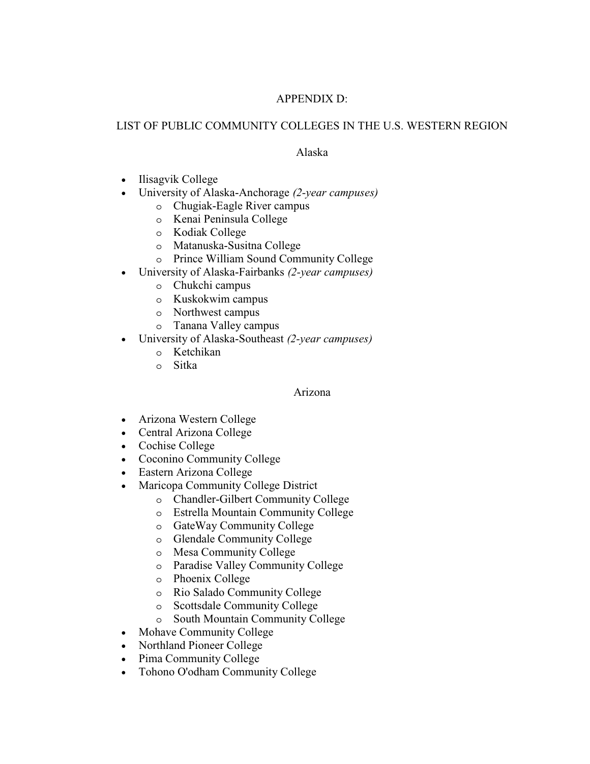# APPENDIX D:

## LIST OF PUBLIC COMMUNITY COLLEGES IN THE U.S. WESTERN REGION

### Alaska

- Ilisagvik College
- University of Alaska-Anchorage *(2-year campuses)*
    - Chugiak-Eagle River campus
    - Kenai Peninsula College
    - Kodiak College
    - Matanuska-Susitna College
    - Prince William Sound Community College
- University of Alaska-Fairbanks *(2-year campuses)*
    - Chukchi campus
    - Kuskokwim campus
    - Northwest campus
    - Tanana Valley campus
- University of Alaska-Southeast *(2-year campuses)*
    - Ketchikan
    - Sitka

### Arizona

- Arizona Western College
- Central Arizona College
- Cochise College
- Coconino Community College
- Eastern Arizona College
- Maricopa Community College District
    - Chandler-Gilbert Community College
    - Estrella Mountain Community College
    - GateWay Community College
    - Glendale Community College
    - Mesa Community College
    - Paradise Valley Community College
    - Phoenix College
    - Rio Salado Community College
    - Scottsdale Community College
    - South Mountain Community College
- Mohave Community College
- Northland Pioneer College
- Pima Community College
- Tohono O'odham Community College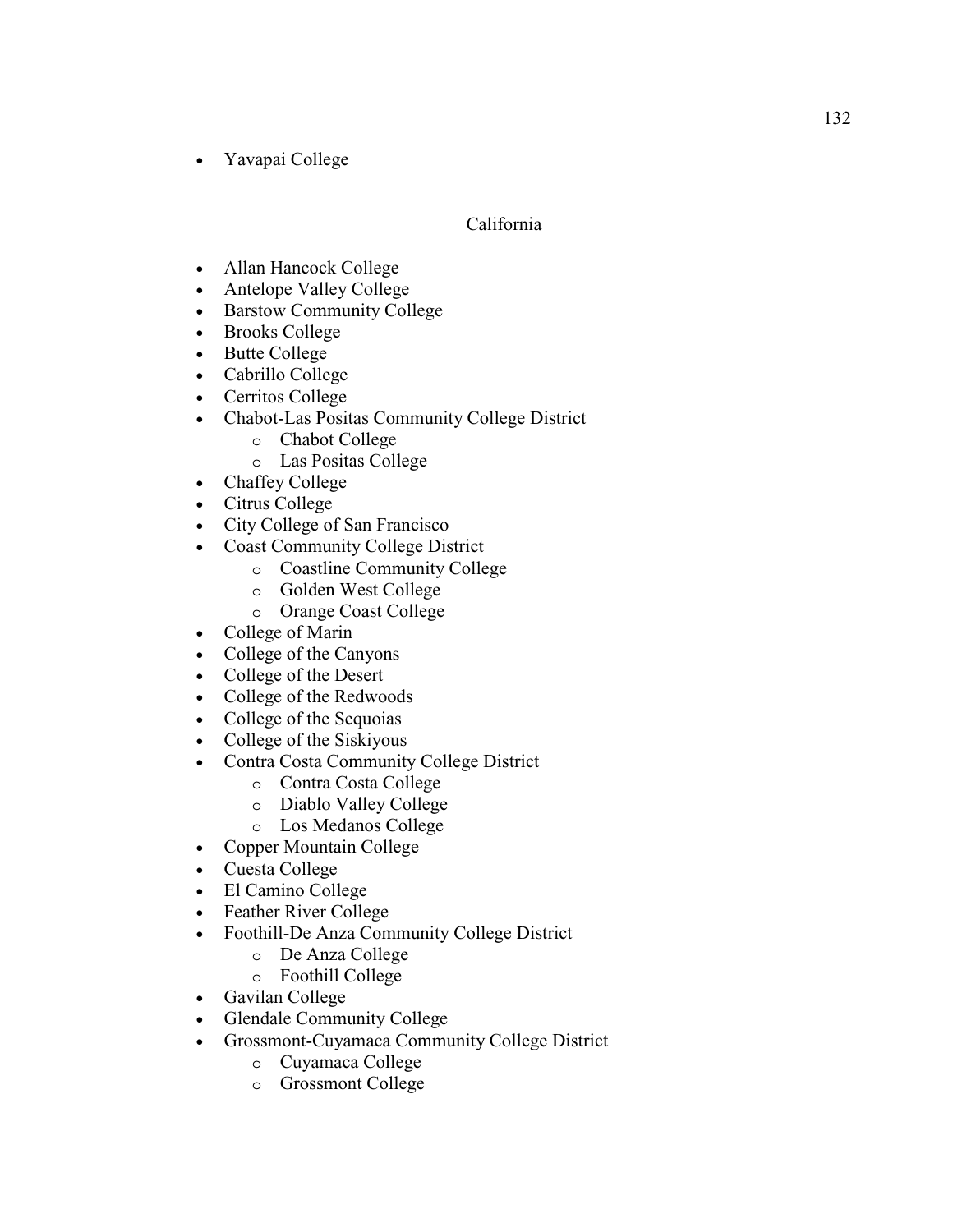- Yavapai College

California

- Allan Hancock College
- Antelope Valley College
- Barstow Community College
- Brooks College
- Butte College
- Cabrillo College
- Cerritos College
- Chabot-Las Positas Community College District
    - Chabot College
    - Las Positas College
- Chaffey College
- Citrus College
- City College of San Francisco
- Coast Community College District
    - Coastline Community College
    - Golden West College
    - Orange Coast College
- College of Marin
- College of the Canyons
- College of the Desert
- College of the Redwoods
- College of the Sequoias
- College of the Siskiyous
- Contra Costa Community College District
    - Contra Costa College
    - Diablo Valley College
    - Los Medanos College
- Copper Mountain College
- Cuesta College
- El Camino College
- Feather River College
- Foothill-De Anza Community College District
    - De Anza College
    - Foothill College
- Gavilan College
- Glendale Community College
- Grossmont-Cuyamaca Community College District
    - Cuyamaca College
    - Grossmont College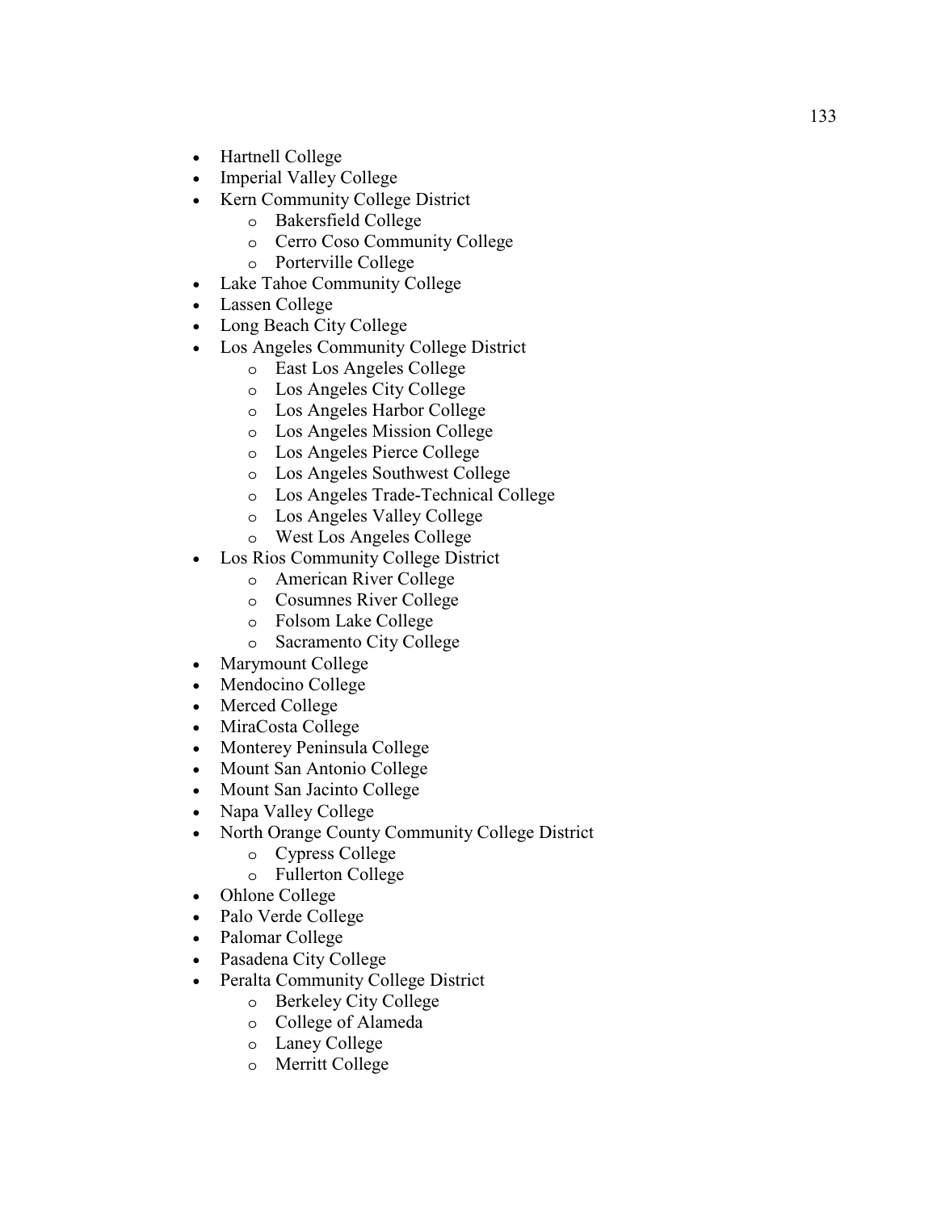- Hartnell College
- Imperial Valley College
- Kern Community College District
    - Bakersfield College
    - Cerro Coso Community College
    - Porterville College
- Lake Tahoe Community College
- Lassen College
- Long Beach City College
- Los Angeles Community College District
    - East Los Angeles College
    - Los Angeles City College
    - Los Angeles Harbor College
    - Los Angeles Mission College
    - Los Angeles Pierce College
    - Los Angeles Southwest College
    - Los Angeles Trade-Technical College
    - Los Angeles Valley College
    - West Los Angeles College
- Los Rios Community College District
    - American River College
    - Cosumnes River College
    - Folsom Lake College
    - Sacramento City College
- Marymount College
- Mendocino College
- Merced College
- MiraCosta College
- Monterey Peninsula College
- Mount San Antonio College
- Mount San Jacinto College
- Napa Valley College
- North Orange County Community College District
    - Cypress College
    - Fullerton College
- Ohlone College
- Palo Verde College
- Palomar College
- Pasadena City College
- Peralta Community College District
    - Berkeley City College
    - College of Alameda
    - Laney College
    - Merritt College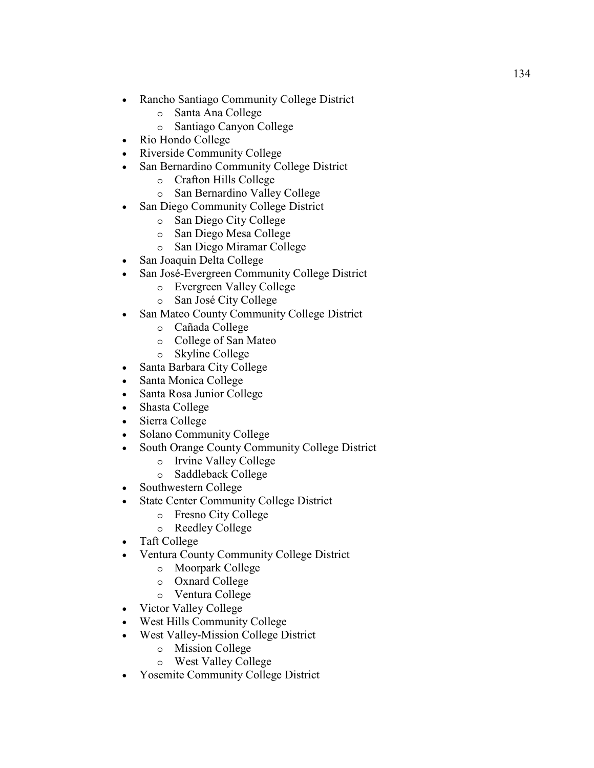- Rancho Santiago Community College District
    - Santa Ana College
    - Santiago Canyon College
- Rio Hondo College
- Riverside Community College
- San Bernardino Community College District
    - Crafton Hills College
    - San Bernardino Valley College
- San Diego Community College District
    - San Diego City College
    - San Diego Mesa College
    - San Diego Miramar College
- San Joaquin Delta College
- San José-Evergreen Community College District
    - Evergreen Valley College
    - San José City College
- San Mateo County Community College District
    - Cañada College
    - College of San Mateo
    - Skyline College
- Santa Barbara City College
- Santa Monica College
- Santa Rosa Junior College
- Shasta College
- Sierra College
- Solano Community College
- South Orange County Community College District
    - Irvine Valley College
    - Saddleback College
- Southwestern College
- State Center Community College District
    - Fresno City College
    - Reedley College
- Taft College
- Ventura County Community College District
    - Moorpark College
    - Oxnard College
    - Ventura College
- Victor Valley College
- West Hills Community College
- West Valley-Mission College District
    - Mission College
    - West Valley College
- Yosemite Community College District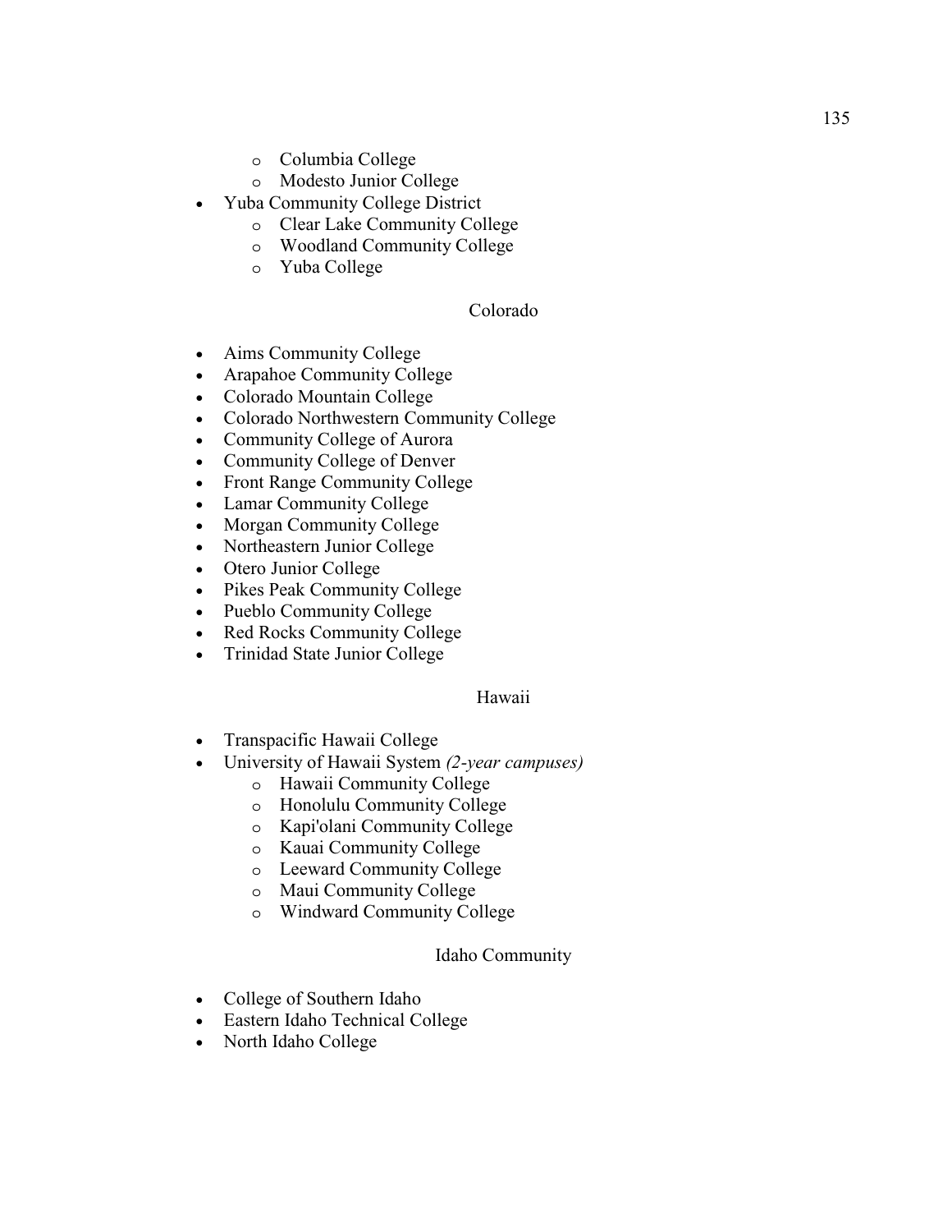- Columbia College
  - Modesto Junior College
- Yuba Community College District
  - Clear Lake Community College
  - Woodland Community College
  - Yuba College

Colorado

- Aims Community College
- Arapahoe Community College
- Colorado Mountain College
- Colorado Northwestern Community College
- Community College of Aurora
- Community College of Denver
- Front Range Community College
- Lamar Community College
- Morgan Community College
- Northeastern Junior College
- Otero Junior College
- Pikes Peak Community College
- Pueblo Community College
- Red Rocks Community College
- Trinidad State Junior College

Hawaii

- Transpacific Hawaii College
- University of Hawaii System *(2-year campuses)*
  - Hawaii Community College
  - Honolulu Community College
  - Kapi'olani Community College
  - Kauai Community College
  - Leeward Community College
  - Maui Community College
  - Windward Community College

Idaho Community

- College of Southern Idaho
- Eastern Idaho Technical College
- North Idaho College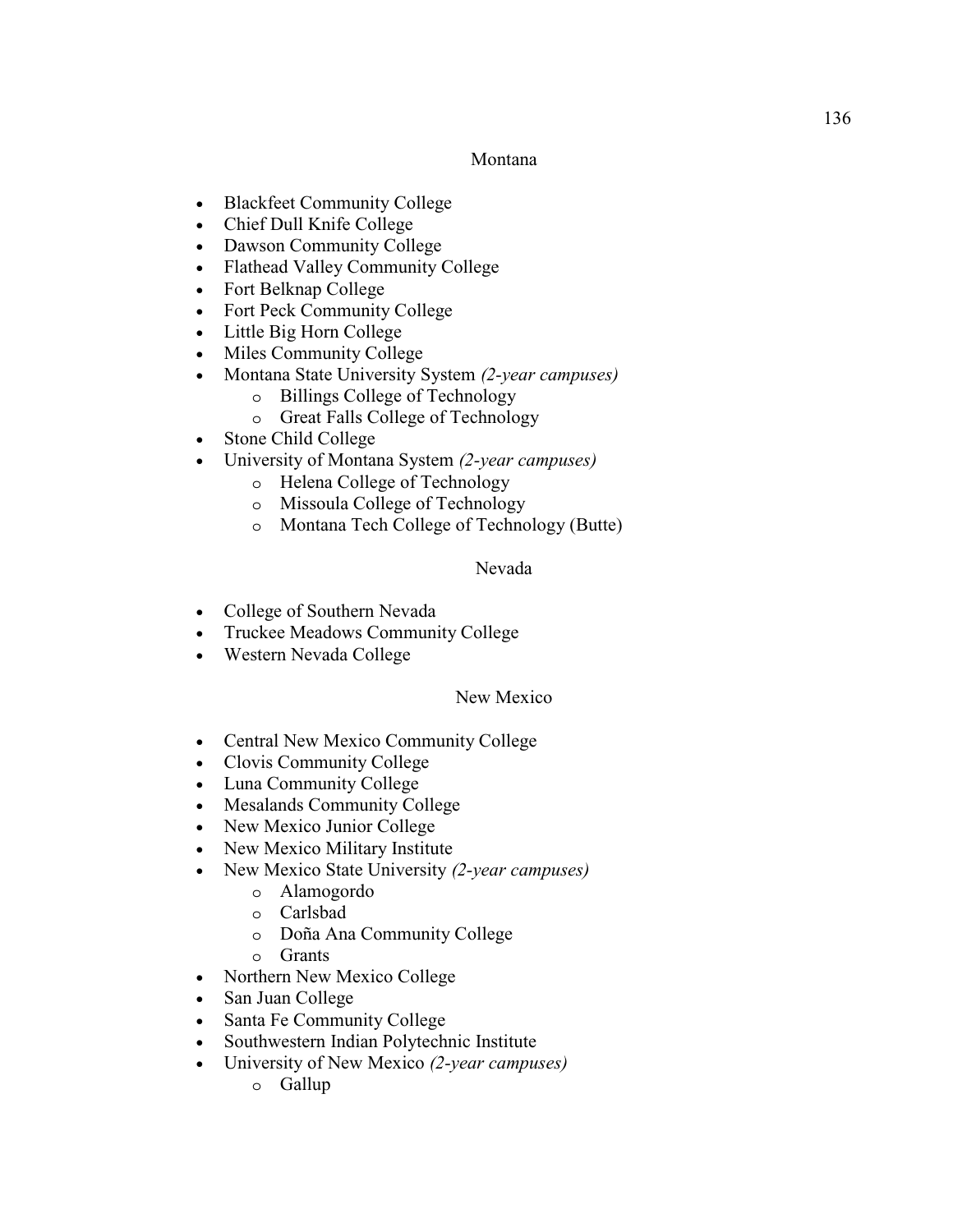Montana

- Blackfeet Community College
- Chief Dull Knife College
- Dawson Community College
- Flathead Valley Community College
- Fort Belknap College
- Fort Peck Community College
- Little Big Horn College
- Miles Community College
- Montana State University System *(2-year campuses)*
    - Billings College of Technology
    - Great Falls College of Technology
- Stone Child College
- University of Montana System *(2-year campuses)*
    - Helena College of Technology
    - Missoula College of Technology
    - Montana Tech College of Technology (Butte)

Nevada

- College of Southern Nevada
- Truckee Meadows Community College
- Western Nevada College

New Mexico

- Central New Mexico Community College
- Clovis Community College
- Luna Community College
- Mesalands Community College
- New Mexico Junior College
- New Mexico Military Institute
- New Mexico State University *(2-year campuses)*
    - Alamogordo
    - Carlsbad
    - Doña Ana Community College
    - Grants
- Northern New Mexico College
- San Juan College
- Santa Fe Community College
- Southwestern Indian Polytechnic Institute
- University of New Mexico *(2-year campuses)*
    - Gallup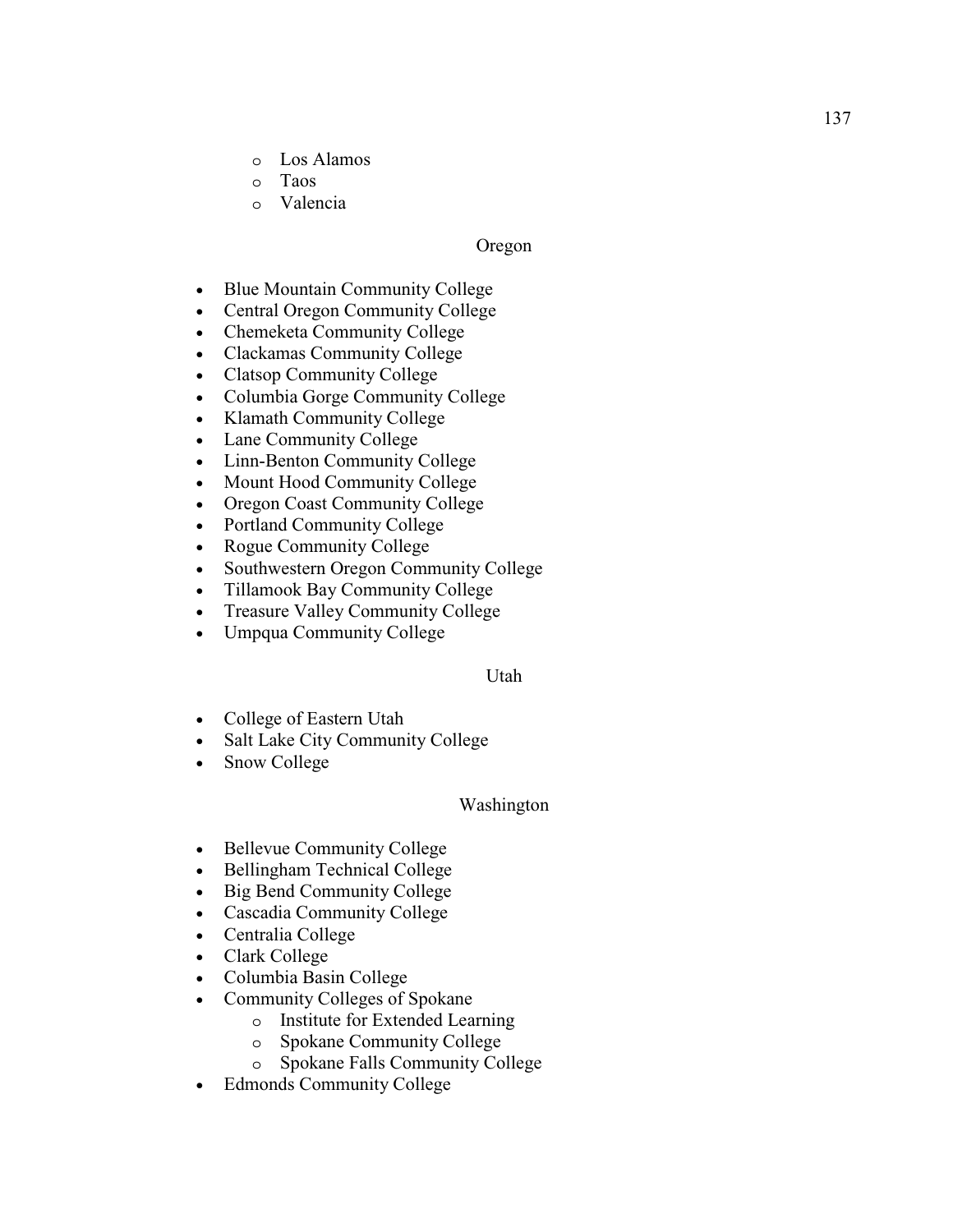- Los Alamos
    - Taos
    - Valencia

Oregon

- Blue Mountain Community College
- Central Oregon Community College
- Chemeketa Community College
- Clackamas Community College
- Clatsop Community College
- Columbia Gorge Community College
- Klamath Community College
- Lane Community College
- Linn-Benton Community College
- Mount Hood Community College
- Oregon Coast Community College
- Portland Community College
- Rogue Community College
- Southwestern Oregon Community College
- Tillamook Bay Community College
- Treasure Valley Community College
- Umpqua Community College

Utah

- College of Eastern Utah
- Salt Lake City Community College
- Snow College

Washington

- Bellevue Community College
- Bellingham Technical College
- Big Bend Community College
- Cascadia Community College
- Centralia College
- Clark College
- Columbia Basin College
- Community Colleges of Spokane
    - Institute for Extended Learning
    - Spokane Community College
    - Spokane Falls Community College
- Edmonds Community College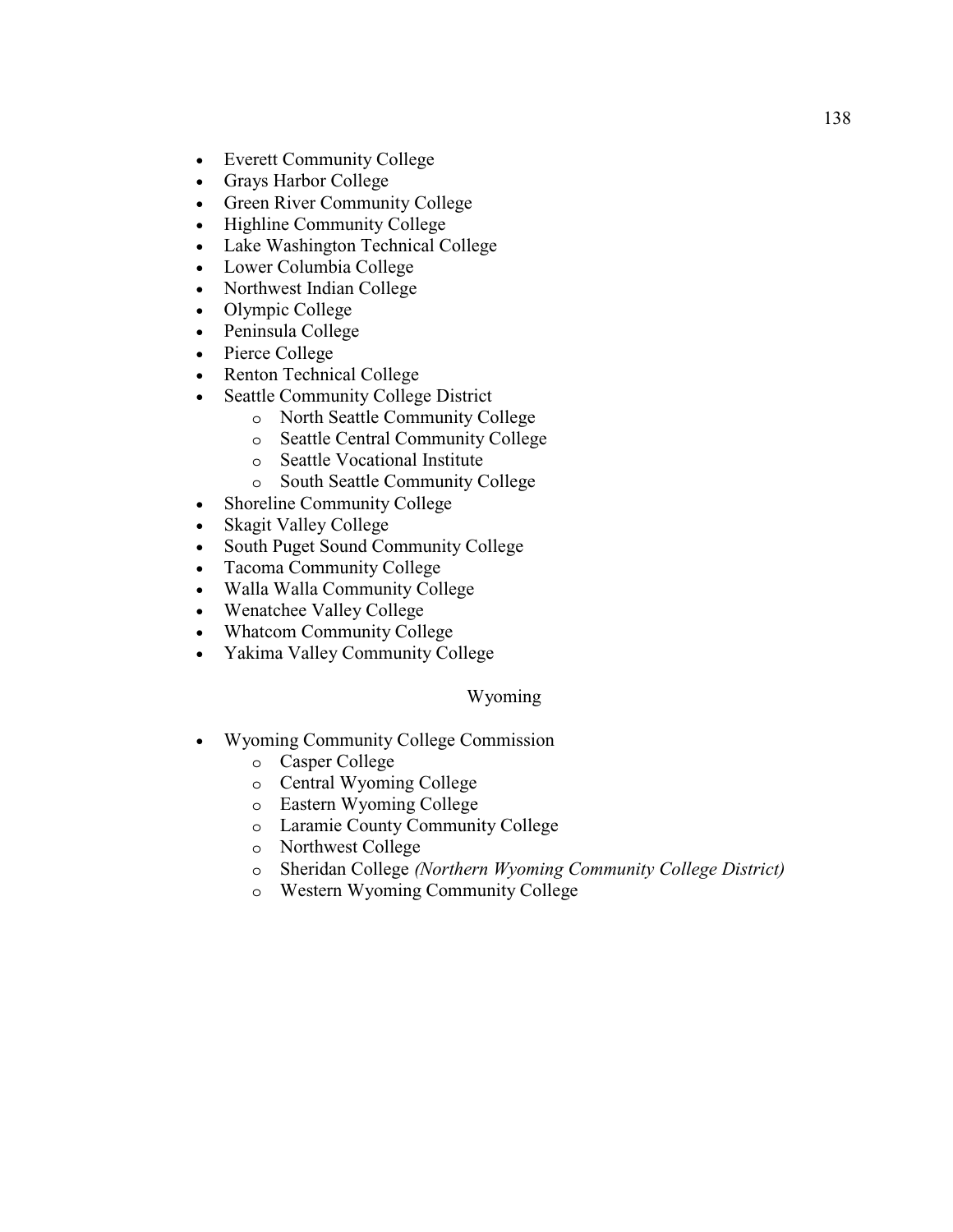- Everett Community College
- Grays Harbor College
- Green River Community College
- Highline Community College
- Lake Washington Technical College
- Lower Columbia College
- Northwest Indian College
- Olympic College
- Peninsula College
- Pierce College
- Renton Technical College
- Seattle Community College District
    - North Seattle Community College
    - Seattle Central Community College
    - Seattle Vocational Institute
    - South Seattle Community College
- Shoreline Community College
- Skagit Valley College
- South Puget Sound Community College
- Tacoma Community College
- Walla Walla Community College
- Wenatchee Valley College
- Whatcom Community College
- Yakima Valley Community College

Wyoming

- Wyoming Community College Commission
    - Casper College
    - Central Wyoming College
    - Eastern Wyoming College
    - Laramie County Community College
    - Northwest College
    - Sheridan College *(Northern Wyoming Community College District)*
    - Western Wyoming Community College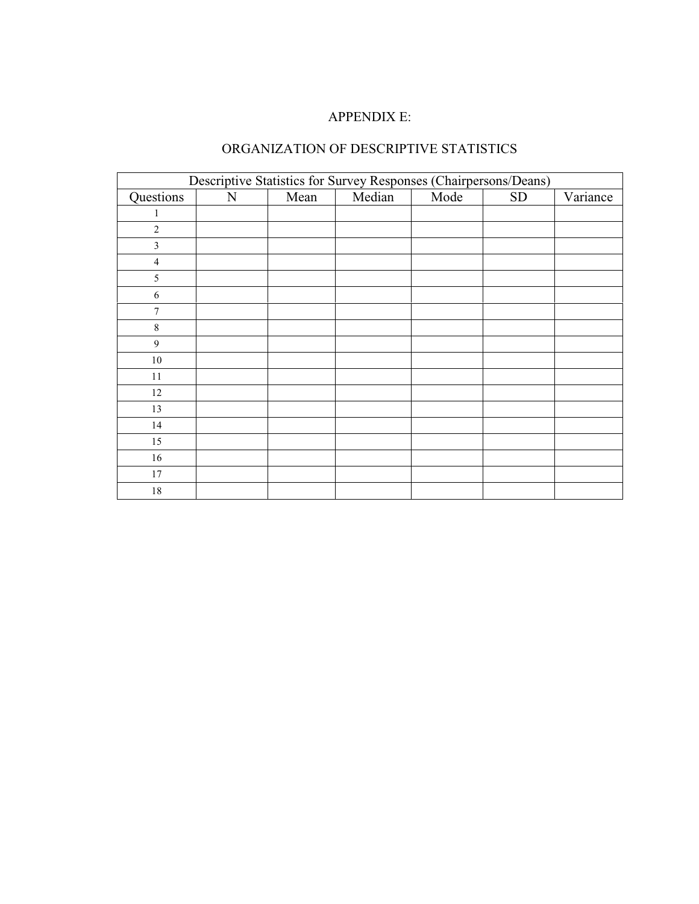# APPENDIX E:

## ORGANIZATION OF DESCRIPTIVE STATISTICS

| Descriptive Statistics for Survey Responses (Chairpersons/Deans) | | | | | | |
|---|---|---|---|---|---|---|
| Questions | N | Mean | Median | Mode | SD | Variance |
| 1 | | | | | | |
| 2 | | | | | | |
| 3 | | | | | | |
| 4 | | | | | | |
| 5 | | | | | | |
| 6 | | | | | | |
| 7 | | | | | | |
| 8 | | | | | | |
| 9 | | | | | | |
| 10 | | | | | | |
| 11 | | | | | | |
| 12 | | | | | | |
| 13 | | | | | | |
| 14 | | | | | | |
| 15 | | | | | | |
| 16 | | | | | | |
| 17 | | | | | | |
| 18 | | | | | | |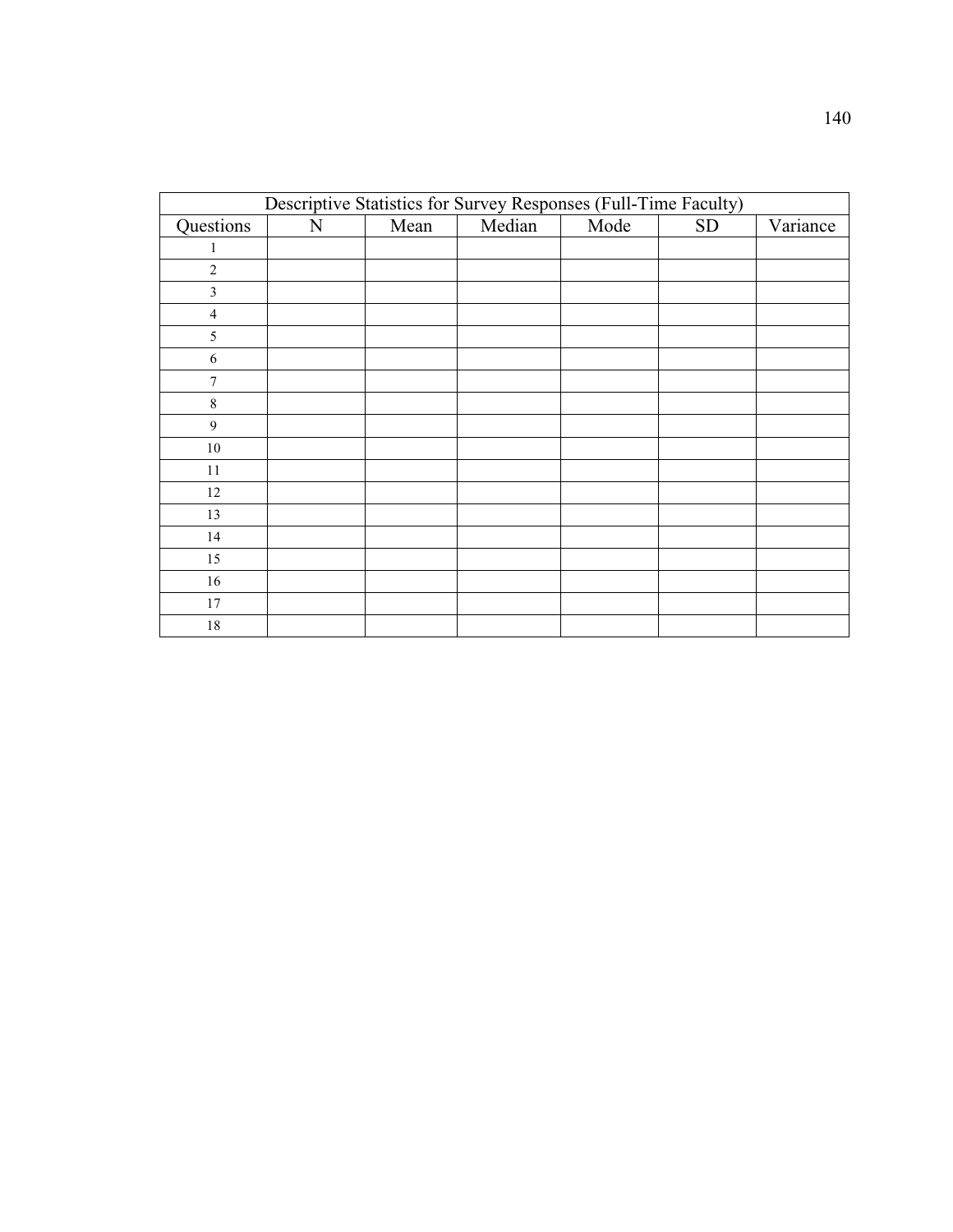| Descriptive Statistics for Survey Responses (Full-Time Faculty) | | | | | | |
|---|---|---|---|---|---|---|
| Questions | N | Mean | Median | Mode | SD | Variance |
| 1 | | | | | | |
| 2 | | | | | | |
| 3 | | | | | | |
| 4 | | | | | | |
| 5 | | | | | | |
| 6 | | | | | | |
| 7 | | | | | | |
| 8 | | | | | | |
| 9 | | | | | | |
| 10 | | | | | | |
| 11 | | | | | | |
| 12 | | | | | | |
| 13 | | | | | | |
| 14 | | | | | | |
| 15 | | | | | | |
| 16 | | | | | | |
| 17 | | | | | | |
| 18 | | | | | | |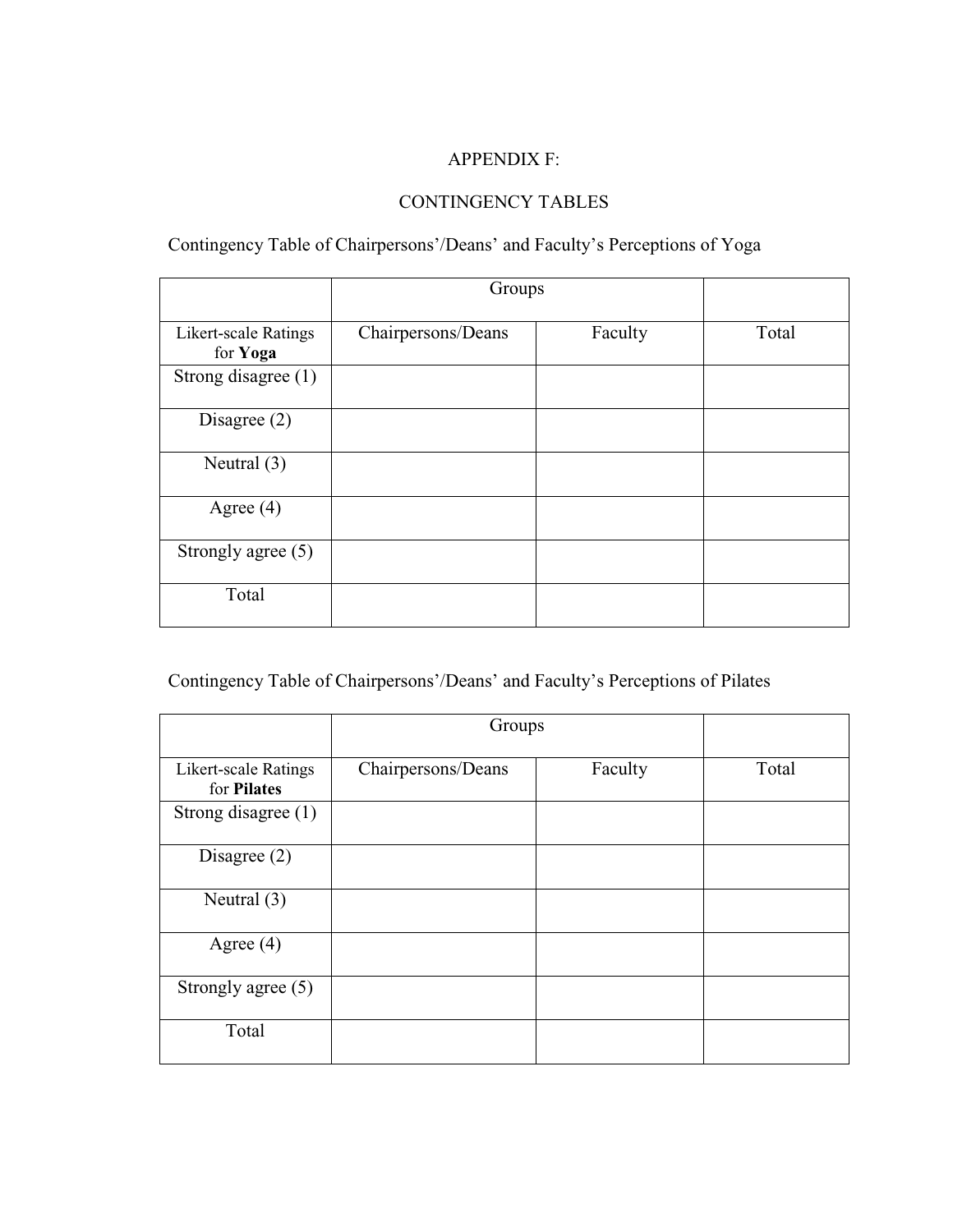# APPENDIX F:

## CONTINGENCY TABLES

Contingency Table of Chairpersons'/Deans' and Faculty's Perceptions of Yoga

| | Groups | | |
|---|---|---|---|
| Likert-scale Ratings for **Yoga** | Chairpersons/Deans | Faculty | Total |
| Strong disagree (1) | | | |
| Disagree (2) | | | |
| Neutral (3) | | | |
| Agree (4) | | | |
| Strongly agree (5) | | | |
| Total | | | |

Contingency Table of Chairpersons'/Deans' and Faculty's Perceptions of Pilates

| | Groups | | |
|---|---|---|---|
| Likert-scale Ratings for **Pilates** | Chairpersons/Deans | Faculty | Total |
| Strong disagree (1) | | | |
| Disagree (2) | | | |
| Neutral (3) | | | |
| Agree (4) | | | |
| Strongly agree (5) | | | |
| Total | | | |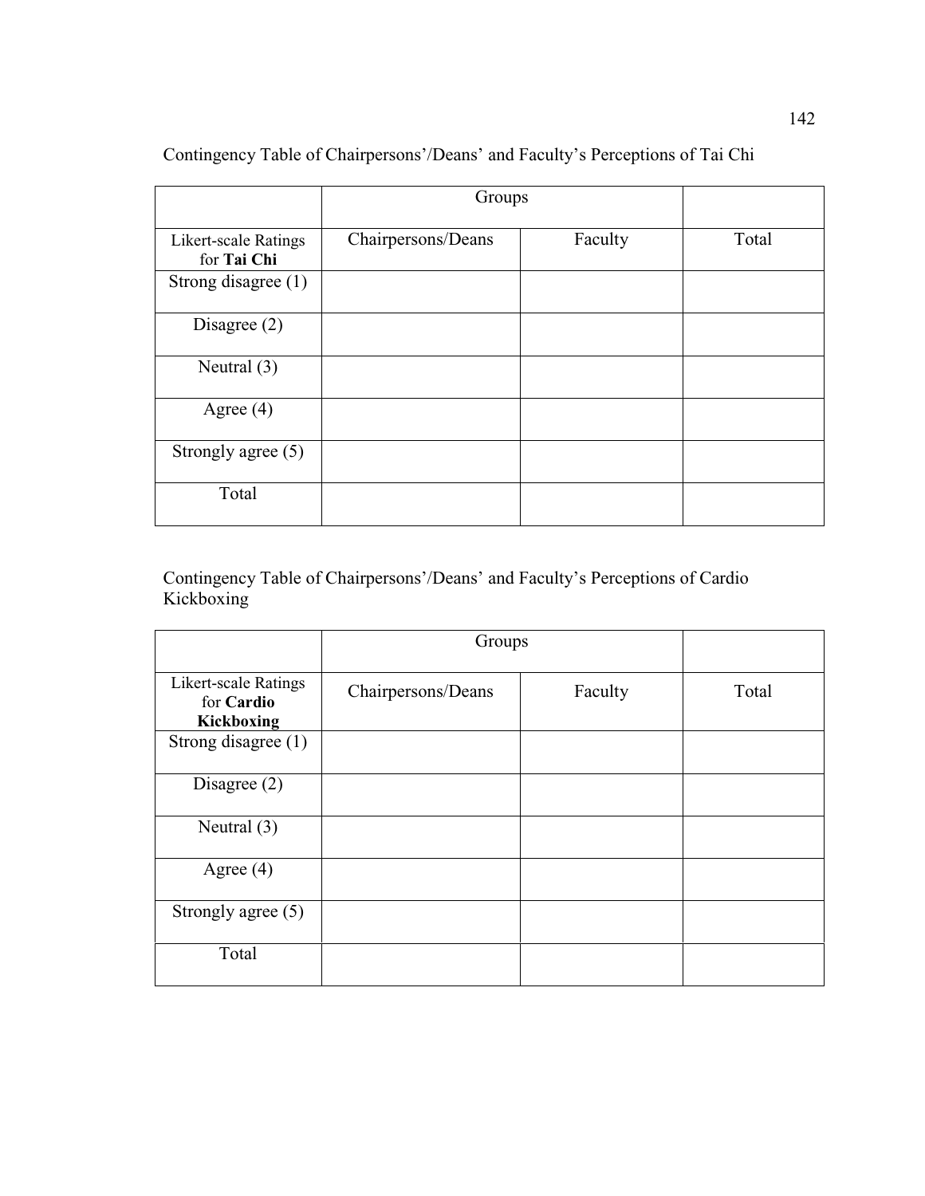Contingency Table of Chairpersons'/Deans' and Faculty's Perceptions of Tai Chi

| | Groups | | |
|---|---|---|---|
| Likert-scale Ratings for **Tai Chi** | Chairpersons/Deans | Faculty | Total |
| Strong disagree (1) | | | |
| Disagree (2) | | | |
| Neutral (3) | | | |
| Agree (4) | | | |
| Strongly agree (5) | | | |
| Total | | | |

Contingency Table of Chairpersons'/Deans' and Faculty's Perceptions of Cardio Kickboxing

| | Groups | | |
|---|---|---|---|
| Likert-scale Ratings for **Cardio Kickboxing** | Chairpersons/Deans | Faculty | Total |
| Strong disagree (1) | | | |
| Disagree (2) | | | |
| Neutral (3) | | | |
| Agree (4) | | | |
| Strongly agree (5) | | | |
| Total | | | |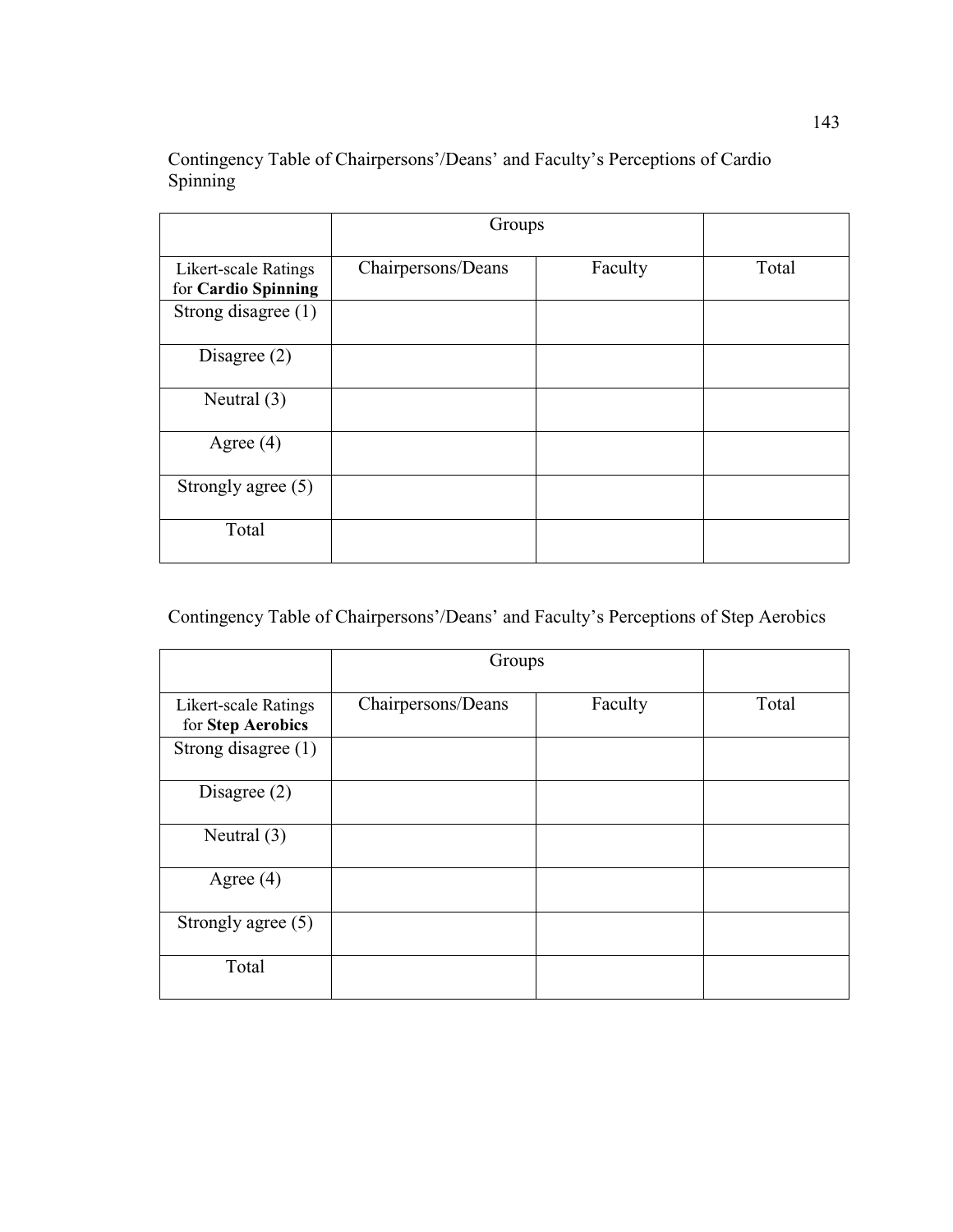Contingency Table of Chairpersons'/Deans' and Faculty's Perceptions of Cardio Spinning

| | Groups | | |
|---|---|---|---|
| Likert-scale Ratings for **Cardio Spinning** | Chairpersons/Deans | Faculty | Total |
| Strong disagree (1) | | | |
| Disagree (2) | | | |
| Neutral (3) | | | |
| Agree (4) | | | |
| Strongly agree (5) | | | |
| Total | | | |

Contingency Table of Chairpersons'/Deans' and Faculty's Perceptions of Step Aerobics

| | Groups | | |
|---|---|---|---|
| Likert-scale Ratings for **Step Aerobics** | Chairpersons/Deans | Faculty | Total |
| Strong disagree (1) | | | |
| Disagree (2) | | | |
| Neutral (3) | | | |
| Agree (4) | | | |
| Strongly agree (5) | | | |
| Total | | | |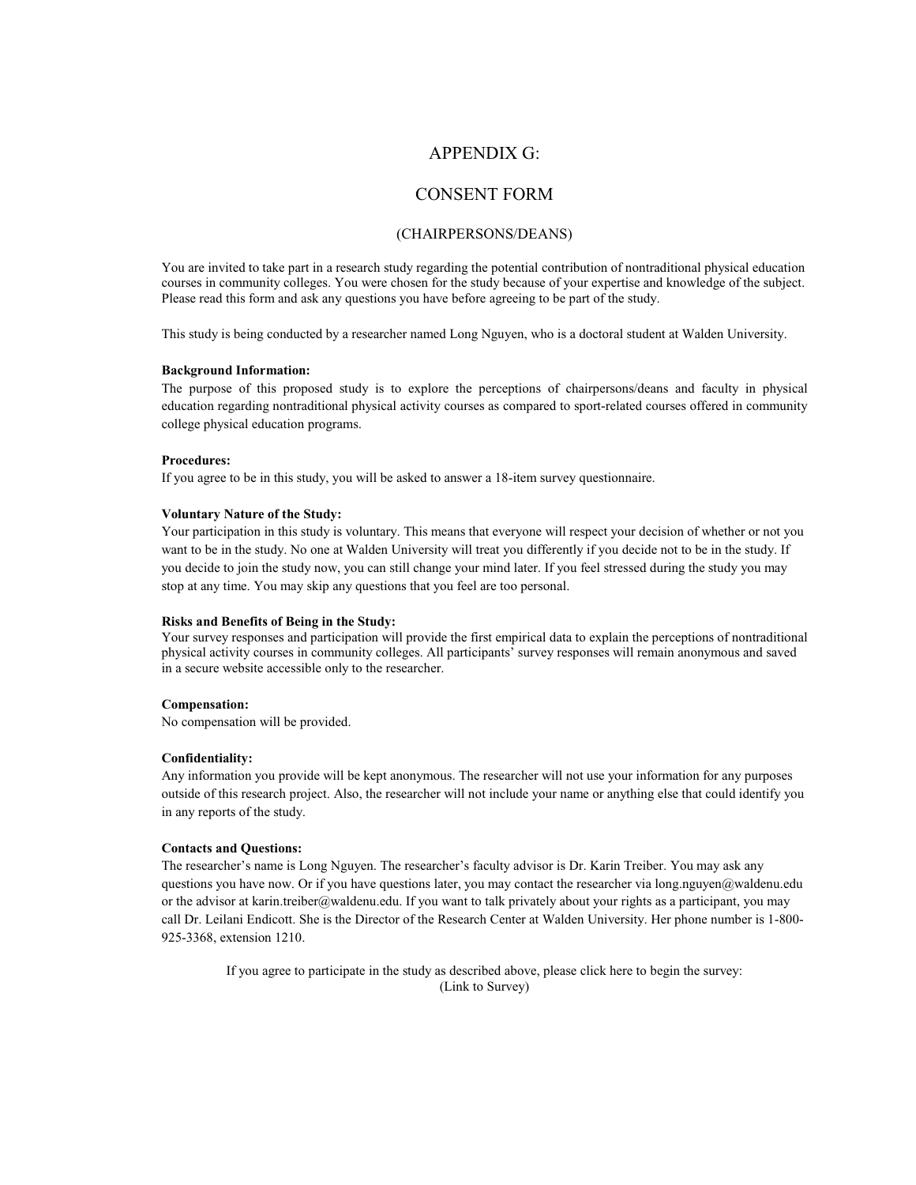# APPENDIX G:

# CONSENT FORM

## (CHAIRPERSONS/DEANS)

You are invited to take part in a research study regarding the potential contribution of nontraditional physical education courses in community colleges. You were chosen for the study because of your expertise and knowledge of the subject. Please read this form and ask any questions you have before agreeing to be part of the study.

This study is being conducted by a researcher named Long Nguyen, who is a doctoral student at Walden University.

**Background Information:**
The purpose of this proposed study is to explore the perceptions of chairpersons/deans and faculty in physical education regarding nontraditional physical activity courses as compared to sport-related courses offered in community college physical education programs.

**Procedures:**
If you agree to be in this study, you will be asked to answer a 18-item survey questionnaire.

**Voluntary Nature of the Study:**
Your participation in this study is voluntary. This means that everyone will respect your decision of whether or not you want to be in the study. No one at Walden University will treat you differently if you decide not to be in the study. If you decide to join the study now, you can still change your mind later. If you feel stressed during the study you may stop at any time. You may skip any questions that you feel are too personal.

**Risks and Benefits of Being in the Study:**
Your survey responses and participation will provide the first empirical data to explain the perceptions of nontraditional physical activity courses in community colleges. All participants' survey responses will remain anonymous and saved in a secure website accessible only to the researcher.

**Compensation:**
No compensation will be provided.

**Confidentiality:**
Any information you provide will be kept anonymous. The researcher will not use your information for any purposes outside of this research project. Also, the researcher will not include your name or anything else that could identify you in any reports of the study.

**Contacts and Questions:**
The researcher's name is Long Nguyen. The researcher's faculty advisor is Dr. Karin Treiber. You may ask any questions you have now. Or if you have questions later, you may contact the researcher via long.nguyen@waldenu.edu or the advisor at karin.treiber@waldenu.edu. If you want to talk privately about your rights as a participant, you may call Dr. Leilani Endicott. She is the Director of the Research Center at Walden University. Her phone number is 1-800-925-3368, extension 1210.

If you agree to participate in the study as described above, please click here to begin the survey:
(Link to Survey)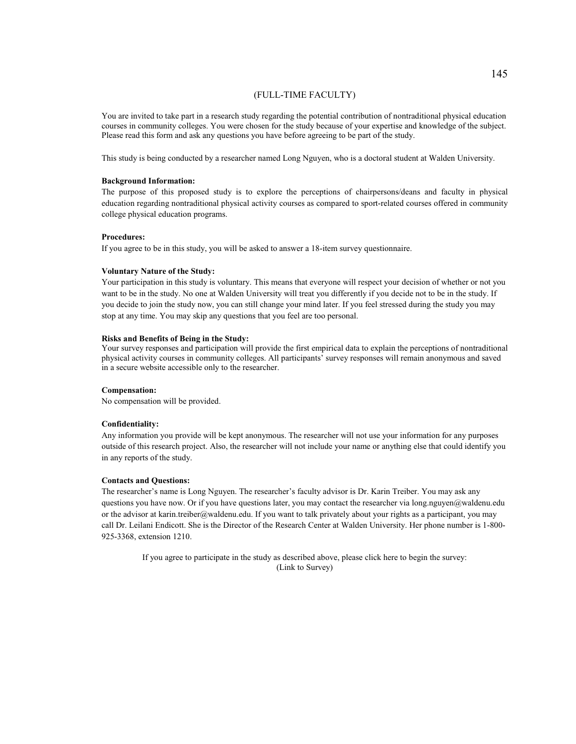(FULL-TIME FACULTY)

You are invited to take part in a research study regarding the potential contribution of nontraditional physical education courses in community colleges. You were chosen for the study because of your expertise and knowledge of the subject. Please read this form and ask any questions you have before agreeing to be part of the study.

This study is being conducted by a researcher named Long Nguyen, who is a doctoral student at Walden University.

**Background Information:**
The purpose of this proposed study is to explore the perceptions of chairpersons/deans and faculty in physical education regarding nontraditional physical activity courses as compared to sport-related courses offered in community college physical education programs.

**Procedures:**
If you agree to be in this study, you will be asked to answer a 18-item survey questionnaire.

**Voluntary Nature of the Study:**
Your participation in this study is voluntary. This means that everyone will respect your decision of whether or not you want to be in the study. No one at Walden University will treat you differently if you decide not to be in the study. If you decide to join the study now, you can still change your mind later. If you feel stressed during the study you may stop at any time. You may skip any questions that you feel are too personal.

**Risks and Benefits of Being in the Study:**
Your survey responses and participation will provide the first empirical data to explain the perceptions of nontraditional physical activity courses in community colleges. All participants' survey responses will remain anonymous and saved in a secure website accessible only to the researcher.

**Compensation:**
No compensation will be provided.

**Confidentiality:**
Any information you provide will be kept anonymous. The researcher will not use your information for any purposes outside of this research project. Also, the researcher will not include your name or anything else that could identify you in any reports of the study.

**Contacts and Questions:**
The researcher's name is Long Nguyen. The researcher's faculty advisor is Dr. Karin Treiber. You may ask any questions you have now. Or if you have questions later, you may contact the researcher via long.nguyen@waldenu.edu or the advisor at karin.treiber@waldenu.edu. If you want to talk privately about your rights as a participant, you may call Dr. Leilani Endicott. She is the Director of the Research Center at Walden University. Her phone number is 1-800-925-3368, extension 1210.

If you agree to participate in the study as described above, please click here to begin the survey:
(Link to Survey)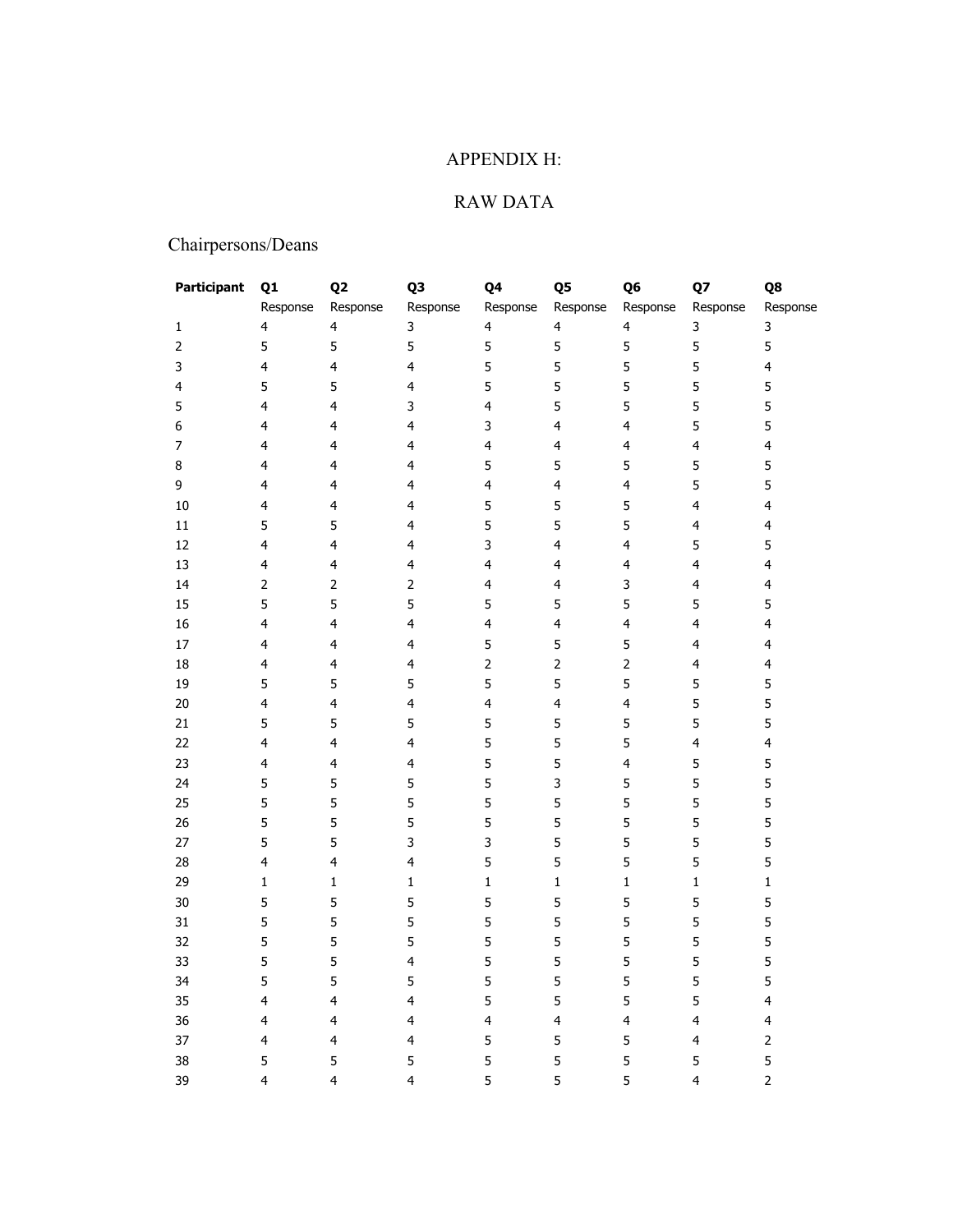# APPENDIX H:

# RAW DATA

## Chairpersons/Deans

| Participant | Q1 Response | Q2 Response | Q3 Response | Q4 Response | Q5 Response | Q6 Response | Q7 Response | Q8 Response |
|---|---|---|---|---|---|---|---|---|
| 1 | 4 | 4 | 3 | 4 | 4 | 4 | 3 | 3 |
| 2 | 5 | 5 | 5 | 5 | 5 | 5 | 5 | 5 |
| 3 | 4 | 4 | 4 | 5 | 5 | 5 | 5 | 4 |
| 4 | 5 | 5 | 4 | 5 | 5 | 5 | 5 | 5 |
| 5 | 4 | 4 | 3 | 4 | 5 | 5 | 5 | 5 |
| 6 | 4 | 4 | 4 | 3 | 4 | 4 | 5 | 5 |
| 7 | 4 | 4 | 4 | 4 | 4 | 4 | 4 | 4 |
| 8 | 4 | 4 | 4 | 5 | 5 | 5 | 5 | 5 |
| 9 | 4 | 4 | 4 | 4 | 4 | 4 | 5 | 5 |
| 10 | 4 | 4 | 4 | 5 | 5 | 5 | 4 | 4 |
| 11 | 5 | 5 | 4 | 5 | 5 | 5 | 4 | 4 |
| 12 | 4 | 4 | 4 | 3 | 4 | 4 | 5 | 5 |
| 13 | 4 | 4 | 4 | 4 | 4 | 4 | 4 | 4 |
| 14 | 2 | 2 | 2 | 4 | 4 | 3 | 4 | 4 |
| 15 | 5 | 5 | 5 | 5 | 5 | 5 | 5 | 5 |
| 16 | 4 | 4 | 4 | 4 | 4 | 4 | 4 | 4 |
| 17 | 4 | 4 | 4 | 5 | 5 | 5 | 4 | 4 |
| 18 | 4 | 4 | 4 | 2 | 2 | 2 | 4 | 4 |
| 19 | 5 | 5 | 5 | 5 | 5 | 5 | 5 | 5 |
| 20 | 4 | 4 | 4 | 4 | 4 | 4 | 5 | 5 |
| 21 | 5 | 5 | 5 | 5 | 5 | 5 | 5 | 5 |
| 22 | 4 | 4 | 4 | 5 | 5 | 5 | 4 | 4 |
| 23 | 4 | 4 | 4 | 5 | 5 | 4 | 5 | 5 |
| 24 | 5 | 5 | 5 | 5 | 3 | 5 | 5 | 5 |
| 25 | 5 | 5 | 5 | 5 | 5 | 5 | 5 | 5 |
| 26 | 5 | 5 | 5 | 5 | 5 | 5 | 5 | 5 |
| 27 | 5 | 5 | 3 | 3 | 5 | 5 | 5 | 5 |
| 28 | 4 | 4 | 4 | 5 | 5 | 5 | 5 | 5 |
| 29 | 1 | 1 | 1 | 1 | 1 | 1 | 1 | 1 |
| 30 | 5 | 5 | 5 | 5 | 5 | 5 | 5 | 5 |
| 31 | 5 | 5 | 5 | 5 | 5 | 5 | 5 | 5 |
| 32 | 5 | 5 | 5 | 5 | 5 | 5 | 5 | 5 |
| 33 | 5 | 5 | 4 | 5 | 5 | 5 | 5 | 5 |
| 34 | 5 | 5 | 5 | 5 | 5 | 5 | 5 | 5 |
| 35 | 4 | 4 | 4 | 5 | 5 | 5 | 5 | 4 |
| 36 | 4 | 4 | 4 | 4 | 4 | 4 | 4 | 4 |
| 37 | 4 | 4 | 4 | 5 | 5 | 5 | 4 | 2 |
| 38 | 5 | 5 | 5 | 5 | 5 | 5 | 5 | 5 |
| 39 | 4 | 4 | 4 | 5 | 5 | 5 | 4 | 2 |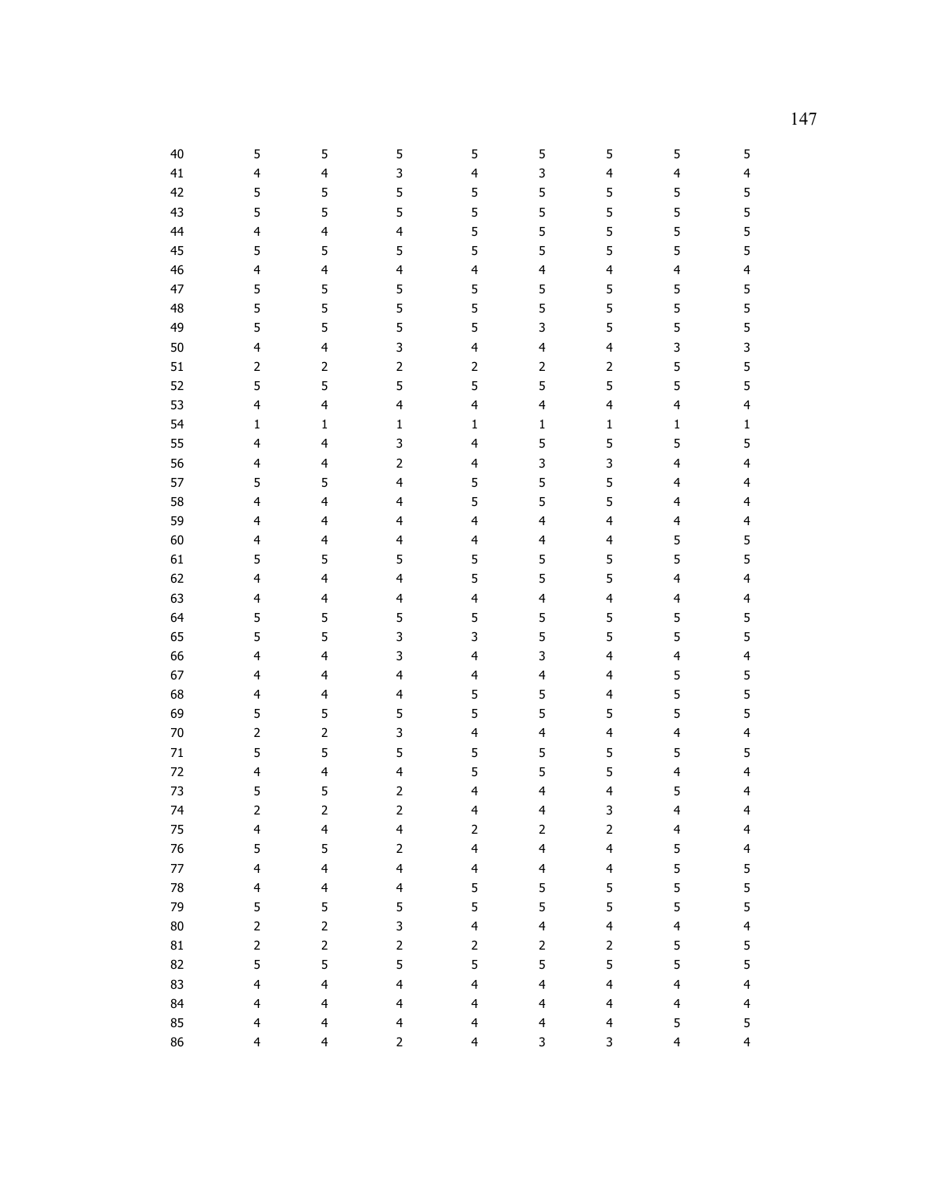| | | | | | | | | |
|---|---|---|---|---|---|---|---|---|
| 40 | 5 | 5 | 5 | 5 | 5 | 5 | 5 | 5 |
| 41 | 4 | 4 | 3 | 4 | 3 | 4 | 4 | 4 |
| 42 | 5 | 5 | 5 | 5 | 5 | 5 | 5 | 5 |
| 43 | 5 | 5 | 5 | 5 | 5 | 5 | 5 | 5 |
| 44 | 4 | 4 | 4 | 5 | 5 | 5 | 5 | 5 |
| 45 | 5 | 5 | 5 | 5 | 5 | 5 | 5 | 5 |
| 46 | 4 | 4 | 4 | 4 | 4 | 4 | 4 | 4 |
| 47 | 5 | 5 | 5 | 5 | 5 | 5 | 5 | 5 |
| 48 | 5 | 5 | 5 | 5 | 5 | 5 | 5 | 5 |
| 49 | 5 | 5 | 5 | 5 | 3 | 5 | 5 | 5 |
| 50 | 4 | 4 | 3 | 4 | 4 | 4 | 3 | 3 |
| 51 | 2 | 2 | 2 | 2 | 2 | 2 | 5 | 5 |
| 52 | 5 | 5 | 5 | 5 | 5 | 5 | 5 | 5 |
| 53 | 4 | 4 | 4 | 4 | 4 | 4 | 4 | 4 |
| 54 | 1 | 1 | 1 | 1 | 1 | 1 | 1 | 1 |
| 55 | 4 | 4 | 3 | 4 | 5 | 5 | 5 | 5 |
| 56 | 4 | 4 | 2 | 4 | 3 | 3 | 4 | 4 |
| 57 | 5 | 5 | 4 | 5 | 5 | 5 | 4 | 4 |
| 58 | 4 | 4 | 4 | 5 | 5 | 5 | 4 | 4 |
| 59 | 4 | 4 | 4 | 4 | 4 | 4 | 4 | 4 |
| 60 | 4 | 4 | 4 | 4 | 4 | 4 | 5 | 5 |
| 61 | 5 | 5 | 5 | 5 | 5 | 5 | 5 | 5 |
| 62 | 4 | 4 | 4 | 5 | 5 | 5 | 4 | 4 |
| 63 | 4 | 4 | 4 | 4 | 4 | 4 | 4 | 4 |
| 64 | 5 | 5 | 5 | 5 | 5 | 5 | 5 | 5 |
| 65 | 5 | 5 | 3 | 3 | 5 | 5 | 5 | 5 |
| 66 | 4 | 4 | 3 | 4 | 3 | 4 | 4 | 4 |
| 67 | 4 | 4 | 4 | 4 | 4 | 4 | 5 | 5 |
| 68 | 4 | 4 | 4 | 5 | 5 | 4 | 5 | 5 |
| 69 | 5 | 5 | 5 | 5 | 5 | 5 | 5 | 5 |
| 70 | 2 | 2 | 3 | 4 | 4 | 4 | 4 | 4 |
| 71 | 5 | 5 | 5 | 5 | 5 | 5 | 5 | 5 |
| 72 | 4 | 4 | 4 | 5 | 5 | 5 | 4 | 4 |
| 73 | 5 | 5 | 2 | 4 | 4 | 4 | 5 | 4 |
| 74 | 2 | 2 | 2 | 4 | 4 | 3 | 4 | 4 |
| 75 | 4 | 4 | 4 | 2 | 2 | 2 | 4 | 4 |
| 76 | 5 | 5 | 2 | 4 | 4 | 4 | 5 | 4 |
| 77 | 4 | 4 | 4 | 4 | 4 | 4 | 5 | 5 |
| 78 | 4 | 4 | 4 | 5 | 5 | 5 | 5 | 5 |
| 79 | 5 | 5 | 5 | 5 | 5 | 5 | 5 | 5 |
| 80 | 2 | 2 | 3 | 4 | 4 | 4 | 4 | 4 |
| 81 | 2 | 2 | 2 | 2 | 2 | 2 | 5 | 5 |
| 82 | 5 | 5 | 5 | 5 | 5 | 5 | 5 | 5 |
| 83 | 4 | 4 | 4 | 4 | 4 | 4 | 4 | 4 |
| 84 | 4 | 4 | 4 | 4 | 4 | 4 | 4 | 4 |
| 85 | 4 | 4 | 4 | 4 | 4 | 4 | 5 | 5 |
| 86 | 4 | 4 | 2 | 4 | 3 | 3 | 4 | 4 |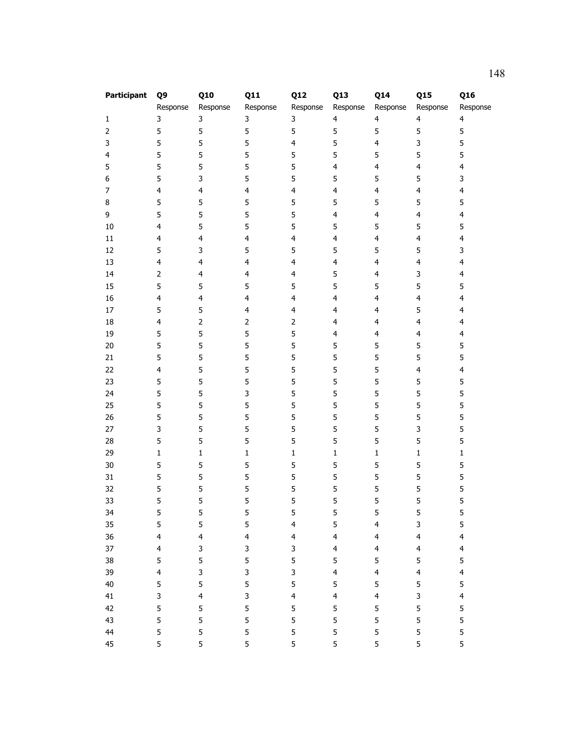| Participant | Q9 Response | Q10 Response | Q11 Response | Q12 Response | Q13 Response | Q14 Response | Q15 Response | Q16 Response |
|---|---|---|---|---|---|---|---|---|
| 1 | 3 | 3 | 3 | 3 | 4 | 4 | 4 | 4 |
| 2 | 5 | 5 | 5 | 5 | 5 | 5 | 5 | 5 |
| 3 | 5 | 5 | 5 | 4 | 5 | 4 | 3 | 5 |
| 4 | 5 | 5 | 5 | 5 | 5 | 5 | 5 | 5 |
| 5 | 5 | 5 | 5 | 5 | 4 | 4 | 4 | 4 |
| 6 | 5 | 3 | 5 | 5 | 5 | 5 | 5 | 3 |
| 7 | 4 | 4 | 4 | 4 | 4 | 4 | 4 | 4 |
| 8 | 5 | 5 | 5 | 5 | 5 | 5 | 5 | 5 |
| 9 | 5 | 5 | 5 | 5 | 4 | 4 | 4 | 4 |
| 10 | 4 | 5 | 5 | 5 | 5 | 5 | 5 | 5 |
| 11 | 4 | 4 | 4 | 4 | 4 | 4 | 4 | 4 |
| 12 | 5 | 3 | 5 | 5 | 5 | 5 | 5 | 3 |
| 13 | 4 | 4 | 4 | 4 | 4 | 4 | 4 | 4 |
| 14 | 2 | 4 | 4 | 4 | 5 | 4 | 3 | 4 |
| 15 | 5 | 5 | 5 | 5 | 5 | 5 | 5 | 5 |
| 16 | 4 | 4 | 4 | 4 | 4 | 4 | 4 | 4 |
| 17 | 5 | 5 | 4 | 4 | 4 | 4 | 5 | 4 |
| 18 | 4 | 2 | 2 | 2 | 4 | 4 | 4 | 4 |
| 19 | 5 | 5 | 5 | 5 | 4 | 4 | 4 | 4 |
| 20 | 5 | 5 | 5 | 5 | 5 | 5 | 5 | 5 |
| 21 | 5 | 5 | 5 | 5 | 5 | 5 | 5 | 5 |
| 22 | 4 | 5 | 5 | 5 | 5 | 5 | 4 | 4 |
| 23 | 5 | 5 | 5 | 5 | 5 | 5 | 5 | 5 |
| 24 | 5 | 5 | 3 | 5 | 5 | 5 | 5 | 5 |
| 25 | 5 | 5 | 5 | 5 | 5 | 5 | 5 | 5 |
| 26 | 5 | 5 | 5 | 5 | 5 | 5 | 5 | 5 |
| 27 | 3 | 5 | 5 | 5 | 5 | 5 | 3 | 5 |
| 28 | 5 | 5 | 5 | 5 | 5 | 5 | 5 | 5 |
| 29 | 1 | 1 | 1 | 1 | 1 | 1 | 1 | 1 |
| 30 | 5 | 5 | 5 | 5 | 5 | 5 | 5 | 5 |
| 31 | 5 | 5 | 5 | 5 | 5 | 5 | 5 | 5 |
| 32 | 5 | 5 | 5 | 5 | 5 | 5 | 5 | 5 |
| 33 | 5 | 5 | 5 | 5 | 5 | 5 | 5 | 5 |
| 34 | 5 | 5 | 5 | 5 | 5 | 5 | 5 | 5 |
| 35 | 5 | 5 | 5 | 4 | 5 | 4 | 3 | 5 |
| 36 | 4 | 4 | 4 | 4 | 4 | 4 | 4 | 4 |
| 37 | 4 | 3 | 3 | 3 | 4 | 4 | 4 | 4 |
| 38 | 5 | 5 | 5 | 5 | 5 | 5 | 5 | 5 |
| 39 | 4 | 3 | 3 | 3 | 4 | 4 | 4 | 4 |
| 40 | 5 | 5 | 5 | 5 | 5 | 5 | 5 | 5 |
| 41 | 3 | 4 | 3 | 4 | 4 | 4 | 3 | 4 |
| 42 | 5 | 5 | 5 | 5 | 5 | 5 | 5 | 5 |
| 43 | 5 | 5 | 5 | 5 | 5 | 5 | 5 | 5 |
| 44 | 5 | 5 | 5 | 5 | 5 | 5 | 5 | 5 |
| 45 | 5 | 5 | 5 | 5 | 5 | 5 | 5 | 5 |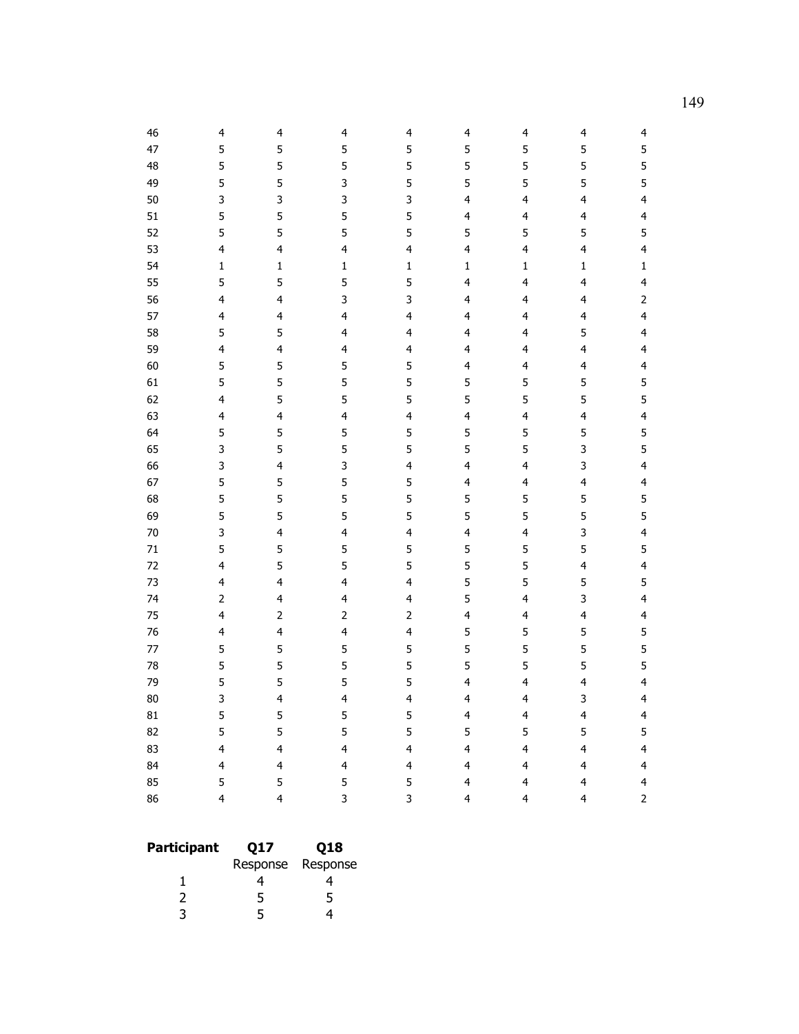| | | | | | | | | |
|---|---|---|---|---|---|---|---|---|
| 46 | 4 | 4 | 4 | 4 | 4 | 4 | 4 | 4 |
| 47 | 5 | 5 | 5 | 5 | 5 | 5 | 5 | 5 |
| 48 | 5 | 5 | 5 | 5 | 5 | 5 | 5 | 5 |
| 49 | 5 | 5 | 3 | 5 | 5 | 5 | 5 | 5 |
| 50 | 3 | 3 | 3 | 3 | 4 | 4 | 4 | 4 |
| 51 | 5 | 5 | 5 | 5 | 4 | 4 | 4 | 4 |
| 52 | 5 | 5 | 5 | 5 | 5 | 5 | 5 | 5 |
| 53 | 4 | 4 | 4 | 4 | 4 | 4 | 4 | 4 |
| 54 | 1 | 1 | 1 | 1 | 1 | 1 | 1 | 1 |
| 55 | 5 | 5 | 5 | 5 | 4 | 4 | 4 | 4 |
| 56 | 4 | 4 | 3 | 3 | 4 | 4 | 4 | 2 |
| 57 | 4 | 4 | 4 | 4 | 4 | 4 | 4 | 4 |
| 58 | 5 | 5 | 4 | 4 | 4 | 4 | 5 | 4 |
| 59 | 4 | 4 | 4 | 4 | 4 | 4 | 4 | 4 |
| 60 | 5 | 5 | 5 | 5 | 4 | 4 | 4 | 4 |
| 61 | 5 | 5 | 5 | 5 | 5 | 5 | 5 | 5 |
| 62 | 4 | 5 | 5 | 5 | 5 | 5 | 5 | 5 |
| 63 | 4 | 4 | 4 | 4 | 4 | 4 | 4 | 4 |
| 64 | 5 | 5 | 5 | 5 | 5 | 5 | 5 | 5 |
| 65 | 3 | 5 | 5 | 5 | 5 | 5 | 3 | 5 |
| 66 | 3 | 4 | 3 | 4 | 4 | 4 | 3 | 4 |
| 67 | 5 | 5 | 5 | 5 | 4 | 4 | 4 | 4 |
| 68 | 5 | 5 | 5 | 5 | 5 | 5 | 5 | 5 |
| 69 | 5 | 5 | 5 | 5 | 5 | 5 | 5 | 5 |
| 70 | 3 | 4 | 4 | 4 | 4 | 4 | 3 | 4 |
| 71 | 5 | 5 | 5 | 5 | 5 | 5 | 5 | 5 |
| 72 | 4 | 5 | 5 | 5 | 5 | 5 | 4 | 4 |
| 73 | 4 | 4 | 4 | 4 | 5 | 5 | 5 | 5 |
| 74 | 2 | 4 | 4 | 4 | 5 | 4 | 3 | 4 |
| 75 | 4 | 2 | 2 | 2 | 4 | 4 | 4 | 4 |
| 76 | 4 | 4 | 4 | 4 | 5 | 5 | 5 | 5 |
| 77 | 5 | 5 | 5 | 5 | 5 | 5 | 5 | 5 |
| 78 | 5 | 5 | 5 | 5 | 5 | 5 | 5 | 5 |
| 79 | 5 | 5 | 5 | 5 | 4 | 4 | 4 | 4 |
| 80 | 3 | 4 | 4 | 4 | 4 | 4 | 3 | 4 |
| 81 | 5 | 5 | 5 | 5 | 4 | 4 | 4 | 4 |
| 82 | 5 | 5 | 5 | 5 | 5 | 5 | 5 | 5 |
| 83 | 4 | 4 | 4 | 4 | 4 | 4 | 4 | 4 |
| 84 | 4 | 4 | 4 | 4 | 4 | 4 | 4 | 4 |
| 85 | 5 | 5 | 5 | 5 | 4 | 4 | 4 | 4 |
| 86 | 4 | 4 | 3 | 3 | 4 | 4 | 4 | 2 |

| **Participant** | **Q17** Response | **Q18** Response |
|---|---|---|
| 1 | 4 | 4 |
| 2 | 5 | 5 |
| 3 | 5 | 4 |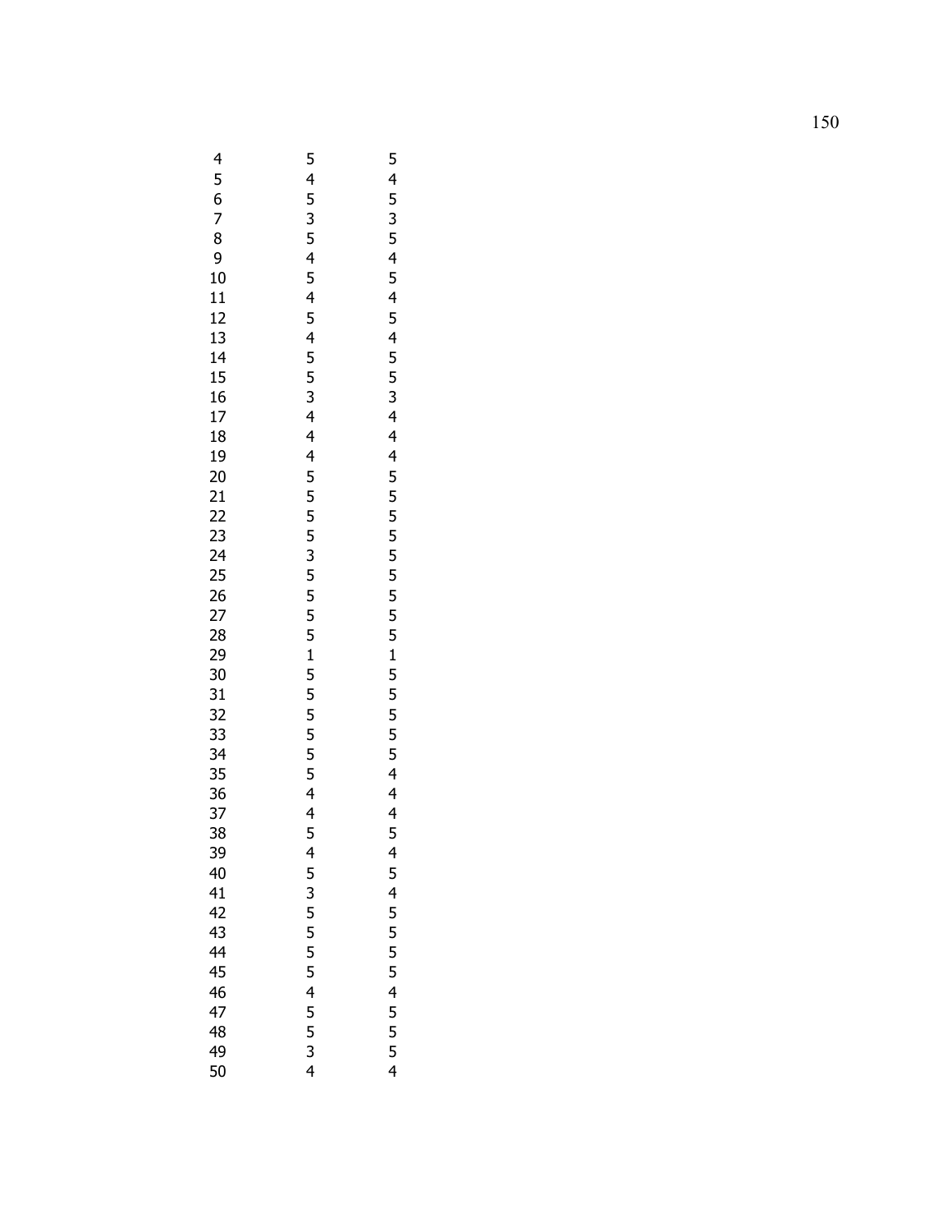| | | |
|---|---|---|
| 4 | 5 | 5 |
| 5 | 4 | 4 |
| 6 | 5 | 5 |
| 7 | 3 | 3 |
| 8 | 5 | 5 |
| 9 | 4 | 4 |
| 10 | 5 | 5 |
| 11 | 4 | 4 |
| 12 | 5 | 5 |
| 13 | 4 | 4 |
| 14 | 5 | 5 |
| 15 | 5 | 5 |
| 16 | 3 | 3 |
| 17 | 4 | 4 |
| 18 | 4 | 4 |
| 19 | 4 | 4 |
| 20 | 5 | 5 |
| 21 | 5 | 5 |
| 22 | 5 | 5 |
| 23 | 5 | 5 |
| 24 | 3 | 5 |
| 25 | 5 | 5 |
| 26 | 5 | 5 |
| 27 | 5 | 5 |
| 28 | 5 | 5 |
| 29 | 1 | 1 |
| 30 | 5 | 5 |
| 31 | 5 | 5 |
| 32 | 5 | 5 |
| 33 | 5 | 5 |
| 34 | 5 | 5 |
| 35 | 5 | 4 |
| 36 | 4 | 4 |
| 37 | 4 | 4 |
| 38 | 5 | 5 |
| 39 | 4 | 4 |
| 40 | 5 | 5 |
| 41 | 3 | 4 |
| 42 | 5 | 5 |
| 43 | 5 | 5 |
| 44 | 5 | 5 |
| 45 | 5 | 5 |
| 46 | 4 | 4 |
| 47 | 5 | 5 |
| 48 | 5 | 5 |
| 49 | 3 | 5 |
| 50 | 4 | 4 |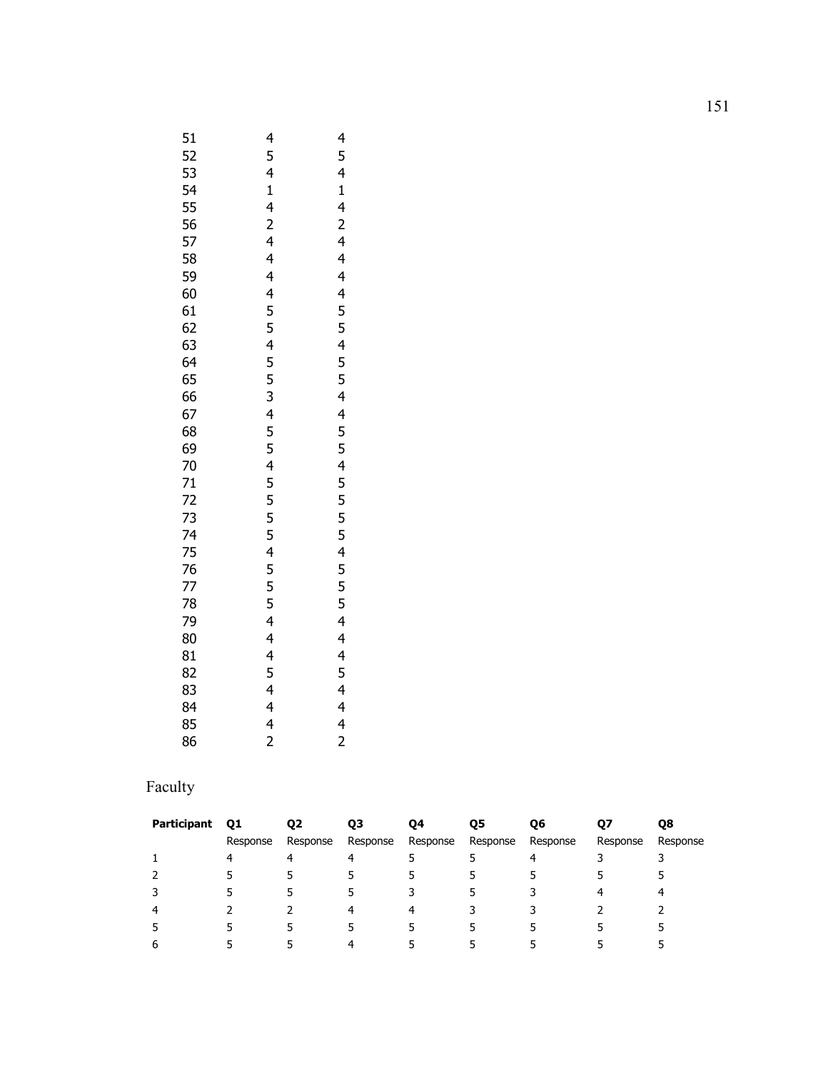| | | |
|---|---|---|
| 51 | 4 | 4 |
| 52 | 5 | 5 |
| 53 | 4 | 4 |
| 54 | 1 | 1 |
| 55 | 4 | 4 |
| 56 | 2 | 2 |
| 57 | 4 | 4 |
| 58 | 4 | 4 |
| 59 | 4 | 4 |
| 60 | 4 | 4 |
| 61 | 5 | 5 |
| 62 | 5 | 5 |
| 63 | 4 | 4 |
| 64 | 5 | 5 |
| 65 | 5 | 5 |
| 66 | 3 | 4 |
| 67 | 4 | 4 |
| 68 | 5 | 5 |
| 69 | 5 | 5 |
| 70 | 4 | 4 |
| 71 | 5 | 5 |
| 72 | 5 | 5 |
| 73 | 5 | 5 |
| 74 | 5 | 5 |
| 75 | 4 | 4 |
| 76 | 5 | 5 |
| 77 | 5 | 5 |
| 78 | 5 | 5 |
| 79 | 4 | 4 |
| 80 | 4 | 4 |
| 81 | 4 | 4 |
| 82 | 5 | 5 |
| 83 | 4 | 4 |
| 84 | 4 | 4 |
| 85 | 4 | 4 |
| 86 | 2 | 2 |

Faculty

| Participant | Q1 Response | Q2 Response | Q3 Response | Q4 Response | Q5 Response | Q6 Response | Q7 Response | Q8 Response |
|---|---|---|---|---|---|---|---|---|
| 1 | 4 | 4 | 4 | 5 | 5 | 4 | 3 | 3 |
| 2 | 5 | 5 | 5 | 5 | 5 | 5 | 5 | 5 |
| 3 | 5 | 5 | 5 | 3 | 5 | 3 | 4 | 4 |
| 4 | 2 | 2 | 4 | 4 | 3 | 3 | 2 | 2 |
| 5 | 5 | 5 | 5 | 5 | 5 | 5 | 5 | 5 |
| 6 | 5 | 5 | 4 | 5 | 5 | 5 | 5 | 5 |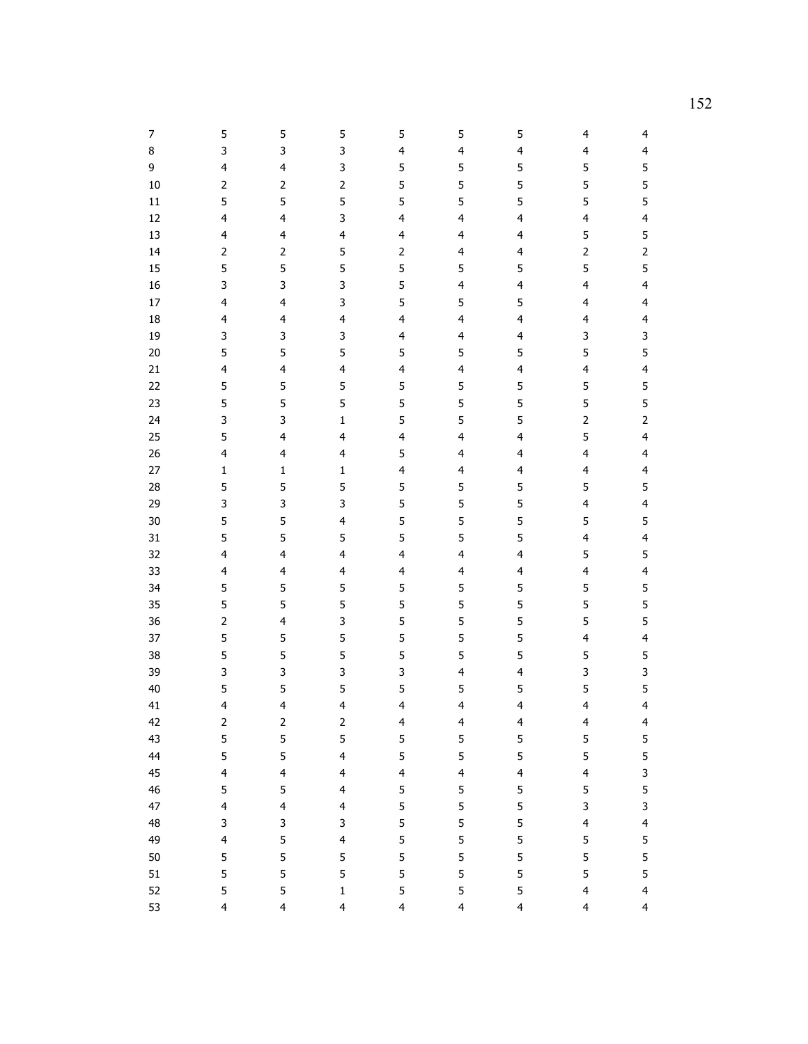| | | | | | | | | |
|---|---|---|---|---|---|---|---|---|
| 7 | 5 | 5 | 5 | 5 | 5 | 5 | 4 | 4 |
| 8 | 3 | 3 | 3 | 4 | 4 | 4 | 4 | 4 |
| 9 | 4 | 4 | 3 | 5 | 5 | 5 | 5 | 5 |
| 10 | 2 | 2 | 2 | 5 | 5 | 5 | 5 | 5 |
| 11 | 5 | 5 | 5 | 5 | 5 | 5 | 5 | 5 |
| 12 | 4 | 4 | 3 | 4 | 4 | 4 | 4 | 4 |
| 13 | 4 | 4 | 4 | 4 | 4 | 4 | 5 | 5 |
| 14 | 2 | 2 | 5 | 2 | 4 | 4 | 2 | 2 |
| 15 | 5 | 5 | 5 | 5 | 5 | 5 | 5 | 5 |
| 16 | 3 | 3 | 3 | 5 | 4 | 4 | 4 | 4 |
| 17 | 4 | 4 | 3 | 5 | 5 | 5 | 4 | 4 |
| 18 | 4 | 4 | 4 | 4 | 4 | 4 | 4 | 4 |
| 19 | 3 | 3 | 3 | 4 | 4 | 4 | 3 | 3 |
| 20 | 5 | 5 | 5 | 5 | 5 | 5 | 5 | 5 |
| 21 | 4 | 4 | 4 | 4 | 4 | 4 | 4 | 4 |
| 22 | 5 | 5 | 5 | 5 | 5 | 5 | 5 | 5 |
| 23 | 5 | 5 | 5 | 5 | 5 | 5 | 5 | 5 |
| 24 | 3 | 3 | 1 | 5 | 5 | 5 | 2 | 2 |
| 25 | 5 | 4 | 4 | 4 | 4 | 4 | 5 | 4 |
| 26 | 4 | 4 | 4 | 5 | 4 | 4 | 4 | 4 |
| 27 | 1 | 1 | 1 | 4 | 4 | 4 | 4 | 4 |
| 28 | 5 | 5 | 5 | 5 | 5 | 5 | 5 | 5 |
| 29 | 3 | 3 | 3 | 5 | 5 | 5 | 4 | 4 |
| 30 | 5 | 5 | 4 | 5 | 5 | 5 | 5 | 5 |
| 31 | 5 | 5 | 5 | 5 | 5 | 5 | 4 | 4 |
| 32 | 4 | 4 | 4 | 4 | 4 | 4 | 5 | 5 |
| 33 | 4 | 4 | 4 | 4 | 4 | 4 | 4 | 4 |
| 34 | 5 | 5 | 5 | 5 | 5 | 5 | 5 | 5 |
| 35 | 5 | 5 | 5 | 5 | 5 | 5 | 5 | 5 |
| 36 | 2 | 4 | 3 | 5 | 5 | 5 | 5 | 5 |
| 37 | 5 | 5 | 5 | 5 | 5 | 5 | 4 | 4 |
| 38 | 5 | 5 | 5 | 5 | 5 | 5 | 5 | 5 |
| 39 | 3 | 3 | 3 | 3 | 4 | 4 | 3 | 3 |
| 40 | 5 | 5 | 5 | 5 | 5 | 5 | 5 | 5 |
| 41 | 4 | 4 | 4 | 4 | 4 | 4 | 4 | 4 |
| 42 | 2 | 2 | 2 | 4 | 4 | 4 | 4 | 4 |
| 43 | 5 | 5 | 5 | 5 | 5 | 5 | 5 | 5 |
| 44 | 5 | 5 | 4 | 5 | 5 | 5 | 5 | 5 |
| 45 | 4 | 4 | 4 | 4 | 4 | 4 | 4 | 3 |
| 46 | 5 | 5 | 4 | 5 | 5 | 5 | 5 | 5 |
| 47 | 4 | 4 | 4 | 5 | 5 | 5 | 3 | 3 |
| 48 | 3 | 3 | 3 | 5 | 5 | 5 | 4 | 4 |
| 49 | 4 | 5 | 4 | 5 | 5 | 5 | 5 | 5 |
| 50 | 5 | 5 | 5 | 5 | 5 | 5 | 5 | 5 |
| 51 | 5 | 5 | 5 | 5 | 5 | 5 | 5 | 5 |
| 52 | 5 | 5 | 1 | 5 | 5 | 5 | 4 | 4 |
| 53 | 4 | 4 | 4 | 4 | 4 | 4 | 4 | 4 |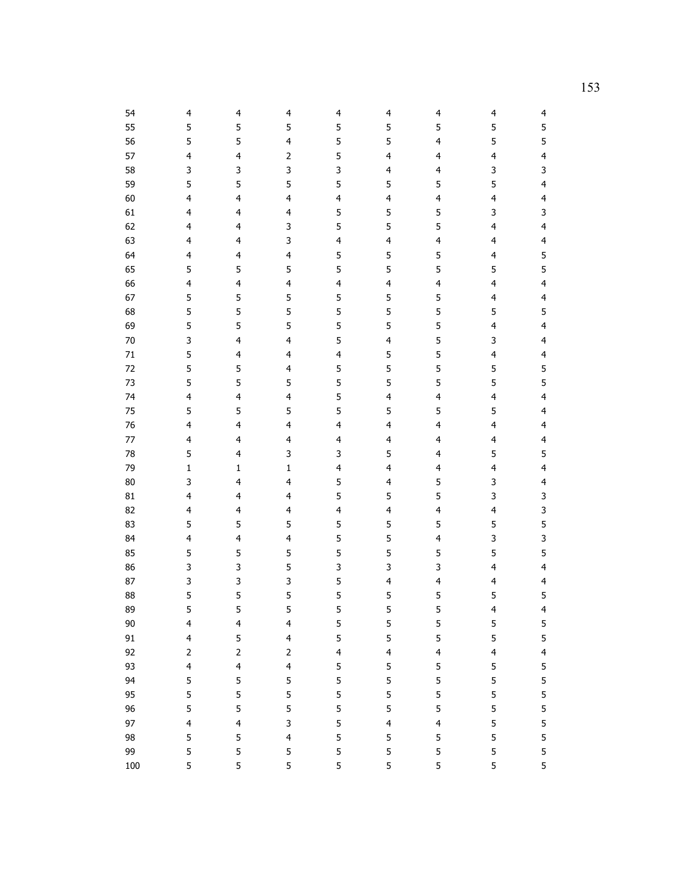|  |  |  |  |  |  |  |  |  |
|---|---|---|---|---|---|---|---|---|
| 54 | 4 | 4 | 4 | 4 | 4 | 4 | 4 | 4 |
| 55 | 5 | 5 | 5 | 5 | 5 | 5 | 5 | 5 |
| 56 | 5 | 5 | 4 | 5 | 5 | 4 | 5 | 5 |
| 57 | 4 | 4 | 2 | 5 | 4 | 4 | 4 | 4 |
| 58 | 3 | 3 | 3 | 3 | 4 | 4 | 3 | 3 |
| 59 | 5 | 5 | 5 | 5 | 5 | 5 | 5 | 4 |
| 60 | 4 | 4 | 4 | 4 | 4 | 4 | 4 | 4 |
| 61 | 4 | 4 | 4 | 5 | 5 | 5 | 3 | 3 |
| 62 | 4 | 4 | 3 | 5 | 5 | 5 | 4 | 4 |
| 63 | 4 | 4 | 3 | 4 | 4 | 4 | 4 | 4 |
| 64 | 4 | 4 | 4 | 5 | 5 | 5 | 4 | 5 |
| 65 | 5 | 5 | 5 | 5 | 5 | 5 | 5 | 5 |
| 66 | 4 | 4 | 4 | 4 | 4 | 4 | 4 | 4 |
| 67 | 5 | 5 | 5 | 5 | 5 | 5 | 4 | 4 |
| 68 | 5 | 5 | 5 | 5 | 5 | 5 | 5 | 5 |
| 69 | 5 | 5 | 5 | 5 | 5 | 5 | 4 | 4 |
| 70 | 3 | 4 | 4 | 5 | 4 | 5 | 3 | 4 |
| 71 | 5 | 4 | 4 | 4 | 5 | 5 | 4 | 4 |
| 72 | 5 | 5 | 4 | 5 | 5 | 5 | 5 | 5 |
| 73 | 5 | 5 | 5 | 5 | 5 | 5 | 5 | 5 |
| 74 | 4 | 4 | 4 | 5 | 4 | 4 | 4 | 4 |
| 75 | 5 | 5 | 5 | 5 | 5 | 5 | 5 | 4 |
| 76 | 4 | 4 | 4 | 4 | 4 | 4 | 4 | 4 |
| 77 | 4 | 4 | 4 | 4 | 4 | 4 | 4 | 4 |
| 78 | 5 | 4 | 3 | 3 | 5 | 4 | 5 | 5 |
| 79 | 1 | 1 | 1 | 4 | 4 | 4 | 4 | 4 |
| 80 | 3 | 4 | 4 | 5 | 4 | 5 | 3 | 4 |
| 81 | 4 | 4 | 4 | 5 | 5 | 5 | 3 | 3 |
| 82 | 4 | 4 | 4 | 4 | 4 | 4 | 4 | 3 |
| 83 | 5 | 5 | 5 | 5 | 5 | 5 | 5 | 5 |
| 84 | 4 | 4 | 4 | 5 | 5 | 4 | 3 | 3 |
| 85 | 5 | 5 | 5 | 5 | 5 | 5 | 5 | 5 |
| 86 | 3 | 3 | 5 | 3 | 3 | 3 | 4 | 4 |
| 87 | 3 | 3 | 3 | 5 | 4 | 4 | 4 | 4 |
| 88 | 5 | 5 | 5 | 5 | 5 | 5 | 5 | 5 |
| 89 | 5 | 5 | 5 | 5 | 5 | 5 | 4 | 4 |
| 90 | 4 | 4 | 4 | 5 | 5 | 5 | 5 | 5 |
| 91 | 4 | 5 | 4 | 5 | 5 | 5 | 5 | 5 |
| 92 | 2 | 2 | 2 | 4 | 4 | 4 | 4 | 4 |
| 93 | 4 | 4 | 4 | 5 | 5 | 5 | 5 | 5 |
| 94 | 5 | 5 | 5 | 5 | 5 | 5 | 5 | 5 |
| 95 | 5 | 5 | 5 | 5 | 5 | 5 | 5 | 5 |
| 96 | 5 | 5 | 5 | 5 | 5 | 5 | 5 | 5 |
| 97 | 4 | 4 | 3 | 5 | 4 | 4 | 5 | 5 |
| 98 | 5 | 5 | 4 | 5 | 5 | 5 | 5 | 5 |
| 99 | 5 | 5 | 5 | 5 | 5 | 5 | 5 | 5 |
| 100 | 5 | 5 | 5 | 5 | 5 | 5 | 5 | 5 |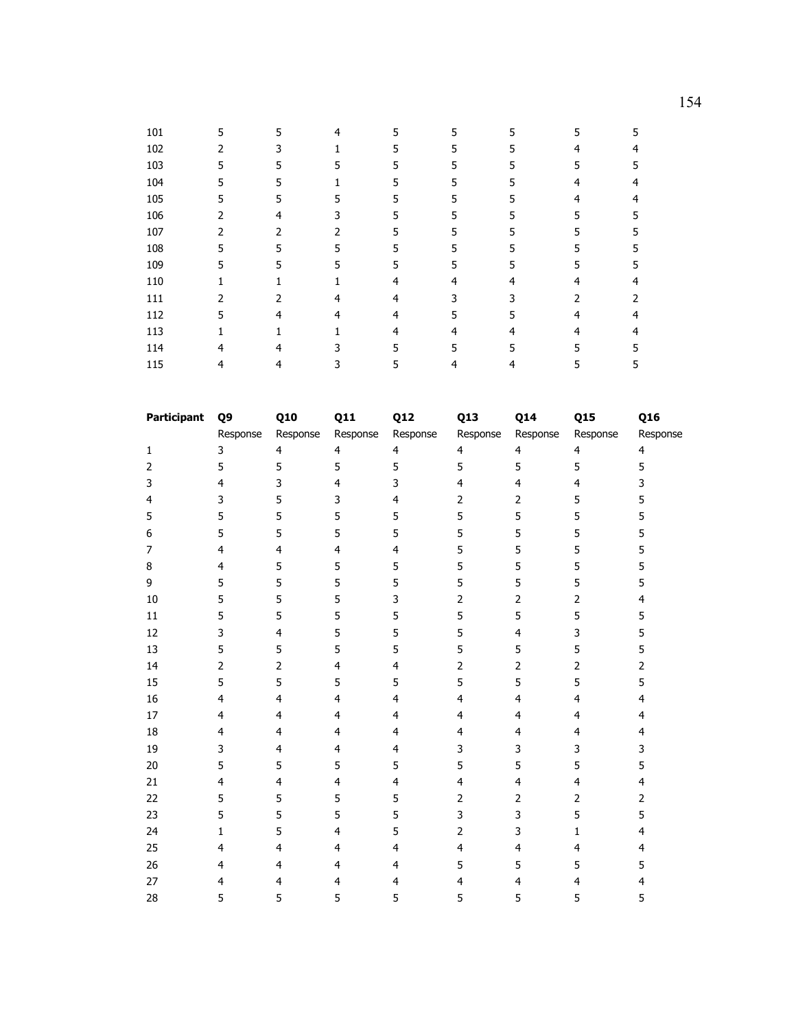| | | | | | | | | |
|---|---|---|---|---|---|---|---|---|
| 101 | 5 | 5 | 4 | 5 | 5 | 5 | 5 | 5 |
| 102 | 2 | 3 | 1 | 5 | 5 | 5 | 4 | 4 |
| 103 | 5 | 5 | 5 | 5 | 5 | 5 | 5 | 5 |
| 104 | 5 | 5 | 1 | 5 | 5 | 5 | 4 | 4 |
| 105 | 5 | 5 | 5 | 5 | 5 | 5 | 4 | 4 |
| 106 | 2 | 4 | 3 | 5 | 5 | 5 | 5 | 5 |
| 107 | 2 | 2 | 2 | 5 | 5 | 5 | 5 | 5 |
| 108 | 5 | 5 | 5 | 5 | 5 | 5 | 5 | 5 |
| 109 | 5 | 5 | 5 | 5 | 5 | 5 | 5 | 5 |
| 110 | 1 | 1 | 1 | 4 | 4 | 4 | 4 | 4 |
| 111 | 2 | 2 | 4 | 4 | 3 | 3 | 2 | 2 |
| 112 | 5 | 4 | 4 | 4 | 5 | 5 | 4 | 4 |
| 113 | 1 | 1 | 1 | 4 | 4 | 4 | 4 | 4 |
| 114 | 4 | 4 | 3 | 5 | 5 | 5 | 5 | 5 |
| 115 | 4 | 4 | 3 | 5 | 4 | 4 | 5 | 5 |

| **Participant** | **Q9** | **Q10** | **Q11** | **Q12** | **Q13** | **Q14** | **Q15** | **Q16** |
|---|---|---|---|---|---|---|---|---|
| | Response | Response | Response | Response | Response | Response | Response | Response |
| 1 | 3 | 4 | 4 | 4 | 4 | 4 | 4 | 4 |
| 2 | 5 | 5 | 5 | 5 | 5 | 5 | 5 | 5 |
| 3 | 4 | 3 | 4 | 3 | 4 | 4 | 4 | 3 |
| 4 | 3 | 5 | 3 | 4 | 2 | 2 | 5 | 5 |
| 5 | 5 | 5 | 5 | 5 | 5 | 5 | 5 | 5 |
| 6 | 5 | 5 | 5 | 5 | 5 | 5 | 5 | 5 |
| 7 | 4 | 4 | 4 | 4 | 5 | 5 | 5 | 5 |
| 8 | 4 | 5 | 5 | 5 | 5 | 5 | 5 | 5 |
| 9 | 5 | 5 | 5 | 5 | 5 | 5 | 5 | 5 |
| 10 | 5 | 5 | 5 | 3 | 2 | 2 | 2 | 4 |
| 11 | 5 | 5 | 5 | 5 | 5 | 5 | 5 | 5 |
| 12 | 3 | 4 | 5 | 5 | 5 | 4 | 3 | 5 |
| 13 | 5 | 5 | 5 | 5 | 5 | 5 | 5 | 5 |
| 14 | 2 | 2 | 4 | 4 | 2 | 2 | 2 | 2 |
| 15 | 5 | 5 | 5 | 5 | 5 | 5 | 5 | 5 |
| 16 | 4 | 4 | 4 | 4 | 4 | 4 | 4 | 4 |
| 17 | 4 | 4 | 4 | 4 | 4 | 4 | 4 | 4 |
| 18 | 4 | 4 | 4 | 4 | 4 | 4 | 4 | 4 |
| 19 | 3 | 4 | 4 | 4 | 3 | 3 | 3 | 3 |
| 20 | 5 | 5 | 5 | 5 | 5 | 5 | 5 | 5 |
| 21 | 4 | 4 | 4 | 4 | 4 | 4 | 4 | 4 |
| 22 | 5 | 5 | 5 | 5 | 2 | 2 | 2 | 2 |
| 23 | 5 | 5 | 5 | 5 | 3 | 3 | 5 | 5 |
| 24 | 1 | 5 | 4 | 5 | 2 | 3 | 1 | 4 |
| 25 | 4 | 4 | 4 | 4 | 4 | 4 | 4 | 4 |
| 26 | 4 | 4 | 4 | 4 | 5 | 5 | 5 | 5 |
| 27 | 4 | 4 | 4 | 4 | 4 | 4 | 4 | 4 |
| 28 | 5 | 5 | 5 | 5 | 5 | 5 | 5 | 5 |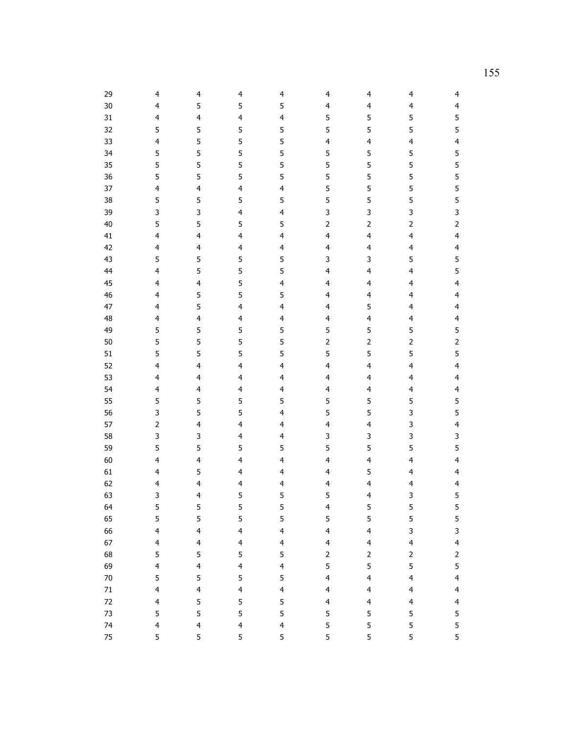| | | | | | | | | |
|---|---|---|---|---|---|---|---|---|
| 29 | 4 | 4 | 4 | 4 | 4 | 4 | 4 | 4 |
| 30 | 4 | 5 | 5 | 5 | 4 | 4 | 4 | 4 |
| 31 | 4 | 4 | 4 | 4 | 5 | 5 | 5 | 5 |
| 32 | 5 | 5 | 5 | 5 | 5 | 5 | 5 | 5 |
| 33 | 4 | 5 | 5 | 5 | 4 | 4 | 4 | 4 |
| 34 | 5 | 5 | 5 | 5 | 5 | 5 | 5 | 5 |
| 35 | 5 | 5 | 5 | 5 | 5 | 5 | 5 | 5 |
| 36 | 5 | 5 | 5 | 5 | 5 | 5 | 5 | 5 |
| 37 | 4 | 4 | 4 | 4 | 5 | 5 | 5 | 5 |
| 38 | 5 | 5 | 5 | 5 | 5 | 5 | 5 | 5 |
| 39 | 3 | 3 | 4 | 4 | 3 | 3 | 3 | 3 |
| 40 | 5 | 5 | 5 | 5 | 2 | 2 | 2 | 2 |
| 41 | 4 | 4 | 4 | 4 | 4 | 4 | 4 | 4 |
| 42 | 4 | 4 | 4 | 4 | 4 | 4 | 4 | 4 |
| 43 | 5 | 5 | 5 | 5 | 3 | 3 | 5 | 5 |
| 44 | 4 | 5 | 5 | 5 | 4 | 4 | 4 | 5 |
| 45 | 4 | 4 | 5 | 4 | 4 | 4 | 4 | 4 |
| 46 | 4 | 5 | 5 | 5 | 4 | 4 | 4 | 4 |
| 47 | 4 | 5 | 4 | 4 | 4 | 5 | 4 | 4 |
| 48 | 4 | 4 | 4 | 4 | 4 | 4 | 4 | 4 |
| 49 | 5 | 5 | 5 | 5 | 5 | 5 | 5 | 5 |
| 50 | 5 | 5 | 5 | 5 | 2 | 2 | 2 | 2 |
| 51 | 5 | 5 | 5 | 5 | 5 | 5 | 5 | 5 |
| 52 | 4 | 4 | 4 | 4 | 4 | 4 | 4 | 4 |
| 53 | 4 | 4 | 4 | 4 | 4 | 4 | 4 | 4 |
| 54 | 4 | 4 | 4 | 4 | 4 | 4 | 4 | 4 |
| 55 | 5 | 5 | 5 | 5 | 5 | 5 | 5 | 5 |
| 56 | 3 | 5 | 5 | 4 | 5 | 5 | 3 | 5 |
| 57 | 2 | 4 | 4 | 4 | 4 | 4 | 3 | 4 |
| 58 | 3 | 3 | 4 | 4 | 3 | 3 | 3 | 3 |
| 59 | 5 | 5 | 5 | 5 | 5 | 5 | 5 | 5 |
| 60 | 4 | 4 | 4 | 4 | 4 | 4 | 4 | 4 |
| 61 | 4 | 5 | 4 | 4 | 4 | 5 | 4 | 4 |
| 62 | 4 | 4 | 4 | 4 | 4 | 4 | 4 | 4 |
| 63 | 3 | 4 | 5 | 5 | 5 | 4 | 3 | 5 |
| 64 | 5 | 5 | 5 | 5 | 4 | 5 | 5 | 5 |
| 65 | 5 | 5 | 5 | 5 | 5 | 5 | 5 | 5 |
| 66 | 4 | 4 | 4 | 4 | 4 | 4 | 3 | 3 |
| 67 | 4 | 4 | 4 | 4 | 4 | 4 | 4 | 4 |
| 68 | 5 | 5 | 5 | 5 | 2 | 2 | 2 | 2 |
| 69 | 4 | 4 | 4 | 4 | 5 | 5 | 5 | 5 |
| 70 | 5 | 5 | 5 | 5 | 4 | 4 | 4 | 4 |
| 71 | 4 | 4 | 4 | 4 | 4 | 4 | 4 | 4 |
| 72 | 4 | 5 | 5 | 5 | 4 | 4 | 4 | 4 |
| 73 | 5 | 5 | 5 | 5 | 5 | 5 | 5 | 5 |
| 74 | 4 | 4 | 4 | 4 | 5 | 5 | 5 | 5 |
| 75 | 5 | 5 | 5 | 5 | 5 | 5 | 5 | 5 |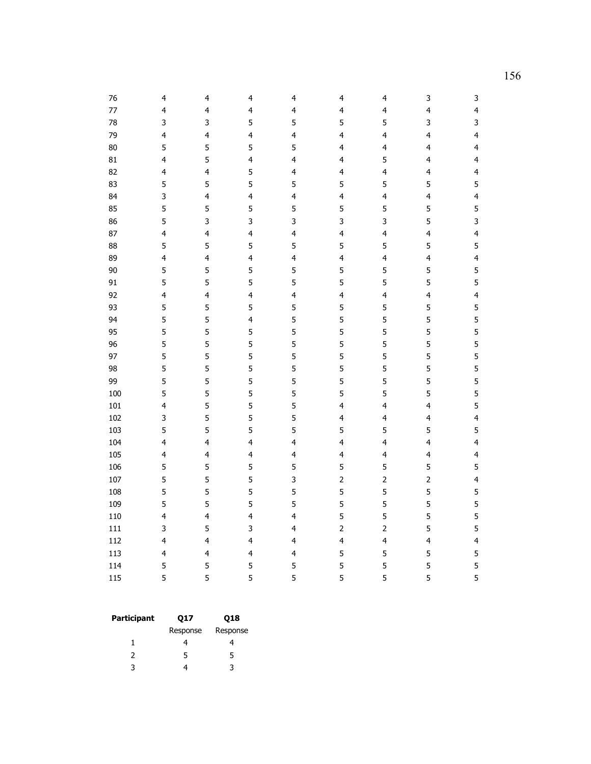| | | | | | | | | |
|---|---|---|---|---|---|---|---|---|
| 76 | 4 | 4 | 4 | 4 | 4 | 4 | 3 | 3 |
| 77 | 4 | 4 | 4 | 4 | 4 | 4 | 4 | 4 |
| 78 | 3 | 3 | 5 | 5 | 5 | 5 | 3 | 3 |
| 79 | 4 | 4 | 4 | 4 | 4 | 4 | 4 | 4 |
| 80 | 5 | 5 | 5 | 5 | 4 | 4 | 4 | 4 |
| 81 | 4 | 5 | 4 | 4 | 4 | 5 | 4 | 4 |
| 82 | 4 | 4 | 5 | 4 | 4 | 4 | 4 | 4 |
| 83 | 5 | 5 | 5 | 5 | 5 | 5 | 5 | 5 |
| 84 | 3 | 4 | 4 | 4 | 4 | 4 | 4 | 4 |
| 85 | 5 | 5 | 5 | 5 | 5 | 5 | 5 | 5 |
| 86 | 5 | 3 | 3 | 3 | 3 | 3 | 5 | 3 |
| 87 | 4 | 4 | 4 | 4 | 4 | 4 | 4 | 4 |
| 88 | 5 | 5 | 5 | 5 | 5 | 5 | 5 | 5 |
| 89 | 4 | 4 | 4 | 4 | 4 | 4 | 4 | 4 |
| 90 | 5 | 5 | 5 | 5 | 5 | 5 | 5 | 5 |
| 91 | 5 | 5 | 5 | 5 | 5 | 5 | 5 | 5 |
| 92 | 4 | 4 | 4 | 4 | 4 | 4 | 4 | 4 |
| 93 | 5 | 5 | 5 | 5 | 5 | 5 | 5 | 5 |
| 94 | 5 | 5 | 4 | 5 | 5 | 5 | 5 | 5 |
| 95 | 5 | 5 | 5 | 5 | 5 | 5 | 5 | 5 |
| 96 | 5 | 5 | 5 | 5 | 5 | 5 | 5 | 5 |
| 97 | 5 | 5 | 5 | 5 | 5 | 5 | 5 | 5 |
| 98 | 5 | 5 | 5 | 5 | 5 | 5 | 5 | 5 |
| 99 | 5 | 5 | 5 | 5 | 5 | 5 | 5 | 5 |
| 100 | 5 | 5 | 5 | 5 | 5 | 5 | 5 | 5 |
| 101 | 4 | 5 | 5 | 5 | 4 | 4 | 4 | 5 |
| 102 | 3 | 5 | 5 | 5 | 4 | 4 | 4 | 4 |
| 103 | 5 | 5 | 5 | 5 | 5 | 5 | 5 | 5 |
| 104 | 4 | 4 | 4 | 4 | 4 | 4 | 4 | 4 |
| 105 | 4 | 4 | 4 | 4 | 4 | 4 | 4 | 4 |
| 106 | 5 | 5 | 5 | 5 | 5 | 5 | 5 | 5 |
| 107 | 5 | 5 | 5 | 3 | 2 | 2 | 2 | 4 |
| 108 | 5 | 5 | 5 | 5 | 5 | 5 | 5 | 5 |
| 109 | 5 | 5 | 5 | 5 | 5 | 5 | 5 | 5 |
| 110 | 4 | 4 | 4 | 4 | 5 | 5 | 5 | 5 |
| 111 | 3 | 5 | 3 | 4 | 2 | 2 | 5 | 5 |
| 112 | 4 | 4 | 4 | 4 | 4 | 4 | 4 | 4 |
| 113 | 4 | 4 | 4 | 4 | 5 | 5 | 5 | 5 |
| 114 | 5 | 5 | 5 | 5 | 5 | 5 | 5 | 5 |
| 115 | 5 | 5 | 5 | 5 | 5 | 5 | 5 | 5 |

| **Participant** | **Q17** | **Q18** |
|---|---|---|
| | Response | Response |
| 1 | 4 | 4 |
| 2 | 5 | 5 |
| 3 | 4 | 3 |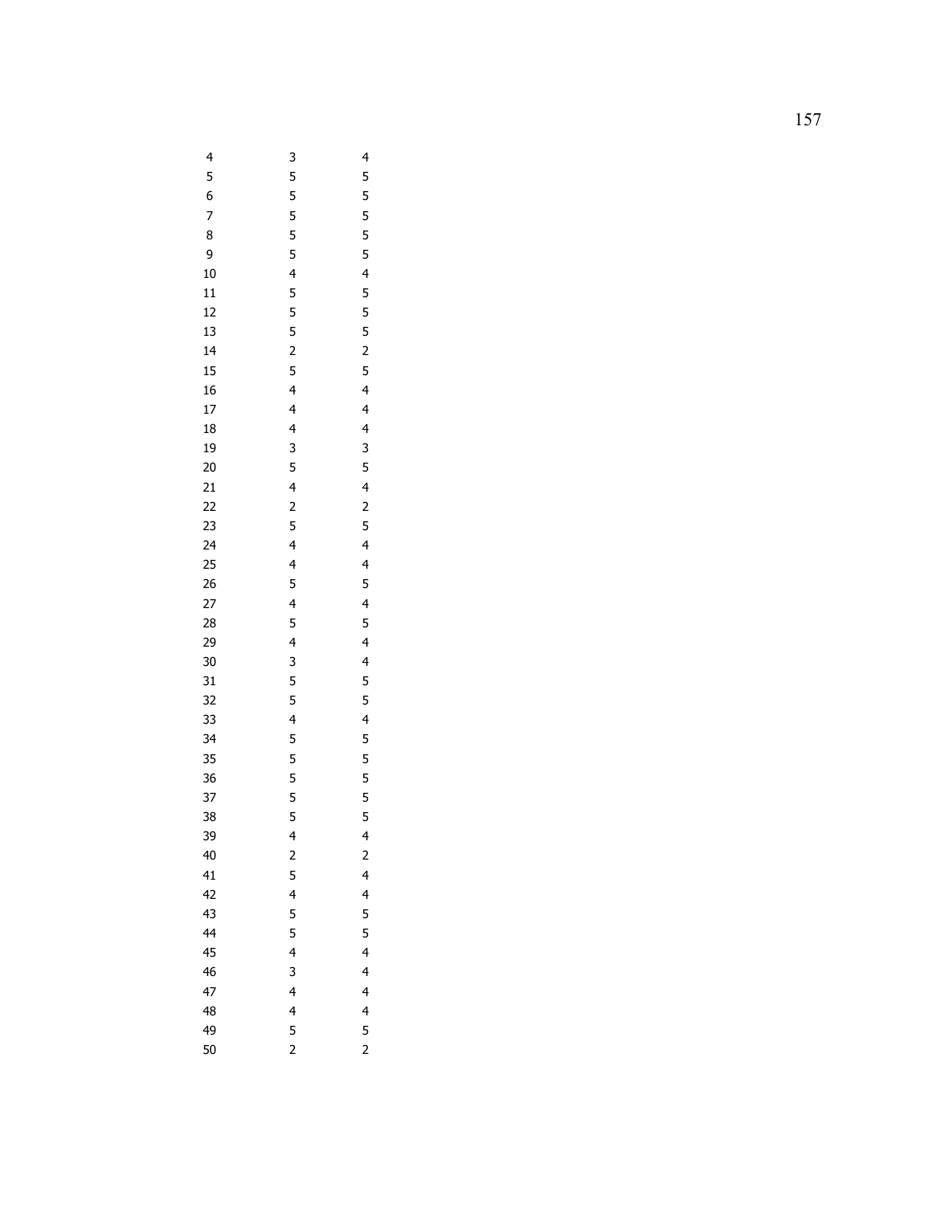| | | |
|---|---|---|
| 4 | 3 | 4 |
| 5 | 5 | 5 |
| 6 | 5 | 5 |
| 7 | 5 | 5 |
| 8 | 5 | 5 |
| 9 | 5 | 5 |
| 10 | 4 | 4 |
| 11 | 5 | 5 |
| 12 | 5 | 5 |
| 13 | 5 | 5 |
| 14 | 2 | 2 |
| 15 | 5 | 5 |
| 16 | 4 | 4 |
| 17 | 4 | 4 |
| 18 | 4 | 4 |
| 19 | 3 | 3 |
| 20 | 5 | 5 |
| 21 | 4 | 4 |
| 22 | 2 | 2 |
| 23 | 5 | 5 |
| 24 | 4 | 4 |
| 25 | 4 | 4 |
| 26 | 5 | 5 |
| 27 | 4 | 4 |
| 28 | 5 | 5 |
| 29 | 4 | 4 |
| 30 | 3 | 4 |
| 31 | 5 | 5 |
| 32 | 5 | 5 |
| 33 | 4 | 4 |
| 34 | 5 | 5 |
| 35 | 5 | 5 |
| 36 | 5 | 5 |
| 37 | 5 | 5 |
| 38 | 5 | 5 |
| 39 | 4 | 4 |
| 40 | 2 | 2 |
| 41 | 5 | 4 |
| 42 | 4 | 4 |
| 43 | 5 | 5 |
| 44 | 5 | 5 |
| 45 | 4 | 4 |
| 46 | 3 | 4 |
| 47 | 4 | 4 |
| 48 | 4 | 4 |
| 49 | 5 | 5 |
| 50 | 2 | 2 |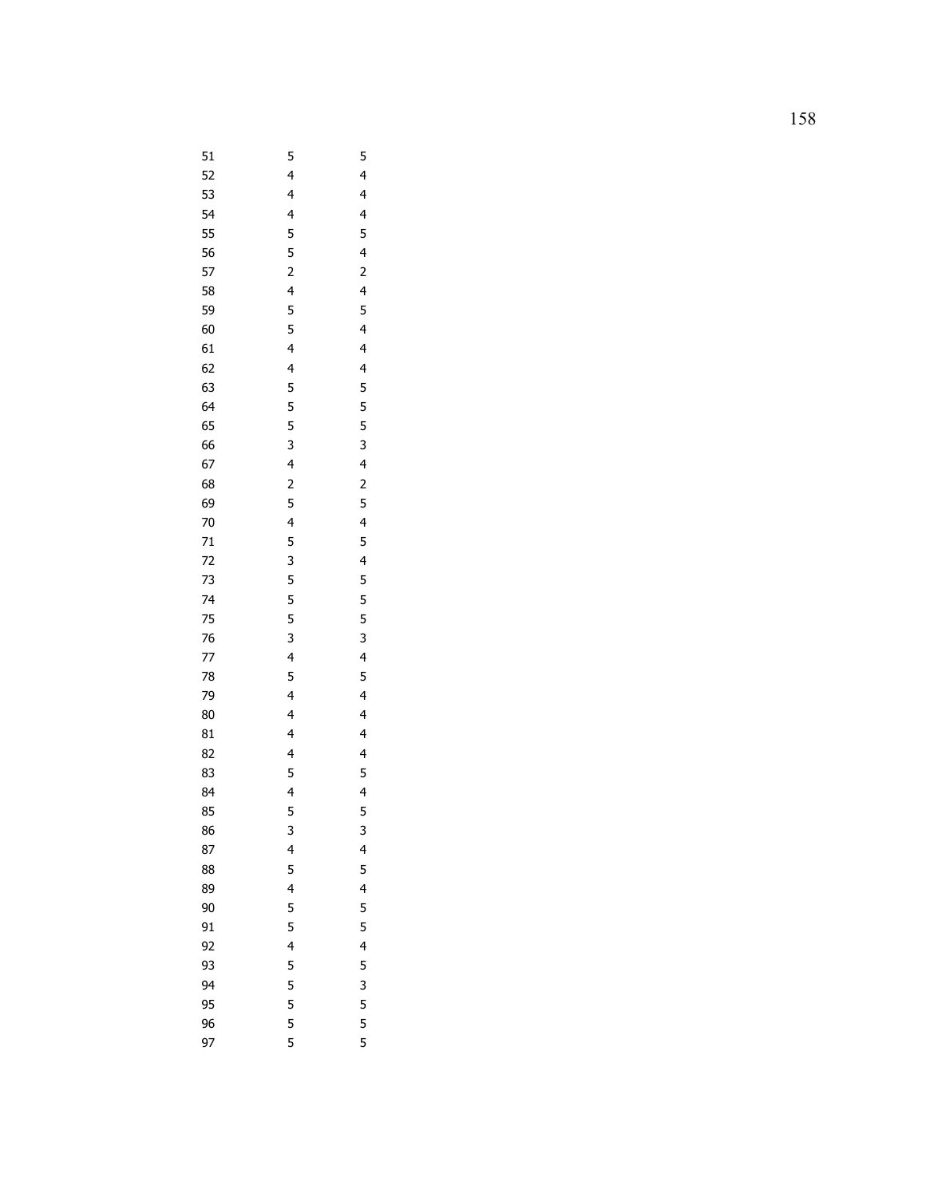| | | |
|---|---|---|
| 51 | 5 | 5 |
| 52 | 4 | 4 |
| 53 | 4 | 4 |
| 54 | 4 | 4 |
| 55 | 5 | 5 |
| 56 | 5 | 4 |
| 57 | 2 | 2 |
| 58 | 4 | 4 |
| 59 | 5 | 5 |
| 60 | 5 | 4 |
| 61 | 4 | 4 |
| 62 | 4 | 4 |
| 63 | 5 | 5 |
| 64 | 5 | 5 |
| 65 | 5 | 5 |
| 66 | 3 | 3 |
| 67 | 4 | 4 |
| 68 | 2 | 2 |
| 69 | 5 | 5 |
| 70 | 4 | 4 |
| 71 | 5 | 5 |
| 72 | 3 | 4 |
| 73 | 5 | 5 |
| 74 | 5 | 5 |
| 75 | 5 | 5 |
| 76 | 3 | 3 |
| 77 | 4 | 4 |
| 78 | 5 | 5 |
| 79 | 4 | 4 |
| 80 | 4 | 4 |
| 81 | 4 | 4 |
| 82 | 4 | 4 |
| 83 | 5 | 5 |
| 84 | 4 | 4 |
| 85 | 5 | 5 |
| 86 | 3 | 3 |
| 87 | 4 | 4 |
| 88 | 5 | 5 |
| 89 | 4 | 4 |
| 90 | 5 | 5 |
| 91 | 5 | 5 |
| 92 | 4 | 4 |
| 93 | 5 | 5 |
| 94 | 5 | 3 |
| 95 | 5 | 5 |
| 96 | 5 | 5 |
| 97 | 5 | 5 |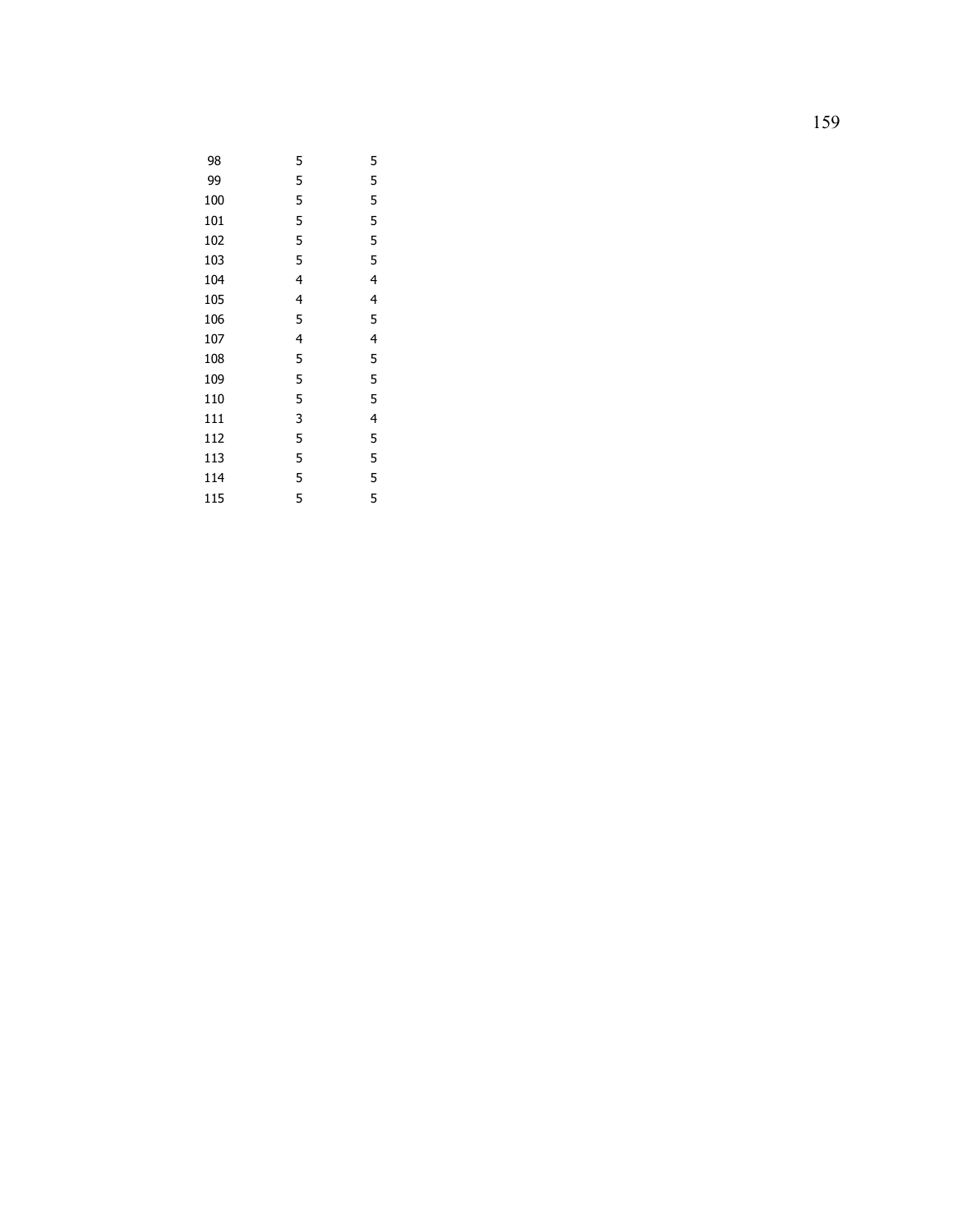| | | |
|---|---|---|
| 98 | 5 | 5 |
| 99 | 5 | 5 |
| 100 | 5 | 5 |
| 101 | 5 | 5 |
| 102 | 5 | 5 |
| 103 | 5 | 5 |
| 104 | 4 | 4 |
| 105 | 4 | 4 |
| 106 | 5 | 5 |
| 107 | 4 | 4 |
| 108 | 5 | 5 |
| 109 | 5 | 5 |
| 110 | 5 | 5 |
| 111 | 3 | 4 |
| 112 | 5 | 5 |
| 113 | 5 | 5 |
| 114 | 5 | 5 |
| 115 | 5 | 5 |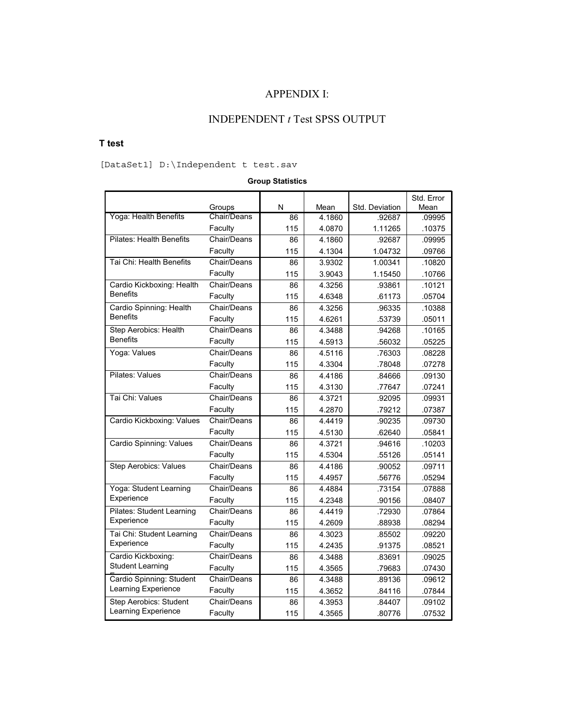# APPENDIX I:

## INDEPENDENT *t* Test SPSS OUTPUT

### T test

```
[DataSet1] D:\Independent t test.sav
```

**Group Statistics**

| | Groups | N | Mean | Std. Deviation | Std. Error Mean |
|---|---|---|---|---|---|
| Yoga: Health Benefits | Chair/Deans | 86 | 4.1860 | .92687 | .09995 |
| | Faculty | 115 | 4.0870 | 1.11265 | .10375 |
| Pilates: Health Benefits | Chair/Deans | 86 | 4.1860 | .92687 | .09995 |
| | Faculty | 115 | 4.1304 | 1.04732 | .09766 |
| Tai Chi: Health Benefits | Chair/Deans | 86 | 3.9302 | 1.00341 | .10820 |
| | Faculty | 115 | 3.9043 | 1.15450 | .10766 |
| Cardio Kickboxing: Health Benefits | Chair/Deans | 86 | 4.3256 | .93861 | .10121 |
| | Faculty | 115 | 4.6348 | .61173 | .05704 |
| Cardio Spinning: Health Benefits | Chair/Deans | 86 | 4.3256 | .96335 | .10388 |
| | Faculty | 115 | 4.6261 | .53739 | .05011 |
| Step Aerobics: Health Benefits | Chair/Deans | 86 | 4.3488 | .94268 | .10165 |
| | Faculty | 115 | 4.5913 | .56032 | .05225 |
| Yoga: Values | Chair/Deans | 86 | 4.5116 | .76303 | .08228 |
| | Faculty | 115 | 4.3304 | .78048 | .07278 |
| Pilates: Values | Chair/Deans | 86 | 4.4186 | .84666 | .09130 |
| | Faculty | 115 | 4.3130 | .77647 | .07241 |
| Tai Chi: Values | Chair/Deans | 86 | 4.3721 | .92095 | .09931 |
| | Faculty | 115 | 4.2870 | .79212 | .07387 |
| Cardio Kickboxing: Values | Chair/Deans | 86 | 4.4419 | .90235 | .09730 |
| | Faculty | 115 | 4.5130 | .62640 | .05841 |
| Cardio Spinning: Values | Chair/Deans | 86 | 4.3721 | .94616 | .10203 |
| | Faculty | 115 | 4.5304 | .55126 | .05141 |
| Step Aerobics: Values | Chair/Deans | 86 | 4.4186 | .90052 | .09711 |
| | Faculty | 115 | 4.4957 | .56776 | .05294 |
| Yoga: Student Learning Experience | Chair/Deans | 86 | 4.4884 | .73154 | .07888 |
| | Faculty | 115 | 4.2348 | .90156 | .08407 |
| Pilates: Student Learning Experience | Chair/Deans | 86 | 4.4419 | .72930 | .07864 |
| | Faculty | 115 | 4.2609 | .88938 | .08294 |
| Tai Chi: Student Learning Experience | Chair/Deans | 86 | 4.3023 | .85502 | .09220 |
| | Faculty | 115 | 4.2435 | .91375 | .08521 |
| Cardio Kickboxing: Student Learning Experience | Chair/Deans | 86 | 4.3488 | .83691 | .09025 |
| | Faculty | 115 | 4.3565 | .79683 | .07430 |
| Cardio Spinning: Student Learning Experience | Chair/Deans | 86 | 4.3488 | .89136 | .09612 |
| | Faculty | 115 | 4.3652 | .84116 | .07844 |
| Step Aerobics: Student Learning Experience | Chair/Deans | 86 | 4.3953 | .84407 | .09102 |
| | Faculty | 115 | 4.3565 | .80776 | .07532 |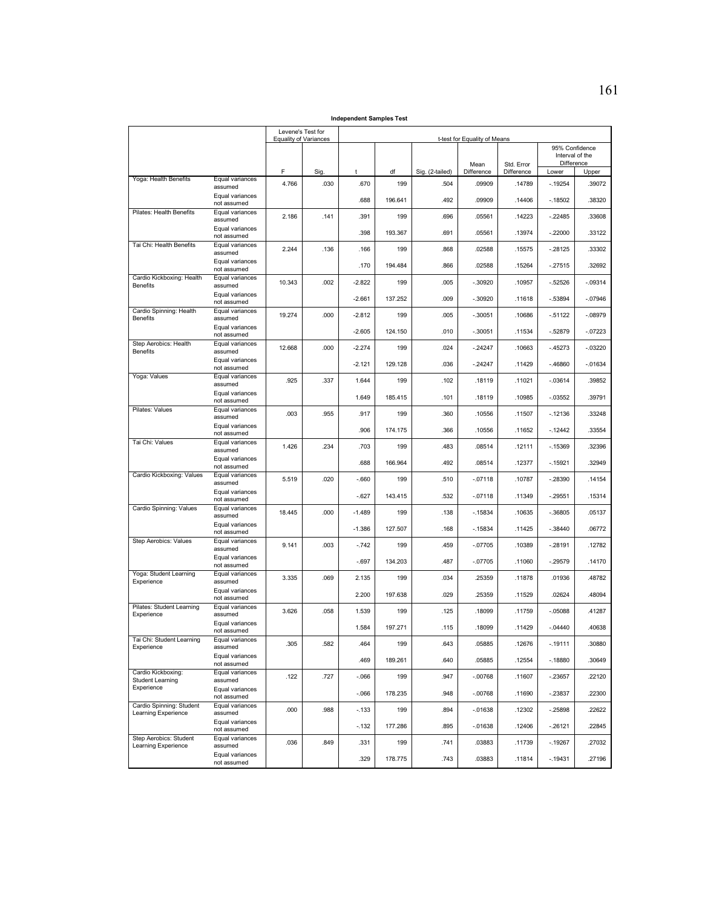**Independent Samples Test**

| | | Levene's Test for Equality of Variances | | t-test for Equality of Means | | | | | | |
|---|---|---|---|---|---|---|---|---|---|---|
| | | | | | | | | | 95% Confidence Interval of the Difference | |
| | | F | Sig. | t | df | Sig. (2-tailed) | Mean Difference | Std. Error Difference | Lower | Upper |
| Yoga: Health Benefits | Equal variances assumed | 4.766 | .030 | .670 | 199 | .504 | .09909 | .14789 | -.19254 | .39072 |
| | Equal variances not assumed | | | .688 | 196.641 | .492 | .09909 | .14406 | -.18502 | .38320 |
| Pilates: Health Benefits | Equal variances assumed | 2.186 | .141 | .391 | 199 | .696 | .05561 | .14223 | -.22485 | .33608 |
| | Equal variances not assumed | | | .398 | 193.367 | .691 | .05561 | .13974 | -.22000 | .33122 |
| Tai Chi: Health Benefits | Equal variances assumed | 2.244 | .136 | .166 | 199 | .868 | .02588 | .15575 | -.28125 | .33302 |
| | Equal variances not assumed | | | .170 | 194.484 | .866 | .02588 | .15264 | -.27515 | .32692 |
| Cardio Kickboxing: Health Benefits | Equal variances assumed | 10.343 | .002 | -2.822 | 199 | .005 | -.30920 | .10957 | -.52526 | -.09314 |
| | Equal variances not assumed | | | -2.661 | 137.252 | .009 | -.30920 | .11618 | -.53894 | -.07946 |
| Cardio Spinning: Health Benefits | Equal variances assumed | 19.274 | .000 | -2.812 | 199 | .005 | -.30051 | .10686 | -.51122 | -.08979 |
| | Equal variances not assumed | | | -2.605 | 124.150 | .010 | -.30051 | .11534 | -.52879 | -.07223 |
| Step Aerobics: Health Benefits | Equal variances assumed | 12.668 | .000 | -2.274 | 199 | .024 | -.24247 | .10663 | -.45273 | -.03220 |
| | Equal variances not assumed | | | -2.121 | 129.128 | .036 | -.24247 | .11429 | -.46860 | -.01634 |
| Yoga: Values | Equal variances assumed | .925 | .337 | 1.644 | 199 | .102 | .18119 | .11021 | -.03614 | .39852 |
| | Equal variances not assumed | | | 1.649 | 185.415 | .101 | .18119 | .10985 | -.03552 | .39791 |
| Pilates: Values | Equal variances assumed | .003 | .955 | .917 | 199 | .360 | .10556 | .11507 | -.12136 | .33248 |
| | Equal variances not assumed | | | .906 | 174.175 | .366 | .10556 | .11652 | -.12442 | .33554 |
| Tai Chi: Values | Equal variances assumed | 1.426 | .234 | .703 | 199 | .483 | .08514 | .12111 | -.15369 | .32396 |
| | Equal variances not assumed | | | .688 | 166.964 | .492 | .08514 | .12377 | -.15921 | .32949 |
| Cardio Kickboxing: Values | Equal variances assumed | 5.519 | .020 | -.660 | 199 | .510 | -.07118 | .10787 | -.28390 | .14154 |
| | Equal variances not assumed | | | -.627 | 143.415 | .532 | -.07118 | .11349 | -.29551 | .15314 |
| Cardio Spinning: Values | Equal variances assumed | 18.445 | .000 | -1.489 | 199 | .138 | -.15834 | .10635 | -.36805 | .05137 |
| | Equal variances not assumed | | | -1.386 | 127.507 | .168 | -.15834 | .11425 | -.38440 | .06772 |
| Step Aerobics: Values | Equal variances assumed | 9.141 | .003 | -.742 | 199 | .459 | -.07705 | .10389 | -.28191 | .12782 |
| | Equal variances not assumed | | | -.697 | 134.203 | .487 | -.07705 | .11060 | -.29579 | .14170 |
| Yoga: Student Learning Experience | Equal variances assumed | 3.335 | .069 | 2.135 | 199 | .034 | .25359 | .11878 | .01936 | .48782 |
| | Equal variances not assumed | | | 2.200 | 197.638 | .029 | .25359 | .11529 | .02624 | .48094 |
| Pilates: Student Learning Experience | Equal variances assumed | 3.626 | .058 | 1.539 | 199 | .125 | .18099 | .11759 | -.05088 | .41287 |
| | Equal variances not assumed | | | 1.584 | 197.271 | .115 | .18099 | .11429 | -.04440 | .40638 |
| Tai Chi: Student Learning Experience | Equal variances assumed | .305 | .582 | .464 | 199 | .643 | .05885 | .12676 | -.19111 | .30880 |
| | Equal variances not assumed | | | .469 | 189.261 | .640 | .05885 | .12554 | -.18880 | .30649 |
| Cardio Kickboxing: Student Learning Experience | Equal variances assumed | .122 | .727 | -.066 | 199 | .947 | -.00768 | .11607 | -.23657 | .22120 |
| | Equal variances not assumed | | | -.066 | 178.235 | .948 | -.00768 | .11690 | -.23837 | .22300 |
| Cardio Spinning: Student Learning Experience | Equal variances assumed | .000 | .988 | -.133 | 199 | .894 | -.01638 | .12302 | -.25898 | .22622 |
| | Equal variances not assumed | | | -.132 | 177.286 | .895 | -.01638 | .12406 | -.26121 | .22845 |
| Step Aerobics: Student Learning Experience | Equal variances assumed | .036 | .849 | .331 | 199 | .741 | .03883 | .11739 | -.19267 | .27032 |
| | Equal variances not assumed | | | .329 | 178.775 | .743 | .03883 | .11814 | -.19431 | .27196 |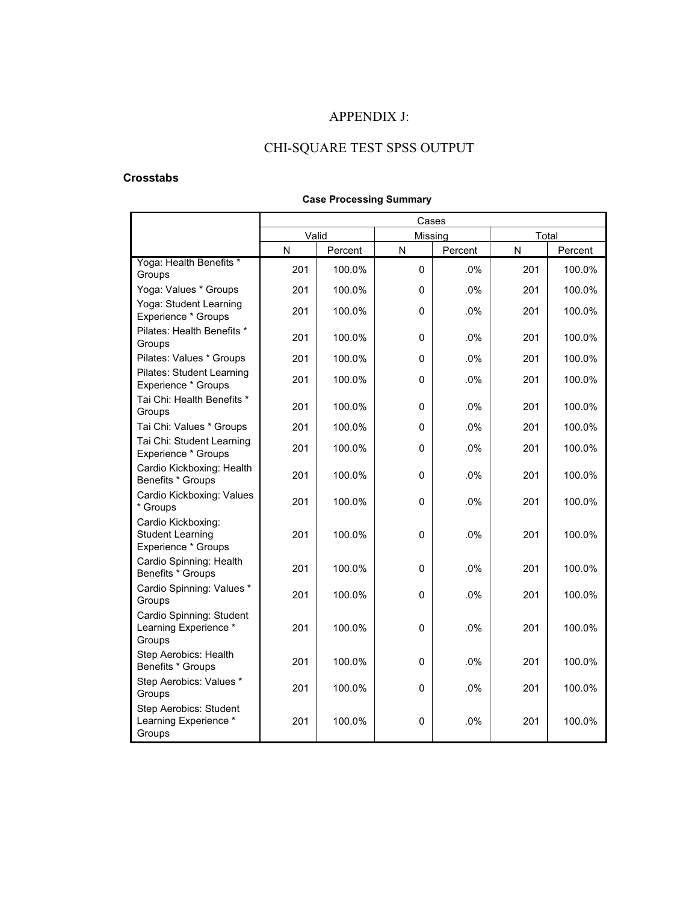# APPENDIX J:

# CHI-SQUARE TEST SPSS OUTPUT

**Crosstabs**

**Case Processing Summary**

| | Cases | | | | | |
|---|---|---|---|---|---|---|
| | Valid | | Missing | | Total | |
| | N | Percent | N | Percent | N | Percent |
| Yoga: Health Benefits * Groups | 201 | 100.0% | 0 | .0% | 201 | 100.0% |
| Yoga: Values * Groups | 201 | 100.0% | 0 | .0% | 201 | 100.0% |
| Yoga: Student Learning Experience * Groups | 201 | 100.0% | 0 | .0% | 201 | 100.0% |
| Pilates: Health Benefits * Groups | 201 | 100.0% | 0 | .0% | 201 | 100.0% |
| Pilates: Values * Groups | 201 | 100.0% | 0 | .0% | 201 | 100.0% |
| Pilates: Student Learning Experience * Groups | 201 | 100.0% | 0 | .0% | 201 | 100.0% |
| Tai Chi: Health Benefits * Groups | 201 | 100.0% | 0 | .0% | 201 | 100.0% |
| Tai Chi: Values * Groups | 201 | 100.0% | 0 | .0% | 201 | 100.0% |
| Tai Chi: Student Learning Experience * Groups | 201 | 100.0% | 0 | .0% | 201 | 100.0% |
| Cardio Kickboxing: Health Benefits * Groups | 201 | 100.0% | 0 | .0% | 201 | 100.0% |
| Cardio Kickboxing: Values * Groups | 201 | 100.0% | 0 | .0% | 201 | 100.0% |
| Cardio Kickboxing: Student Learning Experience * Groups | 201 | 100.0% | 0 | .0% | 201 | 100.0% |
| Cardio Spinning: Health Benefits * Groups | 201 | 100.0% | 0 | .0% | 201 | 100.0% |
| Cardio Spinning: Values * Groups | 201 | 100.0% | 0 | .0% | 201 | 100.0% |
| Cardio Spinning: Student Learning Experience * Groups | 201 | 100.0% | 0 | .0% | 201 | 100.0% |
| Step Aerobics: Health Benefits * Groups | 201 | 100.0% | 0 | .0% | 201 | 100.0% |
| Step Aerobics: Values * Groups | 201 | 100.0% | 0 | .0% | 201 | 100.0% |
| Step Aerobics: Student Learning Experience * Groups | 201 | 100.0% | 0 | .0% | 201 | 100.0% |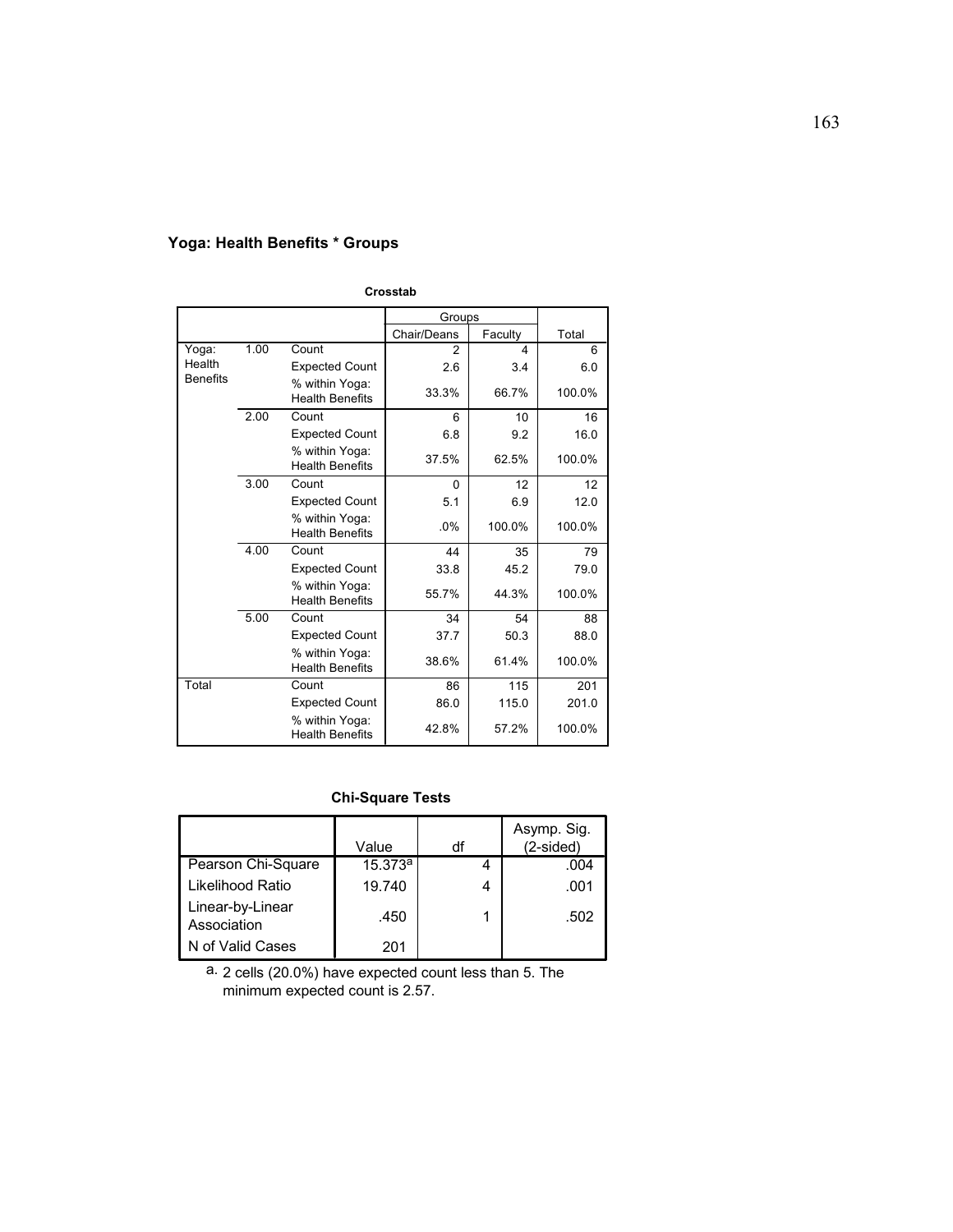**Yoga: Health Benefits * Groups**

**Crosstab**

| | | | Groups | | |
|---|---|---|---|---|---|
| | | | Chair/Deans | Faculty | Total |
| Yoga: Health Benefits | 1.00 | Count | 2 | 4 | 6 |
| | | Expected Count | 2.6 | 3.4 | 6.0 |
| | | % within Yoga: Health Benefits | 33.3% | 66.7% | 100.0% |
| | 2.00 | Count | 6 | 10 | 16 |
| | | Expected Count | 6.8 | 9.2 | 16.0 |
| | | % within Yoga: Health Benefits | 37.5% | 62.5% | 100.0% |
| | 3.00 | Count | 0 | 12 | 12 |
| | | Expected Count | 5.1 | 6.9 | 12.0 |
| | | % within Yoga: Health Benefits | .0% | 100.0% | 100.0% |
| | 4.00 | Count | 44 | 35 | 79 |
| | | Expected Count | 33.8 | 45.2 | 79.0 |
| | | % within Yoga: Health Benefits | 55.7% | 44.3% | 100.0% |
| | 5.00 | Count | 34 | 54 | 88 |
| | | Expected Count | 37.7 | 50.3 | 88.0 |
| | | % within Yoga: Health Benefits | 38.6% | 61.4% | 100.0% |
| Total | | Count | 86 | 115 | 201 |
| | | Expected Count | 86.0 | 115.0 | 201.0 |
| | | % within Yoga: Health Benefits | 42.8% | 57.2% | 100.0% |

**Chi-Square Tests**

| | Value | df | Asymp. Sig. (2-sided) |
|---|---|---|---|
| Pearson Chi-Square | 15.373[a] | 4 | .004 |
| Likelihood Ratio | 19.740 | 4 | .001 |
| Linear-by-Linear Association | .450 | 1 | .502 |
| N of Valid Cases | 201 | | |

a. 2 cells (20.0%) have expected count less than 5. The minimum expected count is 2.57.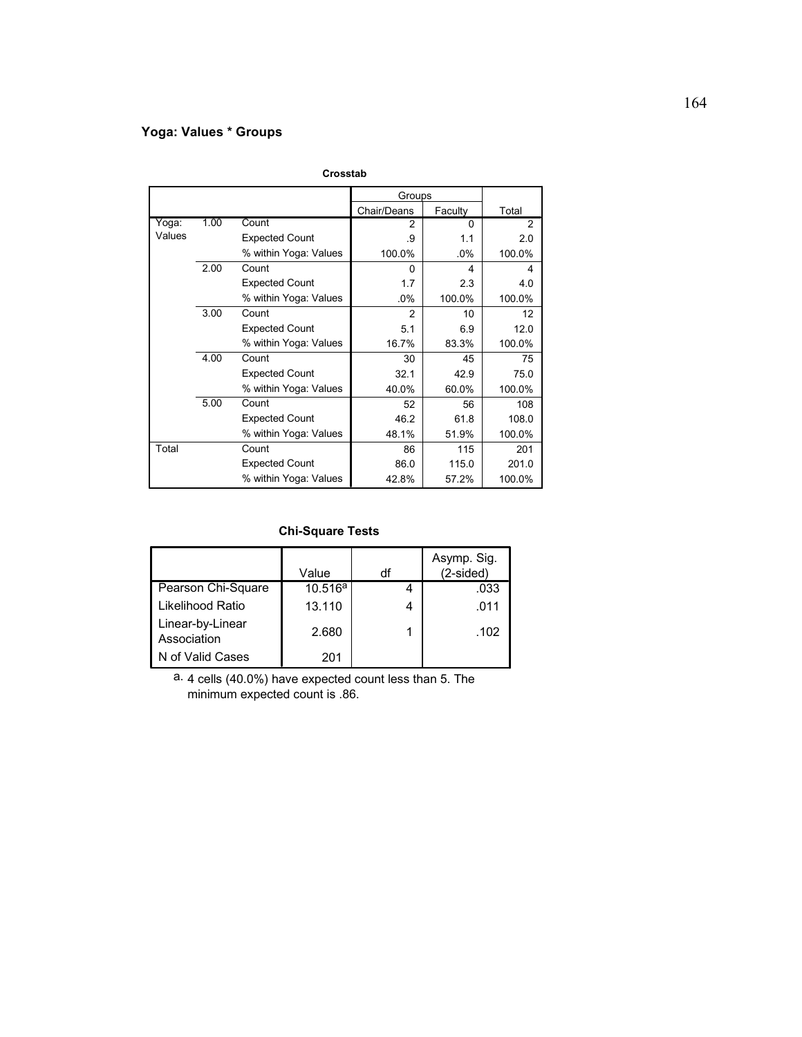**Yoga: Values * Groups**

**Crosstab**

| | | | Groups | | |
|---|---|---|---|---|---|
| | | | Chair/Deans | Faculty | Total |
| Yoga: Values | 1.00 | Count | 2 | 0 | 2 |
| | | Expected Count | .9 | 1.1 | 2.0 |
| | | % within Yoga: Values | 100.0% | .0% | 100.0% |
| | 2.00 | Count | 0 | 4 | 4 |
| | | Expected Count | 1.7 | 2.3 | 4.0 |
| | | % within Yoga: Values | .0% | 100.0% | 100.0% |
| | 3.00 | Count | 2 | 10 | 12 |
| | | Expected Count | 5.1 | 6.9 | 12.0 |
| | | % within Yoga: Values | 16.7% | 83.3% | 100.0% |
| | 4.00 | Count | 30 | 45 | 75 |
| | | Expected Count | 32.1 | 42.9 | 75.0 |
| | | % within Yoga: Values | 40.0% | 60.0% | 100.0% |
| | 5.00 | Count | 52 | 56 | 108 |
| | | Expected Count | 46.2 | 61.8 | 108.0 |
| | | % within Yoga: Values | 48.1% | 51.9% | 100.0% |
| Total | | Count | 86 | 115 | 201 |
| | | Expected Count | 86.0 | 115.0 | 201.0 |
| | | % within Yoga: Values | 42.8% | 57.2% | 100.0% |

**Chi-Square Tests**

| | Value | df | Asymp. Sig. (2-sided) |
|---|---|---|---|
| Pearson Chi-Square | 10.516[a] | 4 | .033 |
| Likelihood Ratio | 13.110 | 4 | .011 |
| Linear-by-Linear Association | 2.680 | 1 | .102 |
| N of Valid Cases | 201 | | |

a. 4 cells (40.0%) have expected count less than 5. The minimum expected count is .86.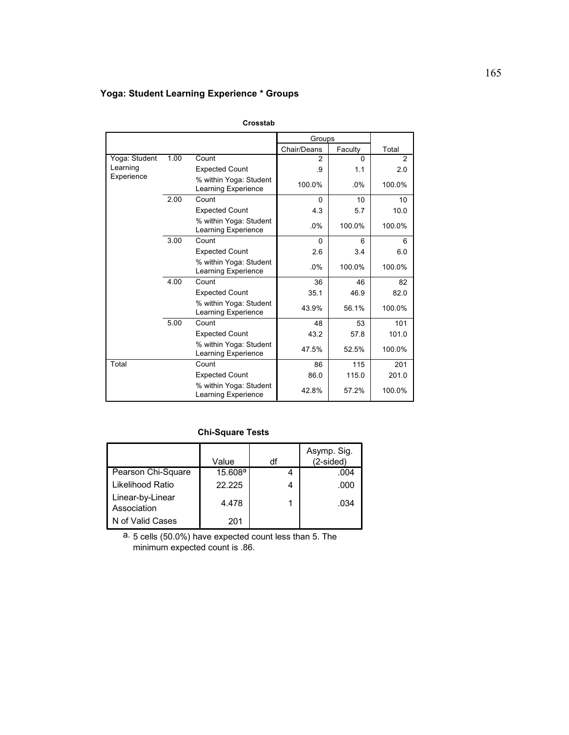### Yoga: Student Learning Experience * Groups

**Crosstab**

| | | | Groups | | |
|---|---|---|---|---|---|
| | | | Chair/Deans | Faculty | Total |
| Yoga: Student Learning Experience | 1.00 | Count | 2 | 0 | 2 |
| | | Expected Count | .9 | 1.1 | 2.0 |
| | | % within Yoga: Student Learning Experience | 100.0% | .0% | 100.0% |
| | 2.00 | Count | 0 | 10 | 10 |
| | | Expected Count | 4.3 | 5.7 | 10.0 |
| | | % within Yoga: Student Learning Experience | .0% | 100.0% | 100.0% |
| | 3.00 | Count | 0 | 6 | 6 |
| | | Expected Count | 2.6 | 3.4 | 6.0 |
| | | % within Yoga: Student Learning Experience | .0% | 100.0% | 100.0% |
| | 4.00 | Count | 36 | 46 | 82 |
| | | Expected Count | 35.1 | 46.9 | 82.0 |
| | | % within Yoga: Student Learning Experience | 43.9% | 56.1% | 100.0% |
| | 5.00 | Count | 48 | 53 | 101 |
| | | Expected Count | 43.2 | 57.8 | 101.0 |
| | | % within Yoga: Student Learning Experience | 47.5% | 52.5% | 100.0% |
| Total | | Count | 86 | 115 | 201 |
| | | Expected Count | 86.0 | 115.0 | 201.0 |
| | | % within Yoga: Student Learning Experience | 42.8% | 57.2% | 100.0% |

**Chi-Square Tests**

| | Value | df | Asymp. Sig. (2-sided) |
|---|---|---|---|
| Pearson Chi-Square | 15.608[a] | 4 | .004 |
| Likelihood Ratio | 22.225 | 4 | .000 |
| Linear-by-Linear Association | 4.478 | 1 | .034 |
| N of Valid Cases | 201 | | |

a. 5 cells (50.0%) have expected count less than 5. The minimum expected count is .86.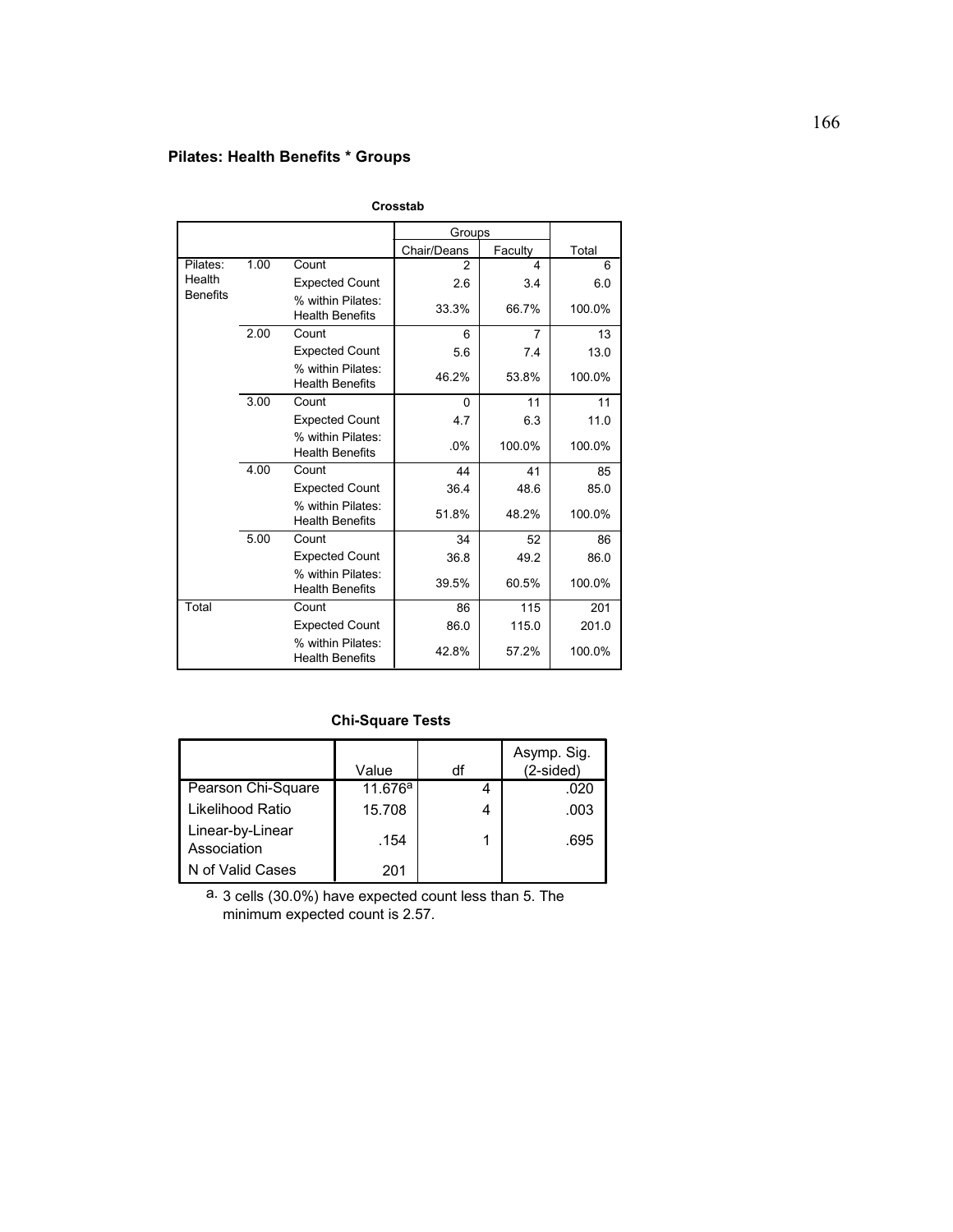**Pilates: Health Benefits * Groups**

**Crosstab**

| | | | Groups | | Total |
|---|---|---|---|---|---|
| | | | Chair/Deans | Faculty | |
| Pilates: Health Benefits | 1.00 | Count | 2 | 4 | 6 |
| | | Expected Count | 2.6 | 3.4 | 6.0 |
| | | % within Pilates: Health Benefits | 33.3% | 66.7% | 100.0% |
| | 2.00 | Count | 6 | 7 | 13 |
| | | Expected Count | 5.6 | 7.4 | 13.0 |
| | | % within Pilates: Health Benefits | 46.2% | 53.8% | 100.0% |
| | 3.00 | Count | 0 | 11 | 11 |
| | | Expected Count | 4.7 | 6.3 | 11.0 |
| | | % within Pilates: Health Benefits | .0% | 100.0% | 100.0% |
| | 4.00 | Count | 44 | 41 | 85 |
| | | Expected Count | 36.4 | 48.6 | 85.0 |
| | | % within Pilates: Health Benefits | 51.8% | 48.2% | 100.0% |
| | 5.00 | Count | 34 | 52 | 86 |
| | | Expected Count | 36.8 | 49.2 | 86.0 |
| | | % within Pilates: Health Benefits | 39.5% | 60.5% | 100.0% |
| Total | | Count | 86 | 115 | 201 |
| | | Expected Count | 86.0 | 115.0 | 201.0 |
| | | % within Pilates: Health Benefits | 42.8% | 57.2% | 100.0% |

**Chi-Square Tests**

| | Value | df | Asymp. Sig. (2-sided) |
|---|---|---|---|
| Pearson Chi-Square | 11.676[a] | 4 | .020 |
| Likelihood Ratio | 15.708 | 4 | .003 |
| Linear-by-Linear Association | .154 | 1 | .695 |
| N of Valid Cases | 201 | | |

a. 3 cells (30.0%) have expected count less than 5. The minimum expected count is 2.57.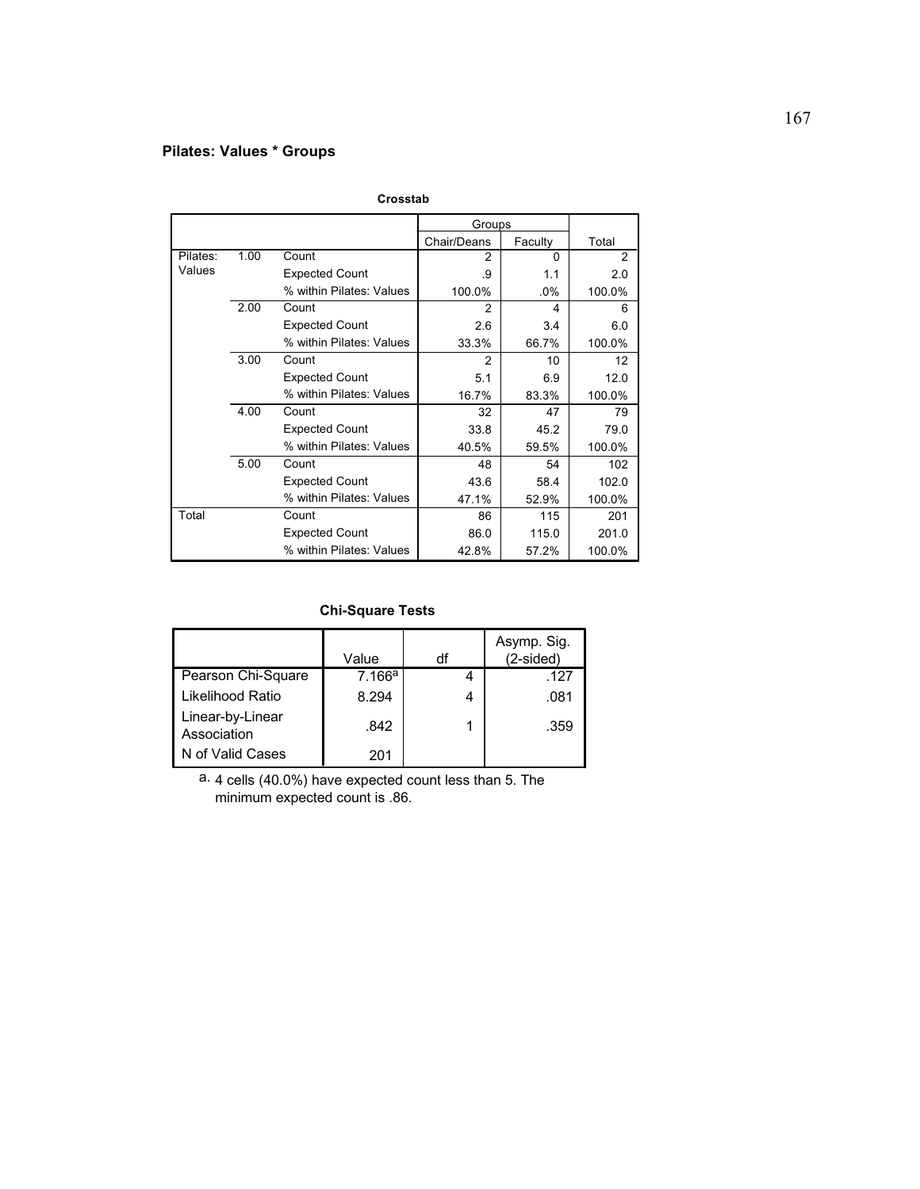**Pilates: Values * Groups**

**Crosstab**

| | | | Groups | | |
|---|---|---|---|---|---|
| | | | Chair/Deans | Faculty | Total |
| Pilates: Values | 1.00 | Count | 2 | 0 | 2 |
| | | Expected Count | .9 | 1.1 | 2.0 |
| | | % within Pilates: Values | 100.0% | .0% | 100.0% |
| | 2.00 | Count | 2 | 4 | 6 |
| | | Expected Count | 2.6 | 3.4 | 6.0 |
| | | % within Pilates: Values | 33.3% | 66.7% | 100.0% |
| | 3.00 | Count | 2 | 10 | 12 |
| | | Expected Count | 5.1 | 6.9 | 12.0 |
| | | % within Pilates: Values | 16.7% | 83.3% | 100.0% |
| | 4.00 | Count | 32 | 47 | 79 |
| | | Expected Count | 33.8 | 45.2 | 79.0 |
| | | % within Pilates: Values | 40.5% | 59.5% | 100.0% |
| | 5.00 | Count | 48 | 54 | 102 |
| | | Expected Count | 43.6 | 58.4 | 102.0 |
| | | % within Pilates: Values | 47.1% | 52.9% | 100.0% |
| Total | | Count | 86 | 115 | 201 |
| | | Expected Count | 86.0 | 115.0 | 201.0 |
| | | % within Pilates: Values | 42.8% | 57.2% | 100.0% |

**Chi-Square Tests**

| | Value | df | Asymp. Sig. (2-sided) |
|---|---|---|---|
| Pearson Chi-Square | 7.166[a] | 4 | .127 |
| Likelihood Ratio | 8.294 | 4 | .081 |
| Linear-by-Linear Association | .842 | 1 | .359 |
| N of Valid Cases | 201 | | |

a. 4 cells (40.0%) have expected count less than 5. The minimum expected count is .86.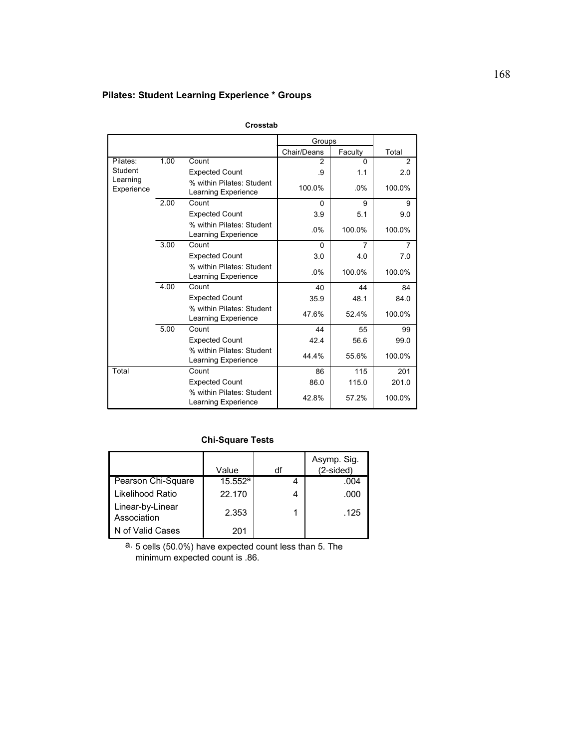**Pilates: Student Learning Experience * Groups**

**Crosstab**

| | | | Groups | | |
|---|---|---|---|---|---|
| | | | Chair/Deans | Faculty | Total |
| Pilates: Student Learning Experience | 1.00 | Count | 2 | 0 | 2 |
| | | Expected Count | .9 | 1.1 | 2.0 |
| | | % within Pilates: Student Learning Experience | 100.0% | .0% | 100.0% |
| | 2.00 | Count | 0 | 9 | 9 |
| | | Expected Count | 3.9 | 5.1 | 9.0 |
| | | % within Pilates: Student Learning Experience | .0% | 100.0% | 100.0% |
| | 3.00 | Count | 0 | 7 | 7 |
| | | Expected Count | 3.0 | 4.0 | 7.0 |
| | | % within Pilates: Student Learning Experience | .0% | 100.0% | 100.0% |
| | 4.00 | Count | 40 | 44 | 84 |
| | | Expected Count | 35.9 | 48.1 | 84.0 |
| | | % within Pilates: Student Learning Experience | 47.6% | 52.4% | 100.0% |
| | 5.00 | Count | 44 | 55 | 99 |
| | | Expected Count | 42.4 | 56.6 | 99.0 |
| | | % within Pilates: Student Learning Experience | 44.4% | 55.6% | 100.0% |
| Total | | Count | 86 | 115 | 201 |
| | | Expected Count | 86.0 | 115.0 | 201.0 |
| | | % within Pilates: Student Learning Experience | 42.8% | 57.2% | 100.0% |

**Chi-Square Tests**

| | Value | df | Asymp. Sig. (2-sided) |
|---|---|---|---|
| Pearson Chi-Square | 15.552[a] | 4 | .004 |
| Likelihood Ratio | 22.170 | 4 | .000 |
| Linear-by-Linear Association | 2.353 | 1 | .125 |
| N of Valid Cases | 201 | | |

a. 5 cells (50.0%) have expected count less than 5. The minimum expected count is .86.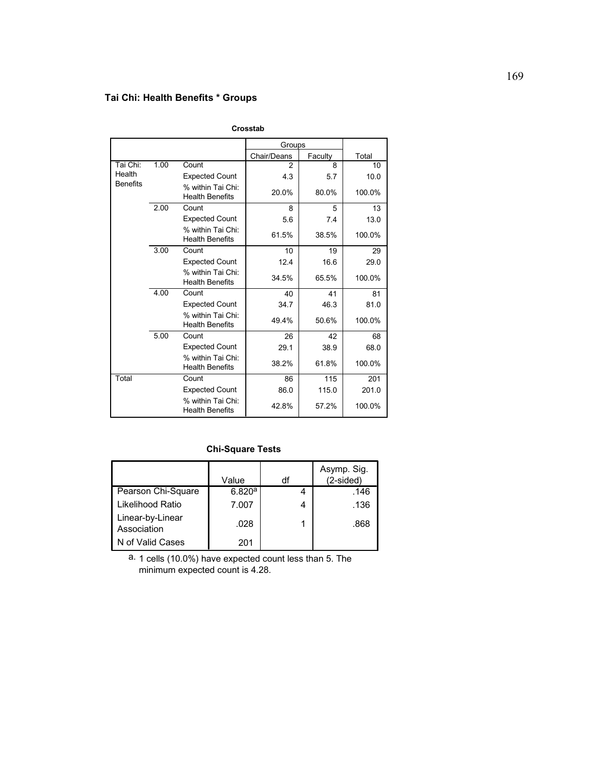**Tai Chi: Health Benefits * Groups**

**Crosstab**

| | | | Groups | | |
|---|---|---|---|---|---|
| | | | Chair/Deans | Faculty | Total |
| Tai Chi: Health Benefits | 1.00 | Count | 2 | 8 | 10 |
| | | Expected Count | 4.3 | 5.7 | 10.0 |
| | | % within Tai Chi: Health Benefits | 20.0% | 80.0% | 100.0% |
| | 2.00 | Count | 8 | 5 | 13 |
| | | Expected Count | 5.6 | 7.4 | 13.0 |
| | | % within Tai Chi: Health Benefits | 61.5% | 38.5% | 100.0% |
| | 3.00 | Count | 10 | 19 | 29 |
| | | Expected Count | 12.4 | 16.6 | 29.0 |
| | | % within Tai Chi: Health Benefits | 34.5% | 65.5% | 100.0% |
| | 4.00 | Count | 40 | 41 | 81 |
| | | Expected Count | 34.7 | 46.3 | 81.0 |
| | | % within Tai Chi: Health Benefits | 49.4% | 50.6% | 100.0% |
| | 5.00 | Count | 26 | 42 | 68 |
| | | Expected Count | 29.1 | 38.9 | 68.0 |
| | | % within Tai Chi: Health Benefits | 38.2% | 61.8% | 100.0% |
| Total | | Count | 86 | 115 | 201 |
| | | Expected Count | 86.0 | 115.0 | 201.0 |
| | | % within Tai Chi: Health Benefits | 42.8% | 57.2% | 100.0% |

**Chi-Square Tests**

| | Value | df | Asymp. Sig. (2-sided) |
|---|---|---|---|
| Pearson Chi-Square | 6.820[a] | 4 | .146 |
| Likelihood Ratio | 7.007 | 4 | .136 |
| Linear-by-Linear Association | .028 | 1 | .868 |
| N of Valid Cases | 201 | | |

a. 1 cells (10.0%) have expected count less than 5. The minimum expected count is 4.28.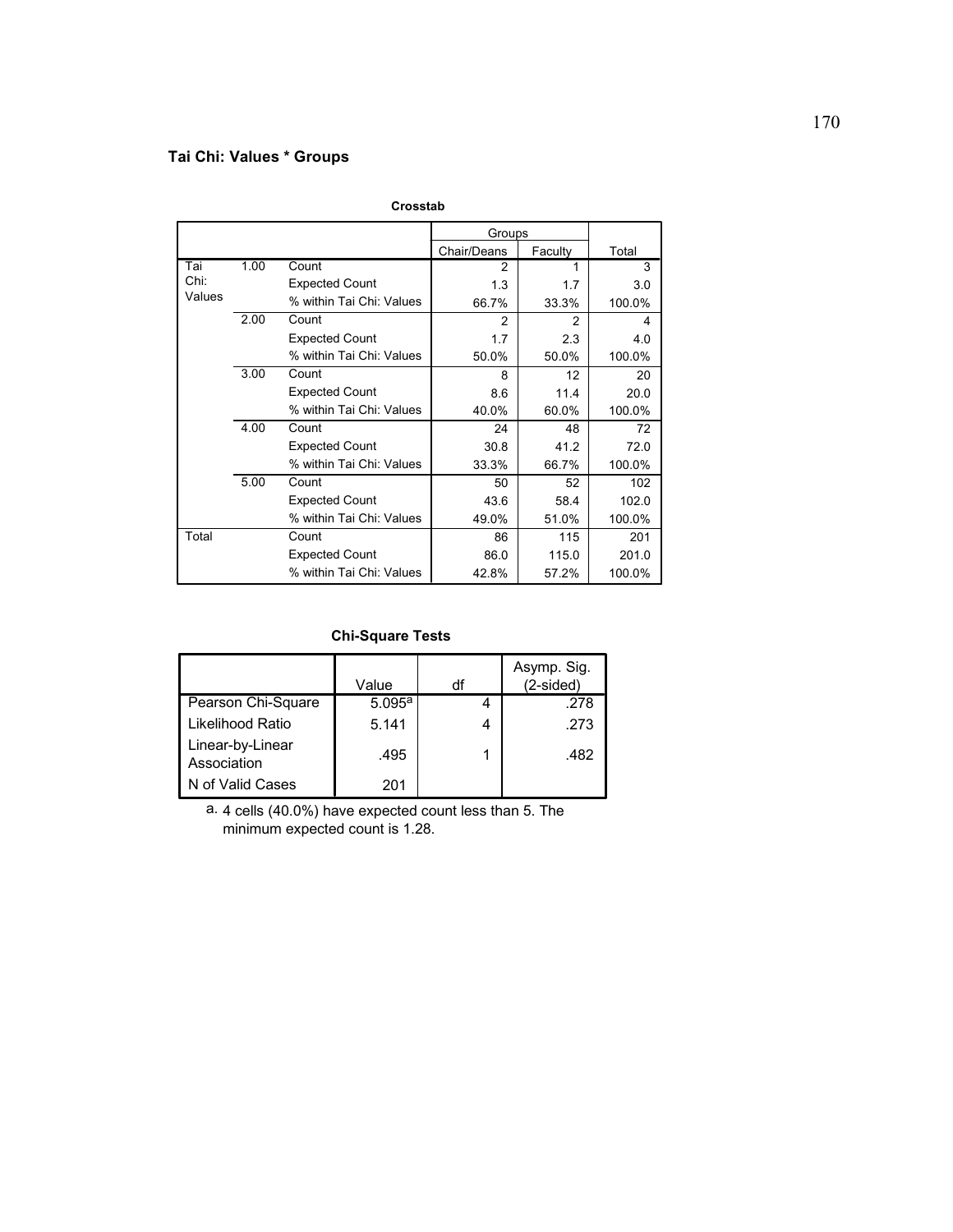**Tai Chi: Values * Groups**

**Crosstab**

| | | | Groups | | |
|---|---|---|---|---|---|
| | | | Chair/Deans | Faculty | Total |
| Tai Chi: Values | 1.00 | Count | 2 | 1 | 3 |
| | | Expected Count | 1.3 | 1.7 | 3.0 |
| | | % within Tai Chi: Values | 66.7% | 33.3% | 100.0% |
| | 2.00 | Count | 2 | 2 | 4 |
| | | Expected Count | 1.7 | 2.3 | 4.0 |
| | | % within Tai Chi: Values | 50.0% | 50.0% | 100.0% |
| | 3.00 | Count | 8 | 12 | 20 |
| | | Expected Count | 8.6 | 11.4 | 20.0 |
| | | % within Tai Chi: Values | 40.0% | 60.0% | 100.0% |
| | 4.00 | Count | 24 | 48 | 72 |
| | | Expected Count | 30.8 | 41.2 | 72.0 |
| | | % within Tai Chi: Values | 33.3% | 66.7% | 100.0% |
| | 5.00 | Count | 50 | 52 | 102 |
| | | Expected Count | 43.6 | 58.4 | 102.0 |
| | | % within Tai Chi: Values | 49.0% | 51.0% | 100.0% |
| Total | | Count | 86 | 115 | 201 |
| | | Expected Count | 86.0 | 115.0 | 201.0 |
| | | % within Tai Chi: Values | 42.8% | 57.2% | 100.0% |

**Chi-Square Tests**

| | Value | df | Asymp. Sig. (2-sided) |
|---|---|---|---|
| Pearson Chi-Square | 5.095[a] | 4 | .278 |
| Likelihood Ratio | 5.141 | 4 | .273 |
| Linear-by-Linear Association | .495 | 1 | .482 |
| N of Valid Cases | 201 | | |

a. 4 cells (40.0%) have expected count less than 5. The minimum expected count is 1.28.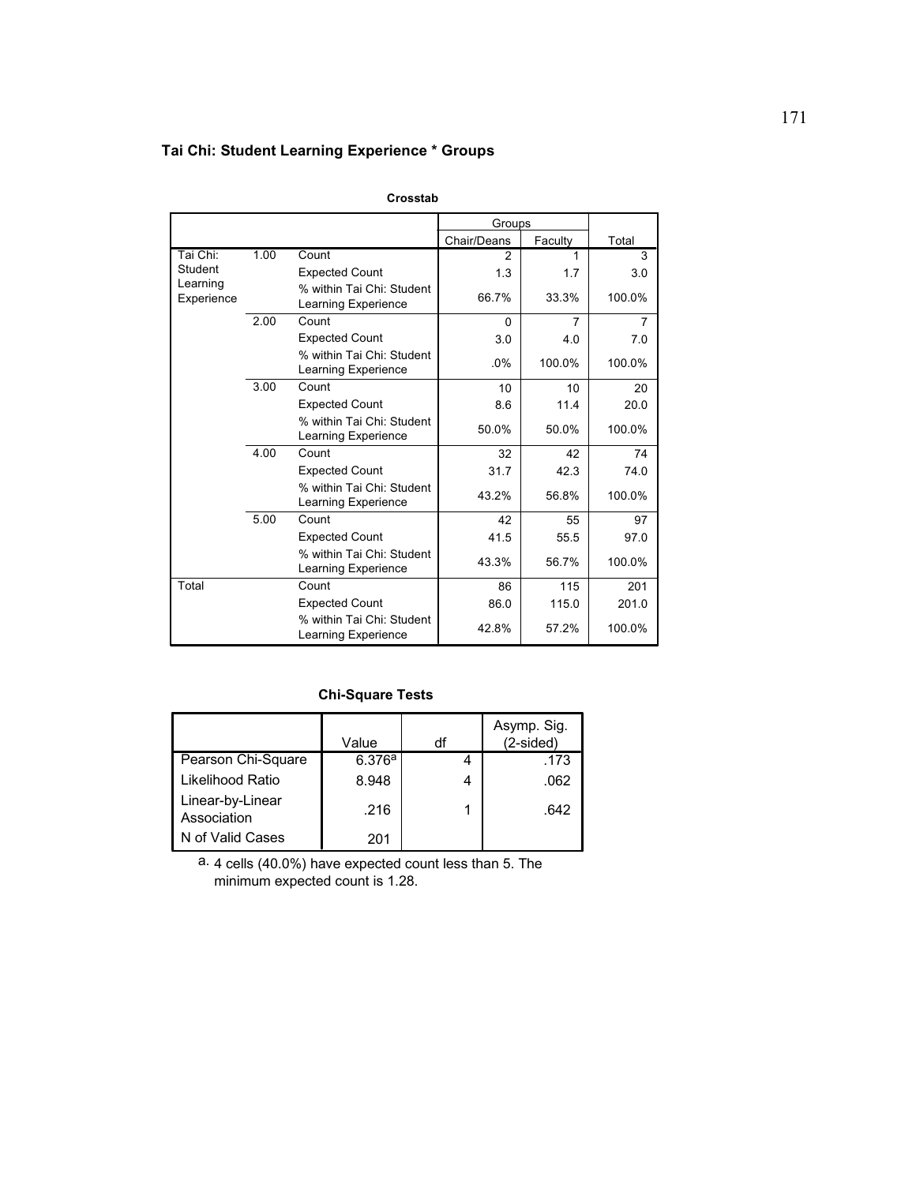**Tai Chi: Student Learning Experience * Groups**

**Crosstab**

| | | | Groups | | |
|---|---|---|---|---|---|
| | | | Chair/Deans | Faculty | Total |
| Tai Chi: Student Learning Experience | 1.00 | Count | 2 | 1 | 3 |
| | | Expected Count | 1.3 | 1.7 | 3.0 |
| | | % within Tai Chi: Student Learning Experience | 66.7% | 33.3% | 100.0% |
| | 2.00 | Count | 0 | 7 | 7 |
| | | Expected Count | 3.0 | 4.0 | 7.0 |
| | | % within Tai Chi: Student Learning Experience | .0% | 100.0% | 100.0% |
| | 3.00 | Count | 10 | 10 | 20 |
| | | Expected Count | 8.6 | 11.4 | 20.0 |
| | | % within Tai Chi: Student Learning Experience | 50.0% | 50.0% | 100.0% |
| | 4.00 | Count | 32 | 42 | 74 |
| | | Expected Count | 31.7 | 42.3 | 74.0 |
| | | % within Tai Chi: Student Learning Experience | 43.2% | 56.8% | 100.0% |
| | 5.00 | Count | 42 | 55 | 97 |
| | | Expected Count | 41.5 | 55.5 | 97.0 |
| | | % within Tai Chi: Student Learning Experience | 43.3% | 56.7% | 100.0% |
| Total | | Count | 86 | 115 | 201 |
| | | Expected Count | 86.0 | 115.0 | 201.0 |
| | | % within Tai Chi: Student Learning Experience | 42.8% | 57.2% | 100.0% |

**Chi-Square Tests**

| | Value | df | Asymp. Sig. (2-sided) |
|---|---|---|---|
| Pearson Chi-Square | 6.376[a] | 4 | .173 |
| Likelihood Ratio | 8.948 | 4 | .062 |
| Linear-by-Linear Association | .216 | 1 | .642 |
| N of Valid Cases | 201 | | |

a. 4 cells (40.0%) have expected count less than 5. The minimum expected count is 1.28.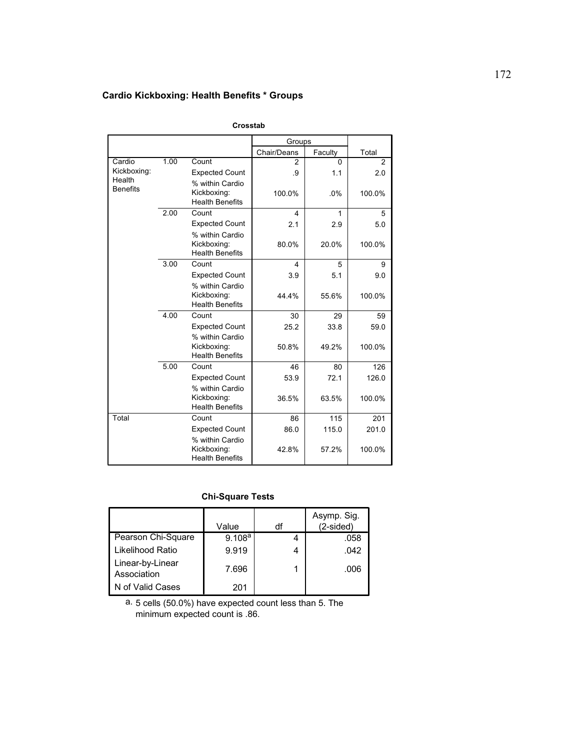**Cardio Kickboxing: Health Benefits * Groups**

**Crosstab**

| | | | Groups | | |
|---|---|---|---|---|---|
| | | | Chair/Deans | Faculty | Total |
| Cardio Kickboxing: Health Benefits | 1.00 | Count | 2 | 0 | 2 |
| | | Expected Count | .9 | 1.1 | 2.0 |
| | | % within Cardio Kickboxing: Health Benefits | 100.0% | .0% | 100.0% |
| | 2.00 | Count | 4 | 1 | 5 |
| | | Expected Count | 2.1 | 2.9 | 5.0 |
| | | % within Cardio Kickboxing: Health Benefits | 80.0% | 20.0% | 100.0% |
| | 3.00 | Count | 4 | 5 | 9 |
| | | Expected Count | 3.9 | 5.1 | 9.0 |
| | | % within Cardio Kickboxing: Health Benefits | 44.4% | 55.6% | 100.0% |
| | 4.00 | Count | 30 | 29 | 59 |
| | | Expected Count | 25.2 | 33.8 | 59.0 |
| | | % within Cardio Kickboxing: Health Benefits | 50.8% | 49.2% | 100.0% |
| | 5.00 | Count | 46 | 80 | 126 |
| | | Expected Count | 53.9 | 72.1 | 126.0 |
| | | % within Cardio Kickboxing: Health Benefits | 36.5% | 63.5% | 100.0% |
| Total | | Count | 86 | 115 | 201 |
| | | Expected Count | 86.0 | 115.0 | 201.0 |
| | | % within Cardio Kickboxing: Health Benefits | 42.8% | 57.2% | 100.0% |

**Chi-Square Tests**

| | Value | df | Asymp. Sig. (2-sided) |
|---|---|---|---|
| Pearson Chi-Square | 9.108[a] | 4 | .058 |
| Likelihood Ratio | 9.919 | 4 | .042 |
| Linear-by-Linear Association | 7.696 | 1 | .006 |
| N of Valid Cases | 201 | | |

a. 5 cells (50.0%) have expected count less than 5. The minimum expected count is .86.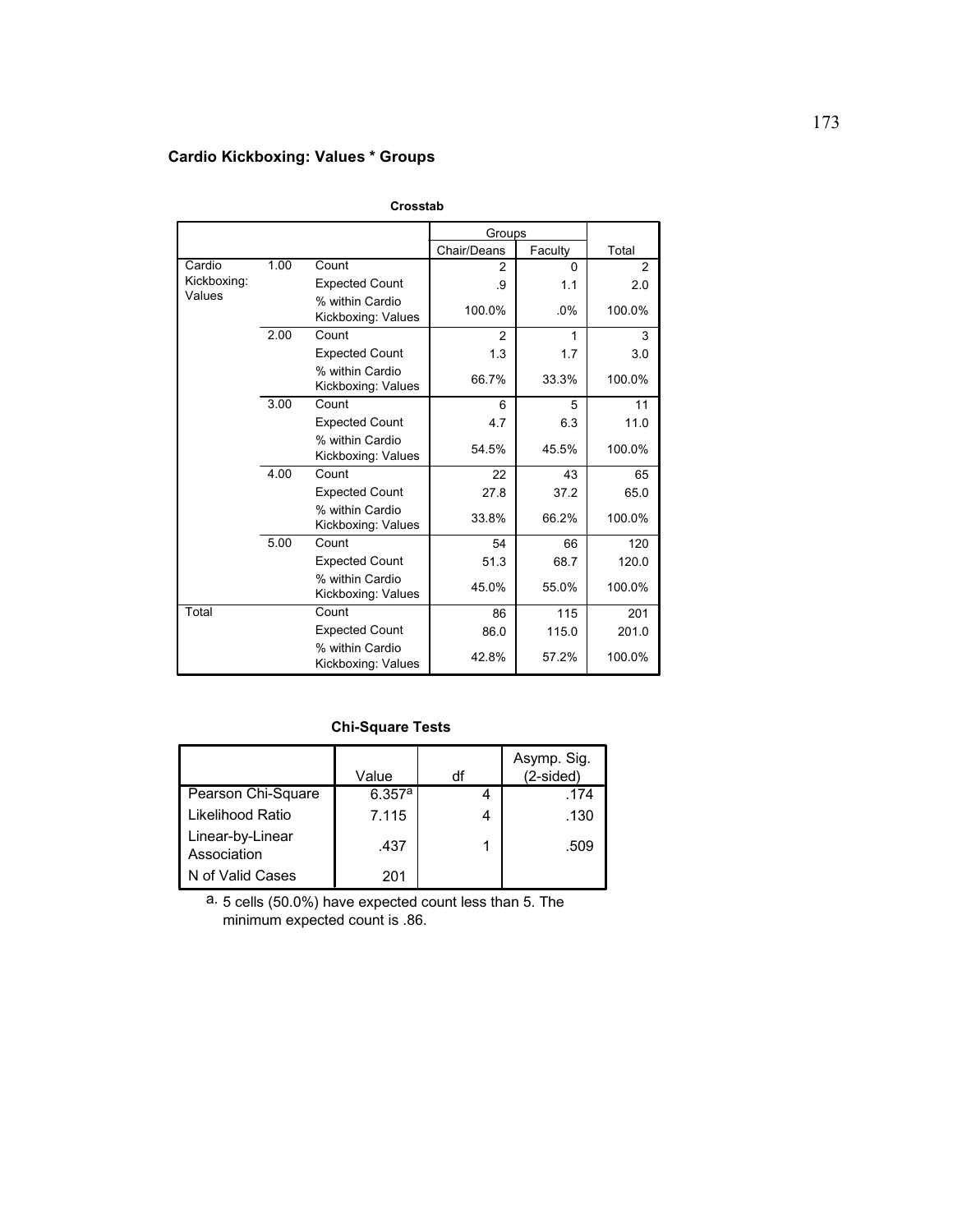**Cardio Kickboxing: Values * Groups**

**Crosstab**

| | | | Groups | | |
|---|---|---|---|---|---|
| | | | Chair/Deans | Faculty | Total |
| Cardio Kickboxing: Values | 1.00 | Count | 2 | 0 | 2 |
| | | Expected Count | .9 | 1.1 | 2.0 |
| | | % within Cardio Kickboxing: Values | 100.0% | .0% | 100.0% |
| | 2.00 | Count | 2 | 1 | 3 |
| | | Expected Count | 1.3 | 1.7 | 3.0 |
| | | % within Cardio Kickboxing: Values | 66.7% | 33.3% | 100.0% |
| | 3.00 | Count | 6 | 5 | 11 |
| | | Expected Count | 4.7 | 6.3 | 11.0 |
| | | % within Cardio Kickboxing: Values | 54.5% | 45.5% | 100.0% |
| | 4.00 | Count | 22 | 43 | 65 |
| | | Expected Count | 27.8 | 37.2 | 65.0 |
| | | % within Cardio Kickboxing: Values | 33.8% | 66.2% | 100.0% |
| | 5.00 | Count | 54 | 66 | 120 |
| | | Expected Count | 51.3 | 68.7 | 120.0 |
| | | % within Cardio Kickboxing: Values | 45.0% | 55.0% | 100.0% |
| Total | | Count | 86 | 115 | 201 |
| | | Expected Count | 86.0 | 115.0 | 201.0 |
| | | % within Cardio Kickboxing: Values | 42.8% | 57.2% | 100.0% |

**Chi-Square Tests**

| | Value | df | Asymp. Sig. (2-sided) |
|---|---|---|---|
| Pearson Chi-Square | 6.357[a] | 4 | .174 |
| Likelihood Ratio | 7.115 | 4 | .130 |
| Linear-by-Linear Association | .437 | 1 | .509 |
| N of Valid Cases | 201 | | |

a. 5 cells (50.0%) have expected count less than 5. The minimum expected count is .86.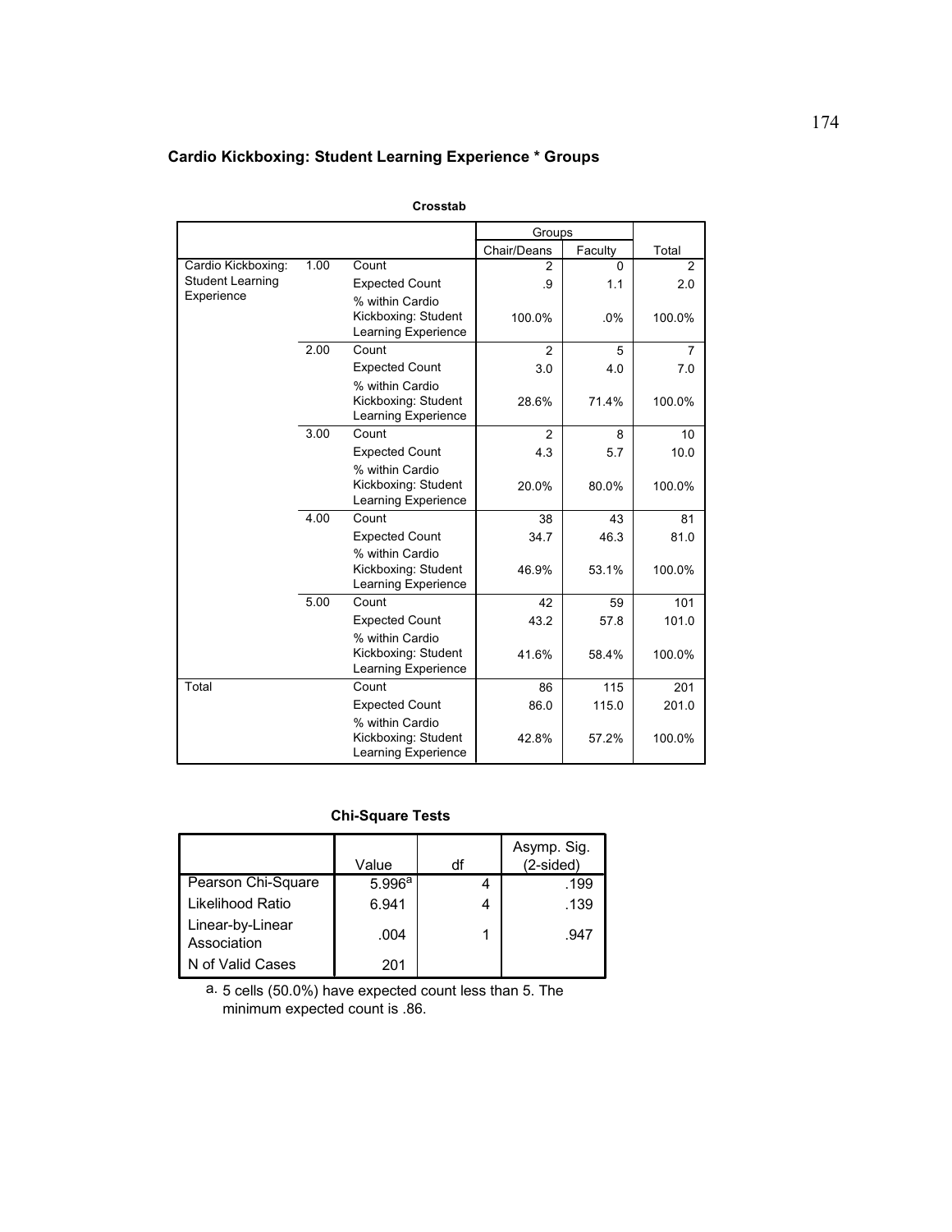**Cardio Kickboxing: Student Learning Experience * Groups**

**Crosstab**

| | | | Groups | | |
|---|---|---|---|---|---|
| | | | Chair/Deans | Faculty | Total |
| Cardio Kickboxing: Student Learning Experience | 1.00 | Count | 2 | 0 | 2 |
| | | Expected Count | .9 | 1.1 | 2.0 |
| | | % within Cardio Kickboxing: Student Learning Experience | 100.0% | .0% | 100.0% |
| | 2.00 | Count | 2 | 5 | 7 |
| | | Expected Count | 3.0 | 4.0 | 7.0 |
| | | % within Cardio Kickboxing: Student Learning Experience | 28.6% | 71.4% | 100.0% |
| | 3.00 | Count | 2 | 8 | 10 |
| | | Expected Count | 4.3 | 5.7 | 10.0 |
| | | % within Cardio Kickboxing: Student Learning Experience | 20.0% | 80.0% | 100.0% |
| | 4.00 | Count | 38 | 43 | 81 |
| | | Expected Count | 34.7 | 46.3 | 81.0 |
| | | % within Cardio Kickboxing: Student Learning Experience | 46.9% | 53.1% | 100.0% |
| | 5.00 | Count | 42 | 59 | 101 |
| | | Expected Count | 43.2 | 57.8 | 101.0 |
| | | % within Cardio Kickboxing: Student Learning Experience | 41.6% | 58.4% | 100.0% |
| Total | | Count | 86 | 115 | 201 |
| | | Expected Count | 86.0 | 115.0 | 201.0 |
| | | % within Cardio Kickboxing: Student Learning Experience | 42.8% | 57.2% | 100.0% |

**Chi-Square Tests**

| | Value | df | Asymp. Sig. (2-sided) |
|---|---|---|---|
| Pearson Chi-Square | 5.996[a] | 4 | .199 |
| Likelihood Ratio | 6.941 | 4 | .139 |
| Linear-by-Linear Association | .004 | 1 | .947 |
| N of Valid Cases | 201 | | |

a. 5 cells (50.0%) have expected count less than 5. The minimum expected count is .86.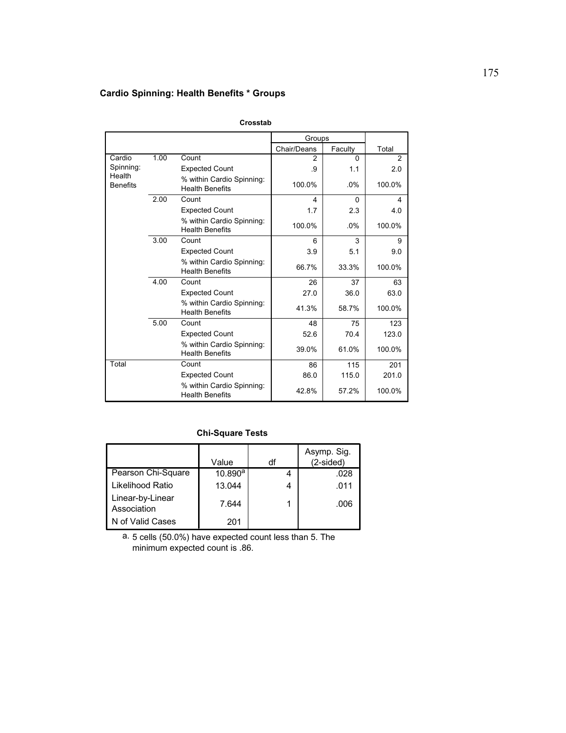**Cardio Spinning: Health Benefits * Groups**

**Crosstab**

| | | | Groups | | Total |
|---|---|---|---|---|---|
| | | | Chair/Deans | Faculty | |
| Cardio Spinning: Health Benefits | 1.00 | Count | 2 | 0 | 2 |
| | | Expected Count | .9 | 1.1 | 2.0 |
| | | % within Cardio Spinning: Health Benefits | 100.0% | .0% | 100.0% |
| | 2.00 | Count | 4 | 0 | 4 |
| | | Expected Count | 1.7 | 2.3 | 4.0 |
| | | % within Cardio Spinning: Health Benefits | 100.0% | .0% | 100.0% |
| | 3.00 | Count | 6 | 3 | 9 |
| | | Expected Count | 3.9 | 5.1 | 9.0 |
| | | % within Cardio Spinning: Health Benefits | 66.7% | 33.3% | 100.0% |
| | 4.00 | Count | 26 | 37 | 63 |
| | | Expected Count | 27.0 | 36.0 | 63.0 |
| | | % within Cardio Spinning: Health Benefits | 41.3% | 58.7% | 100.0% |
| | 5.00 | Count | 48 | 75 | 123 |
| | | Expected Count | 52.6 | 70.4 | 123.0 |
| | | % within Cardio Spinning: Health Benefits | 39.0% | 61.0% | 100.0% |
| Total | | Count | 86 | 115 | 201 |
| | | Expected Count | 86.0 | 115.0 | 201.0 |
| | | % within Cardio Spinning: Health Benefits | 42.8% | 57.2% | 100.0% |

**Chi-Square Tests**

| | Value | df | Asymp. Sig. (2-sided) |
|---|---|---|---|
| Pearson Chi-Square | 10.890[a] | 4 | .028 |
| Likelihood Ratio | 13.044 | 4 | .011 |
| Linear-by-Linear Association | 7.644 | 1 | .006 |
| N of Valid Cases | 201 | | |

a. 5 cells (50.0%) have expected count less than 5. The minimum expected count is .86.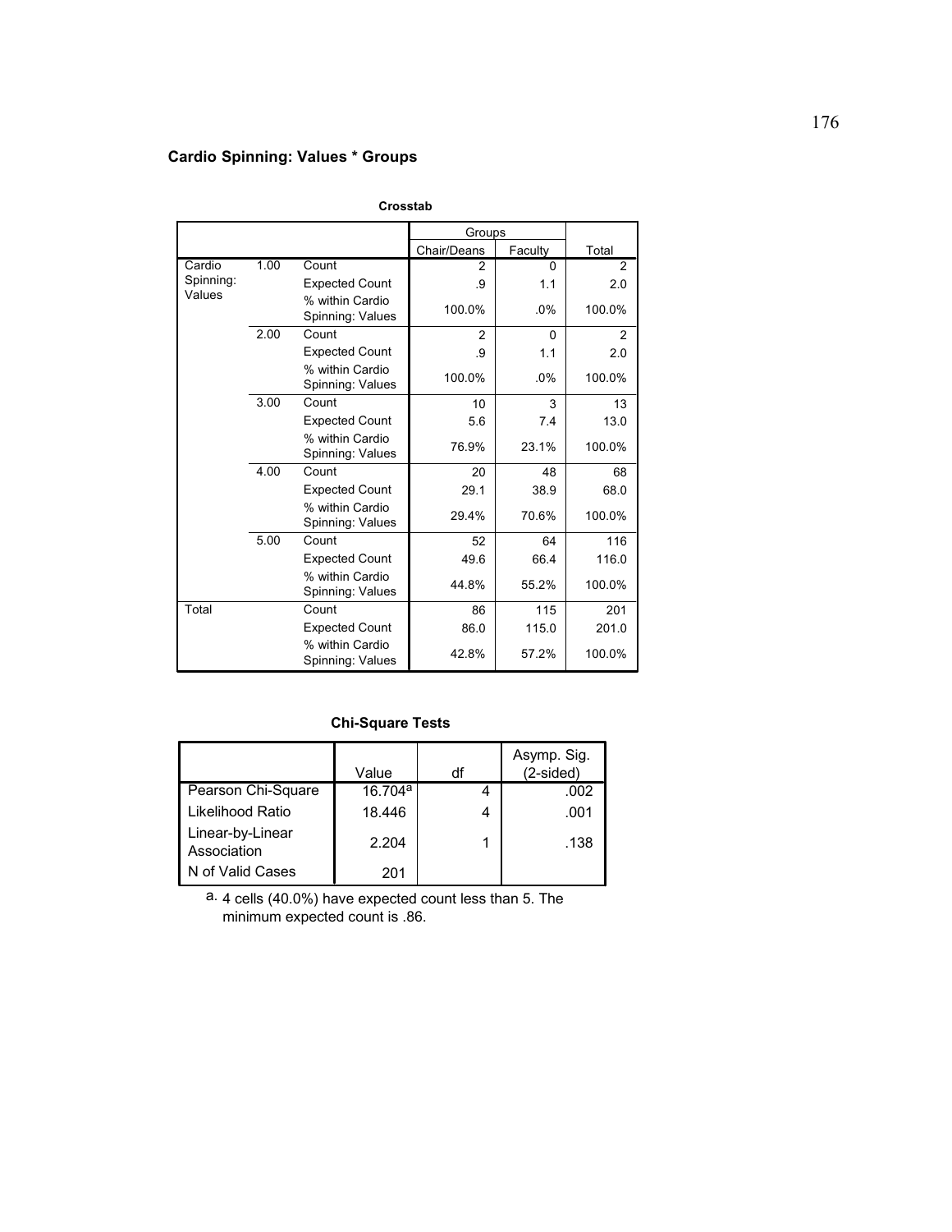**Cardio Spinning: Values * Groups**

**Crosstab**

| | | | Groups | | Total |
|---|---|---|---|---|---|
| | | | Chair/Deans | Faculty | |
| Cardio Spinning: Values | 1.00 | Count | 2 | 0 | 2 |
| | | Expected Count | .9 | 1.1 | 2.0 |
| | | % within Cardio Spinning: Values | 100.0% | .0% | 100.0% |
| | 2.00 | Count | 2 | 0 | 2 |
| | | Expected Count | .9 | 1.1 | 2.0 |
| | | % within Cardio Spinning: Values | 100.0% | .0% | 100.0% |
| | 3.00 | Count | 10 | 3 | 13 |
| | | Expected Count | 5.6 | 7.4 | 13.0 |
| | | % within Cardio Spinning: Values | 76.9% | 23.1% | 100.0% |
| | 4.00 | Count | 20 | 48 | 68 |
| | | Expected Count | 29.1 | 38.9 | 68.0 |
| | | % within Cardio Spinning: Values | 29.4% | 70.6% | 100.0% |
| | 5.00 | Count | 52 | 64 | 116 |
| | | Expected Count | 49.6 | 66.4 | 116.0 |
| | | % within Cardio Spinning: Values | 44.8% | 55.2% | 100.0% |
| Total | | Count | 86 | 115 | 201 |
| | | Expected Count | 86.0 | 115.0 | 201.0 |
| | | % within Cardio Spinning: Values | 42.8% | 57.2% | 100.0% |

**Chi-Square Tests**

| | Value | df | Asymp. Sig. (2-sided) |
|---|---|---|---|
| Pearson Chi-Square | 16.704[a] | 4 | .002 |
| Likelihood Ratio | 18.446 | 4 | .001 |
| Linear-by-Linear Association | 2.204 | 1 | .138 |
| N of Valid Cases | 201 | | |

a. 4 cells (40.0%) have expected count less than 5. The minimum expected count is .86.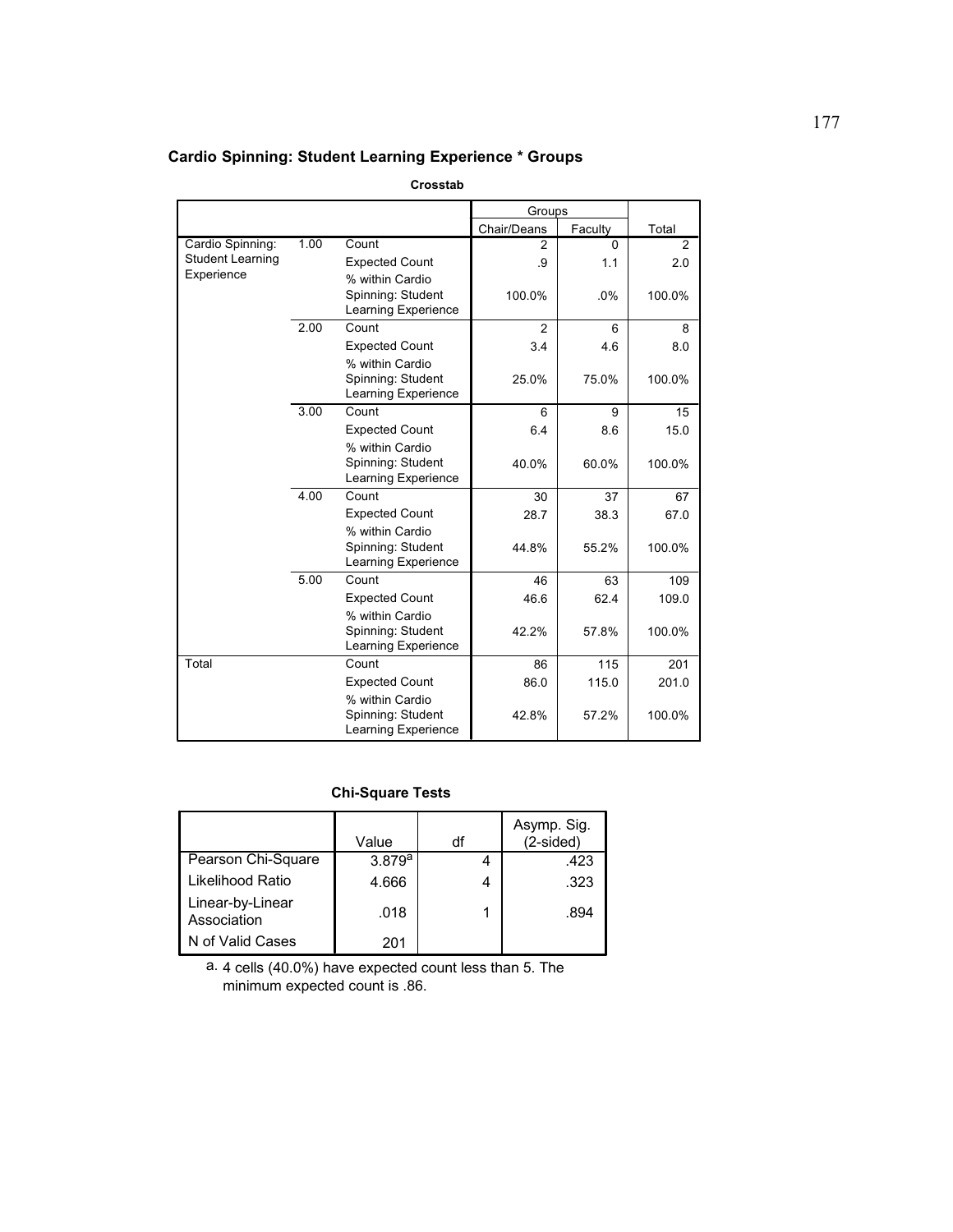**Cardio Spinning: Student Learning Experience * Groups**

**Crosstab**

| | | | Groups | | |
|---|---|---|---|---|---|
| | | | Chair/Deans | Faculty | Total |
| Cardio Spinning: Student Learning Experience | 1.00 | Count | 2 | 0 | 2 |
| | | Expected Count | .9 | 1.1 | 2.0 |
| | | % within Cardio Spinning: Student Learning Experience | 100.0% | .0% | 100.0% |
| | 2.00 | Count | 2 | 6 | 8 |
| | | Expected Count | 3.4 | 4.6 | 8.0 |
| | | % within Cardio Spinning: Student Learning Experience | 25.0% | 75.0% | 100.0% |
| | 3.00 | Count | 6 | 9 | 15 |
| | | Expected Count | 6.4 | 8.6 | 15.0 |
| | | % within Cardio Spinning: Student Learning Experience | 40.0% | 60.0% | 100.0% |
| | 4.00 | Count | 30 | 37 | 67 |
| | | Expected Count | 28.7 | 38.3 | 67.0 |
| | | % within Cardio Spinning: Student Learning Experience | 44.8% | 55.2% | 100.0% |
| | 5.00 | Count | 46 | 63 | 109 |
| | | Expected Count | 46.6 | 62.4 | 109.0 |
| | | % within Cardio Spinning: Student Learning Experience | 42.2% | 57.8% | 100.0% |
| Total | | Count | 86 | 115 | 201 |
| | | Expected Count | 86.0 | 115.0 | 201.0 |
| | | % within Cardio Spinning: Student Learning Experience | 42.8% | 57.2% | 100.0% |

**Chi-Square Tests**

| | Value | df | Asymp. Sig. (2-sided) |
|---|---|---|---|
| Pearson Chi-Square | 3.879[a] | 4 | .423 |
| Likelihood Ratio | 4.666 | 4 | .323 |
| Linear-by-Linear Association | .018 | 1 | .894 |
| N of Valid Cases | 201 | | |

a. 4 cells (40.0%) have expected count less than 5. The minimum expected count is .86.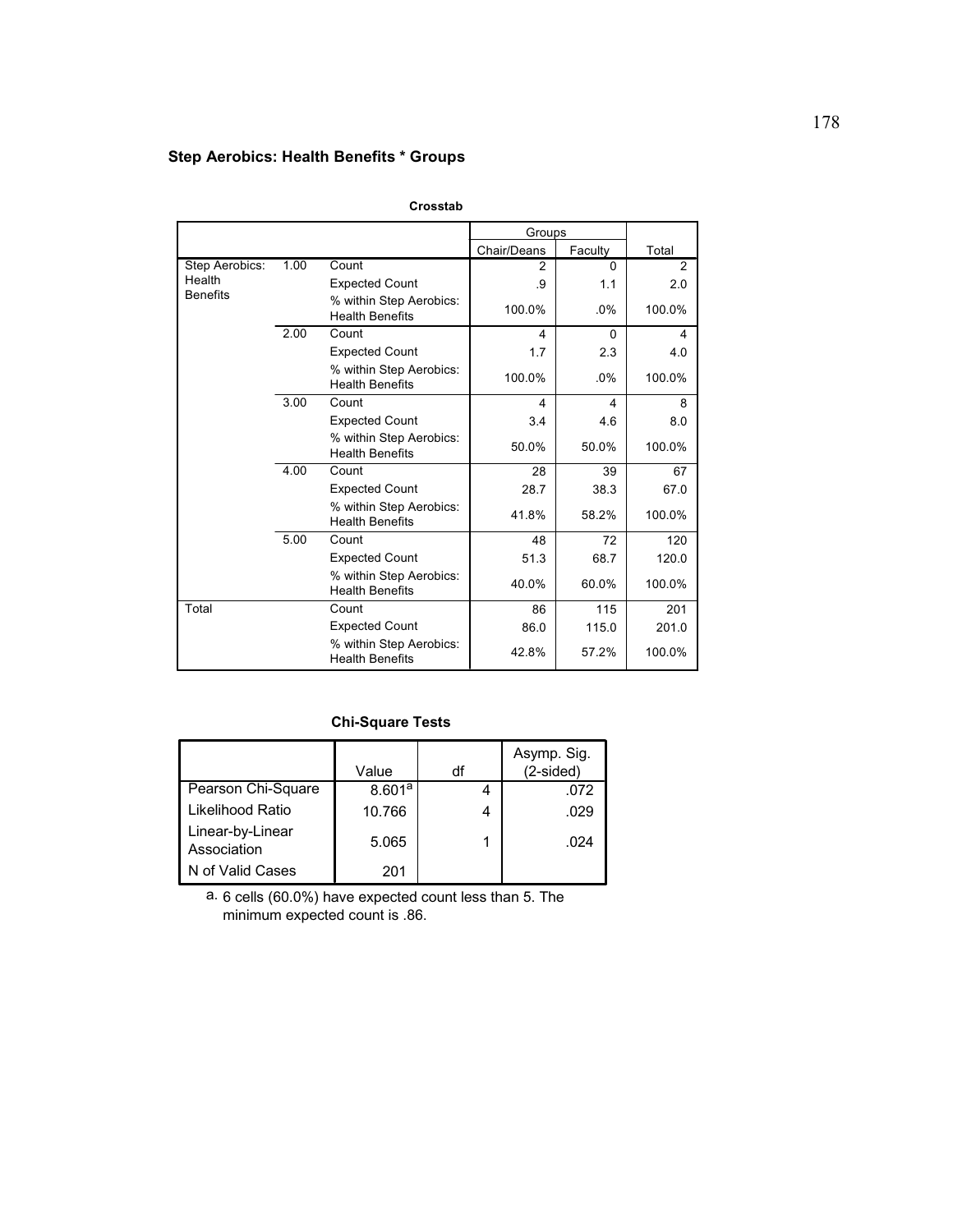**Step Aerobics: Health Benefits * Groups**

**Crosstab**

| | | | Groups | | Total |
|---|---|---|---|---|---|
| | | | Chair/Deans | Faculty | |
| Step Aerobics: Health Benefits | 1.00 | Count | 2 | 0 | 2 |
| | | Expected Count | .9 | 1.1 | 2.0 |
| | | % within Step Aerobics: Health Benefits | 100.0% | .0% | 100.0% |
| | 2.00 | Count | 4 | 0 | 4 |
| | | Expected Count | 1.7 | 2.3 | 4.0 |
| | | % within Step Aerobics: Health Benefits | 100.0% | .0% | 100.0% |
| | 3.00 | Count | 4 | 4 | 8 |
| | | Expected Count | 3.4 | 4.6 | 8.0 |
| | | % within Step Aerobics: Health Benefits | 50.0% | 50.0% | 100.0% |
| | 4.00 | Count | 28 | 39 | 67 |
| | | Expected Count | 28.7 | 38.3 | 67.0 |
| | | % within Step Aerobics: Health Benefits | 41.8% | 58.2% | 100.0% |
| | 5.00 | Count | 48 | 72 | 120 |
| | | Expected Count | 51.3 | 68.7 | 120.0 |
| | | % within Step Aerobics: Health Benefits | 40.0% | 60.0% | 100.0% |
| Total | | Count | 86 | 115 | 201 |
| | | Expected Count | 86.0 | 115.0 | 201.0 |
| | | % within Step Aerobics: Health Benefits | 42.8% | 57.2% | 100.0% |

**Chi-Square Tests**

| | Value | df | Asymp. Sig. (2-sided) |
|---|---|---|---|
| Pearson Chi-Square | 8.601[a] | 4 | .072 |
| Likelihood Ratio | 10.766 | 4 | .029 |
| Linear-by-Linear Association | 5.065 | 1 | .024 |
| N of Valid Cases | 201 | | |

a. 6 cells (60.0%) have expected count less than 5. The minimum expected count is .86.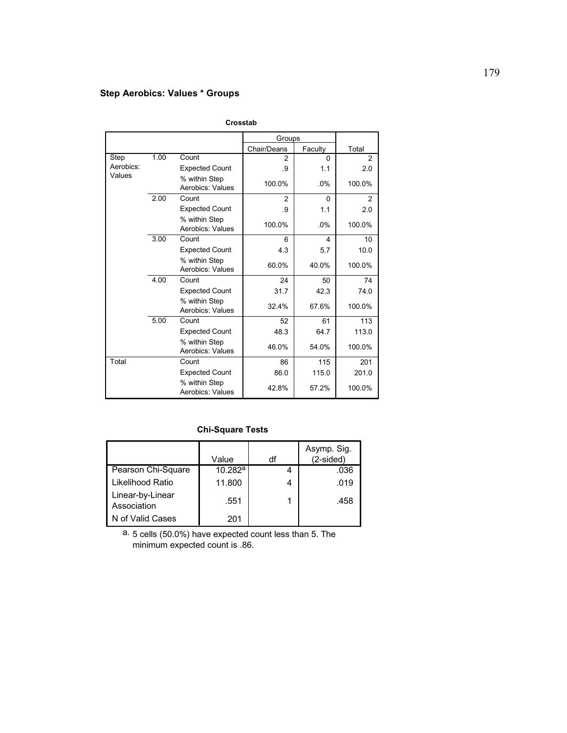**Step Aerobics: Values * Groups**

**Crosstab**

| | | | Groups | | |
|---|---|---|---|---|---|
| | | | Chair/Deans | Faculty | Total |
| Step Aerobics: Values | 1.00 | Count | 2 | 0 | 2 |
| | | Expected Count | .9 | 1.1 | 2.0 |
| | | % within Step Aerobics: Values | 100.0% | .0% | 100.0% |
| | 2.00 | Count | 2 | 0 | 2 |
| | | Expected Count | .9 | 1.1 | 2.0 |
| | | % within Step Aerobics: Values | 100.0% | .0% | 100.0% |
| | 3.00 | Count | 6 | 4 | 10 |
| | | Expected Count | 4.3 | 5.7 | 10.0 |
| | | % within Step Aerobics: Values | 60.0% | 40.0% | 100.0% |
| | 4.00 | Count | 24 | 50 | 74 |
| | | Expected Count | 31.7 | 42.3 | 74.0 |
| | | % within Step Aerobics: Values | 32.4% | 67.6% | 100.0% |
| | 5.00 | Count | 52 | 61 | 113 |
| | | Expected Count | 48.3 | 64.7 | 113.0 |
| | | % within Step Aerobics: Values | 46.0% | 54.0% | 100.0% |
| Total | | Count | 86 | 115 | 201 |
| | | Expected Count | 86.0 | 115.0 | 201.0 |
| | | % within Step Aerobics: Values | 42.8% | 57.2% | 100.0% |

**Chi-Square Tests**

| | Value | df | Asymp. Sig. (2-sided) |
|---|---|---|---|
| Pearson Chi-Square | 10.282[a] | 4 | .036 |
| Likelihood Ratio | 11.800 | 4 | .019 |
| Linear-by-Linear Association | .551 | 1 | .458 |
| N of Valid Cases | 201 | | |

a. 5 cells (50.0%) have expected count less than 5. The minimum expected count is .86.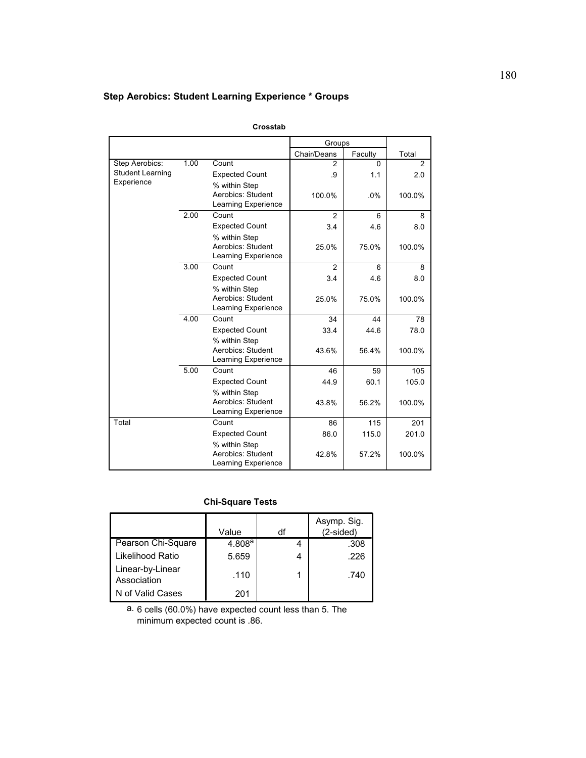**Step Aerobics: Student Learning Experience * Groups**

**Crosstab**

| | | | Groups | | |
|---|---|---|---|---|---|
| | | | Chair/Deans | Faculty | Total |
| Step Aerobics: Student Learning Experience | 1.00 | Count | 2 | 0 | 2 |
| | | Expected Count | .9 | 1.1 | 2.0 |
| | | % within Step Aerobics: Student Learning Experience | 100.0% | .0% | 100.0% |
| | 2.00 | Count | 2 | 6 | 8 |
| | | Expected Count | 3.4 | 4.6 | 8.0 |
| | | % within Step Aerobics: Student Learning Experience | 25.0% | 75.0% | 100.0% |
| | 3.00 | Count | 2 | 6 | 8 |
| | | Expected Count | 3.4 | 4.6 | 8.0 |
| | | % within Step Aerobics: Student Learning Experience | 25.0% | 75.0% | 100.0% |
| | 4.00 | Count | 34 | 44 | 78 |
| | | Expected Count | 33.4 | 44.6 | 78.0 |
| | | % within Step Aerobics: Student Learning Experience | 43.6% | 56.4% | 100.0% |
| | 5.00 | Count | 46 | 59 | 105 |
| | | Expected Count | 44.9 | 60.1 | 105.0 |
| | | % within Step Aerobics: Student Learning Experience | 43.8% | 56.2% | 100.0% |
| Total | | Count | 86 | 115 | 201 |
| | | Expected Count | 86.0 | 115.0 | 201.0 |
| | | % within Step Aerobics: Student Learning Experience | 42.8% | 57.2% | 100.0% |

**Chi-Square Tests**

| | Value | df | Asymp. Sig. (2-sided) |
|---|---|---|---|
| Pearson Chi-Square | 4.808[a] | 4 | .308 |
| Likelihood Ratio | 5.659 | 4 | .226 |
| Linear-by-Linear Association | .110 | 1 | .740 |
| N of Valid Cases | 201 | | |

a. 6 cells (60.0%) have expected count less than 5. The minimum expected count is .86.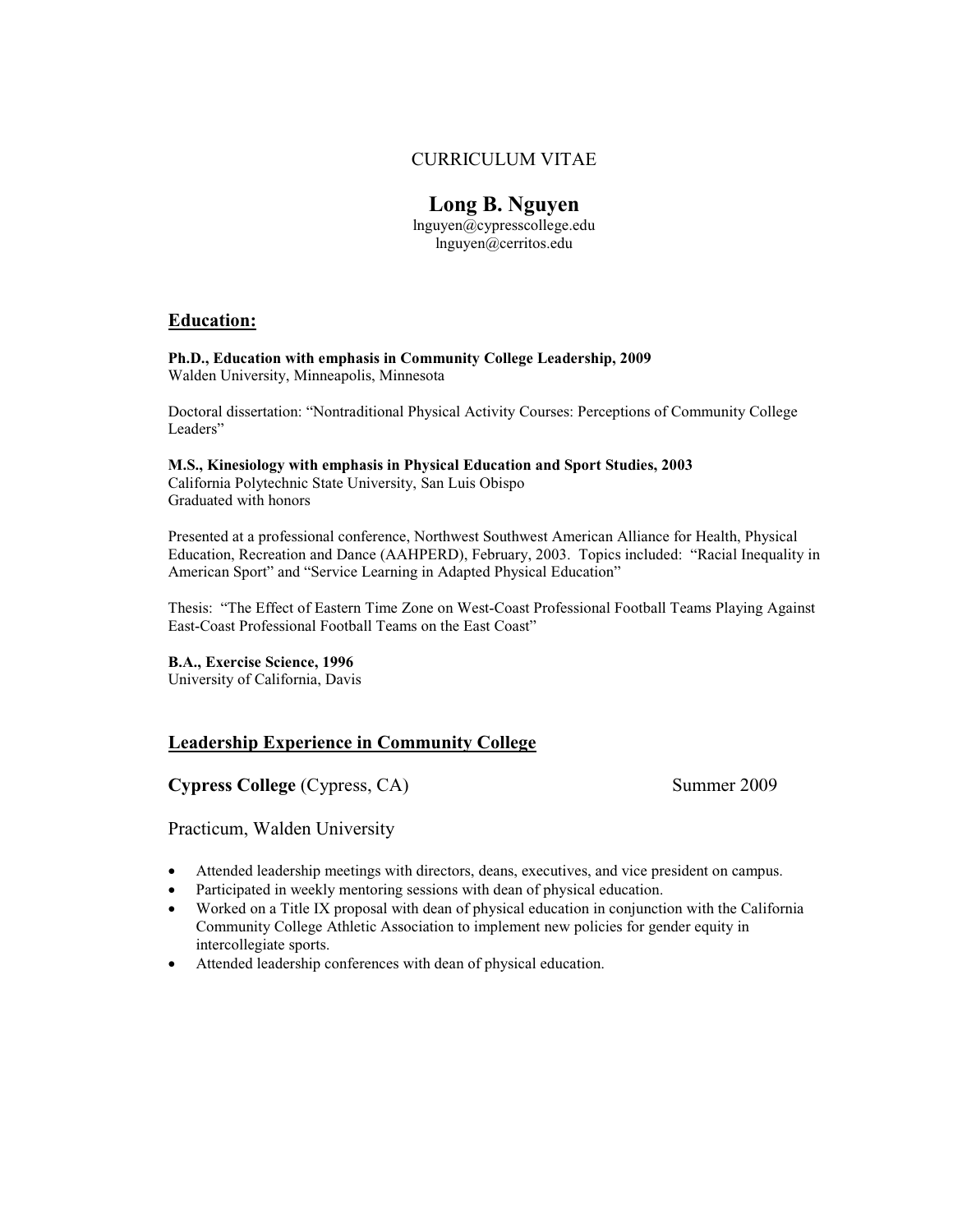CURRICULUM VITAE

# Long B. Nguyen

lnguyen@cypresscollege.edu
lnguyen@cerritos.edu

## Education:

**Ph.D., Education with emphasis in Community College Leadership, 2009**
Walden University, Minneapolis, Minnesota

Doctoral dissertation: "Nontraditional Physical Activity Courses: Perceptions of Community College Leaders"

**M.S., Kinesiology with emphasis in Physical Education and Sport Studies, 2003**
California Polytechnic State University, San Luis Obispo
Graduated with honors

Presented at a professional conference, Northwest Southwest American Alliance for Health, Physical Education, Recreation and Dance (AAHPERD), February, 2003. Topics included: "Racial Inequality in American Sport" and "Service Learning in Adapted Physical Education"

Thesis: "The Effect of Eastern Time Zone on West-Coast Professional Football Teams Playing Against East-Coast Professional Football Teams on the East Coast"

**B.A., Exercise Science, 1996**
University of California, Davis

## Leadership Experience in Community College

**Cypress College** (Cypress, CA) Summer 2009

Practicum, Walden University

- Attended leadership meetings with directors, deans, executives, and vice president on campus.
- Participated in weekly mentoring sessions with dean of physical education.
- Worked on a Title IX proposal with dean of physical education in conjunction with the California Community College Athletic Association to implement new policies for gender equity in intercollegiate sports.
- Attended leadership conferences with dean of physical education.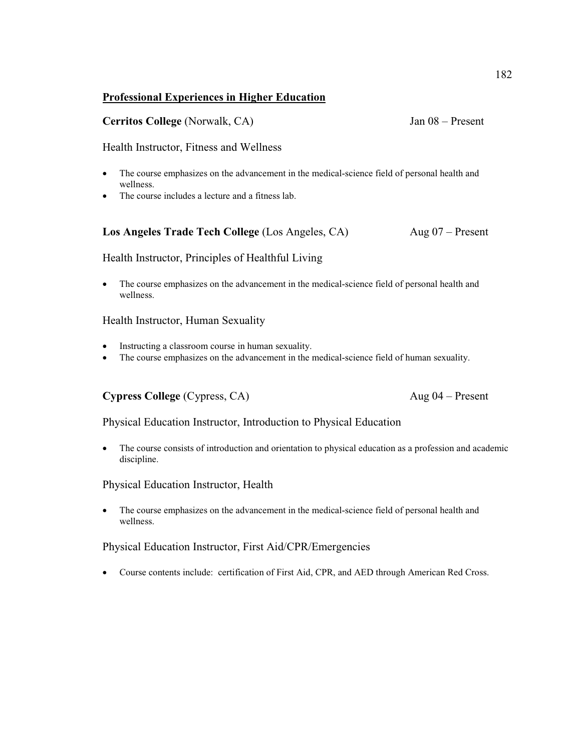## Professional Experiences in Higher Education

**Cerritos College** (Norwalk, CA) Jan 08 – Present

Health Instructor, Fitness and Wellness

- The course emphasizes on the advancement in the medical-science field of personal health and wellness.
- The course includes a lecture and a fitness lab.

**Los Angeles Trade Tech College** (Los Angeles, CA) Aug 07 – Present

Health Instructor, Principles of Healthful Living

- The course emphasizes on the advancement in the medical-science field of personal health and wellness.

Health Instructor, Human Sexuality

- Instructing a classroom course in human sexuality.
- The course emphasizes on the advancement in the medical-science field of human sexuality.

**Cypress College** (Cypress, CA) Aug 04 – Present

Physical Education Instructor, Introduction to Physical Education

- The course consists of introduction and orientation to physical education as a profession and academic discipline.

Physical Education Instructor, Health

- The course emphasizes on the advancement in the medical-science field of personal health and wellness.

Physical Education Instructor, First Aid/CPR/Emergencies

- Course contents include: certification of First Aid, CPR, and AED through American Red Cross.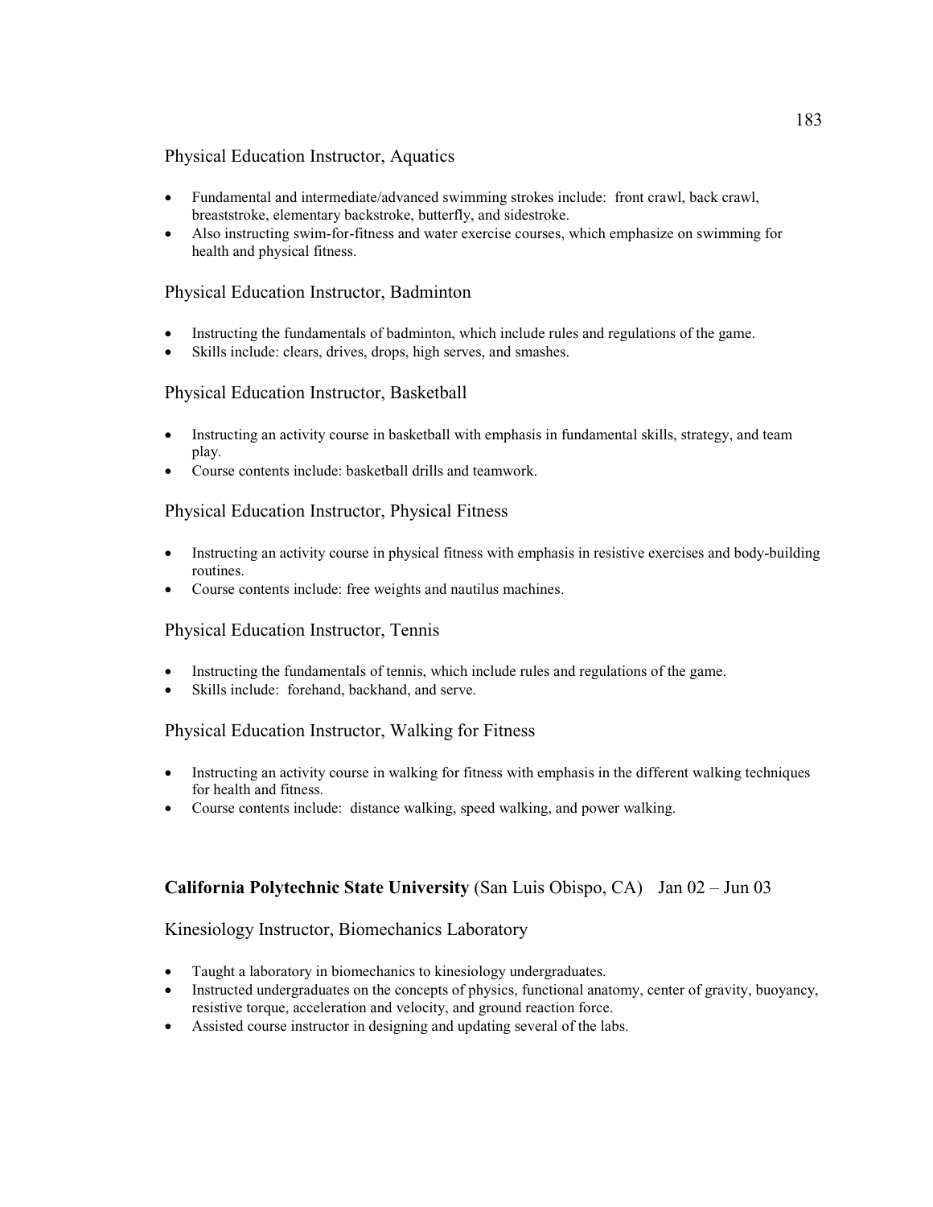Physical Education Instructor, Aquatics

- Fundamental and intermediate/advanced swimming strokes include: front crawl, back crawl, breaststroke, elementary backstroke, butterfly, and sidestroke.
- Also instructing swim-for-fitness and water exercise courses, which emphasize on swimming for health and physical fitness.

Physical Education Instructor, Badminton

- Instructing the fundamentals of badminton, which include rules and regulations of the game.
- Skills include: clears, drives, drops, high serves, and smashes.

Physical Education Instructor, Basketball

- Instructing an activity course in basketball with emphasis in fundamental skills, strategy, and team play.
- Course contents include: basketball drills and teamwork.

Physical Education Instructor, Physical Fitness

- Instructing an activity course in physical fitness with emphasis in resistive exercises and body-building routines.
- Course contents include: free weights and nautilus machines.

Physical Education Instructor, Tennis

- Instructing the fundamentals of tennis, which include rules and regulations of the game.
- Skills include: forehand, backhand, and serve.

Physical Education Instructor, Walking for Fitness

- Instructing an activity course in walking for fitness with emphasis in the different walking techniques for health and fitness.
- Course contents include: distance walking, speed walking, and power walking.

**California Polytechnic State University** (San Luis Obispo, CA) Jan 02 – Jun 03

Kinesiology Instructor, Biomechanics Laboratory

- Taught a laboratory in biomechanics to kinesiology undergraduates.
- Instructed undergraduates on the concepts of physics, functional anatomy, center of gravity, buoyancy, resistive torque, acceleration and velocity, and ground reaction force.
- Assisted course instructor in designing and updating several of the labs.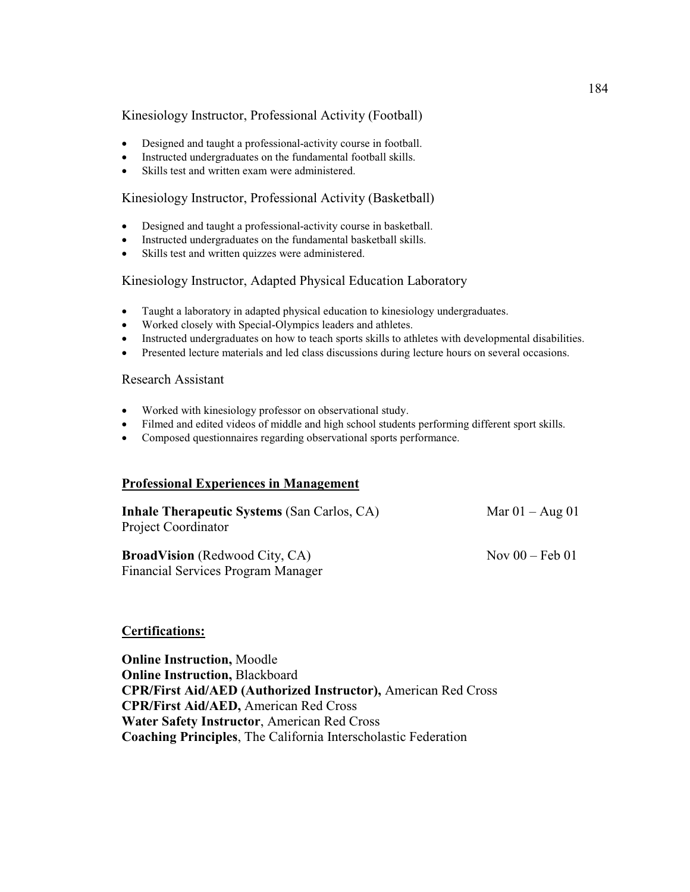Kinesiology Instructor, Professional Activity (Football)

- Designed and taught a professional-activity course in football.
- Instructed undergraduates on the fundamental football skills.
- Skills test and written exam were administered.

Kinesiology Instructor, Professional Activity (Basketball)

- Designed and taught a professional-activity course in basketball.
- Instructed undergraduates on the fundamental basketball skills.
- Skills test and written quizzes were administered.

Kinesiology Instructor, Adapted Physical Education Laboratory

- Taught a laboratory in adapted physical education to kinesiology undergraduates.
- Worked closely with Special-Olympics leaders and athletes.
- Instructed undergraduates on how to teach sports skills to athletes with developmental disabilities.
- Presented lecture materials and led class discussions during lecture hours on several occasions.

Research Assistant

- Worked with kinesiology professor on observational study.
- Filmed and edited videos of middle and high school students performing different sport skills.
- Composed questionnaires regarding observational sports performance.

## Professional Experiences in Management

**Inhale Therapeutic Systems** (San Carlos, CA) Mar 01 – Aug 01
Project Coordinator

**BroadVision** (Redwood City, CA) Nov 00 – Feb 01
Financial Services Program Manager

## Certifications:

**Online Instruction,** Moodle
**Online Instruction,** Blackboard
**CPR/First Aid/AED (Authorized Instructor),** American Red Cross
**CPR/First Aid/AED,** American Red Cross
**Water Safety Instructor**, American Red Cross
**Coaching Principles**, The California Interscholastic Federation